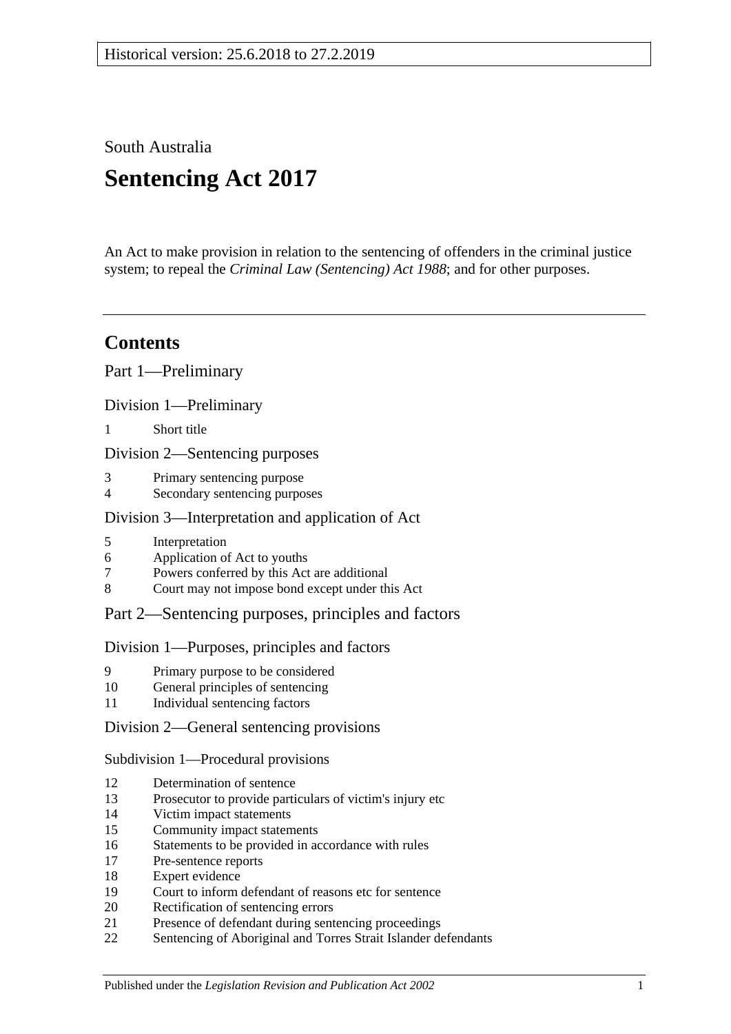Historical version: 25.6.2018 to 27.2.2019

South Australia

# Sentencing Act 2017

An Act to make provision in relation to the sentencing of offenders in the criminal justice system; to repeal the *Criminal Law (Sentencing) Act 1988*; and for other purposes.

## Contents

Part 1—Preliminary

Division 1—Preliminary

1 Short title

Division 2—Sentencing purposes

3 Primary sentencing purpose
4 Secondary sentencing purposes

Division 3—Interpretation and application of Act

5 Interpretation
6 Application of Act to youths
7 Powers conferred by this Act are additional
8 Court may not impose bond except under this Act

Part 2—Sentencing purposes, principles and factors

Division 1—Purposes, principles and factors

9 Primary purpose to be considered
10 General principles of sentencing
11 Individual sentencing factors

Division 2—General sentencing provisions

Subdivision 1—Procedural provisions

12 Determination of sentence
13 Prosecutor to provide particulars of victim's injury etc
14 Victim impact statements
15 Community impact statements
16 Statements to be provided in accordance with rules
17 Pre-sentence reports
18 Expert evidence
19 Court to inform defendant of reasons etc for sentence
20 Rectification of sentencing errors
21 Presence of defendant during sentencing proceedings
22 Sentencing of Aboriginal and Torres Strait Islander defendants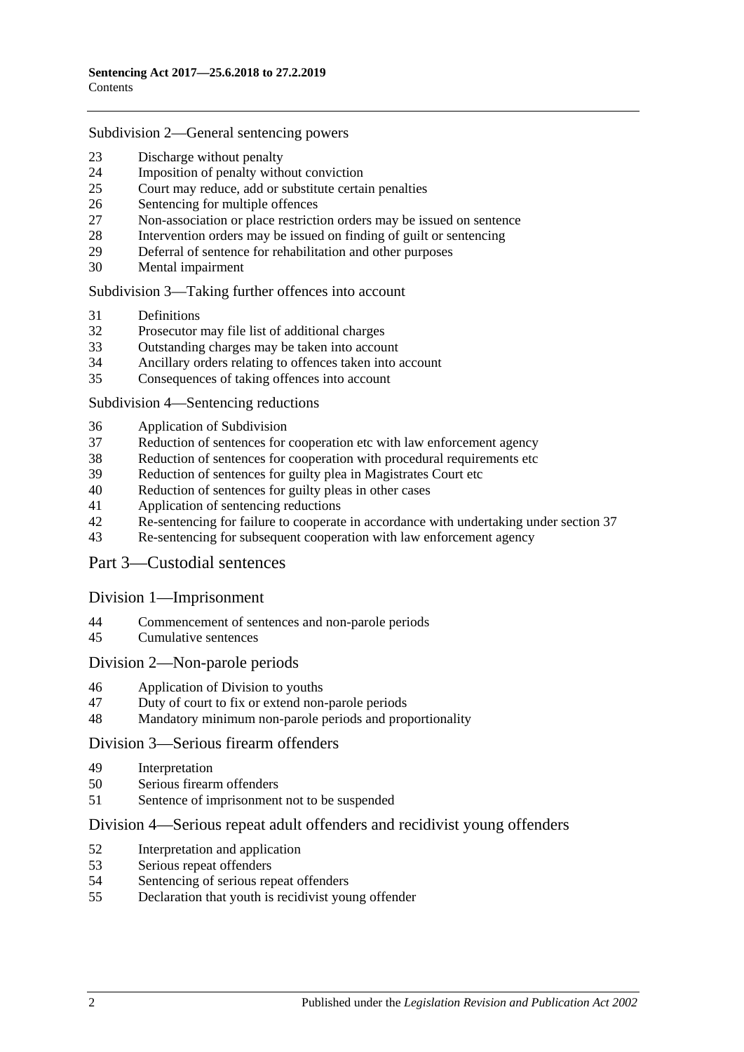## Subdivision 2—General sentencing powers

23 Discharge without penalty
24 Imposition of penalty without conviction
25 Court may reduce, add or substitute certain penalties
26 Sentencing for multiple offences
27 Non-association or place restriction orders may be issued on sentence
28 Intervention orders may be issued on finding of guilt or sentencing
29 Deferral of sentence for rehabilitation and other purposes
30 Mental impairment

## Subdivision 3—Taking further offences into account

31 Definitions
32 Prosecutor may file list of additional charges
33 Outstanding charges may be taken into account
34 Ancillary orders relating to offences taken into account
35 Consequences of taking offences into account

## Subdivision 4—Sentencing reductions

36 Application of Subdivision
37 Reduction of sentences for cooperation etc with law enforcement agency
38 Reduction of sentences for cooperation with procedural requirements etc
39 Reduction of sentences for guilty plea in Magistrates Court etc
40 Reduction of sentences for guilty pleas in other cases
41 Application of sentencing reductions
42 Re-sentencing for failure to cooperate in accordance with undertaking under section 37
43 Re-sentencing for subsequent cooperation with law enforcement agency

# Part 3—Custodial sentences

## Division 1—Imprisonment

44 Commencement of sentences and non-parole periods
45 Cumulative sentences

## Division 2—Non-parole periods

46 Application of Division to youths
47 Duty of court to fix or extend non-parole periods
48 Mandatory minimum non-parole periods and proportionality

## Division 3—Serious firearm offenders

49 Interpretation
50 Serious firearm offenders
51 Sentence of imprisonment not to be suspended

## Division 4—Serious repeat adult offenders and recidivist young offenders

52 Interpretation and application
53 Serious repeat offenders
54 Sentencing of serious repeat offenders
55 Declaration that youth is recidivist young offender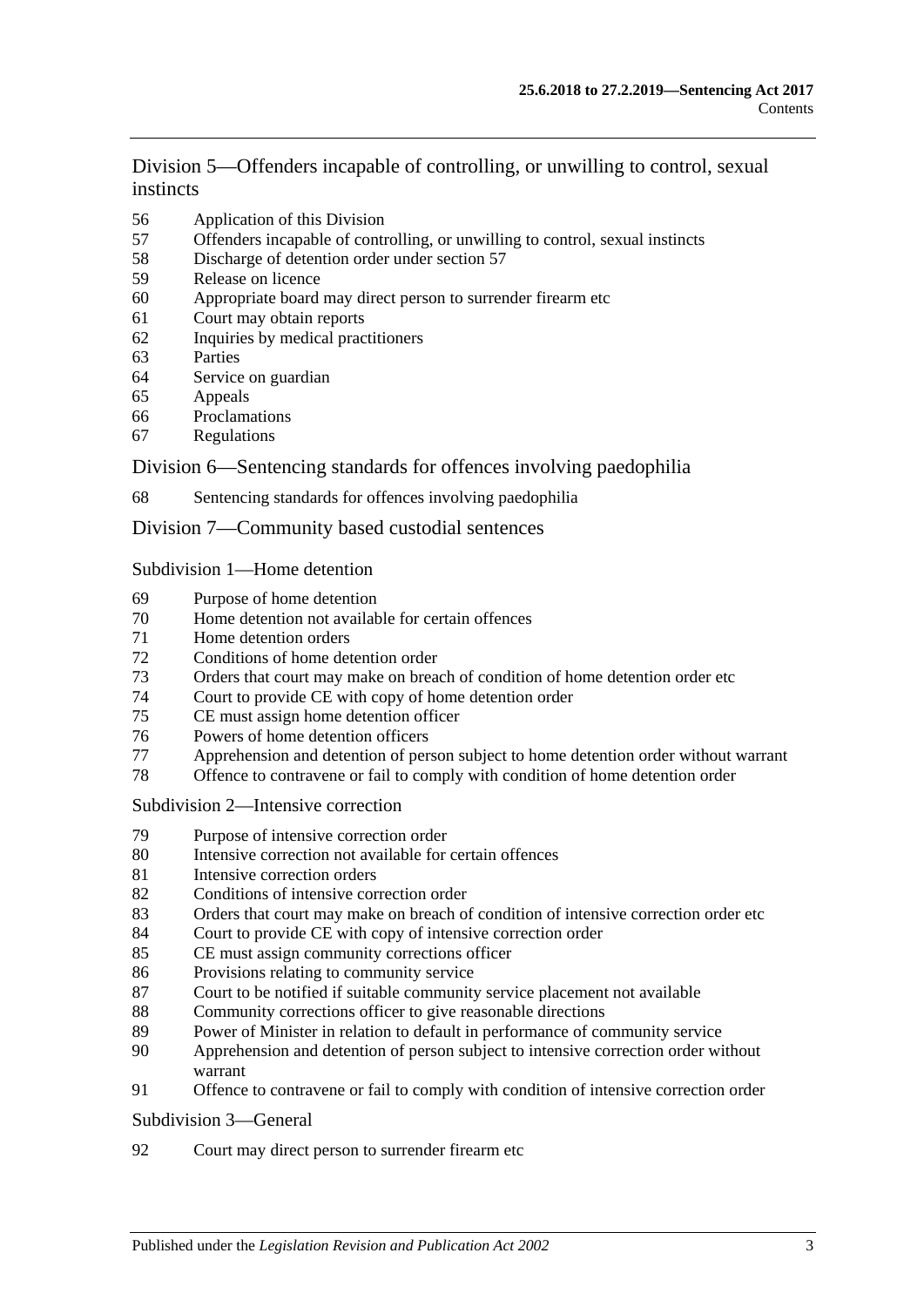## Division 5—Offenders incapable of controlling, or unwilling to control, sexual instincts

56 Application of this Division
57 Offenders incapable of controlling, or unwilling to control, sexual instincts
58 Discharge of detention order under section 57
59 Release on licence
60 Appropriate board may direct person to surrender firearm etc
61 Court may obtain reports
62 Inquiries by medical practitioners
63 Parties
64 Service on guardian
65 Appeals
66 Proclamations
67 Regulations

## Division 6—Sentencing standards for offences involving paedophilia

68 Sentencing standards for offences involving paedophilia

## Division 7—Community based custodial sentences

### Subdivision 1—Home detention

69 Purpose of home detention
70 Home detention not available for certain offences
71 Home detention orders
72 Conditions of home detention order
73 Orders that court may make on breach of condition of home detention order etc
74 Court to provide CE with copy of home detention order
75 CE must assign home detention officer
76 Powers of home detention officers
77 Apprehension and detention of person subject to home detention order without warrant
78 Offence to contravene or fail to comply with condition of home detention order

### Subdivision 2—Intensive correction

79 Purpose of intensive correction order
80 Intensive correction not available for certain offences
81 Intensive correction orders
82 Conditions of intensive correction order
83 Orders that court may make on breach of condition of intensive correction order etc
84 Court to provide CE with copy of intensive correction order
85 CE must assign community corrections officer
86 Provisions relating to community service
87 Court to be notified if suitable community service placement not available
88 Community corrections officer to give reasonable directions
89 Power of Minister in relation to default in performance of community service
90 Apprehension and detention of person subject to intensive correction order without warrant
91 Offence to contravene or fail to comply with condition of intensive correction order

### Subdivision 3—General

92 Court may direct person to surrender firearm etc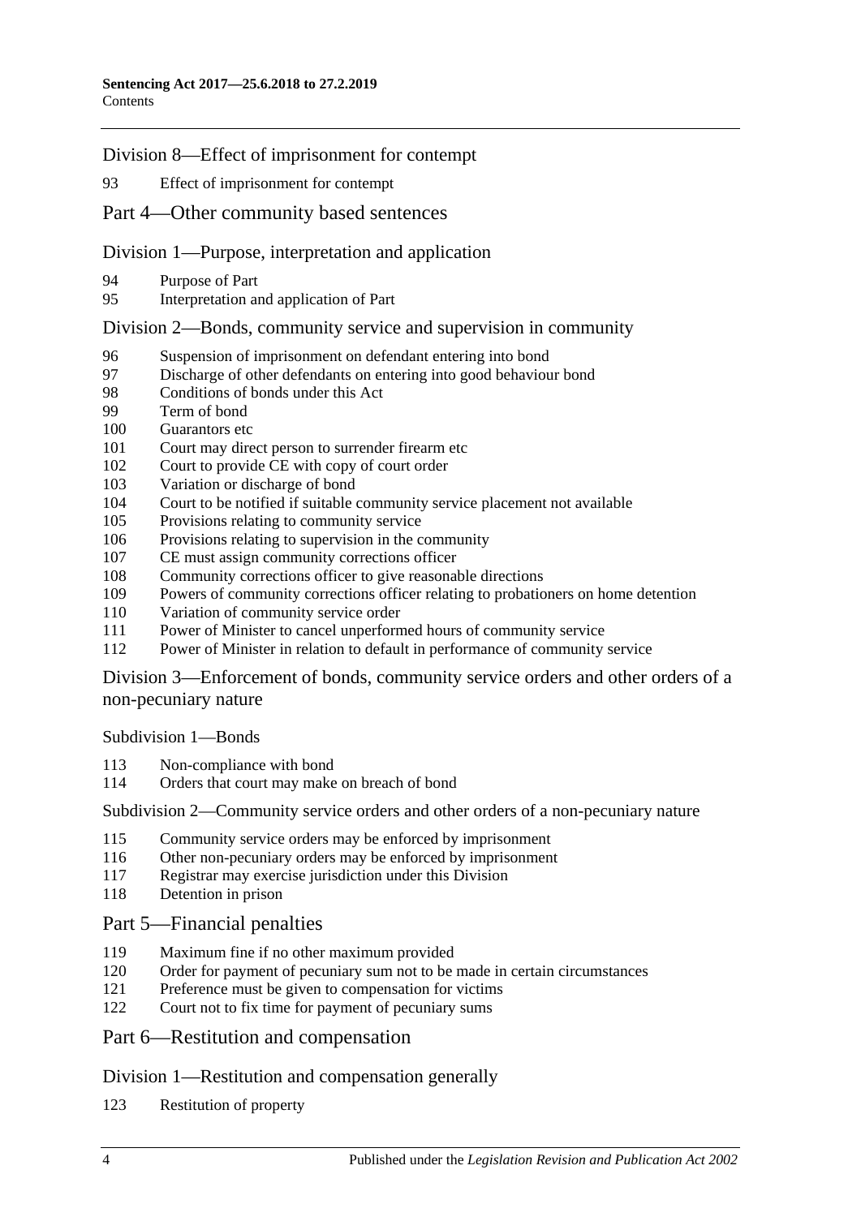## Division 8—Effect of imprisonment for contempt

93 Effect of imprisonment for contempt

# Part 4—Other community based sentences

## Division 1—Purpose, interpretation and application

94 Purpose of Part
95 Interpretation and application of Part

## Division 2—Bonds, community service and supervision in community

96 Suspension of imprisonment on defendant entering into bond
97 Discharge of other defendants on entering into good behaviour bond
98 Conditions of bonds under this Act
99 Term of bond
100 Guarantors etc
101 Court may direct person to surrender firearm etc
102 Court to provide CE with copy of court order
103 Variation or discharge of bond
104 Court to be notified if suitable community service placement not available
105 Provisions relating to community service
106 Provisions relating to supervision in the community
107 CE must assign community corrections officer
108 Community corrections officer to give reasonable directions
109 Powers of community corrections officer relating to probationers on home detention
110 Variation of community service order
111 Power of Minister to cancel unperformed hours of community service
112 Power of Minister in relation to default in performance of community service

## Division 3—Enforcement of bonds, community service orders and other orders of a non-pecuniary nature

### Subdivision 1—Bonds

113 Non-compliance with bond
114 Orders that court may make on breach of bond

### Subdivision 2—Community service orders and other orders of a non-pecuniary nature

115 Community service orders may be enforced by imprisonment
116 Other non-pecuniary orders may be enforced by imprisonment
117 Registrar may exercise jurisdiction under this Division
118 Detention in prison

# Part 5—Financial penalties

119 Maximum fine if no other maximum provided
120 Order for payment of pecuniary sum not to be made in certain circumstances
121 Preference must be given to compensation for victims
122 Court not to fix time for payment of pecuniary sums

# Part 6—Restitution and compensation

## Division 1—Restitution and compensation generally

123 Restitution of property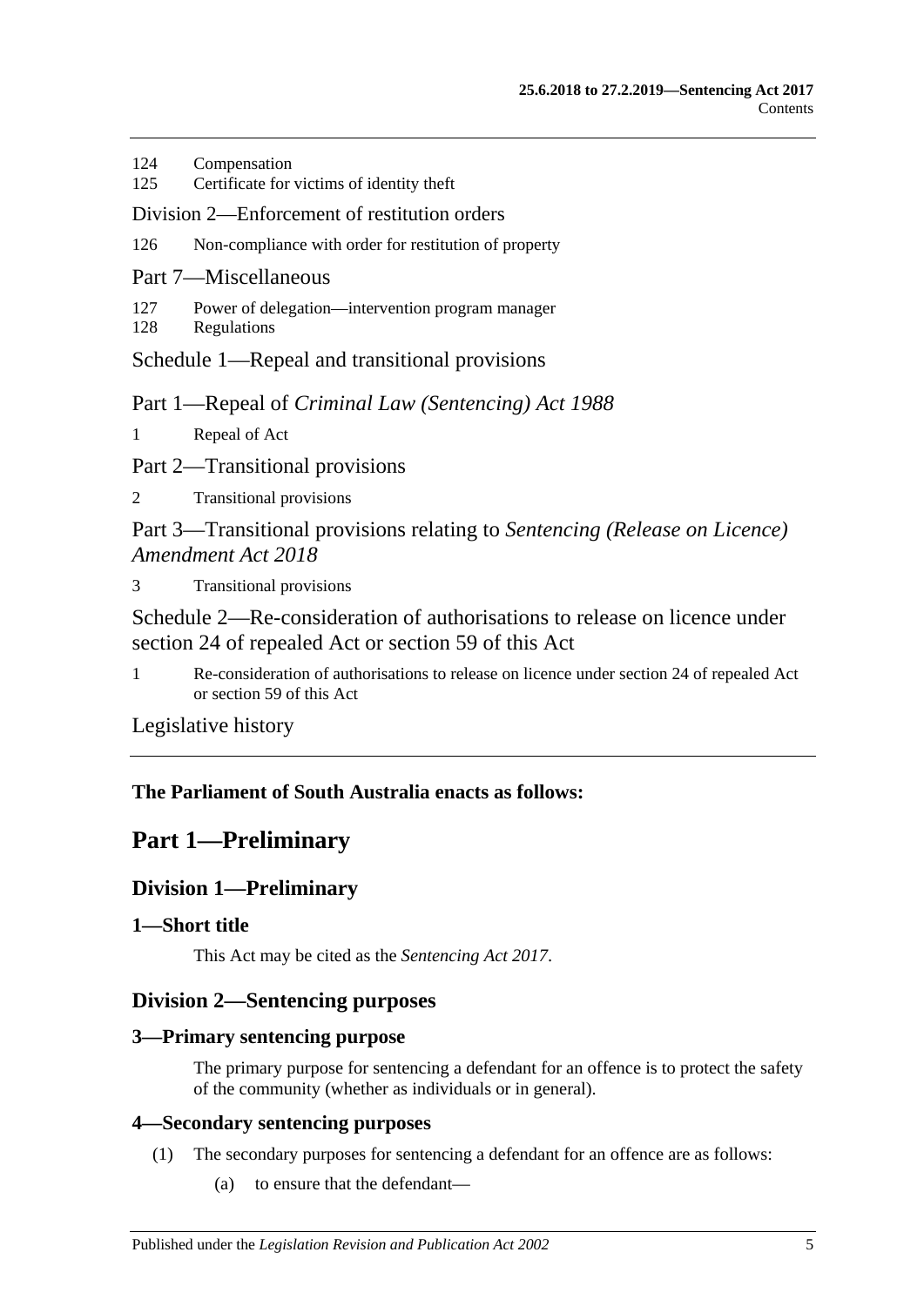124 Compensation
125 Certificate for victims of identity theft

Division 2—Enforcement of restitution orders

126 Non-compliance with order for restitution of property

Part 7—Miscellaneous

127 Power of delegation—intervention program manager
128 Regulations

Schedule 1—Repeal and transitional provisions

Part 1—Repeal of *Criminal Law (Sentencing) Act 1988*

1 Repeal of Act

Part 2—Transitional provisions

2 Transitional provisions

Part 3—Transitional provisions relating to *Sentencing (Release on Licence) Amendment Act 2018*

3 Transitional provisions

Schedule 2—Re-consideration of authorisations to release on licence under section 24 of repealed Act or section 59 of this Act

1 Re-consideration of authorisations to release on licence under section 24 of repealed Act or section 59 of this Act

Legislative history

**The Parliament of South Australia enacts as follows:**

# Part 1—Preliminary

## Division 1—Preliminary

### 1—Short title

This Act may be cited as the *Sentencing Act 2017*.

## Division 2—Sentencing purposes

### 3—Primary sentencing purpose

The primary purpose for sentencing a defendant for an offence is to protect the safety of the community (whether as individuals or in general).

### 4—Secondary sentencing purposes

(1) The secondary purposes for sentencing a defendant for an offence are as follows:

(a) to ensure that the defendant—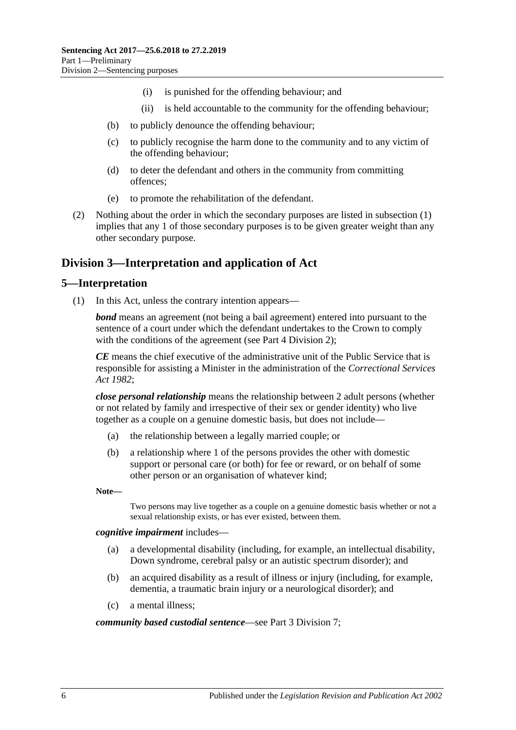(i) is punished for the offending behaviour; and

(ii) is held accountable to the community for the offending behaviour;

(b) to publicly denounce the offending behaviour;

(c) to publicly recognise the harm done to the community and to any victim of the offending behaviour;

(d) to deter the defendant and others in the community from committing offences;

(e) to promote the rehabilitation of the defendant.

(2) Nothing about the order in which the secondary purposes are listed in subsection (1) implies that any 1 of those secondary purposes is to be given greater weight than any other secondary purpose.

## Division 3—Interpretation and application of Act

### 5—Interpretation

(1) In this Act, unless the contrary intention appears—

***bond*** means an agreement (not being a bail agreement) entered into pursuant to the sentence of a court under which the defendant undertakes to the Crown to comply with the conditions of the agreement (see Part 4 Division 2);

***CE*** means the chief executive of the administrative unit of the Public Service that is responsible for assisting a Minister in the administration of the *Correctional Services Act 1982*;

***close personal relationship*** means the relationship between 2 adult persons (whether or not related by family and irrespective of their sex or gender identity) who live together as a couple on a genuine domestic basis, but does not include—

(a) the relationship between a legally married couple; or

(b) a relationship where 1 of the persons provides the other with domestic support or personal care (or both) for fee or reward, or on behalf of some other person or an organisation of whatever kind;

**Note—**

Two persons may live together as a couple on a genuine domestic basis whether or not a sexual relationship exists, or has ever existed, between them.

***cognitive impairment*** includes—

(a) a developmental disability (including, for example, an intellectual disability, Down syndrome, cerebral palsy or an autistic spectrum disorder); and

(b) an acquired disability as a result of illness or injury (including, for example, dementia, a traumatic brain injury or a neurological disorder); and

(c) a mental illness;

***community based custodial sentence***—see Part 3 Division 7;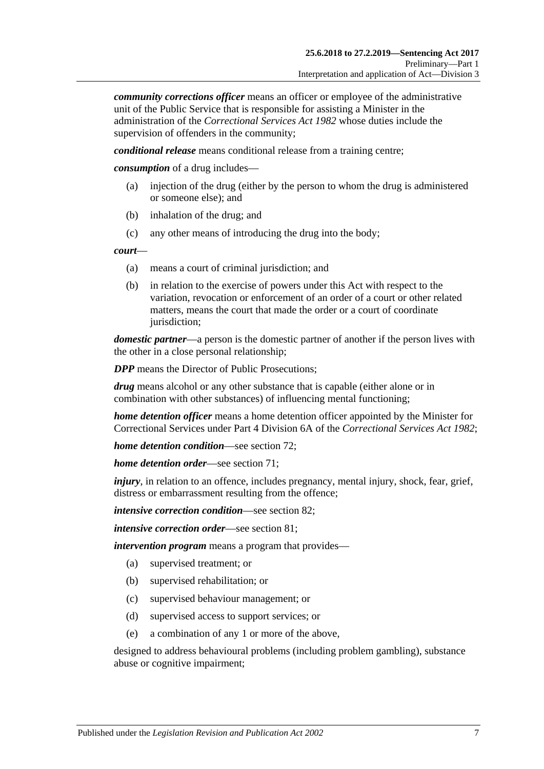***community corrections officer*** means an officer or employee of the administrative unit of the Public Service that is responsible for assisting a Minister in the administration of the *Correctional Services Act 1982* whose duties include the supervision of offenders in the community;

***conditional release*** means conditional release from a training centre;

***consumption*** of a drug includes—

(a) injection of the drug (either by the person to whom the drug is administered or someone else); and

(b) inhalation of the drug; and

(c) any other means of introducing the drug into the body;

***court***—

(a) means a court of criminal jurisdiction; and

(b) in relation to the exercise of powers under this Act with respect to the variation, revocation or enforcement of an order of a court or other related matters, means the court that made the order or a court of coordinate jurisdiction;

***domestic partner***—a person is the domestic partner of another if the person lives with the other in a close personal relationship;

***DPP*** means the Director of Public Prosecutions;

***drug*** means alcohol or any other substance that is capable (either alone or in combination with other substances) of influencing mental functioning;

***home detention officer*** means a home detention officer appointed by the Minister for Correctional Services under Part 4 Division 6A of the *Correctional Services Act 1982*;

***home detention condition***—see section 72;

***home detention order***—see section 71;

***injury***, in relation to an offence, includes pregnancy, mental injury, shock, fear, grief, distress or embarrassment resulting from the offence;

***intensive correction condition***—see section 82;

***intensive correction order***—see section 81;

***intervention program*** means a program that provides—

(a) supervised treatment; or

(b) supervised rehabilitation; or

(c) supervised behaviour management; or

(d) supervised access to support services; or

(e) a combination of any 1 or more of the above,

designed to address behavioural problems (including problem gambling), substance abuse or cognitive impairment;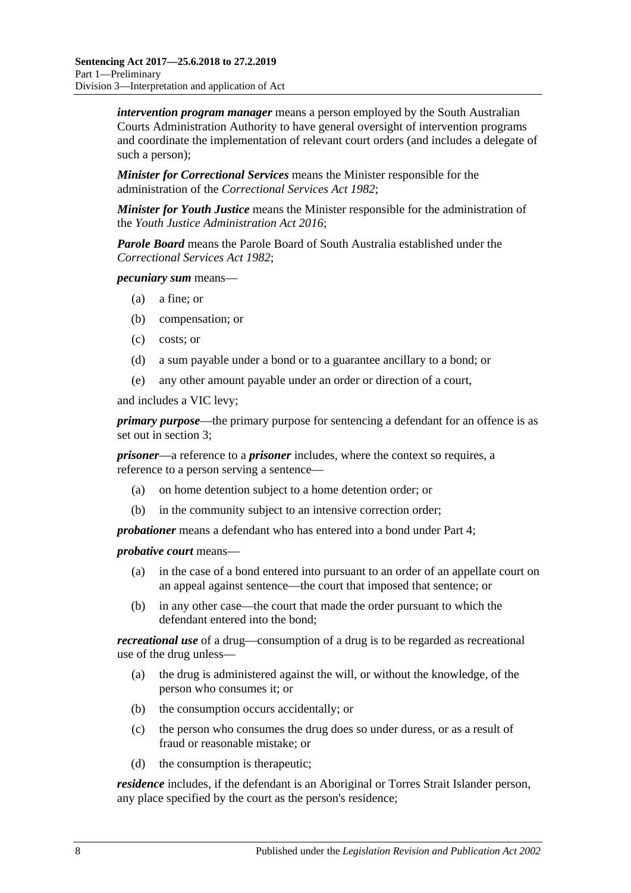***intervention program manager*** means a person employed by the South Australian Courts Administration Authority to have general oversight of intervention programs and coordinate the implementation of relevant court orders (and includes a delegate of such a person);

***Minister for Correctional Services*** means the Minister responsible for the administration of the *Correctional Services Act 1982*;

***Minister for Youth Justice*** means the Minister responsible for the administration of the *Youth Justice Administration Act 2016*;

***Parole Board*** means the Parole Board of South Australia established under the *Correctional Services Act 1982*;

***pecuniary sum*** means—

- (a) a fine; or
- (b) compensation; or
- (c) costs; or
- (d) a sum payable under a bond or to a guarantee ancillary to a bond; or
- (e) any other amount payable under an order or direction of a court,

and includes a VIC levy;

***primary purpose***—the primary purpose for sentencing a defendant for an offence is as set out in section 3;

***prisoner***—a reference to a ***prisoner*** includes, where the context so requires, a reference to a person serving a sentence—

- (a) on home detention subject to a home detention order; or
- (b) in the community subject to an intensive correction order;

***probationer*** means a defendant who has entered into a bond under Part 4;

***probative court*** means—

- (a) in the case of a bond entered into pursuant to an order of an appellate court on an appeal against sentence—the court that imposed that sentence; or
- (b) in any other case—the court that made the order pursuant to which the defendant entered into the bond;

***recreational use*** of a drug—consumption of a drug is to be regarded as recreational use of the drug unless—

- (a) the drug is administered against the will, or without the knowledge, of the person who consumes it; or
- (b) the consumption occurs accidentally; or
- (c) the person who consumes the drug does so under duress, or as a result of fraud or reasonable mistake; or
- (d) the consumption is therapeutic;

***residence*** includes, if the defendant is an Aboriginal or Torres Strait Islander person, any place specified by the court as the person's residence;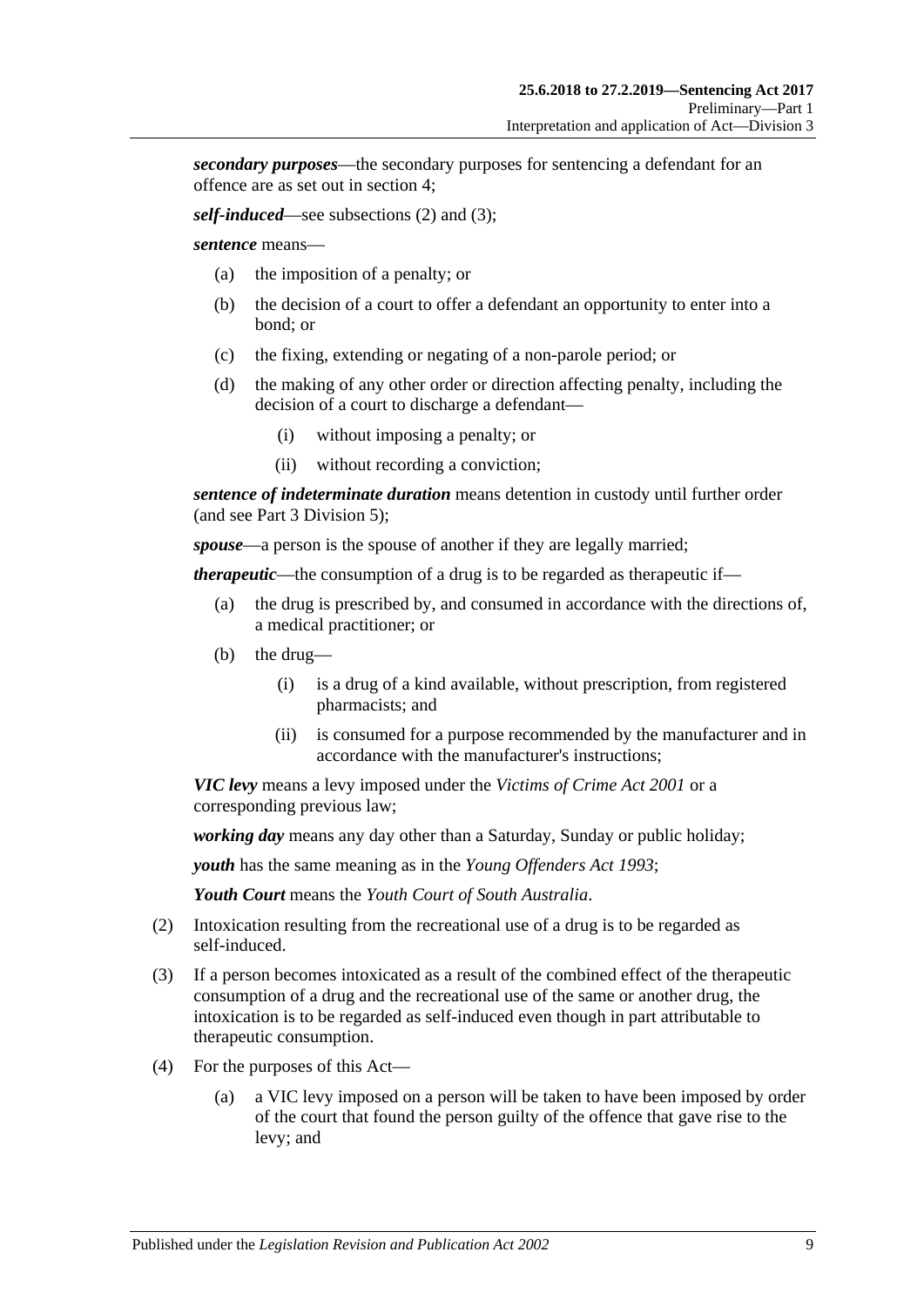***secondary purposes***—the secondary purposes for sentencing a defendant for an offence are as set out in section 4;

***self-induced***—see subsections (2) and (3);

***sentence*** means—

- (a) the imposition of a penalty; or
- (b) the decision of a court to offer a defendant an opportunity to enter into a bond; or
- (c) the fixing, extending or negating of a non-parole period; or
- (d) the making of any other order or direction affecting penalty, including the decision of a court to discharge a defendant—
  - (i) without imposing a penalty; or
  - (ii) without recording a conviction;

***sentence of indeterminate duration*** means detention in custody until further order (and see Part 3 Division 5);

***spouse***—a person is the spouse of another if they are legally married;

***therapeutic***—the consumption of a drug is to be regarded as therapeutic if—

- (a) the drug is prescribed by, and consumed in accordance with the directions of, a medical practitioner; or
- (b) the drug—
  - (i) is a drug of a kind available, without prescription, from registered pharmacists; and
  - (ii) is consumed for a purpose recommended by the manufacturer and in accordance with the manufacturer's instructions;

***VIC levy*** means a levy imposed under the *Victims of Crime Act 2001* or a corresponding previous law;

***working day*** means any day other than a Saturday, Sunday or public holiday;

***youth*** has the same meaning as in the *Young Offenders Act 1993*;

***Youth Court*** means the *Youth Court of South Australia*.

(2) Intoxication resulting from the recreational use of a drug is to be regarded as self-induced.

(3) If a person becomes intoxicated as a result of the combined effect of the therapeutic consumption of a drug and the recreational use of the same or another drug, the intoxication is to be regarded as self-induced even though in part attributable to therapeutic consumption.

(4) For the purposes of this Act—

- (a) a VIC levy imposed on a person will be taken to have been imposed by order of the court that found the person guilty of the offence that gave rise to the levy; and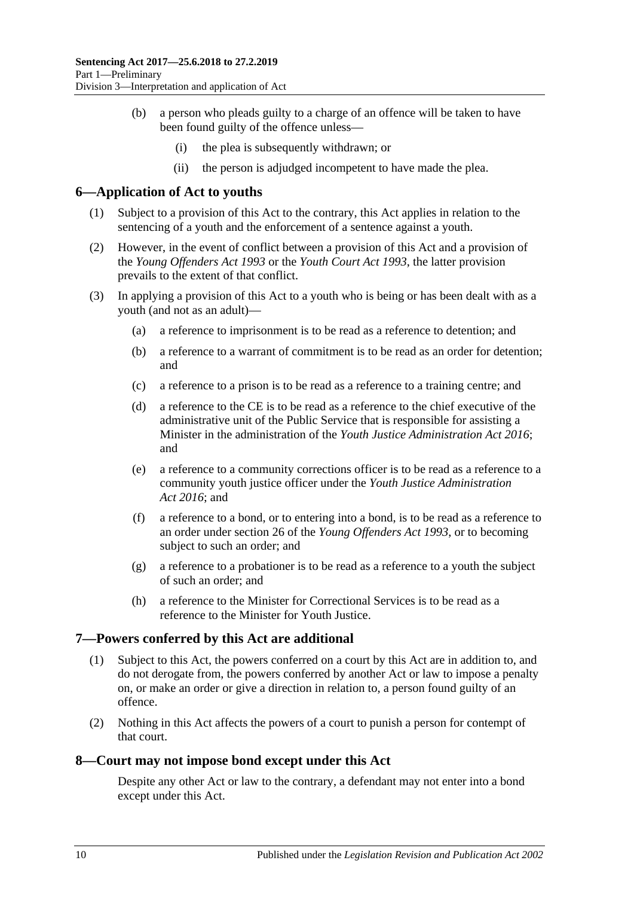(b) a person who pleads guilty to a charge of an offence will be taken to have been found guilty of the offence unless—

(i) the plea is subsequently withdrawn; or

(ii) the person is adjudged incompetent to have made the plea.

## 6—Application of Act to youths

(1) Subject to a provision of this Act to the contrary, this Act applies in relation to the sentencing of a youth and the enforcement of a sentence against a youth.

(2) However, in the event of conflict between a provision of this Act and a provision of the *Young Offenders Act 1993* or the *Youth Court Act 1993*, the latter provision prevails to the extent of that conflict.

(3) In applying a provision of this Act to a youth who is being or has been dealt with as a youth (and not as an adult)—

(a) a reference to imprisonment is to be read as a reference to detention; and

(b) a reference to a warrant of commitment is to be read as an order for detention; and

(c) a reference to a prison is to be read as a reference to a training centre; and

(d) a reference to the CE is to be read as a reference to the chief executive of the administrative unit of the Public Service that is responsible for assisting a Minister in the administration of the *Youth Justice Administration Act 2016*; and

(e) a reference to a community corrections officer is to be read as a reference to a community youth justice officer under the *Youth Justice Administration Act 2016*; and

(f) a reference to a bond, or to entering into a bond, is to be read as a reference to an order under section 26 of the *Young Offenders Act 1993*, or to becoming subject to such an order; and

(g) a reference to a probationer is to be read as a reference to a youth the subject of such an order; and

(h) a reference to the Minister for Correctional Services is to be read as a reference to the Minister for Youth Justice.

## 7—Powers conferred by this Act are additional

(1) Subject to this Act, the powers conferred on a court by this Act are in addition to, and do not derogate from, the powers conferred by another Act or law to impose a penalty on, or make an order or give a direction in relation to, a person found guilty of an offence.

(2) Nothing in this Act affects the powers of a court to punish a person for contempt of that court.

## 8—Court may not impose bond except under this Act

Despite any other Act or law to the contrary, a defendant may not enter into a bond except under this Act.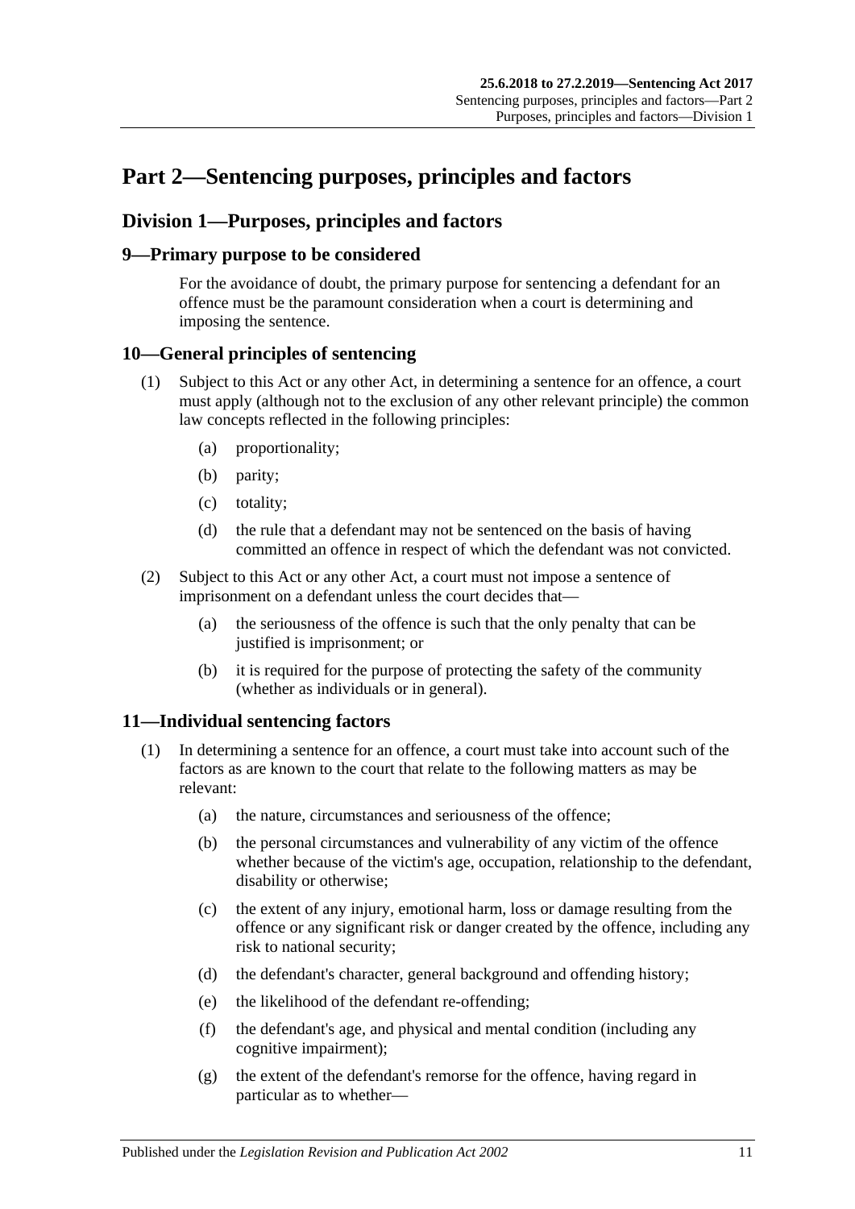# Part 2—Sentencing purposes, principles and factors

## Division 1—Purposes, principles and factors

### 9—Primary purpose to be considered

For the avoidance of doubt, the primary purpose for sentencing a defendant for an offence must be the paramount consideration when a court is determining and imposing the sentence.

### 10—General principles of sentencing

(1) Subject to this Act or any other Act, in determining a sentence for an offence, a court must apply (although not to the exclusion of any other relevant principle) the common law concepts reflected in the following principles:

- (a) proportionality;
- (b) parity;
- (c) totality;
- (d) the rule that a defendant may not be sentenced on the basis of having committed an offence in respect of which the defendant was not convicted.

(2) Subject to this Act or any other Act, a court must not impose a sentence of imprisonment on a defendant unless the court decides that—

- (a) the seriousness of the offence is such that the only penalty that can be justified is imprisonment; or
- (b) it is required for the purpose of protecting the safety of the community (whether as individuals or in general).

### 11—Individual sentencing factors

(1) In determining a sentence for an offence, a court must take into account such of the factors as are known to the court that relate to the following matters as may be relevant:

- (a) the nature, circumstances and seriousness of the offence;
- (b) the personal circumstances and vulnerability of any victim of the offence whether because of the victim's age, occupation, relationship to the defendant, disability or otherwise;
- (c) the extent of any injury, emotional harm, loss or damage resulting from the offence or any significant risk or danger created by the offence, including any risk to national security;
- (d) the defendant's character, general background and offending history;
- (e) the likelihood of the defendant re-offending;
- (f) the defendant's age, and physical and mental condition (including any cognitive impairment);
- (g) the extent of the defendant's remorse for the offence, having regard in particular as to whether—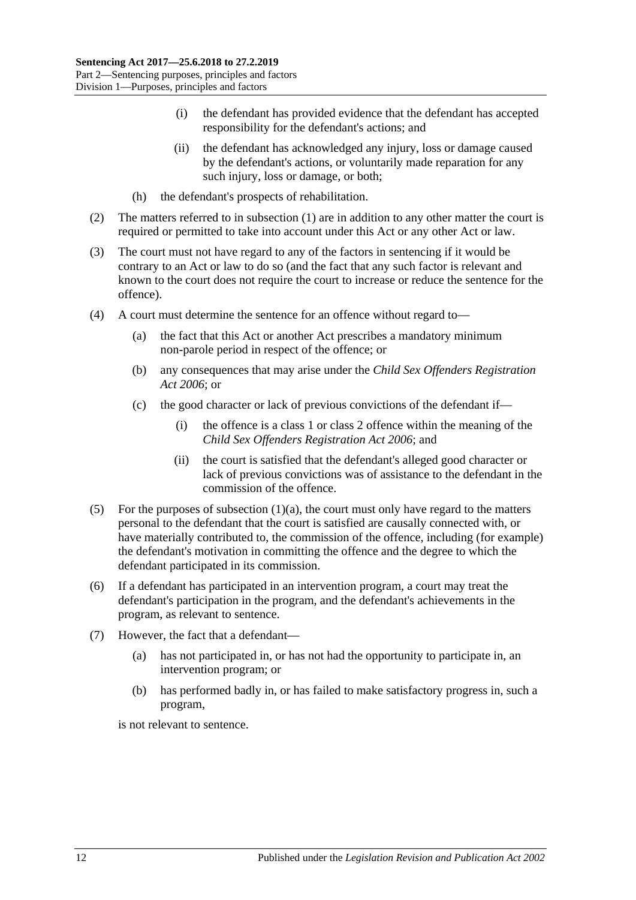(i) the defendant has provided evidence that the defendant has accepted responsibility for the defendant's actions; and

(ii) the defendant has acknowledged any injury, loss or damage caused by the defendant's actions, or voluntarily made reparation for any such injury, loss or damage, or both;

(h) the defendant's prospects of rehabilitation.

(2) The matters referred to in subsection (1) are in addition to any other matter the court is required or permitted to take into account under this Act or any other Act or law.

(3) The court must not have regard to any of the factors in sentencing if it would be contrary to an Act or law to do so (and the fact that any such factor is relevant and known to the court does not require the court to increase or reduce the sentence for the offence).

(4) A court must determine the sentence for an offence without regard to—

(a) the fact that this Act or another Act prescribes a mandatory minimum non-parole period in respect of the offence; or

(b) any consequences that may arise under the *Child Sex Offenders Registration Act 2006*; or

(c) the good character or lack of previous convictions of the defendant if—

(i) the offence is a class 1 or class 2 offence within the meaning of the *Child Sex Offenders Registration Act 2006*; and

(ii) the court is satisfied that the defendant's alleged good character or lack of previous convictions was of assistance to the defendant in the commission of the offence.

(5) For the purposes of subsection (1)(a), the court must only have regard to the matters personal to the defendant that the court is satisfied are causally connected with, or have materially contributed to, the commission of the offence, including (for example) the defendant's motivation in committing the offence and the degree to which the defendant participated in its commission.

(6) If a defendant has participated in an intervention program, a court may treat the defendant's participation in the program, and the defendant's achievements in the program, as relevant to sentence.

(7) However, the fact that a defendant—

(a) has not participated in, or has not had the opportunity to participate in, an intervention program; or

(b) has performed badly in, or has failed to make satisfactory progress in, such a program,

is not relevant to sentence.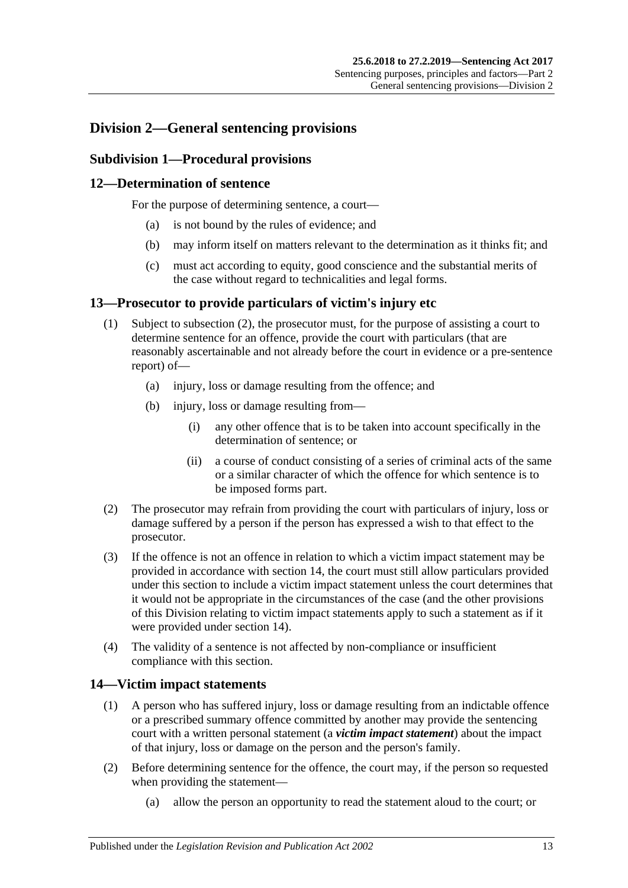## Division 2—General sentencing provisions

### Subdivision 1—Procedural provisions

#### 12—Determination of sentence

For the purpose of determining sentence, a court—

(a) is not bound by the rules of evidence; and

(b) may inform itself on matters relevant to the determination as it thinks fit; and

(c) must act according to equity, good conscience and the substantial merits of the case without regard to technicalities and legal forms.

#### 13—Prosecutor to provide particulars of victim's injury etc

(1) Subject to subsection (2), the prosecutor must, for the purpose of assisting a court to determine sentence for an offence, provide the court with particulars (that are reasonably ascertainable and not already before the court in evidence or a pre-sentence report) of—

(a) injury, loss or damage resulting from the offence; and

(b) injury, loss or damage resulting from—

(i) any other offence that is to be taken into account specifically in the determination of sentence; or

(ii) a course of conduct consisting of a series of criminal acts of the same or a similar character of which the offence for which sentence is to be imposed forms part.

(2) The prosecutor may refrain from providing the court with particulars of injury, loss or damage suffered by a person if the person has expressed a wish to that effect to the prosecutor.

(3) If the offence is not an offence in relation to which a victim impact statement may be provided in accordance with section 14, the court must still allow particulars provided under this section to include a victim impact statement unless the court determines that it would not be appropriate in the circumstances of the case (and the other provisions of this Division relating to victim impact statements apply to such a statement as if it were provided under section 14).

(4) The validity of a sentence is not affected by non-compliance or insufficient compliance with this section.

#### 14—Victim impact statements

(1) A person who has suffered injury, loss or damage resulting from an indictable offence or a prescribed summary offence committed by another may provide the sentencing court with a written personal statement (a ***victim impact statement***) about the impact of that injury, loss or damage on the person and the person's family.

(2) Before determining sentence for the offence, the court may, if the person so requested when providing the statement—

(a) allow the person an opportunity to read the statement aloud to the court; or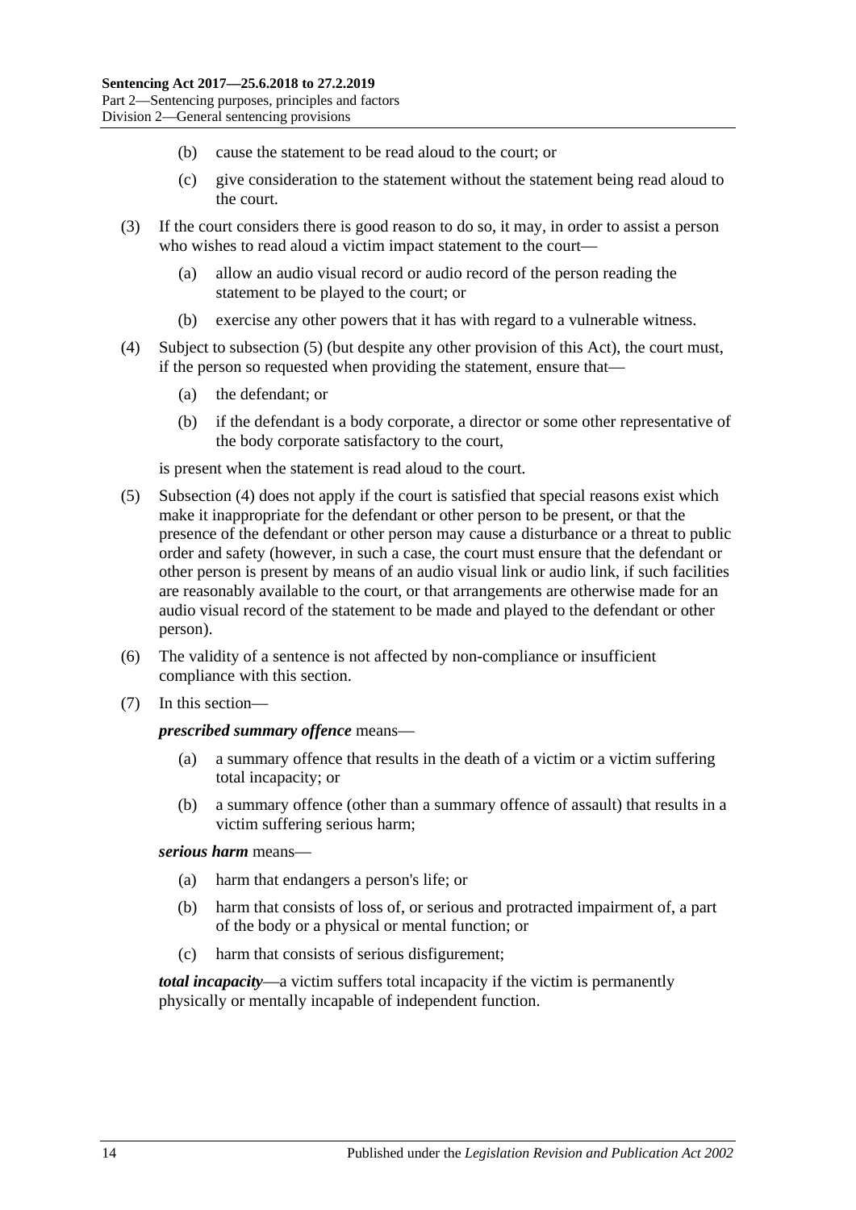(b) cause the statement to be read aloud to the court; or

(c) give consideration to the statement without the statement being read aloud to the court.

(3) If the court considers there is good reason to do so, it may, in order to assist a person who wishes to read aloud a victim impact statement to the court—

(a) allow an audio visual record or audio record of the person reading the statement to be played to the court; or

(b) exercise any other powers that it has with regard to a vulnerable witness.

(4) Subject to subsection (5) (but despite any other provision of this Act), the court must, if the person so requested when providing the statement, ensure that—

(a) the defendant; or

(b) if the defendant is a body corporate, a director or some other representative of the body corporate satisfactory to the court,

is present when the statement is read aloud to the court.

(5) Subsection (4) does not apply if the court is satisfied that special reasons exist which make it inappropriate for the defendant or other person to be present, or that the presence of the defendant or other person may cause a disturbance or a threat to public order and safety (however, in such a case, the court must ensure that the defendant or other person is present by means of an audio visual link or audio link, if such facilities are reasonably available to the court, or that arrangements are otherwise made for an audio visual record of the statement to be made and played to the defendant or other person).

(6) The validity of a sentence is not affected by non-compliance or insufficient compliance with this section.

(7) In this section—

***prescribed summary offence*** means—

(a) a summary offence that results in the death of a victim or a victim suffering total incapacity; or

(b) a summary offence (other than a summary offence of assault) that results in a victim suffering serious harm;

***serious harm*** means—

(a) harm that endangers a person's life; or

(b) harm that consists of loss of, or serious and protracted impairment of, a part of the body or a physical or mental function; or

(c) harm that consists of serious disfigurement;

***total incapacity***—a victim suffers total incapacity if the victim is permanently physically or mentally incapable of independent function.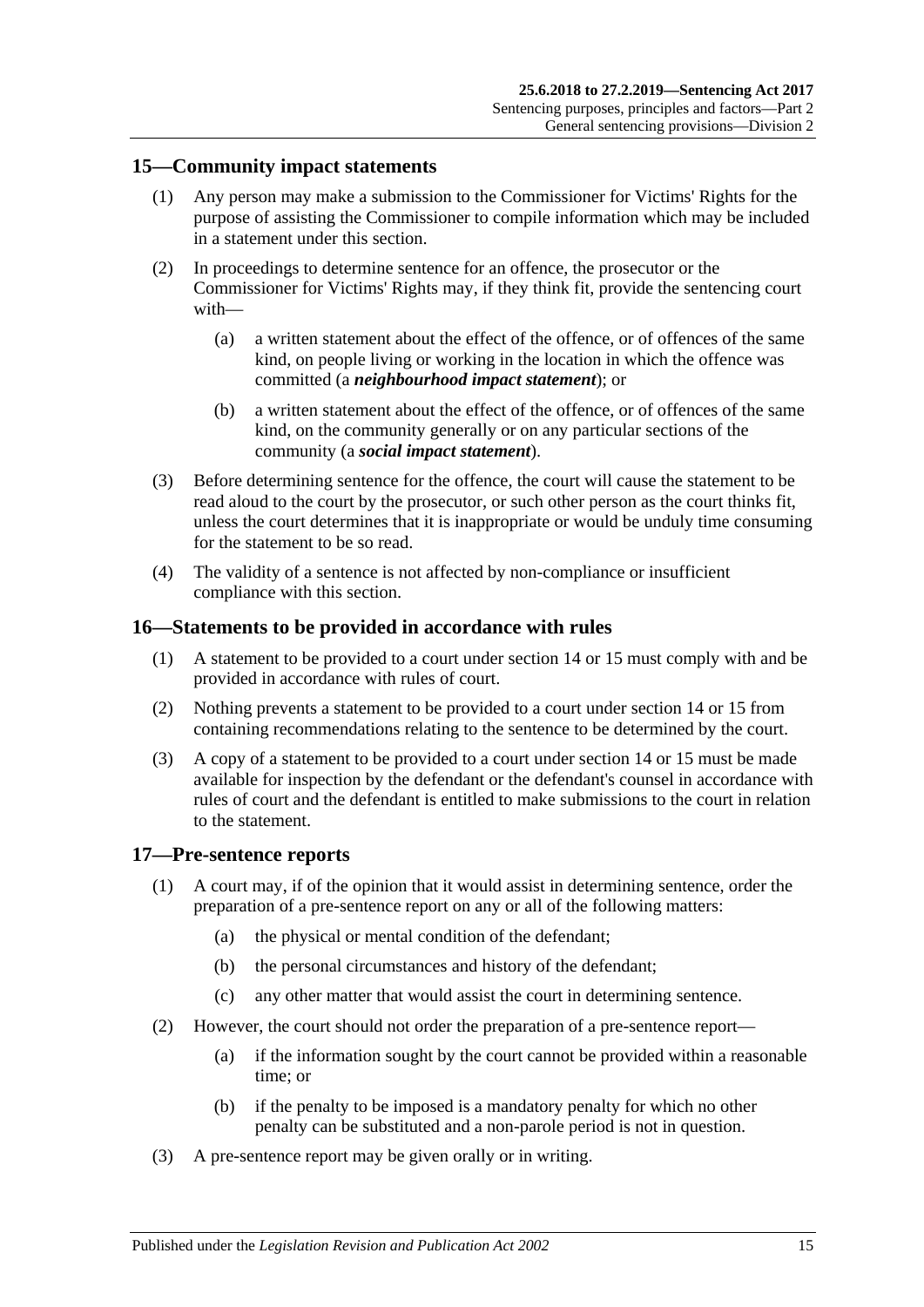## 15—Community impact statements

(1) Any person may make a submission to the Commissioner for Victims' Rights for the purpose of assisting the Commissioner to compile information which may be included in a statement under this section.

(2) In proceedings to determine sentence for an offence, the prosecutor or the Commissioner for Victims' Rights may, if they think fit, provide the sentencing court with—

(a) a written statement about the effect of the offence, or of offences of the same kind, on people living or working in the location in which the offence was committed (a ***neighbourhood impact statement***); or

(b) a written statement about the effect of the offence, or of offences of the same kind, on the community generally or on any particular sections of the community (a ***social impact statement***).

(3) Before determining sentence for the offence, the court will cause the statement to be read aloud to the court by the prosecutor, or such other person as the court thinks fit, unless the court determines that it is inappropriate or would be unduly time consuming for the statement to be so read.

(4) The validity of a sentence is not affected by non-compliance or insufficient compliance with this section.

## 16—Statements to be provided in accordance with rules

(1) A statement to be provided to a court under section 14 or 15 must comply with and be provided in accordance with rules of court.

(2) Nothing prevents a statement to be provided to a court under section 14 or 15 from containing recommendations relating to the sentence to be determined by the court.

(3) A copy of a statement to be provided to a court under section 14 or 15 must be made available for inspection by the defendant or the defendant's counsel in accordance with rules of court and the defendant is entitled to make submissions to the court in relation to the statement.

## 17—Pre-sentence reports

(1) A court may, if of the opinion that it would assist in determining sentence, order the preparation of a pre-sentence report on any or all of the following matters:

(a) the physical or mental condition of the defendant;

(b) the personal circumstances and history of the defendant;

(c) any other matter that would assist the court in determining sentence.

(2) However, the court should not order the preparation of a pre-sentence report—

(a) if the information sought by the court cannot be provided within a reasonable time; or

(b) if the penalty to be imposed is a mandatory penalty for which no other penalty can be substituted and a non-parole period is not in question.

(3) A pre-sentence report may be given orally or in writing.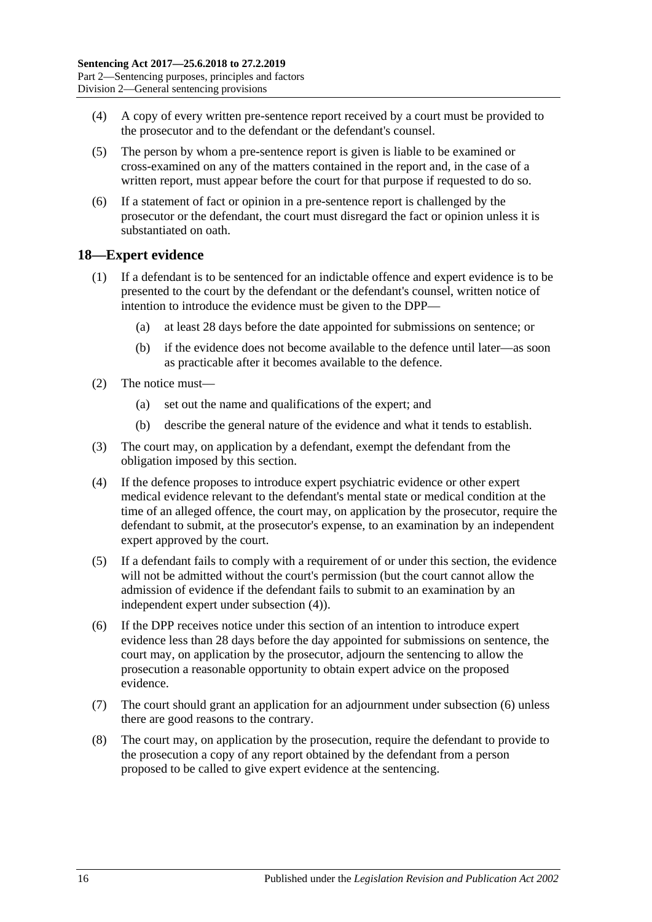(4) A copy of every written pre-sentence report received by a court must be provided to the prosecutor and to the defendant or the defendant's counsel.

(5) The person by whom a pre-sentence report is given is liable to be examined or cross-examined on any of the matters contained in the report and, in the case of a written report, must appear before the court for that purpose if requested to do so.

(6) If a statement of fact or opinion in a pre-sentence report is challenged by the prosecutor or the defendant, the court must disregard the fact or opinion unless it is substantiated on oath.

## 18—Expert evidence

(1) If a defendant is to be sentenced for an indictable offence and expert evidence is to be presented to the court by the defendant or the defendant's counsel, written notice of intention to introduce the evidence must be given to the DPP—

(a) at least 28 days before the date appointed for submissions on sentence; or

(b) if the evidence does not become available to the defence until later—as soon as practicable after it becomes available to the defence.

(2) The notice must—

(a) set out the name and qualifications of the expert; and

(b) describe the general nature of the evidence and what it tends to establish.

(3) The court may, on application by a defendant, exempt the defendant from the obligation imposed by this section.

(4) If the defence proposes to introduce expert psychiatric evidence or other expert medical evidence relevant to the defendant's mental state or medical condition at the time of an alleged offence, the court may, on application by the prosecutor, require the defendant to submit, at the prosecutor's expense, to an examination by an independent expert approved by the court.

(5) If a defendant fails to comply with a requirement of or under this section, the evidence will not be admitted without the court's permission (but the court cannot allow the admission of evidence if the defendant fails to submit to an examination by an independent expert under subsection (4)).

(6) If the DPP receives notice under this section of an intention to introduce expert evidence less than 28 days before the day appointed for submissions on sentence, the court may, on application by the prosecutor, adjourn the sentencing to allow the prosecution a reasonable opportunity to obtain expert advice on the proposed evidence.

(7) The court should grant an application for an adjournment under subsection (6) unless there are good reasons to the contrary.

(8) The court may, on application by the prosecution, require the defendant to provide to the prosecution a copy of any report obtained by the defendant from a person proposed to be called to give expert evidence at the sentencing.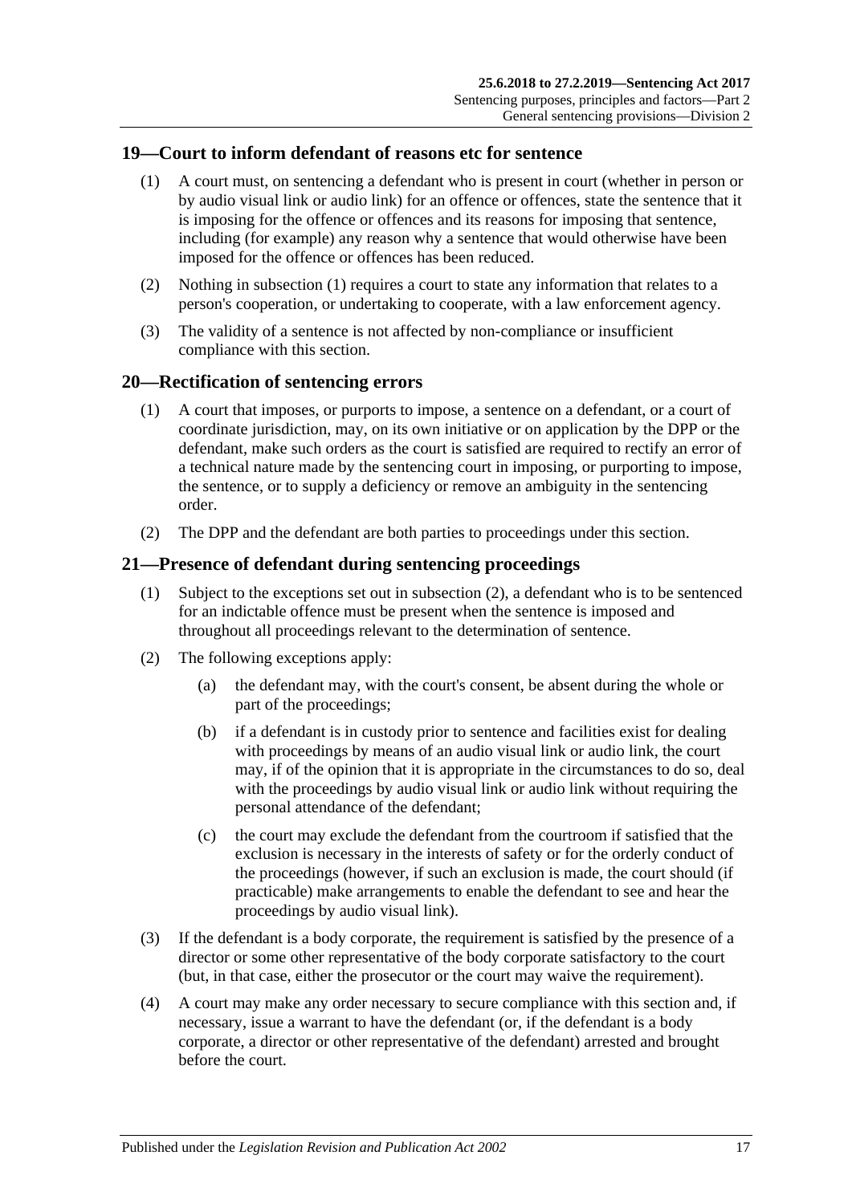## 19—Court to inform defendant of reasons etc for sentence

(1) A court must, on sentencing a defendant who is present in court (whether in person or by audio visual link or audio link) for an offence or offences, state the sentence that it is imposing for the offence or offences and its reasons for imposing that sentence, including (for example) any reason why a sentence that would otherwise have been imposed for the offence or offences has been reduced.

(2) Nothing in subsection (1) requires a court to state any information that relates to a person's cooperation, or undertaking to cooperate, with a law enforcement agency.

(3) The validity of a sentence is not affected by non-compliance or insufficient compliance with this section.

## 20—Rectification of sentencing errors

(1) A court that imposes, or purports to impose, a sentence on a defendant, or a court of coordinate jurisdiction, may, on its own initiative or on application by the DPP or the defendant, make such orders as the court is satisfied are required to rectify an error of a technical nature made by the sentencing court in imposing, or purporting to impose, the sentence, or to supply a deficiency or remove an ambiguity in the sentencing order.

(2) The DPP and the defendant are both parties to proceedings under this section.

## 21—Presence of defendant during sentencing proceedings

(1) Subject to the exceptions set out in subsection (2), a defendant who is to be sentenced for an indictable offence must be present when the sentence is imposed and throughout all proceedings relevant to the determination of sentence.

(2) The following exceptions apply:

(a) the defendant may, with the court's consent, be absent during the whole or part of the proceedings;

(b) if a defendant is in custody prior to sentence and facilities exist for dealing with proceedings by means of an audio visual link or audio link, the court may, if of the opinion that it is appropriate in the circumstances to do so, deal with the proceedings by audio visual link or audio link without requiring the personal attendance of the defendant;

(c) the court may exclude the defendant from the courtroom if satisfied that the exclusion is necessary in the interests of safety or for the orderly conduct of the proceedings (however, if such an exclusion is made, the court should (if practicable) make arrangements to enable the defendant to see and hear the proceedings by audio visual link).

(3) If the defendant is a body corporate, the requirement is satisfied by the presence of a director or some other representative of the body corporate satisfactory to the court (but, in that case, either the prosecutor or the court may waive the requirement).

(4) A court may make any order necessary to secure compliance with this section and, if necessary, issue a warrant to have the defendant (or, if the defendant is a body corporate, a director or other representative of the defendant) arrested and brought before the court.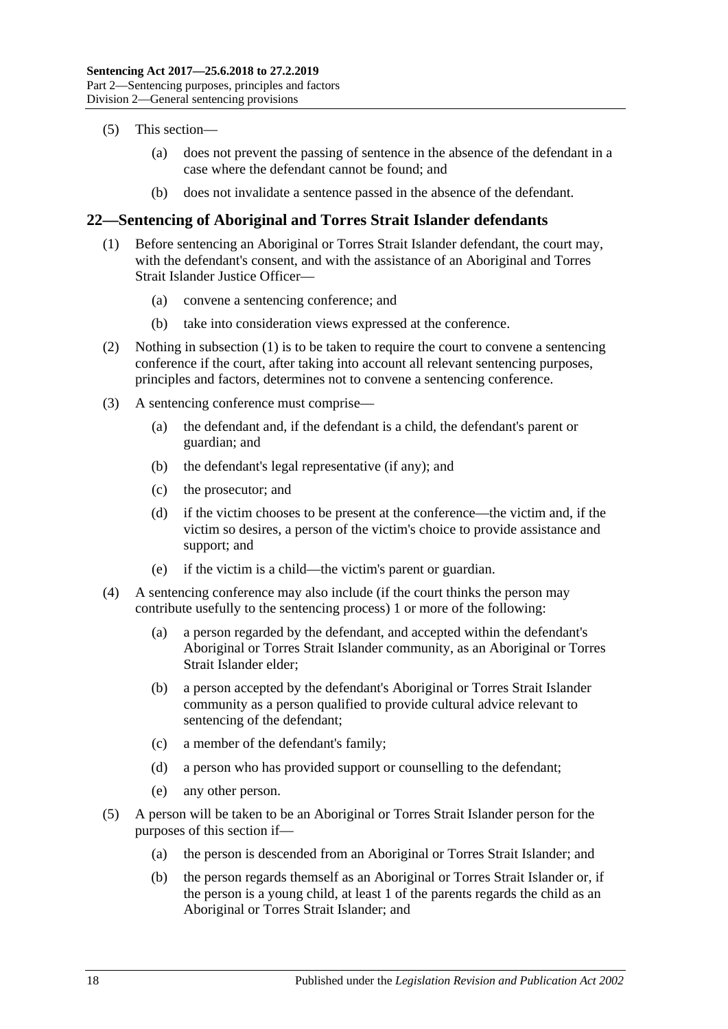(5) This section—

(a) does not prevent the passing of sentence in the absence of the defendant in a case where the defendant cannot be found; and

(b) does not invalidate a sentence passed in the absence of the defendant.

## 22—Sentencing of Aboriginal and Torres Strait Islander defendants

(1) Before sentencing an Aboriginal or Torres Strait Islander defendant, the court may, with the defendant's consent, and with the assistance of an Aboriginal and Torres Strait Islander Justice Officer—

(a) convene a sentencing conference; and

(b) take into consideration views expressed at the conference.

(2) Nothing in subsection (1) is to be taken to require the court to convene a sentencing conference if the court, after taking into account all relevant sentencing purposes, principles and factors, determines not to convene a sentencing conference.

(3) A sentencing conference must comprise—

(a) the defendant and, if the defendant is a child, the defendant's parent or guardian; and

(b) the defendant's legal representative (if any); and

(c) the prosecutor; and

(d) if the victim chooses to be present at the conference—the victim and, if the victim so desires, a person of the victim's choice to provide assistance and support; and

(e) if the victim is a child—the victim's parent or guardian.

(4) A sentencing conference may also include (if the court thinks the person may contribute usefully to the sentencing process) 1 or more of the following:

(a) a person regarded by the defendant, and accepted within the defendant's Aboriginal or Torres Strait Islander community, as an Aboriginal or Torres Strait Islander elder;

(b) a person accepted by the defendant's Aboriginal or Torres Strait Islander community as a person qualified to provide cultural advice relevant to sentencing of the defendant;

(c) a member of the defendant's family;

(d) a person who has provided support or counselling to the defendant;

(e) any other person.

(5) A person will be taken to be an Aboriginal or Torres Strait Islander person for the purposes of this section if—

(a) the person is descended from an Aboriginal or Torres Strait Islander; and

(b) the person regards themself as an Aboriginal or Torres Strait Islander or, if the person is a young child, at least 1 of the parents regards the child as an Aboriginal or Torres Strait Islander; and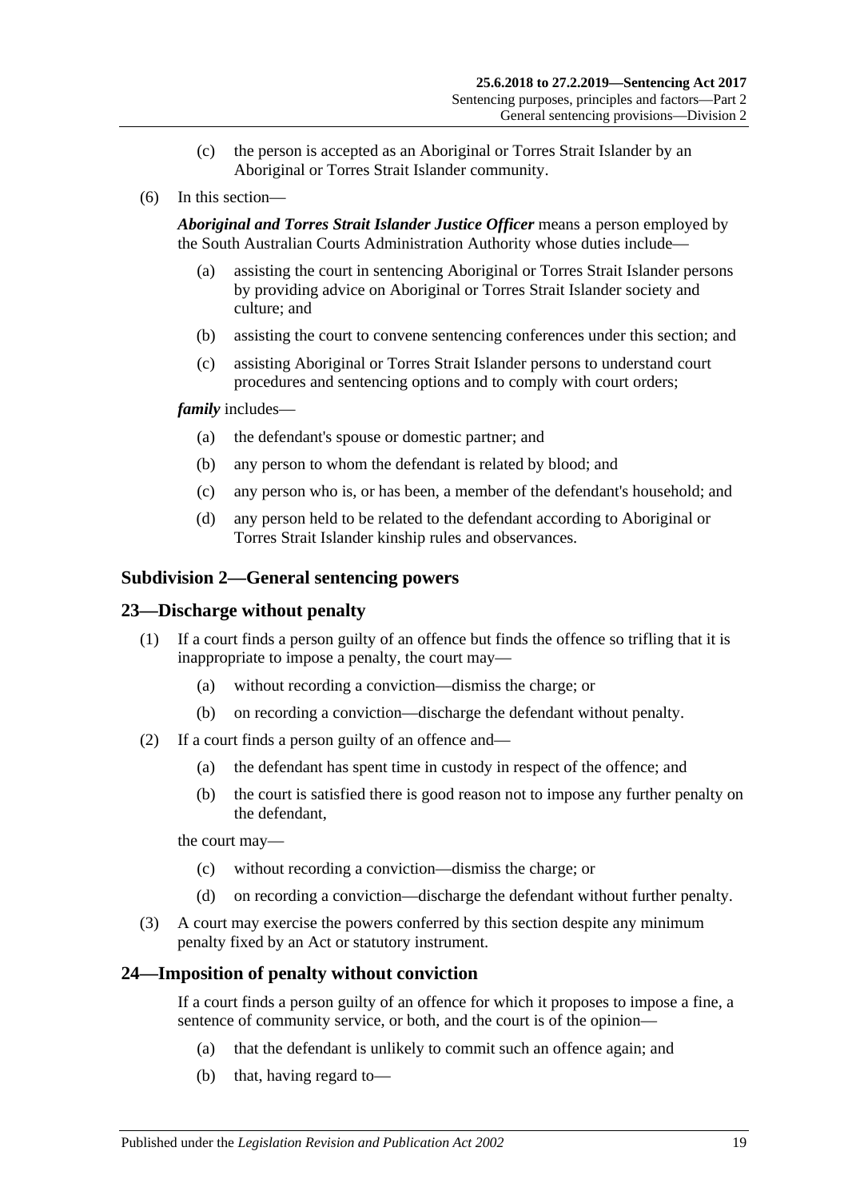(c) the person is accepted as an Aboriginal or Torres Strait Islander by an Aboriginal or Torres Strait Islander community.

(6) In this section—

***Aboriginal and Torres Strait Islander Justice Officer*** means a person employed by the South Australian Courts Administration Authority whose duties include—

(a) assisting the court in sentencing Aboriginal or Torres Strait Islander persons by providing advice on Aboriginal or Torres Strait Islander society and culture; and

(b) assisting the court to convene sentencing conferences under this section; and

(c) assisting Aboriginal or Torres Strait Islander persons to understand court procedures and sentencing options and to comply with court orders;

***family*** includes—

(a) the defendant's spouse or domestic partner; and

(b) any person to whom the defendant is related by blood; and

(c) any person who is, or has been, a member of the defendant's household; and

(d) any person held to be related to the defendant according to Aboriginal or Torres Strait Islander kinship rules and observances.

## Subdivision 2—General sentencing powers

## 23—Discharge without penalty

(1) If a court finds a person guilty of an offence but finds the offence so trifling that it is inappropriate to impose a penalty, the court may—

(a) without recording a conviction—dismiss the charge; or

(b) on recording a conviction—discharge the defendant without penalty.

(2) If a court finds a person guilty of an offence and—

(a) the defendant has spent time in custody in respect of the offence; and

(b) the court is satisfied there is good reason not to impose any further penalty on the defendant,

the court may—

(c) without recording a conviction—dismiss the charge; or

(d) on recording a conviction—discharge the defendant without further penalty.

(3) A court may exercise the powers conferred by this section despite any minimum penalty fixed by an Act or statutory instrument.

## 24—Imposition of penalty without conviction

If a court finds a person guilty of an offence for which it proposes to impose a fine, a sentence of community service, or both, and the court is of the opinion—

(a) that the defendant is unlikely to commit such an offence again; and

(b) that, having regard to—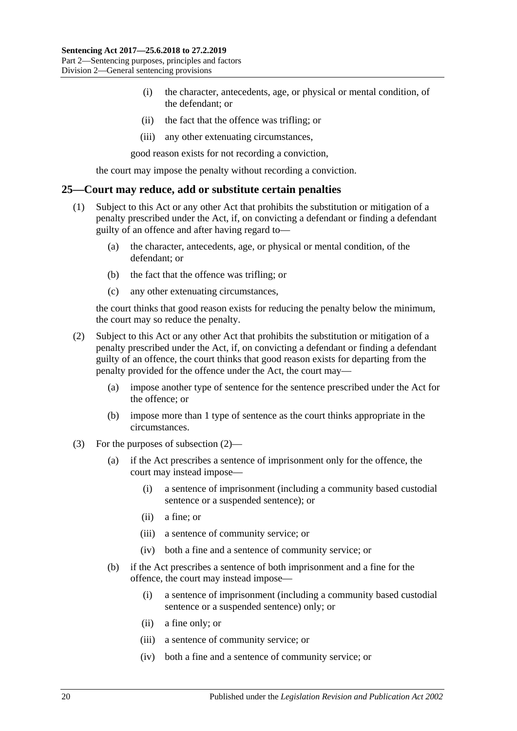(i) the character, antecedents, age, or physical or mental condition, of the defendant; or

(ii) the fact that the offence was trifling; or

(iii) any other extenuating circumstances,

good reason exists for not recording a conviction,

the court may impose the penalty without recording a conviction.

## 25—Court may reduce, add or substitute certain penalties

(1) Subject to this Act or any other Act that prohibits the substitution or mitigation of a penalty prescribed under the Act, if, on convicting a defendant or finding a defendant guilty of an offence and after having regard to—

(a) the character, antecedents, age, or physical or mental condition, of the defendant; or

(b) the fact that the offence was trifling; or

(c) any other extenuating circumstances,

the court thinks that good reason exists for reducing the penalty below the minimum, the court may so reduce the penalty.

(2) Subject to this Act or any other Act that prohibits the substitution or mitigation of a penalty prescribed under the Act, if, on convicting a defendant or finding a defendant guilty of an offence, the court thinks that good reason exists for departing from the penalty provided for the offence under the Act, the court may—

(a) impose another type of sentence for the sentence prescribed under the Act for the offence; or

(b) impose more than 1 type of sentence as the court thinks appropriate in the circumstances.

(3) For the purposes of subsection (2)—

(a) if the Act prescribes a sentence of imprisonment only for the offence, the court may instead impose—

(i) a sentence of imprisonment (including a community based custodial sentence or a suspended sentence); or

(ii) a fine; or

(iii) a sentence of community service; or

(iv) both a fine and a sentence of community service; or

(b) if the Act prescribes a sentence of both imprisonment and a fine for the offence, the court may instead impose—

(i) a sentence of imprisonment (including a community based custodial sentence or a suspended sentence) only; or

(ii) a fine only; or

(iii) a sentence of community service; or

(iv) both a fine and a sentence of community service; or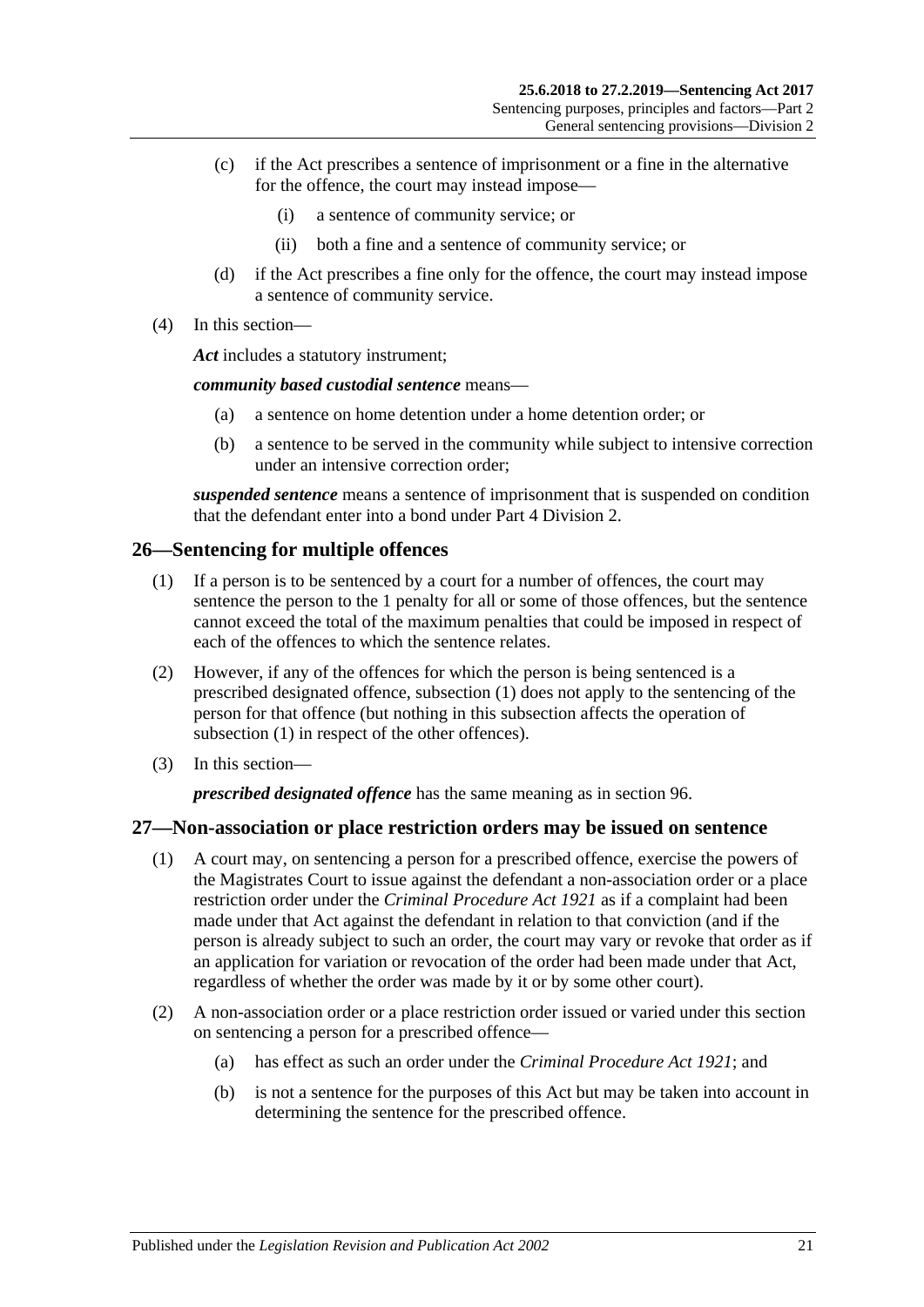(c) if the Act prescribes a sentence of imprisonment or a fine in the alternative for the offence, the court may instead impose—

  (i) a sentence of community service; or

  (ii) both a fine and a sentence of community service; or

(d) if the Act prescribes a fine only for the offence, the court may instead impose a sentence of community service.

(4) In this section—

***Act*** includes a statutory instrument;

***community based custodial sentence*** means—

(a) a sentence on home detention under a home detention order; or

(b) a sentence to be served in the community while subject to intensive correction under an intensive correction order;

***suspended sentence*** means a sentence of imprisonment that is suspended on condition that the defendant enter into a bond under Part 4 Division 2.

## 26—Sentencing for multiple offences

(1) If a person is to be sentenced by a court for a number of offences, the court may sentence the person to the 1 penalty for all or some of those offences, but the sentence cannot exceed the total of the maximum penalties that could be imposed in respect of each of the offences to which the sentence relates.

(2) However, if any of the offences for which the person is being sentenced is a prescribed designated offence, subsection (1) does not apply to the sentencing of the person for that offence (but nothing in this subsection affects the operation of subsection (1) in respect of the other offences).

(3) In this section—

***prescribed designated offence*** has the same meaning as in section 96.

## 27—Non-association or place restriction orders may be issued on sentence

(1) A court may, on sentencing a person for a prescribed offence, exercise the powers of the Magistrates Court to issue against the defendant a non-association order or a place restriction order under the *Criminal Procedure Act 1921* as if a complaint had been made under that Act against the defendant in relation to that conviction (and if the person is already subject to such an order, the court may vary or revoke that order as if an application for variation or revocation of the order had been made under that Act, regardless of whether the order was made by it or by some other court).

(2) A non-association order or a place restriction order issued or varied under this section on sentencing a person for a prescribed offence—

(a) has effect as such an order under the *Criminal Procedure Act 1921*; and

(b) is not a sentence for the purposes of this Act but may be taken into account in determining the sentence for the prescribed offence.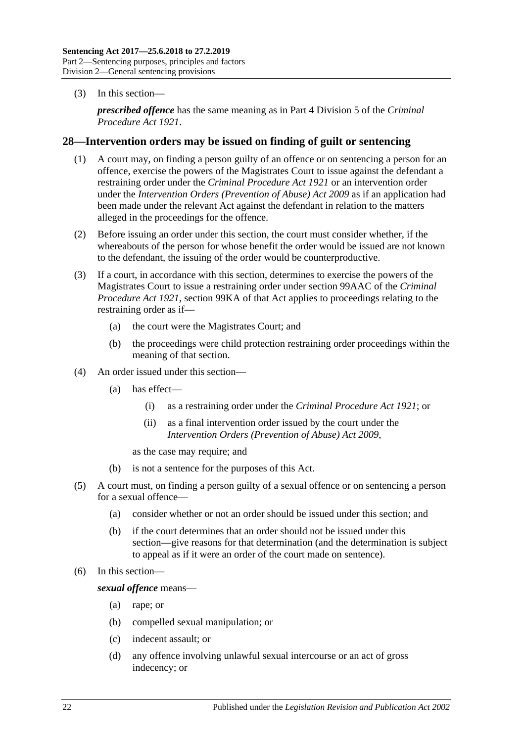(3) In this section—

*prescribed offence* has the same meaning as in Part 4 Division 5 of the *Criminal Procedure Act 1921*.

## 28—Intervention orders may be issued on finding of guilt or sentencing

(1) A court may, on finding a person guilty of an offence or on sentencing a person for an offence, exercise the powers of the Magistrates Court to issue against the defendant a restraining order under the *Criminal Procedure Act 1921* or an intervention order under the *Intervention Orders (Prevention of Abuse) Act 2009* as if an application had been made under the relevant Act against the defendant in relation to the matters alleged in the proceedings for the offence.

(2) Before issuing an order under this section, the court must consider whether, if the whereabouts of the person for whose benefit the order would be issued are not known to the defendant, the issuing of the order would be counterproductive.

(3) If a court, in accordance with this section, determines to exercise the powers of the Magistrates Court to issue a restraining order under section 99AAC of the *Criminal Procedure Act 1921*, section 99KA of that Act applies to proceedings relating to the restraining order as if—

(a) the court were the Magistrates Court; and

(b) the proceedings were child protection restraining order proceedings within the meaning of that section.

(4) An order issued under this section—

(a) has effect—

(i) as a restraining order under the *Criminal Procedure Act 1921*; or

(ii) as a final intervention order issued by the court under the *Intervention Orders (Prevention of Abuse) Act 2009*,

as the case may require; and

(b) is not a sentence for the purposes of this Act.

(5) A court must, on finding a person guilty of a sexual offence or on sentencing a person for a sexual offence—

(a) consider whether or not an order should be issued under this section; and

(b) if the court determines that an order should not be issued under this section—give reasons for that determination (and the determination is subject to appeal as if it were an order of the court made on sentence).

(6) In this section—

*sexual offence* means—

(a) rape; or

(b) compelled sexual manipulation; or

(c) indecent assault; or

(d) any offence involving unlawful sexual intercourse or an act of gross indecency; or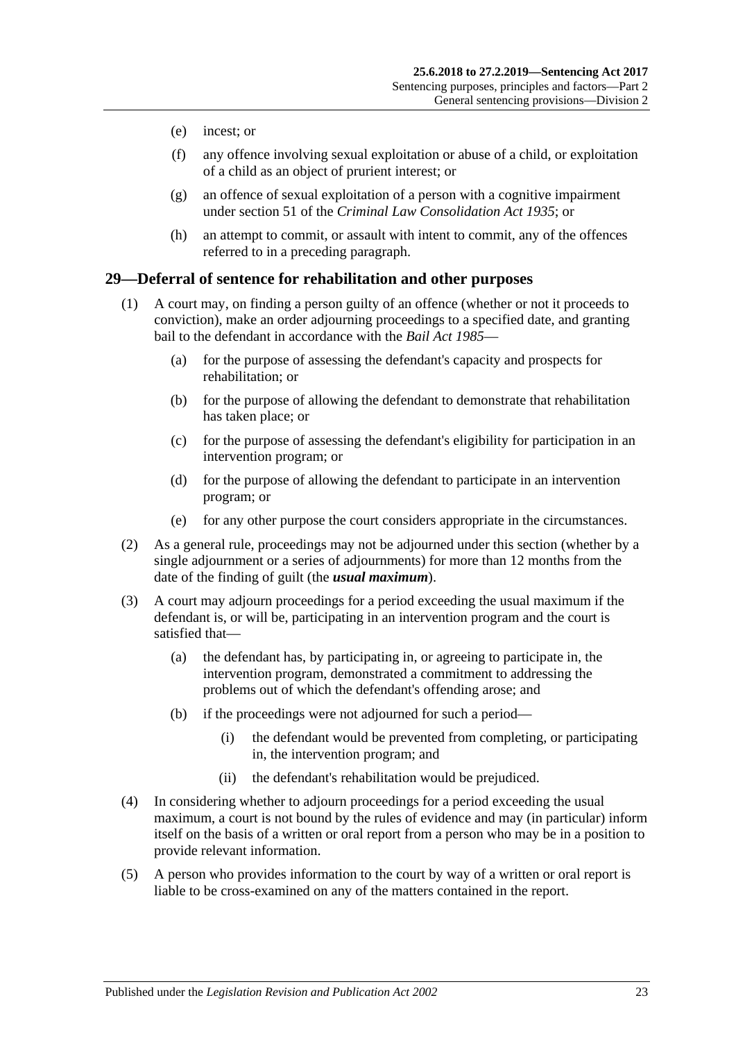(e) incest; or

(f) any offence involving sexual exploitation or abuse of a child, or exploitation of a child as an object of prurient interest; or

(g) an offence of sexual exploitation of a person with a cognitive impairment under section 51 of the *Criminal Law Consolidation Act 1935*; or

(h) an attempt to commit, or assault with intent to commit, any of the offences referred to in a preceding paragraph.

## 29—Deferral of sentence for rehabilitation and other purposes

(1) A court may, on finding a person guilty of an offence (whether or not it proceeds to conviction), make an order adjourning proceedings to a specified date, and granting bail to the defendant in accordance with the *Bail Act 1985*—

(a) for the purpose of assessing the defendant's capacity and prospects for rehabilitation; or

(b) for the purpose of allowing the defendant to demonstrate that rehabilitation has taken place; or

(c) for the purpose of assessing the defendant's eligibility for participation in an intervention program; or

(d) for the purpose of allowing the defendant to participate in an intervention program; or

(e) for any other purpose the court considers appropriate in the circumstances.

(2) As a general rule, proceedings may not be adjourned under this section (whether by a single adjournment or a series of adjournments) for more than 12 months from the date of the finding of guilt (the ***usual maximum***).

(3) A court may adjourn proceedings for a period exceeding the usual maximum if the defendant is, or will be, participating in an intervention program and the court is satisfied that—

(a) the defendant has, by participating in, or agreeing to participate in, the intervention program, demonstrated a commitment to addressing the problems out of which the defendant's offending arose; and

(b) if the proceedings were not adjourned for such a period—

(i) the defendant would be prevented from completing, or participating in, the intervention program; and

(ii) the defendant's rehabilitation would be prejudiced.

(4) In considering whether to adjourn proceedings for a period exceeding the usual maximum, a court is not bound by the rules of evidence and may (in particular) inform itself on the basis of a written or oral report from a person who may be in a position to provide relevant information.

(5) A person who provides information to the court by way of a written or oral report is liable to be cross-examined on any of the matters contained in the report.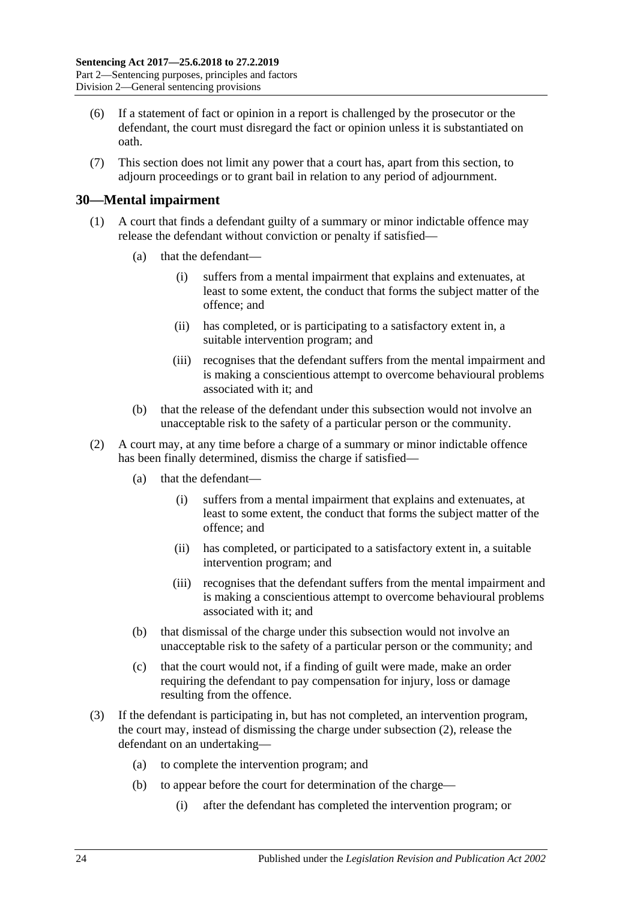(6) If a statement of fact or opinion in a report is challenged by the prosecutor or the defendant, the court must disregard the fact or opinion unless it is substantiated on oath.

(7) This section does not limit any power that a court has, apart from this section, to adjourn proceedings or to grant bail in relation to any period of adjournment.

## 30—Mental impairment

(1) A court that finds a defendant guilty of a summary or minor indictable offence may release the defendant without conviction or penalty if satisfied—

(a) that the defendant—

(i) suffers from a mental impairment that explains and extenuates, at least to some extent, the conduct that forms the subject matter of the offence; and

(ii) has completed, or is participating to a satisfactory extent in, a suitable intervention program; and

(iii) recognises that the defendant suffers from the mental impairment and is making a conscientious attempt to overcome behavioural problems associated with it; and

(b) that the release of the defendant under this subsection would not involve an unacceptable risk to the safety of a particular person or the community.

(2) A court may, at any time before a charge of a summary or minor indictable offence has been finally determined, dismiss the charge if satisfied—

(a) that the defendant—

(i) suffers from a mental impairment that explains and extenuates, at least to some extent, the conduct that forms the subject matter of the offence; and

(ii) has completed, or participated to a satisfactory extent in, a suitable intervention program; and

(iii) recognises that the defendant suffers from the mental impairment and is making a conscientious attempt to overcome behavioural problems associated with it; and

(b) that dismissal of the charge under this subsection would not involve an unacceptable risk to the safety of a particular person or the community; and

(c) that the court would not, if a finding of guilt were made, make an order requiring the defendant to pay compensation for injury, loss or damage resulting from the offence.

(3) If the defendant is participating in, but has not completed, an intervention program, the court may, instead of dismissing the charge under subsection (2), release the defendant on an undertaking—

(a) to complete the intervention program; and

(b) to appear before the court for determination of the charge—

(i) after the defendant has completed the intervention program; or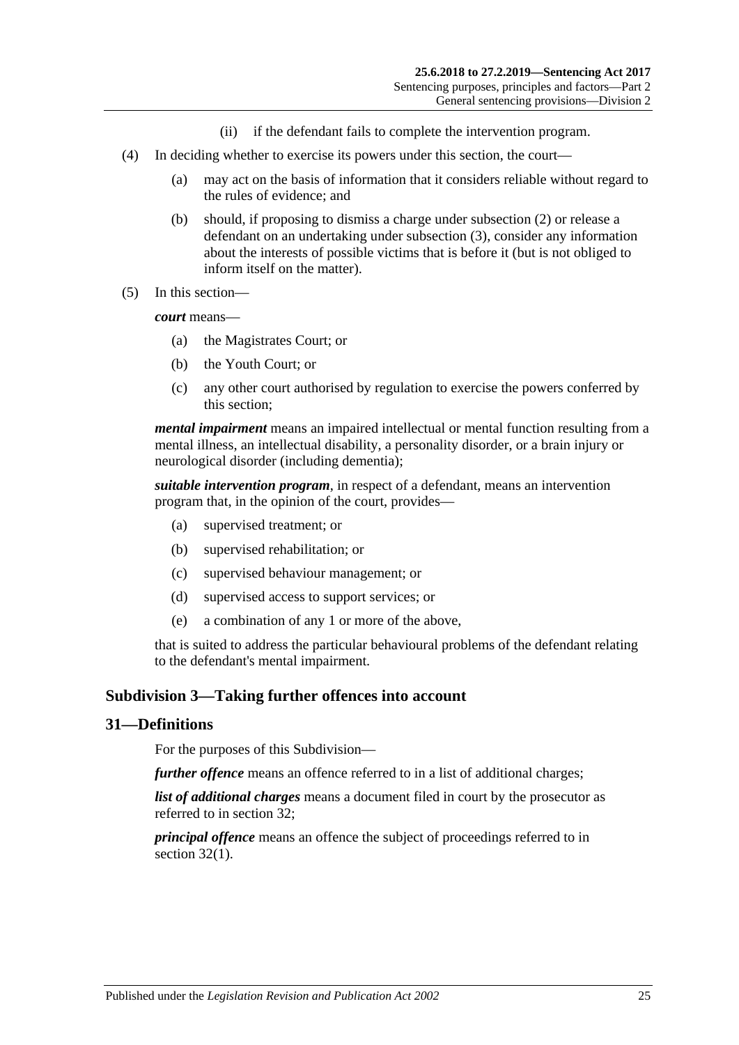(ii) if the defendant fails to complete the intervention program.

(4) In deciding whether to exercise its powers under this section, the court—

(a) may act on the basis of information that it considers reliable without regard to the rules of evidence; and

(b) should, if proposing to dismiss a charge under subsection (2) or release a defendant on an undertaking under subsection (3), consider any information about the interests of possible victims that is before it (but is not obliged to inform itself on the matter).

(5) In this section—

***court*** means—

(a) the Magistrates Court; or

(b) the Youth Court; or

(c) any other court authorised by regulation to exercise the powers conferred by this section;

***mental impairment*** means an impaired intellectual or mental function resulting from a mental illness, an intellectual disability, a personality disorder, or a brain injury or neurological disorder (including dementia);

***suitable intervention program***, in respect of a defendant, means an intervention program that, in the opinion of the court, provides—

(a) supervised treatment; or

(b) supervised rehabilitation; or

(c) supervised behaviour management; or

(d) supervised access to support services; or

(e) a combination of any 1 or more of the above,

that is suited to address the particular behavioural problems of the defendant relating to the defendant's mental impairment.

### Subdivision 3—Taking further offences into account

### 31—Definitions

For the purposes of this Subdivision—

***further offence*** means an offence referred to in a list of additional charges;

***list of additional charges*** means a document filed in court by the prosecutor as referred to in section 32;

***principal offence*** means an offence the subject of proceedings referred to in section 32(1).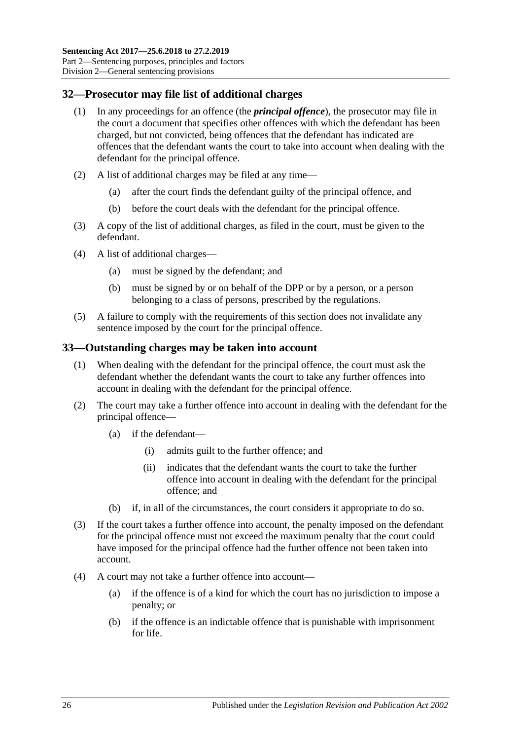## 32—Prosecutor may file list of additional charges

(1) In any proceedings for an offence (the ***principal offence***), the prosecutor may file in the court a document that specifies other offences with which the defendant has been charged, but not convicted, being offences that the defendant has indicated are offences that the defendant wants the court to take into account when dealing with the defendant for the principal offence.

(2) A list of additional charges may be filed at any time—

(a) after the court finds the defendant guilty of the principal offence, and

(b) before the court deals with the defendant for the principal offence.

(3) A copy of the list of additional charges, as filed in the court, must be given to the defendant.

(4) A list of additional charges—

(a) must be signed by the defendant; and

(b) must be signed by or on behalf of the DPP or by a person, or a person belonging to a class of persons, prescribed by the regulations.

(5) A failure to comply with the requirements of this section does not invalidate any sentence imposed by the court for the principal offence.

## 33—Outstanding charges may be taken into account

(1) When dealing with the defendant for the principal offence, the court must ask the defendant whether the defendant wants the court to take any further offences into account in dealing with the defendant for the principal offence.

(2) The court may take a further offence into account in dealing with the defendant for the principal offence—

(a) if the defendant—

(i) admits guilt to the further offence; and

(ii) indicates that the defendant wants the court to take the further offence into account in dealing with the defendant for the principal offence; and

(b) if, in all of the circumstances, the court considers it appropriate to do so.

(3) If the court takes a further offence into account, the penalty imposed on the defendant for the principal offence must not exceed the maximum penalty that the court could have imposed for the principal offence had the further offence not been taken into account.

(4) A court may not take a further offence into account—

(a) if the offence is of a kind for which the court has no jurisdiction to impose a penalty; or

(b) if the offence is an indictable offence that is punishable with imprisonment for life.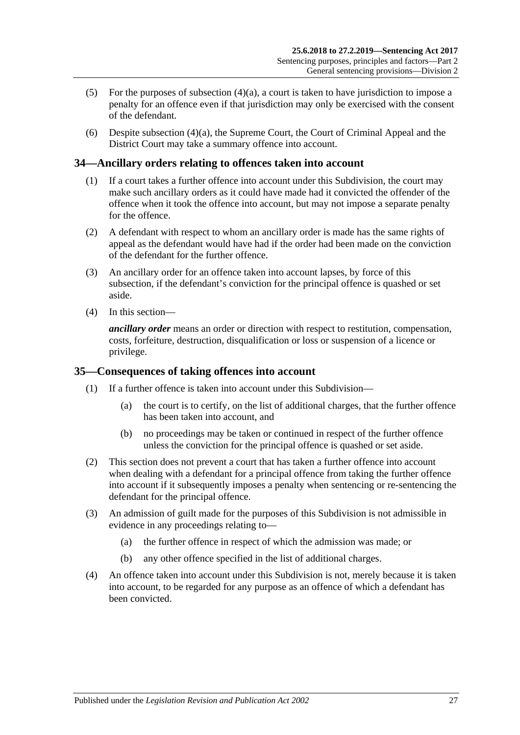(5) For the purposes of subsection (4)(a), a court is taken to have jurisdiction to impose a penalty for an offence even if that jurisdiction may only be exercised with the consent of the defendant.

(6) Despite subsection (4)(a), the Supreme Court, the Court of Criminal Appeal and the District Court may take a summary offence into account.

## 34—Ancillary orders relating to offences taken into account

(1) If a court takes a further offence into account under this Subdivision, the court may make such ancillary orders as it could have made had it convicted the offender of the offence when it took the offence into account, but may not impose a separate penalty for the offence.

(2) A defendant with respect to whom an ancillary order is made has the same rights of appeal as the defendant would have had if the order had been made on the conviction of the defendant for the further offence.

(3) An ancillary order for an offence taken into account lapses, by force of this subsection, if the defendant's conviction for the principal offence is quashed or set aside.

(4) In this section—

***ancillary order*** means an order or direction with respect to restitution, compensation, costs, forfeiture, destruction, disqualification or loss or suspension of a licence or privilege.

## 35—Consequences of taking offences into account

(1) If a further offence is taken into account under this Subdivision—

- (a) the court is to certify, on the list of additional charges, that the further offence has been taken into account, and
- (b) no proceedings may be taken or continued in respect of the further offence unless the conviction for the principal offence is quashed or set aside.

(2) This section does not prevent a court that has taken a further offence into account when dealing with a defendant for a principal offence from taking the further offence into account if it subsequently imposes a penalty when sentencing or re-sentencing the defendant for the principal offence.

(3) An admission of guilt made for the purposes of this Subdivision is not admissible in evidence in any proceedings relating to—

- (a) the further offence in respect of which the admission was made; or
- (b) any other offence specified in the list of additional charges.

(4) An offence taken into account under this Subdivision is not, merely because it is taken into account, to be regarded for any purpose as an offence of which a defendant has been convicted.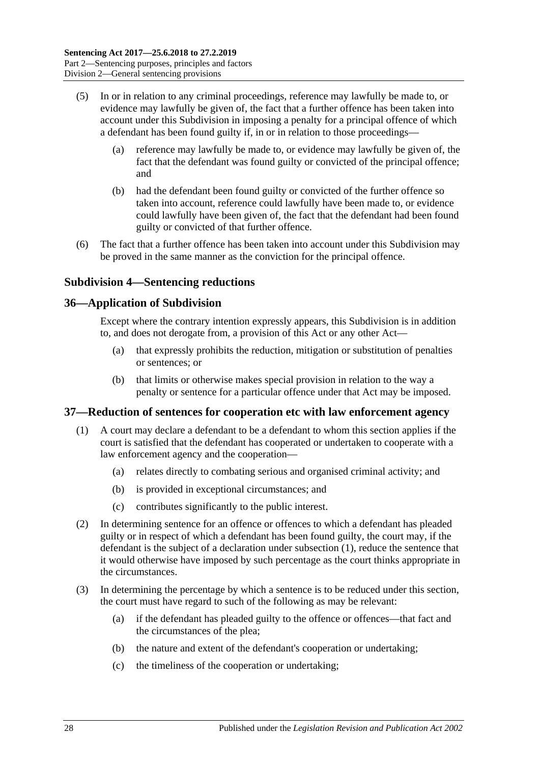(5) In or in relation to any criminal proceedings, reference may lawfully be made to, or evidence may lawfully be given of, the fact that a further offence has been taken into account under this Subdivision in imposing a penalty for a principal offence of which a defendant has been found guilty if, in or in relation to those proceedings—

(a) reference may lawfully be made to, or evidence may lawfully be given of, the fact that the defendant was found guilty or convicted of the principal offence; and

(b) had the defendant been found guilty or convicted of the further offence so taken into account, reference could lawfully have been made to, or evidence could lawfully have been given of, the fact that the defendant had been found guilty or convicted of that further offence.

(6) The fact that a further offence has been taken into account under this Subdivision may be proved in the same manner as the conviction for the principal offence.

### Subdivision 4—Sentencing reductions

### 36—Application of Subdivision

Except where the contrary intention expressly appears, this Subdivision is in addition to, and does not derogate from, a provision of this Act or any other Act—

(a) that expressly prohibits the reduction, mitigation or substitution of penalties or sentences; or

(b) that limits or otherwise makes special provision in relation to the way a penalty or sentence for a particular offence under that Act may be imposed.

### 37—Reduction of sentences for cooperation etc with law enforcement agency

(1) A court may declare a defendant to be a defendant to whom this section applies if the court is satisfied that the defendant has cooperated or undertaken to cooperate with a law enforcement agency and the cooperation—

(a) relates directly to combating serious and organised criminal activity; and

(b) is provided in exceptional circumstances; and

(c) contributes significantly to the public interest.

(2) In determining sentence for an offence or offences to which a defendant has pleaded guilty or in respect of which a defendant has been found guilty, the court may, if the defendant is the subject of a declaration under subsection (1), reduce the sentence that it would otherwise have imposed by such percentage as the court thinks appropriate in the circumstances.

(3) In determining the percentage by which a sentence is to be reduced under this section, the court must have regard to such of the following as may be relevant:

(a) if the defendant has pleaded guilty to the offence or offences—that fact and the circumstances of the plea;

(b) the nature and extent of the defendant's cooperation or undertaking;

(c) the timeliness of the cooperation or undertaking;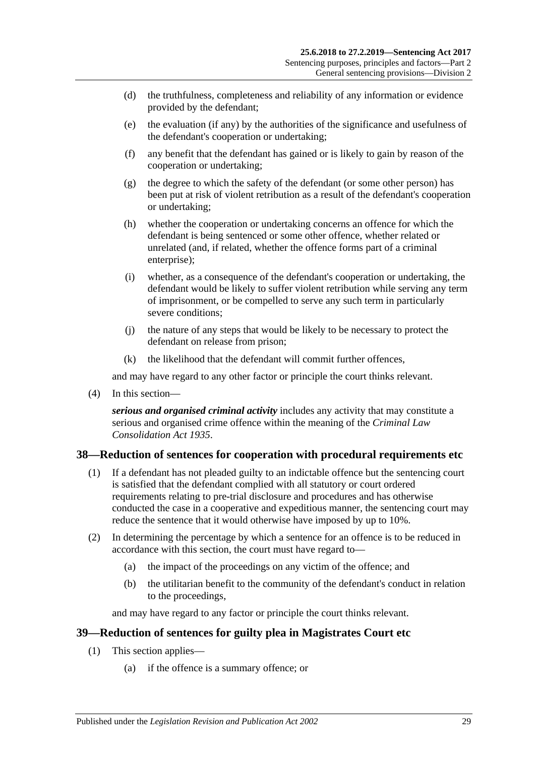(d) the truthfulness, completeness and reliability of any information or evidence provided by the defendant;

(e) the evaluation (if any) by the authorities of the significance and usefulness of the defendant's cooperation or undertaking;

(f) any benefit that the defendant has gained or is likely to gain by reason of the cooperation or undertaking;

(g) the degree to which the safety of the defendant (or some other person) has been put at risk of violent retribution as a result of the defendant's cooperation or undertaking;

(h) whether the cooperation or undertaking concerns an offence for which the defendant is being sentenced or some other offence, whether related or unrelated (and, if related, whether the offence forms part of a criminal enterprise);

(i) whether, as a consequence of the defendant's cooperation or undertaking, the defendant would be likely to suffer violent retribution while serving any term of imprisonment, or be compelled to serve any such term in particularly severe conditions;

(j) the nature of any steps that would be likely to be necessary to protect the defendant on release from prison;

(k) the likelihood that the defendant will commit further offences,

and may have regard to any other factor or principle the court thinks relevant.

(4) In this section—

***serious and organised criminal activity*** includes any activity that may constitute a serious and organised crime offence within the meaning of the *Criminal Law Consolidation Act 1935*.

## 38—Reduction of sentences for cooperation with procedural requirements etc

(1) If a defendant has not pleaded guilty to an indictable offence but the sentencing court is satisfied that the defendant complied with all statutory or court ordered requirements relating to pre-trial disclosure and procedures and has otherwise conducted the case in a cooperative and expeditious manner, the sentencing court may reduce the sentence that it would otherwise have imposed by up to 10%.

(2) In determining the percentage by which a sentence for an offence is to be reduced in accordance with this section, the court must have regard to—

(a) the impact of the proceedings on any victim of the offence; and

(b) the utilitarian benefit to the community of the defendant's conduct in relation to the proceedings,

and may have regard to any factor or principle the court thinks relevant.

## 39—Reduction of sentences for guilty plea in Magistrates Court etc

(1) This section applies—

(a) if the offence is a summary offence; or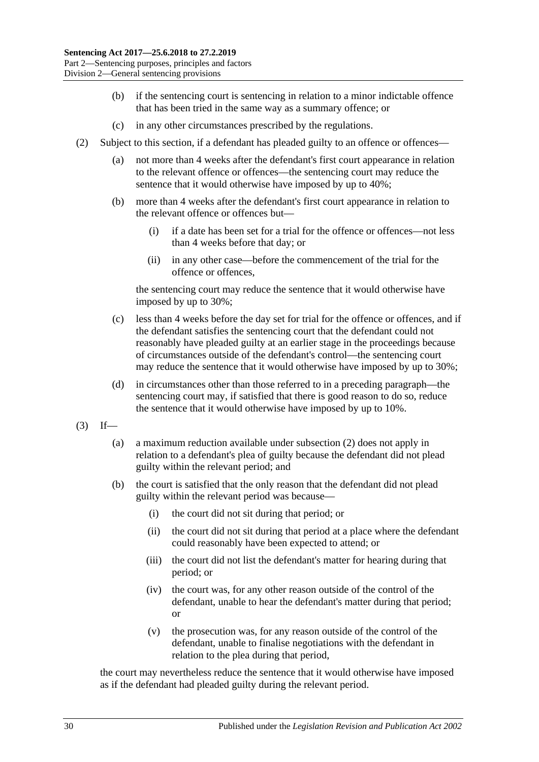(b) if the sentencing court is sentencing in relation to a minor indictable offence that has been tried in the same way as a summary offence; or

(c) in any other circumstances prescribed by the regulations.

(2) Subject to this section, if a defendant has pleaded guilty to an offence or offences—

(a) not more than 4 weeks after the defendant's first court appearance in relation to the relevant offence or offences—the sentencing court may reduce the sentence that it would otherwise have imposed by up to 40%;

(b) more than 4 weeks after the defendant's first court appearance in relation to the relevant offence or offences but—

(i) if a date has been set for a trial for the offence or offences—not less than 4 weeks before that day; or

(ii) in any other case—before the commencement of the trial for the offence or offences,

the sentencing court may reduce the sentence that it would otherwise have imposed by up to 30%;

(c) less than 4 weeks before the day set for trial for the offence or offences, and if the defendant satisfies the sentencing court that the defendant could not reasonably have pleaded guilty at an earlier stage in the proceedings because of circumstances outside of the defendant's control—the sentencing court may reduce the sentence that it would otherwise have imposed by up to 30%;

(d) in circumstances other than those referred to in a preceding paragraph—the sentencing court may, if satisfied that there is good reason to do so, reduce the sentence that it would otherwise have imposed by up to 10%.

(3) If—

(a) a maximum reduction available under subsection (2) does not apply in relation to a defendant's plea of guilty because the defendant did not plead guilty within the relevant period; and

(b) the court is satisfied that the only reason that the defendant did not plead guilty within the relevant period was because—

(i) the court did not sit during that period; or

(ii) the court did not sit during that period at a place where the defendant could reasonably have been expected to attend; or

(iii) the court did not list the defendant's matter for hearing during that period; or

(iv) the court was, for any other reason outside of the control of the defendant, unable to hear the defendant's matter during that period; or

(v) the prosecution was, for any reason outside of the control of the defendant, unable to finalise negotiations with the defendant in relation to the plea during that period,

the court may nevertheless reduce the sentence that it would otherwise have imposed as if the defendant had pleaded guilty during the relevant period.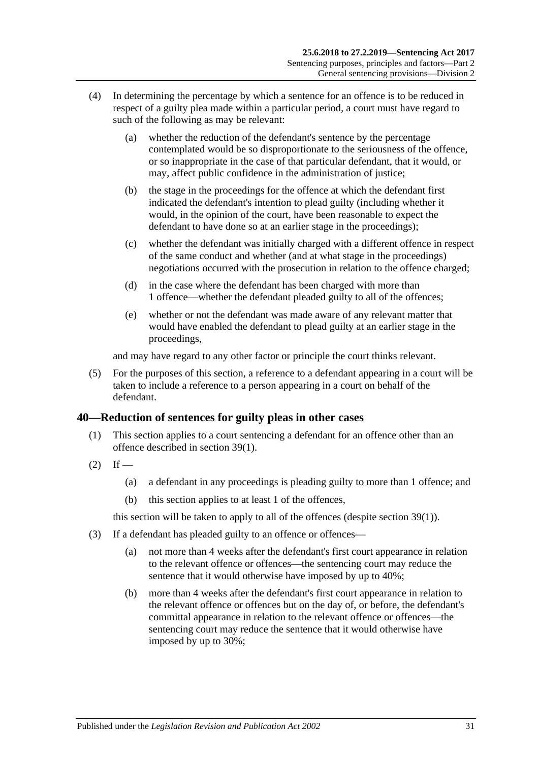(4) In determining the percentage by which a sentence for an offence is to be reduced in respect of a guilty plea made within a particular period, a court must have regard to such of the following as may be relevant:

   (a) whether the reduction of the defendant's sentence by the percentage contemplated would be so disproportionate to the seriousness of the offence, or so inappropriate in the case of that particular defendant, that it would, or may, affect public confidence in the administration of justice;

   (b) the stage in the proceedings for the offence at which the defendant first indicated the defendant's intention to plead guilty (including whether it would, in the opinion of the court, have been reasonable to expect the defendant to have done so at an earlier stage in the proceedings);

   (c) whether the defendant was initially charged with a different offence in respect of the same conduct and whether (and at what stage in the proceedings) negotiations occurred with the prosecution in relation to the offence charged;

   (d) in the case where the defendant has been charged with more than 1 offence—whether the defendant pleaded guilty to all of the offences;

   (e) whether or not the defendant was made aware of any relevant matter that would have enabled the defendant to plead guilty at an earlier stage in the proceedings,

and may have regard to any other factor or principle the court thinks relevant.

(5) For the purposes of this section, a reference to a defendant appearing in a court will be taken to include a reference to a person appearing in a court on behalf of the defendant.

## 40—Reduction of sentences for guilty pleas in other cases

(1) This section applies to a court sentencing a defendant for an offence other than an offence described in section 39(1).

(2) If —

   (a) a defendant in any proceedings is pleading guilty to more than 1 offence; and

   (b) this section applies to at least 1 of the offences,

this section will be taken to apply to all of the offences (despite section 39(1)).

(3) If a defendant has pleaded guilty to an offence or offences—

   (a) not more than 4 weeks after the defendant's first court appearance in relation to the relevant offence or offences—the sentencing court may reduce the sentence that it would otherwise have imposed by up to 40%;

   (b) more than 4 weeks after the defendant's first court appearance in relation to the relevant offence or offences but on the day of, or before, the defendant's committal appearance in relation to the relevant offence or offences—the sentencing court may reduce the sentence that it would otherwise have imposed by up to 30%;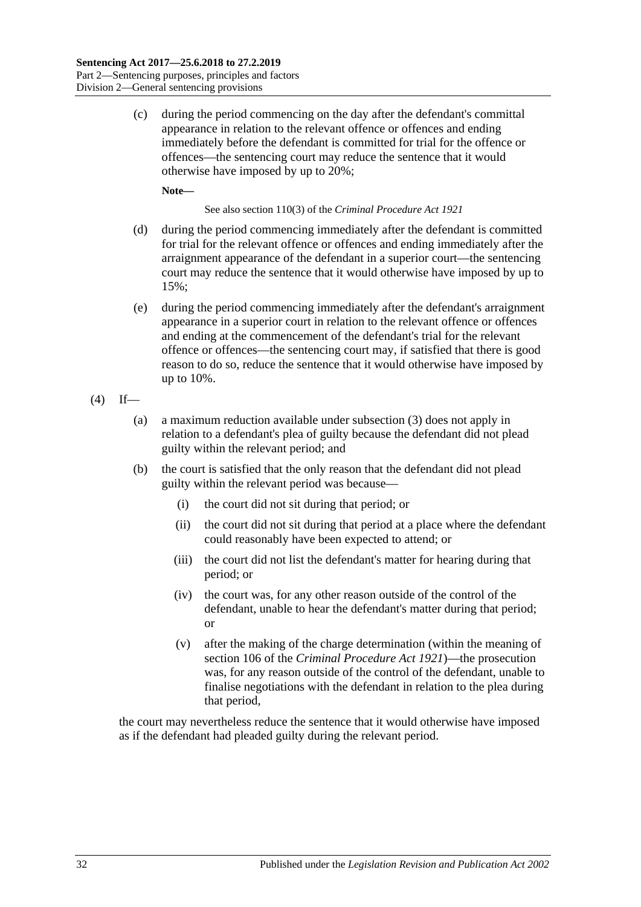(c) during the period commencing on the day after the defendant's committal appearance in relation to the relevant offence or offences and ending immediately before the defendant is committed for trial for the offence or offences—the sentencing court may reduce the sentence that it would otherwise have imposed by up to 20%;

**Note—**

See also section 110(3) of the *Criminal Procedure Act 1921*

(d) during the period commencing immediately after the defendant is committed for trial for the relevant offence or offences and ending immediately after the arraignment appearance of the defendant in a superior court—the sentencing court may reduce the sentence that it would otherwise have imposed by up to 15%;

(e) during the period commencing immediately after the defendant's arraignment appearance in a superior court in relation to the relevant offence or offences and ending at the commencement of the defendant's trial for the relevant offence or offences—the sentencing court may, if satisfied that there is good reason to do so, reduce the sentence that it would otherwise have imposed by up to 10%.

(4) If—

(a) a maximum reduction available under subsection (3) does not apply in relation to a defendant's plea of guilty because the defendant did not plead guilty within the relevant period; and

(b) the court is satisfied that the only reason that the defendant did not plead guilty within the relevant period was because—

(i) the court did not sit during that period; or

(ii) the court did not sit during that period at a place where the defendant could reasonably have been expected to attend; or

(iii) the court did not list the defendant's matter for hearing during that period; or

(iv) the court was, for any other reason outside of the control of the defendant, unable to hear the defendant's matter during that period; or

(v) after the making of the charge determination (within the meaning of section 106 of the *Criminal Procedure Act 1921*)—the prosecution was, for any reason outside of the control of the defendant, unable to finalise negotiations with the defendant in relation to the plea during that period,

the court may nevertheless reduce the sentence that it would otherwise have imposed as if the defendant had pleaded guilty during the relevant period.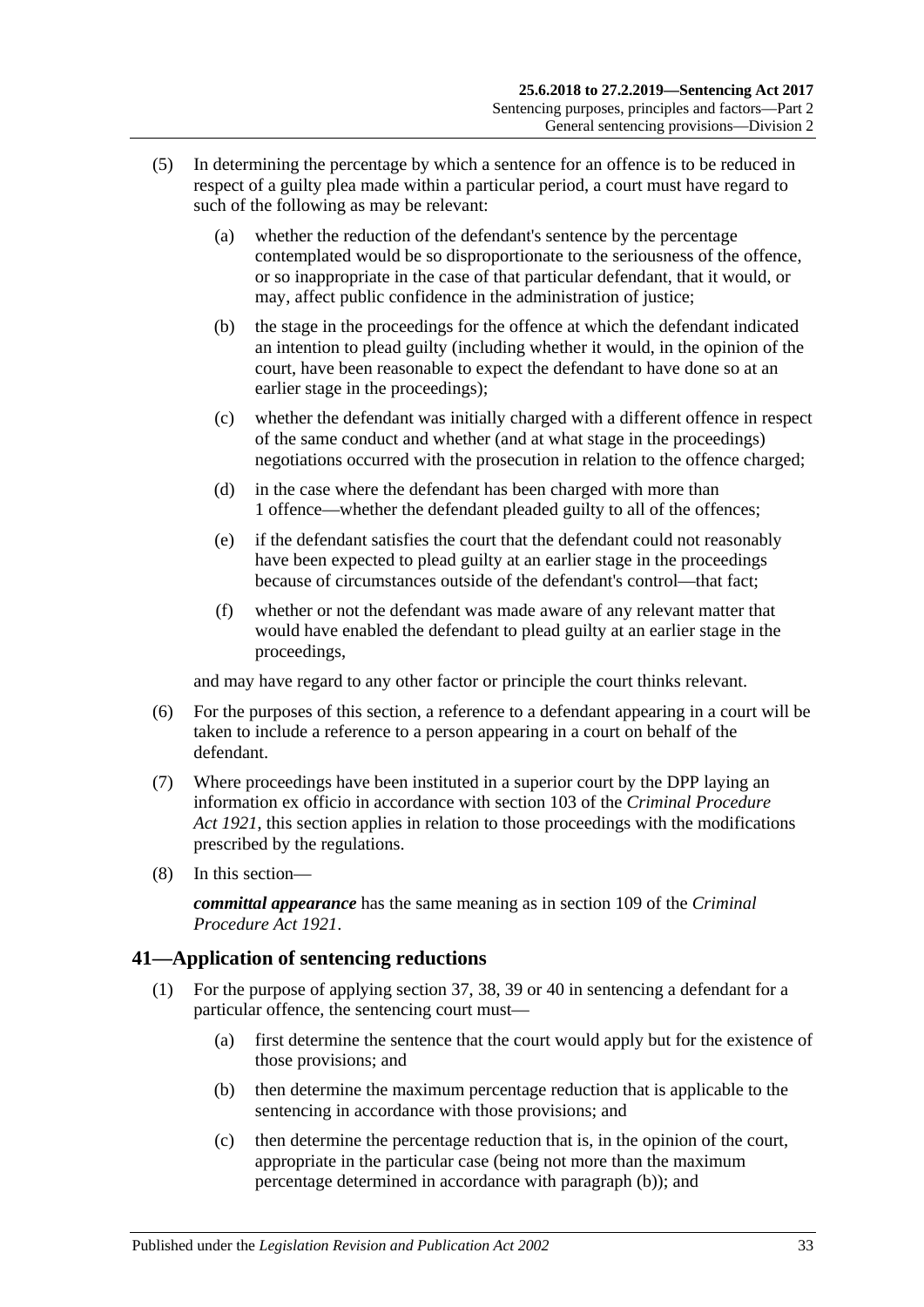(5) In determining the percentage by which a sentence for an offence is to be reduced in respect of a guilty plea made within a particular period, a court must have regard to such of the following as may be relevant:

(a) whether the reduction of the defendant's sentence by the percentage contemplated would be so disproportionate to the seriousness of the offence, or so inappropriate in the case of that particular defendant, that it would, or may, affect public confidence in the administration of justice;

(b) the stage in the proceedings for the offence at which the defendant indicated an intention to plead guilty (including whether it would, in the opinion of the court, have been reasonable to expect the defendant to have done so at an earlier stage in the proceedings);

(c) whether the defendant was initially charged with a different offence in respect of the same conduct and whether (and at what stage in the proceedings) negotiations occurred with the prosecution in relation to the offence charged;

(d) in the case where the defendant has been charged with more than 1 offence—whether the defendant pleaded guilty to all of the offences;

(e) if the defendant satisfies the court that the defendant could not reasonably have been expected to plead guilty at an earlier stage in the proceedings because of circumstances outside of the defendant's control—that fact;

(f) whether or not the defendant was made aware of any relevant matter that would have enabled the defendant to plead guilty at an earlier stage in the proceedings,

and may have regard to any other factor or principle the court thinks relevant.

(6) For the purposes of this section, a reference to a defendant appearing in a court will be taken to include a reference to a person appearing in a court on behalf of the defendant.

(7) Where proceedings have been instituted in a superior court by the DPP laying an information ex officio in accordance with section 103 of the *Criminal Procedure Act 1921*, this section applies in relation to those proceedings with the modifications prescribed by the regulations.

(8) In this section—

***committal appearance*** has the same meaning as in section 109 of the *Criminal Procedure Act 1921*.

## 41—Application of sentencing reductions

(1) For the purpose of applying section 37, 38, 39 or 40 in sentencing a defendant for a particular offence, the sentencing court must—

(a) first determine the sentence that the court would apply but for the existence of those provisions; and

(b) then determine the maximum percentage reduction that is applicable to the sentencing in accordance with those provisions; and

(c) then determine the percentage reduction that is, in the opinion of the court, appropriate in the particular case (being not more than the maximum percentage determined in accordance with paragraph (b)); and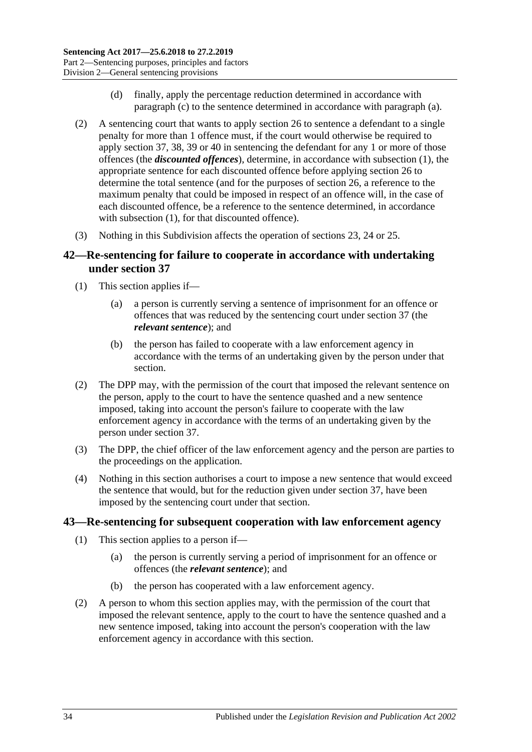(d) finally, apply the percentage reduction determined in accordance with paragraph (c) to the sentence determined in accordance with paragraph (a).

(2) A sentencing court that wants to apply section 26 to sentence a defendant to a single penalty for more than 1 offence must, if the court would otherwise be required to apply section 37, 38, 39 or 40 in sentencing the defendant for any 1 or more of those offences (the ***discounted offences***), determine, in accordance with subsection (1), the appropriate sentence for each discounted offence before applying section 26 to determine the total sentence (and for the purposes of section 26, a reference to the maximum penalty that could be imposed in respect of an offence will, in the case of each discounted offence, be a reference to the sentence determined, in accordance with subsection (1), for that discounted offence).

(3) Nothing in this Subdivision affects the operation of sections 23, 24 or 25.

## 42—Re-sentencing for failure to cooperate in accordance with undertaking under section 37

(1) This section applies if—

(a) a person is currently serving a sentence of imprisonment for an offence or offences that was reduced by the sentencing court under section 37 (the ***relevant sentence***); and

(b) the person has failed to cooperate with a law enforcement agency in accordance with the terms of an undertaking given by the person under that section.

(2) The DPP may, with the permission of the court that imposed the relevant sentence on the person, apply to the court to have the sentence quashed and a new sentence imposed, taking into account the person's failure to cooperate with the law enforcement agency in accordance with the terms of an undertaking given by the person under section 37.

(3) The DPP, the chief officer of the law enforcement agency and the person are parties to the proceedings on the application.

(4) Nothing in this section authorises a court to impose a new sentence that would exceed the sentence that would, but for the reduction given under section 37, have been imposed by the sentencing court under that section.

## 43—Re-sentencing for subsequent cooperation with law enforcement agency

(1) This section applies to a person if—

(a) the person is currently serving a period of imprisonment for an offence or offences (the ***relevant sentence***); and

(b) the person has cooperated with a law enforcement agency.

(2) A person to whom this section applies may, with the permission of the court that imposed the relevant sentence, apply to the court to have the sentence quashed and a new sentence imposed, taking into account the person's cooperation with the law enforcement agency in accordance with this section.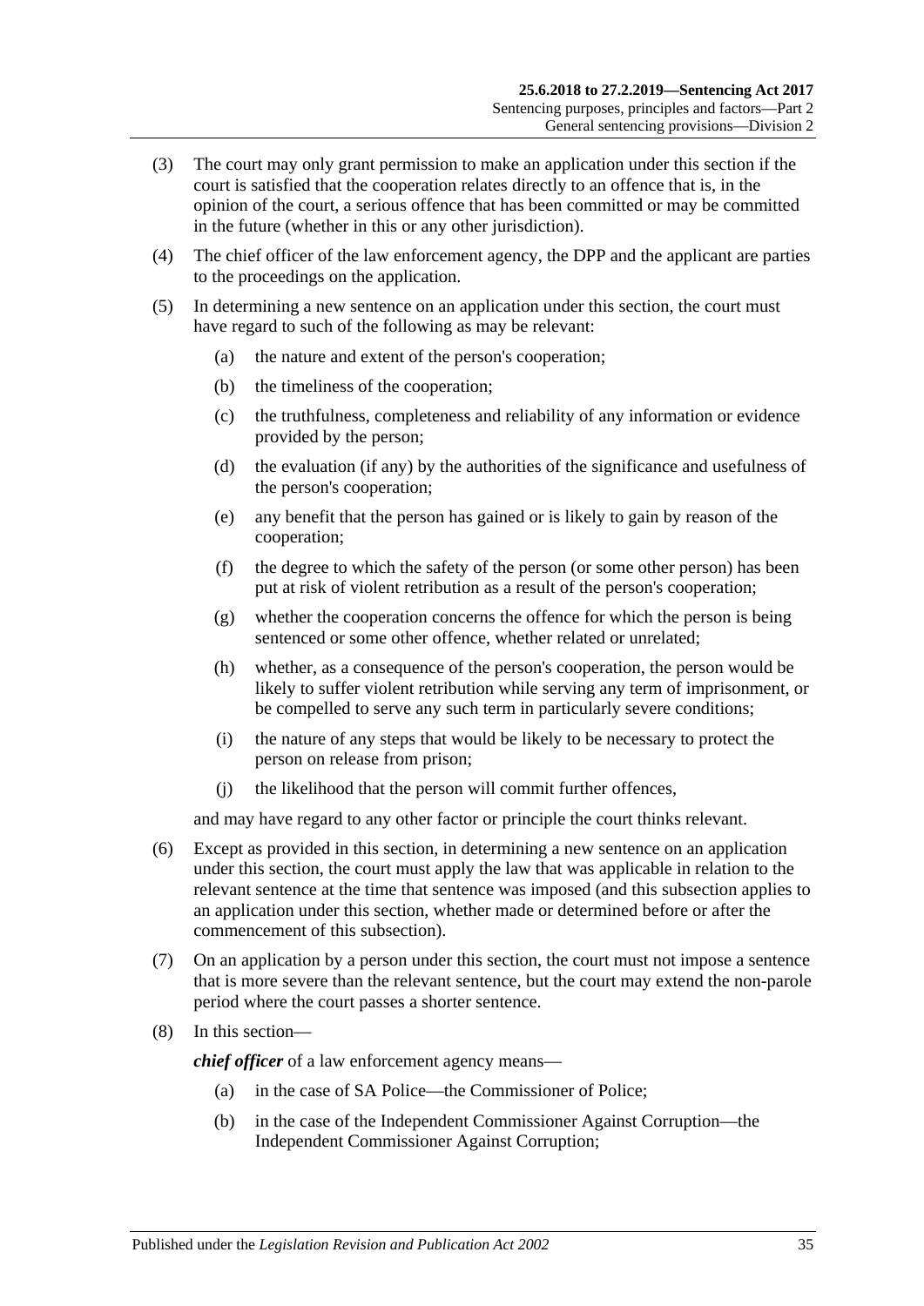(3) The court may only grant permission to make an application under this section if the court is satisfied that the cooperation relates directly to an offence that is, in the opinion of the court, a serious offence that has been committed or may be committed in the future (whether in this or any other jurisdiction).

(4) The chief officer of the law enforcement agency, the DPP and the applicant are parties to the proceedings on the application.

(5) In determining a new sentence on an application under this section, the court must have regard to such of the following as may be relevant:

   (a) the nature and extent of the person's cooperation;

   (b) the timeliness of the cooperation;

   (c) the truthfulness, completeness and reliability of any information or evidence provided by the person;

   (d) the evaluation (if any) by the authorities of the significance and usefulness of the person's cooperation;

   (e) any benefit that the person has gained or is likely to gain by reason of the cooperation;

   (f) the degree to which the safety of the person (or some other person) has been put at risk of violent retribution as a result of the person's cooperation;

   (g) whether the cooperation concerns the offence for which the person is being sentenced or some other offence, whether related or unrelated;

   (h) whether, as a consequence of the person's cooperation, the person would be likely to suffer violent retribution while serving any term of imprisonment, or be compelled to serve any such term in particularly severe conditions;

   (i) the nature of any steps that would be likely to be necessary to protect the person on release from prison;

   (j) the likelihood that the person will commit further offences,

   and may have regard to any other factor or principle the court thinks relevant.

(6) Except as provided in this section, in determining a new sentence on an application under this section, the court must apply the law that was applicable in relation to the relevant sentence at the time that sentence was imposed (and this subsection applies to an application under this section, whether made or determined before or after the commencement of this subsection).

(7) On an application by a person under this section, the court must not impose a sentence that is more severe than the relevant sentence, but the court may extend the non-parole period where the court passes a shorter sentence.

(8) In this section—

   ***chief officer*** of a law enforcement agency means—

   (a) in the case of SA Police—the Commissioner of Police;

   (b) in the case of the Independent Commissioner Against Corruption—the Independent Commissioner Against Corruption;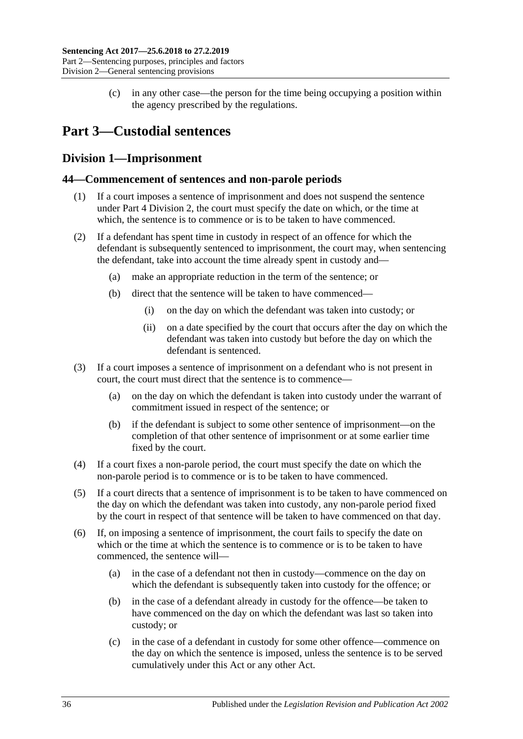(c) in any other case—the person for the time being occupying a position within the agency prescribed by the regulations.

# Part 3—Custodial sentences

## Division 1—Imprisonment

### 44—Commencement of sentences and non-parole periods

(1) If a court imposes a sentence of imprisonment and does not suspend the sentence under Part 4 Division 2, the court must specify the date on which, or the time at which, the sentence is to commence or is to be taken to have commenced.

(2) If a defendant has spent time in custody in respect of an offence for which the defendant is subsequently sentenced to imprisonment, the court may, when sentencing the defendant, take into account the time already spent in custody and—

(a) make an appropriate reduction in the term of the sentence; or

(b) direct that the sentence will be taken to have commenced—

(i) on the day on which the defendant was taken into custody; or

(ii) on a date specified by the court that occurs after the day on which the defendant was taken into custody but before the day on which the defendant is sentenced.

(3) If a court imposes a sentence of imprisonment on a defendant who is not present in court, the court must direct that the sentence is to commence—

(a) on the day on which the defendant is taken into custody under the warrant of commitment issued in respect of the sentence; or

(b) if the defendant is subject to some other sentence of imprisonment—on the completion of that other sentence of imprisonment or at some earlier time fixed by the court.

(4) If a court fixes a non-parole period, the court must specify the date on which the non-parole period is to commence or is to be taken to have commenced.

(5) If a court directs that a sentence of imprisonment is to be taken to have commenced on the day on which the defendant was taken into custody, any non-parole period fixed by the court in respect of that sentence will be taken to have commenced on that day.

(6) If, on imposing a sentence of imprisonment, the court fails to specify the date on which or the time at which the sentence is to commence or is to be taken to have commenced, the sentence will—

(a) in the case of a defendant not then in custody—commence on the day on which the defendant is subsequently taken into custody for the offence; or

(b) in the case of a defendant already in custody for the offence—be taken to have commenced on the day on which the defendant was last so taken into custody; or

(c) in the case of a defendant in custody for some other offence—commence on the day on which the sentence is imposed, unless the sentence is to be served cumulatively under this Act or any other Act.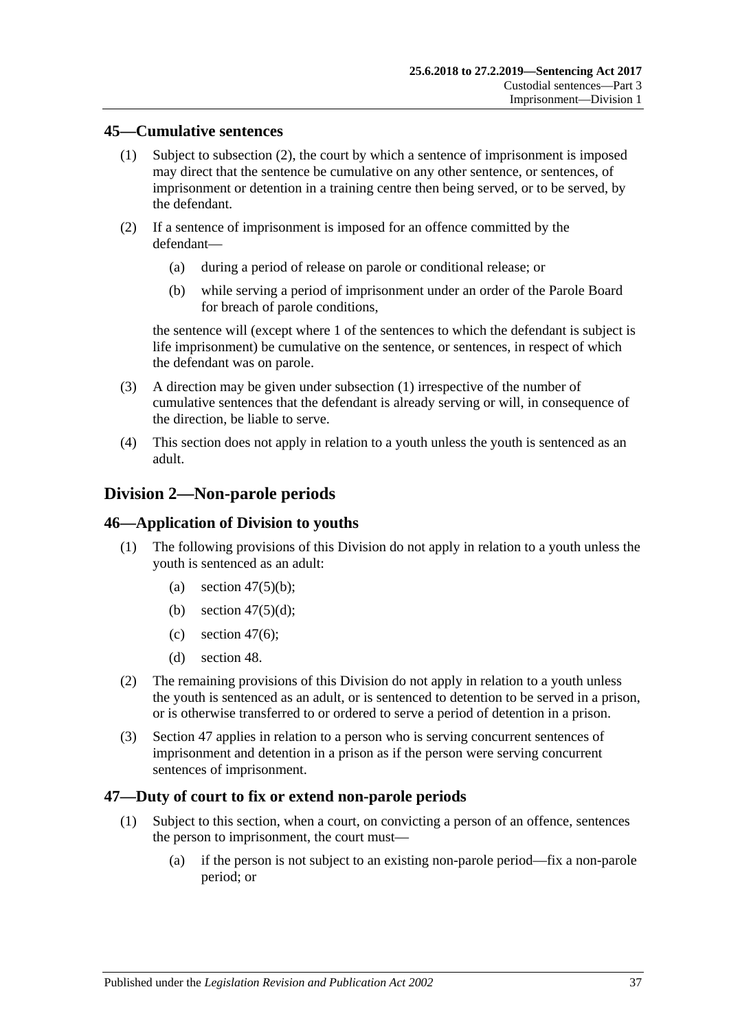## 45—Cumulative sentences

(1) Subject to subsection (2), the court by which a sentence of imprisonment is imposed may direct that the sentence be cumulative on any other sentence, or sentences, of imprisonment or detention in a training centre then being served, or to be served, by the defendant.

(2) If a sentence of imprisonment is imposed for an offence committed by the defendant—

(a) during a period of release on parole or conditional release; or

(b) while serving a period of imprisonment under an order of the Parole Board for breach of parole conditions,

the sentence will (except where 1 of the sentences to which the defendant is subject is life imprisonment) be cumulative on the sentence, or sentences, in respect of which the defendant was on parole.

(3) A direction may be given under subsection (1) irrespective of the number of cumulative sentences that the defendant is already serving or will, in consequence of the direction, be liable to serve.

(4) This section does not apply in relation to a youth unless the youth is sentenced as an adult.

# Division 2—Non-parole periods

## 46—Application of Division to youths

(1) The following provisions of this Division do not apply in relation to a youth unless the youth is sentenced as an adult:

(a) section 47(5)(b);

(b) section 47(5)(d);

(c) section 47(6);

(d) section 48.

(2) The remaining provisions of this Division do not apply in relation to a youth unless the youth is sentenced as an adult, or is sentenced to detention to be served in a prison, or is otherwise transferred to or ordered to serve a period of detention in a prison.

(3) Section 47 applies in relation to a person who is serving concurrent sentences of imprisonment and detention in a prison as if the person were serving concurrent sentences of imprisonment.

## 47—Duty of court to fix or extend non-parole periods

(1) Subject to this section, when a court, on convicting a person of an offence, sentences the person to imprisonment, the court must—

(a) if the person is not subject to an existing non-parole period—fix a non-parole period; or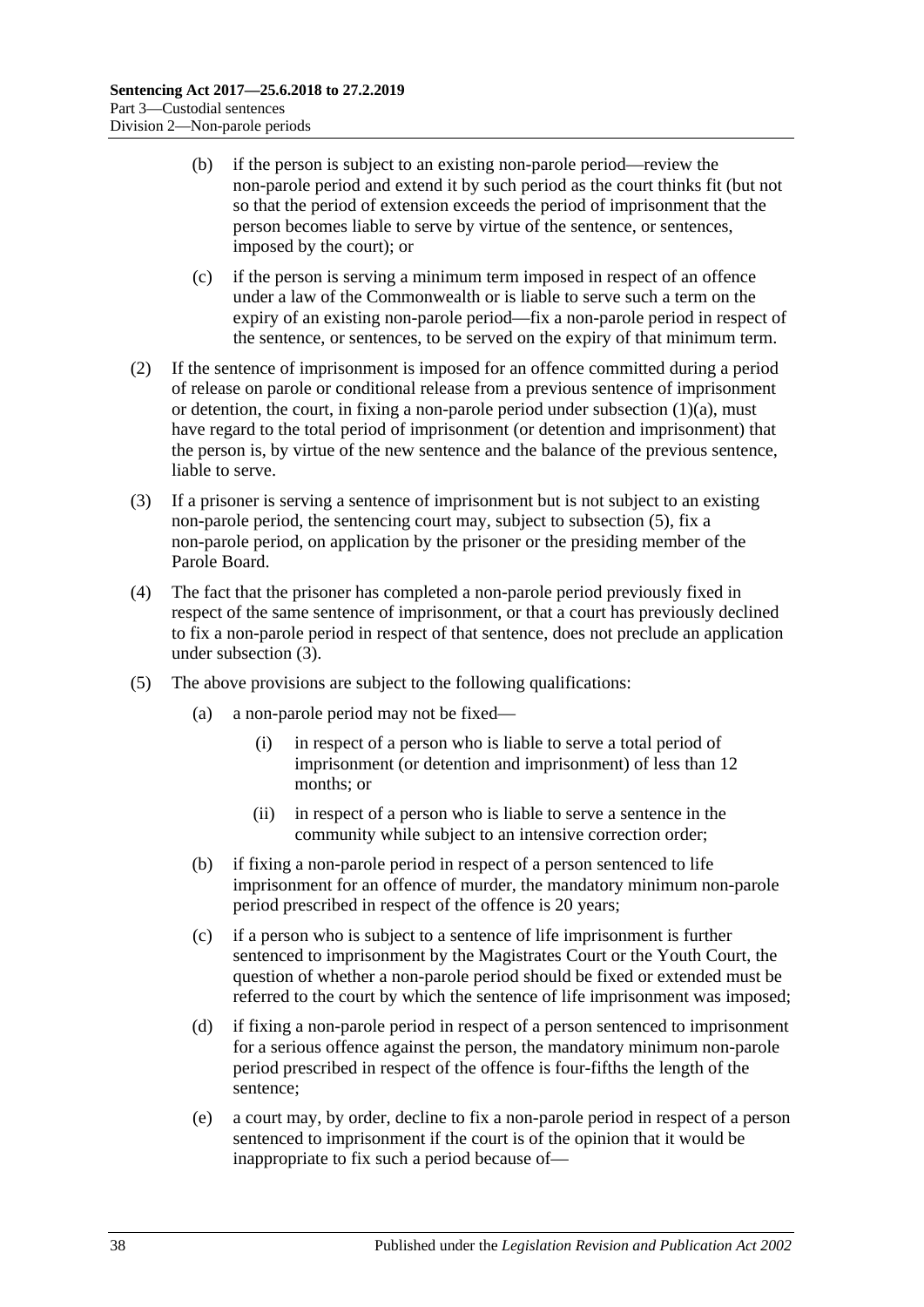(b) if the person is subject to an existing non-parole period—review the non-parole period and extend it by such period as the court thinks fit (but not so that the period of extension exceeds the period of imprisonment that the person becomes liable to serve by virtue of the sentence, or sentences, imposed by the court); or

(c) if the person is serving a minimum term imposed in respect of an offence under a law of the Commonwealth or is liable to serve such a term on the expiry of an existing non-parole period—fix a non-parole period in respect of the sentence, or sentences, to be served on the expiry of that minimum term.

(2) If the sentence of imprisonment is imposed for an offence committed during a period of release on parole or conditional release from a previous sentence of imprisonment or detention, the court, in fixing a non-parole period under subsection (1)(a), must have regard to the total period of imprisonment (or detention and imprisonment) that the person is, by virtue of the new sentence and the balance of the previous sentence, liable to serve.

(3) If a prisoner is serving a sentence of imprisonment but is not subject to an existing non-parole period, the sentencing court may, subject to subsection (5), fix a non-parole period, on application by the prisoner or the presiding member of the Parole Board.

(4) The fact that the prisoner has completed a non-parole period previously fixed in respect of the same sentence of imprisonment, or that a court has previously declined to fix a non-parole period in respect of that sentence, does not preclude an application under subsection (3).

(5) The above provisions are subject to the following qualifications:

(a) a non-parole period may not be fixed—

(i) in respect of a person who is liable to serve a total period of imprisonment (or detention and imprisonment) of less than 12 months; or

(ii) in respect of a person who is liable to serve a sentence in the community while subject to an intensive correction order;

(b) if fixing a non-parole period in respect of a person sentenced to life imprisonment for an offence of murder, the mandatory minimum non-parole period prescribed in respect of the offence is 20 years;

(c) if a person who is subject to a sentence of life imprisonment is further sentenced to imprisonment by the Magistrates Court or the Youth Court, the question of whether a non-parole period should be fixed or extended must be referred to the court by which the sentence of life imprisonment was imposed;

(d) if fixing a non-parole period in respect of a person sentenced to imprisonment for a serious offence against the person, the mandatory minimum non-parole period prescribed in respect of the offence is four-fifths the length of the sentence;

(e) a court may, by order, decline to fix a non-parole period in respect of a person sentenced to imprisonment if the court is of the opinion that it would be inappropriate to fix such a period because of—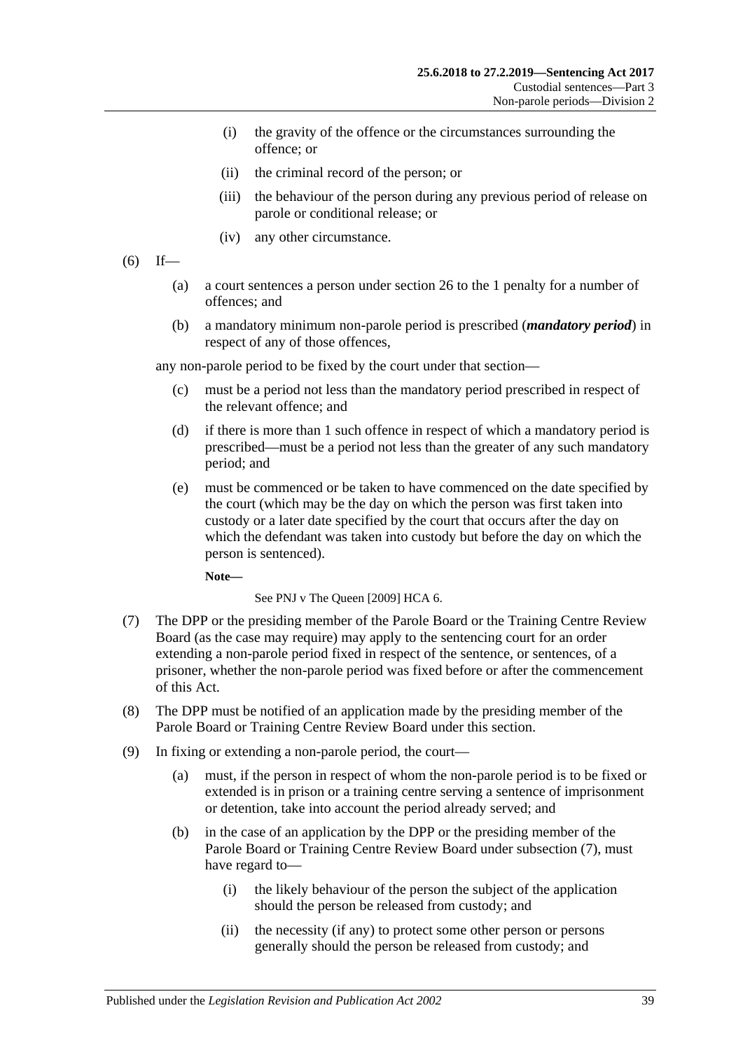(i) the gravity of the offence or the circumstances surrounding the offence; or

(ii) the criminal record of the person; or

(iii) the behaviour of the person during any previous period of release on parole or conditional release; or

(iv) any other circumstance.

(6) If—

(a) a court sentences a person under section 26 to the 1 penalty for a number of offences; and

(b) a mandatory minimum non-parole period is prescribed (***mandatory period***) in respect of any of those offences,

any non-parole period to be fixed by the court under that section—

(c) must be a period not less than the mandatory period prescribed in respect of the relevant offence; and

(d) if there is more than 1 such offence in respect of which a mandatory period is prescribed—must be a period not less than the greater of any such mandatory period; and

(e) must be commenced or be taken to have commenced on the date specified by the court (which may be the day on which the person was first taken into custody or a later date specified by the court that occurs after the day on which the defendant was taken into custody but before the day on which the person is sentenced).

**Note—**

See PNJ v The Queen [2009] HCA 6.

(7) The DPP or the presiding member of the Parole Board or the Training Centre Review Board (as the case may require) may apply to the sentencing court for an order extending a non-parole period fixed in respect of the sentence, or sentences, of a prisoner, whether the non-parole period was fixed before or after the commencement of this Act.

(8) The DPP must be notified of an application made by the presiding member of the Parole Board or Training Centre Review Board under this section.

(9) In fixing or extending a non-parole period, the court—

(a) must, if the person in respect of whom the non-parole period is to be fixed or extended is in prison or a training centre serving a sentence of imprisonment or detention, take into account the period already served; and

(b) in the case of an application by the DPP or the presiding member of the Parole Board or Training Centre Review Board under subsection (7), must have regard to—

(i) the likely behaviour of the person the subject of the application should the person be released from custody; and

(ii) the necessity (if any) to protect some other person or persons generally should the person be released from custody; and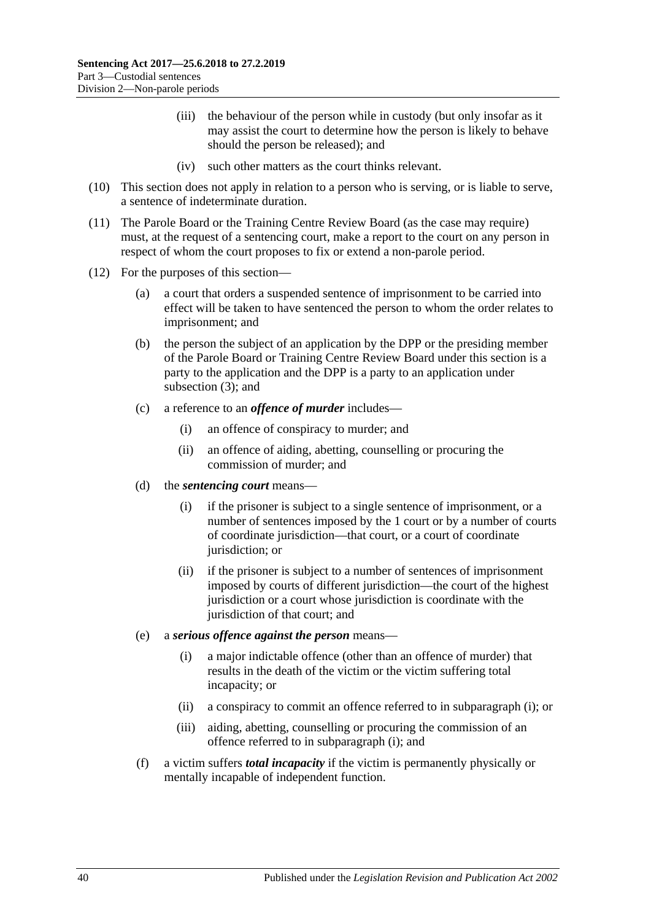(iii) the behaviour of the person while in custody (but only insofar as it may assist the court to determine how the person is likely to behave should the person be released); and

(iv) such other matters as the court thinks relevant.

(10) This section does not apply in relation to a person who is serving, or is liable to serve, a sentence of indeterminate duration.

(11) The Parole Board or the Training Centre Review Board (as the case may require) must, at the request of a sentencing court, make a report to the court on any person in respect of whom the court proposes to fix or extend a non-parole period.

(12) For the purposes of this section—

(a) a court that orders a suspended sentence of imprisonment to be carried into effect will be taken to have sentenced the person to whom the order relates to imprisonment; and

(b) the person the subject of an application by the DPP or the presiding member of the Parole Board or Training Centre Review Board under this section is a party to the application and the DPP is a party to an application under subsection (3); and

(c) a reference to an ***offence of murder*** includes—

(i) an offence of conspiracy to murder; and

(ii) an offence of aiding, abetting, counselling or procuring the commission of murder; and

(d) the ***sentencing court*** means—

(i) if the prisoner is subject to a single sentence of imprisonment, or a number of sentences imposed by the 1 court or by a number of courts of coordinate jurisdiction—that court, or a court of coordinate jurisdiction; or

(ii) if the prisoner is subject to a number of sentences of imprisonment imposed by courts of different jurisdiction—the court of the highest jurisdiction or a court whose jurisdiction is coordinate with the jurisdiction of that court; and

(e) a ***serious offence against the person*** means—

(i) a major indictable offence (other than an offence of murder) that results in the death of the victim or the victim suffering total incapacity; or

(ii) a conspiracy to commit an offence referred to in subparagraph (i); or

(iii) aiding, abetting, counselling or procuring the commission of an offence referred to in subparagraph (i); and

(f) a victim suffers ***total incapacity*** if the victim is permanently physically or mentally incapable of independent function.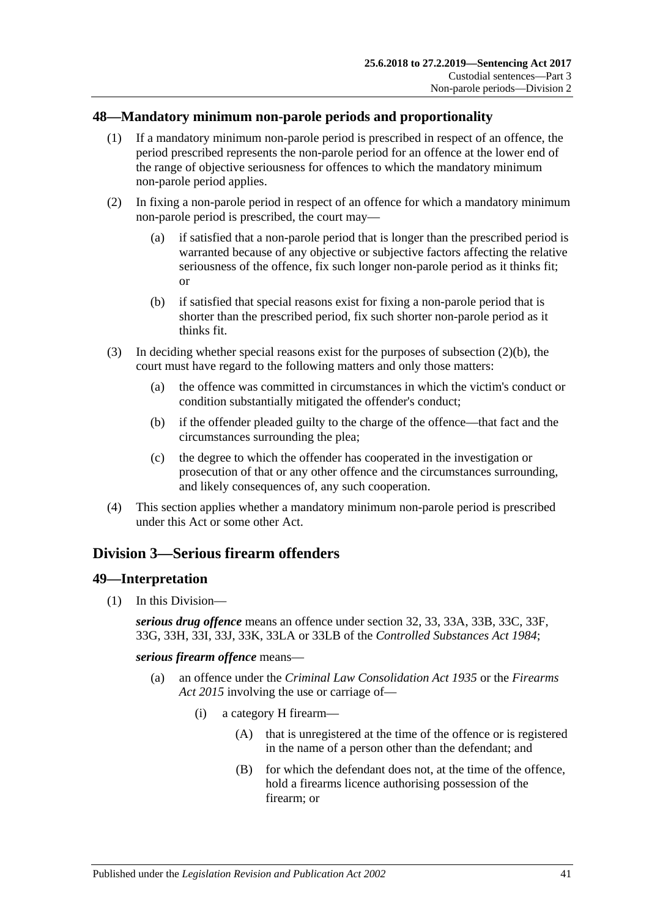## 48—Mandatory minimum non-parole periods and proportionality

(1) If a mandatory minimum non-parole period is prescribed in respect of an offence, the period prescribed represents the non-parole period for an offence at the lower end of the range of objective seriousness for offences to which the mandatory minimum non-parole period applies.

(2) In fixing a non-parole period in respect of an offence for which a mandatory minimum non-parole period is prescribed, the court may—

(a) if satisfied that a non-parole period that is longer than the prescribed period is warranted because of any objective or subjective factors affecting the relative seriousness of the offence, fix such longer non-parole period as it thinks fit; or

(b) if satisfied that special reasons exist for fixing a non-parole period that is shorter than the prescribed period, fix such shorter non-parole period as it thinks fit.

(3) In deciding whether special reasons exist for the purposes of subsection (2)(b), the court must have regard to the following matters and only those matters:

(a) the offence was committed in circumstances in which the victim's conduct or condition substantially mitigated the offender's conduct;

(b) if the offender pleaded guilty to the charge of the offence—that fact and the circumstances surrounding the plea;

(c) the degree to which the offender has cooperated in the investigation or prosecution of that or any other offence and the circumstances surrounding, and likely consequences of, any such cooperation.

(4) This section applies whether a mandatory minimum non-parole period is prescribed under this Act or some other Act.

# Division 3—Serious firearm offenders

## 49—Interpretation

(1) In this Division—

***serious drug offence*** means an offence under section 32, 33, 33A, 33B, 33C, 33F, 33G, 33H, 33I, 33J, 33K, 33LA or 33LB of the *Controlled Substances Act 1984*;

***serious firearm offence*** means—

(a) an offence under the *Criminal Law Consolidation Act 1935* or the *Firearms Act 2015* involving the use or carriage of—

(i) a category H firearm—

(A) that is unregistered at the time of the offence or is registered in the name of a person other than the defendant; and

(B) for which the defendant does not, at the time of the offence, hold a firearms licence authorising possession of the firearm; or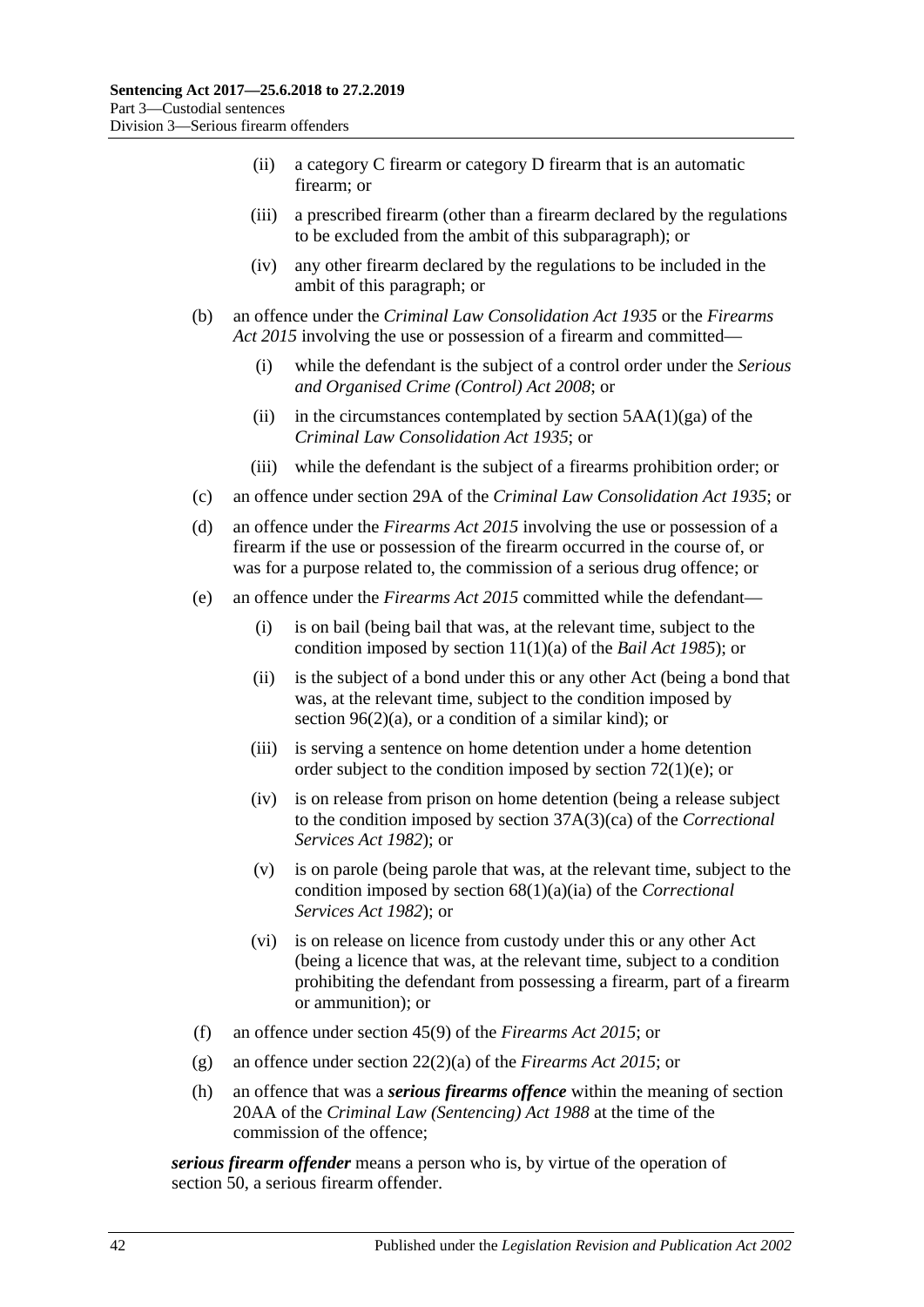- (ii) a category C firearm or category D firearm that is an automatic firearm; or
- (iii) a prescribed firearm (other than a firearm declared by the regulations to be excluded from the ambit of this subparagraph); or
- (iv) any other firearm declared by the regulations to be included in the ambit of this paragraph; or

(b) an offence under the *Criminal Law Consolidation Act 1935* or the *Firearms Act 2015* involving the use or possession of a firearm and committed—

- (i) while the defendant is the subject of a control order under the *Serious and Organised Crime (Control) Act 2008*; or
- (ii) in the circumstances contemplated by section 5AA(1)(ga) of the *Criminal Law Consolidation Act 1935*; or
- (iii) while the defendant is the subject of a firearms prohibition order; or

(c) an offence under section 29A of the *Criminal Law Consolidation Act 1935*; or

(d) an offence under the *Firearms Act 2015* involving the use or possession of a firearm if the use or possession of the firearm occurred in the course of, or was for a purpose related to, the commission of a serious drug offence; or

(e) an offence under the *Firearms Act 2015* committed while the defendant—

- (i) is on bail (being bail that was, at the relevant time, subject to the condition imposed by section 11(1)(a) of the *Bail Act 1985*); or
- (ii) is the subject of a bond under this or any other Act (being a bond that was, at the relevant time, subject to the condition imposed by section 96(2)(a), or a condition of a similar kind); or
- (iii) is serving a sentence on home detention under a home detention order subject to the condition imposed by section 72(1)(e); or
- (iv) is on release from prison on home detention (being a release subject to the condition imposed by section 37A(3)(ca) of the *Correctional Services Act 1982*); or
- (v) is on parole (being parole that was, at the relevant time, subject to the condition imposed by section 68(1)(a)(ia) of the *Correctional Services Act 1982*); or
- (vi) is on release on licence from custody under this or any other Act (being a licence that was, at the relevant time, subject to a condition prohibiting the defendant from possessing a firearm, part of a firearm or ammunition); or

(f) an offence under section 45(9) of the *Firearms Act 2015*; or

(g) an offence under section 22(2)(a) of the *Firearms Act 2015*; or

(h) an offence that was a ***serious firearms offence*** within the meaning of section 20AA of the *Criminal Law (Sentencing) Act 1988* at the time of the commission of the offence;

***serious firearm offender*** means a person who is, by virtue of the operation of section 50, a serious firearm offender.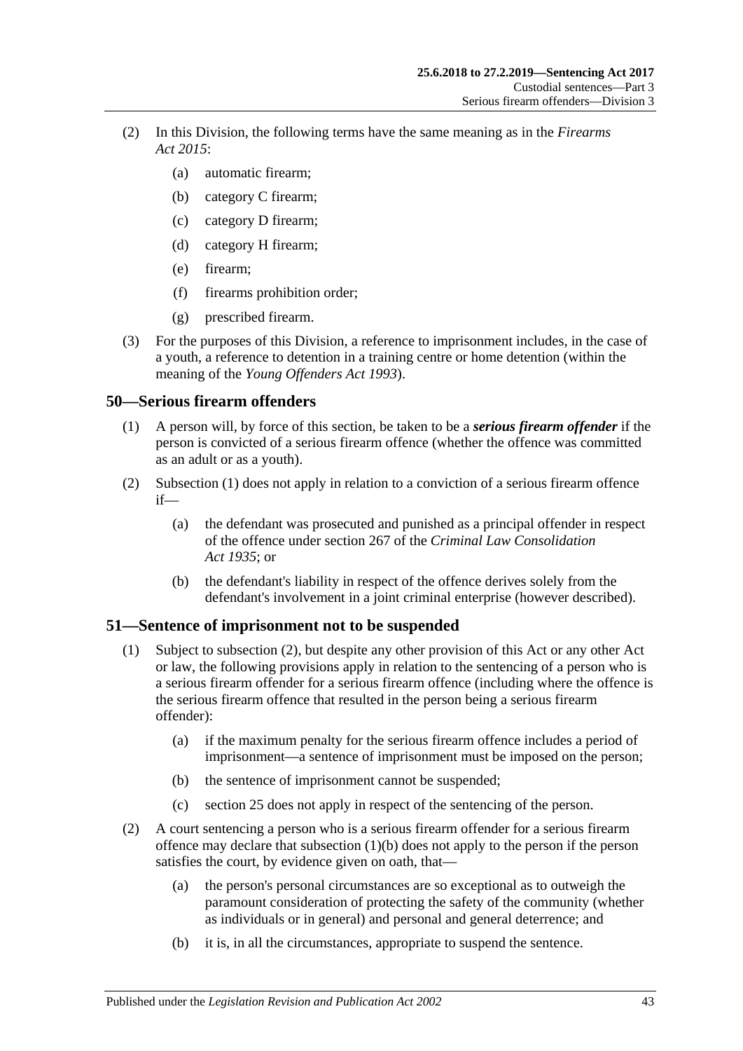(2) In this Division, the following terms have the same meaning as in the *Firearms Act 2015*:

(a) automatic firearm;

(b) category C firearm;

(c) category D firearm;

(d) category H firearm;

(e) firearm;

(f) firearms prohibition order;

(g) prescribed firearm.

(3) For the purposes of this Division, a reference to imprisonment includes, in the case of a youth, a reference to detention in a training centre or home detention (within the meaning of the *Young Offenders Act 1993*).

## 50—Serious firearm offenders

(1) A person will, by force of this section, be taken to be a ***serious firearm offender*** if the person is convicted of a serious firearm offence (whether the offence was committed as an adult or as a youth).

(2) Subsection (1) does not apply in relation to a conviction of a serious firearm offence if—

(a) the defendant was prosecuted and punished as a principal offender in respect of the offence under section 267 of the *Criminal Law Consolidation Act 1935*; or

(b) the defendant's liability in respect of the offence derives solely from the defendant's involvement in a joint criminal enterprise (however described).

## 51—Sentence of imprisonment not to be suspended

(1) Subject to subsection (2), but despite any other provision of this Act or any other Act or law, the following provisions apply in relation to the sentencing of a person who is a serious firearm offender for a serious firearm offence (including where the offence is the serious firearm offence that resulted in the person being a serious firearm offender):

(a) if the maximum penalty for the serious firearm offence includes a period of imprisonment—a sentence of imprisonment must be imposed on the person;

(b) the sentence of imprisonment cannot be suspended;

(c) section 25 does not apply in respect of the sentencing of the person.

(2) A court sentencing a person who is a serious firearm offender for a serious firearm offence may declare that subsection (1)(b) does not apply to the person if the person satisfies the court, by evidence given on oath, that—

(a) the person's personal circumstances are so exceptional as to outweigh the paramount consideration of protecting the safety of the community (whether as individuals or in general) and personal and general deterrence; and

(b) it is, in all the circumstances, appropriate to suspend the sentence.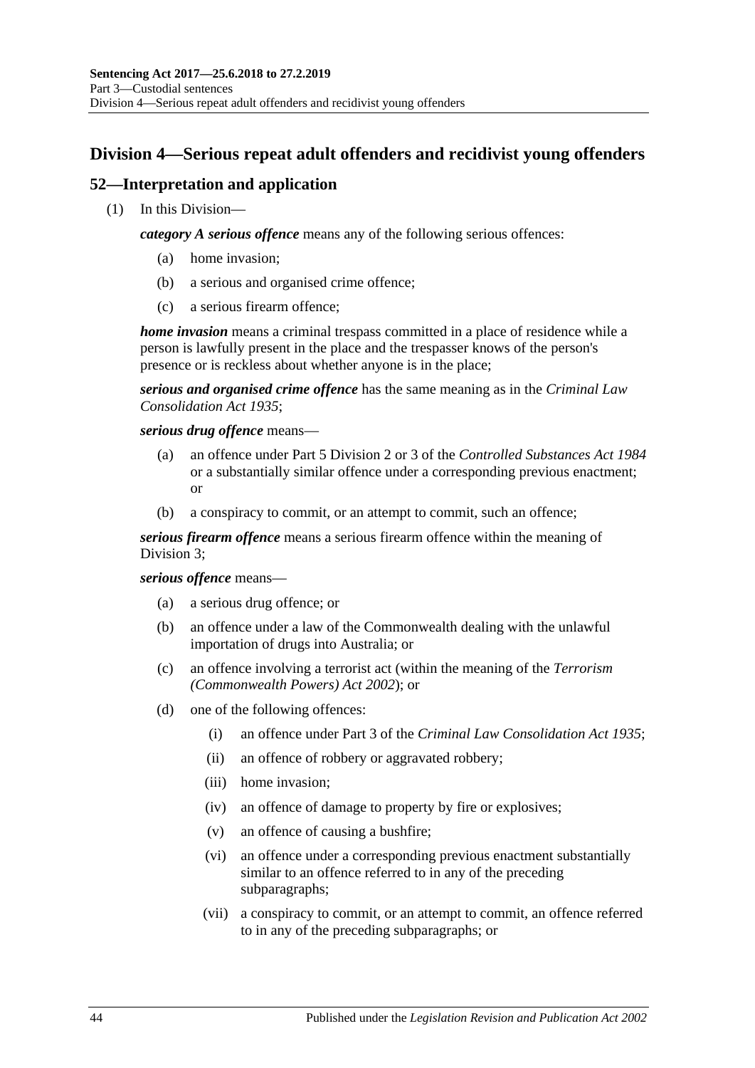## Division 4—Serious repeat adult offenders and recidivist young offenders

### 52—Interpretation and application

(1) In this Division—

***category A serious offence*** means any of the following serious offences:

(a) home invasion;

(b) a serious and organised crime offence;

(c) a serious firearm offence;

***home invasion*** means a criminal trespass committed in a place of residence while a person is lawfully present in the place and the trespasser knows of the person's presence or is reckless about whether anyone is in the place;

***serious and organised crime offence*** has the same meaning as in the *Criminal Law Consolidation Act 1935*;

***serious drug offence*** means—

(a) an offence under Part 5 Division 2 or 3 of the *Controlled Substances Act 1984* or a substantially similar offence under a corresponding previous enactment; or

(b) a conspiracy to commit, or an attempt to commit, such an offence;

***serious firearm offence*** means a serious firearm offence within the meaning of Division 3;

***serious offence*** means—

(a) a serious drug offence; or

(b) an offence under a law of the Commonwealth dealing with the unlawful importation of drugs into Australia; or

(c) an offence involving a terrorist act (within the meaning of the *Terrorism (Commonwealth Powers) Act 2002*); or

(d) one of the following offences:

(i) an offence under Part 3 of the *Criminal Law Consolidation Act 1935*;

(ii) an offence of robbery or aggravated robbery;

(iii) home invasion;

(iv) an offence of damage to property by fire or explosives;

(v) an offence of causing a bushfire;

(vi) an offence under a corresponding previous enactment substantially similar to an offence referred to in any of the preceding subparagraphs;

(vii) a conspiracy to commit, or an attempt to commit, an offence referred to in any of the preceding subparagraphs; or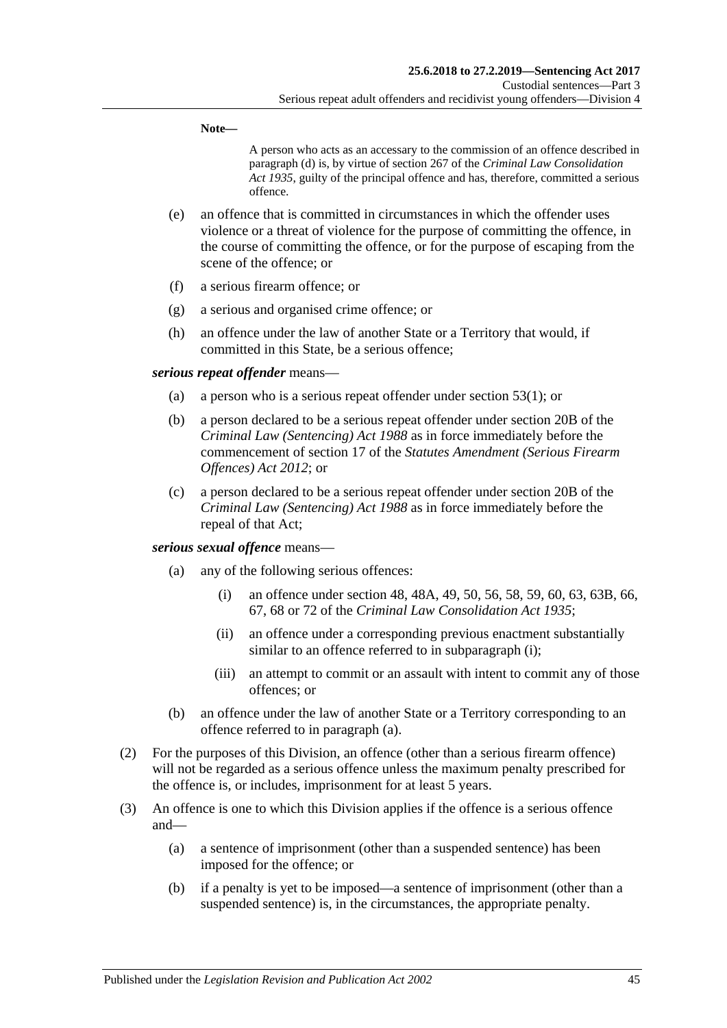**Note—**

A person who acts as an accessary to the commission of an offence described in paragraph (d) is, by virtue of section 267 of the *Criminal Law Consolidation Act 1935*, guilty of the principal offence and has, therefore, committed a serious offence.

(e) an offence that is committed in circumstances in which the offender uses violence or a threat of violence for the purpose of committing the offence, in the course of committing the offence, or for the purpose of escaping from the scene of the offence; or

(f) a serious firearm offence; or

(g) a serious and organised crime offence; or

(h) an offence under the law of another State or a Territory that would, if committed in this State, be a serious offence;

***serious repeat offender*** means—

(a) a person who is a serious repeat offender under section 53(1); or

(b) a person declared to be a serious repeat offender under section 20B of the *Criminal Law (Sentencing) Act 1988* as in force immediately before the commencement of section 17 of the *Statutes Amendment (Serious Firearm Offences) Act 2012*; or

(c) a person declared to be a serious repeat offender under section 20B of the *Criminal Law (Sentencing) Act 1988* as in force immediately before the repeal of that Act;

***serious sexual offence*** means—

(a) any of the following serious offences:

(i) an offence under section 48, 48A, 49, 50, 56, 58, 59, 60, 63, 63B, 66, 67, 68 or 72 of the *Criminal Law Consolidation Act 1935*;

(ii) an offence under a corresponding previous enactment substantially similar to an offence referred to in subparagraph (i);

(iii) an attempt to commit or an assault with intent to commit any of those offences; or

(b) an offence under the law of another State or a Territory corresponding to an offence referred to in paragraph (a).

(2) For the purposes of this Division, an offence (other than a serious firearm offence) will not be regarded as a serious offence unless the maximum penalty prescribed for the offence is, or includes, imprisonment for at least 5 years.

(3) An offence is one to which this Division applies if the offence is a serious offence and—

(a) a sentence of imprisonment (other than a suspended sentence) has been imposed for the offence; or

(b) if a penalty is yet to be imposed—a sentence of imprisonment (other than a suspended sentence) is, in the circumstances, the appropriate penalty.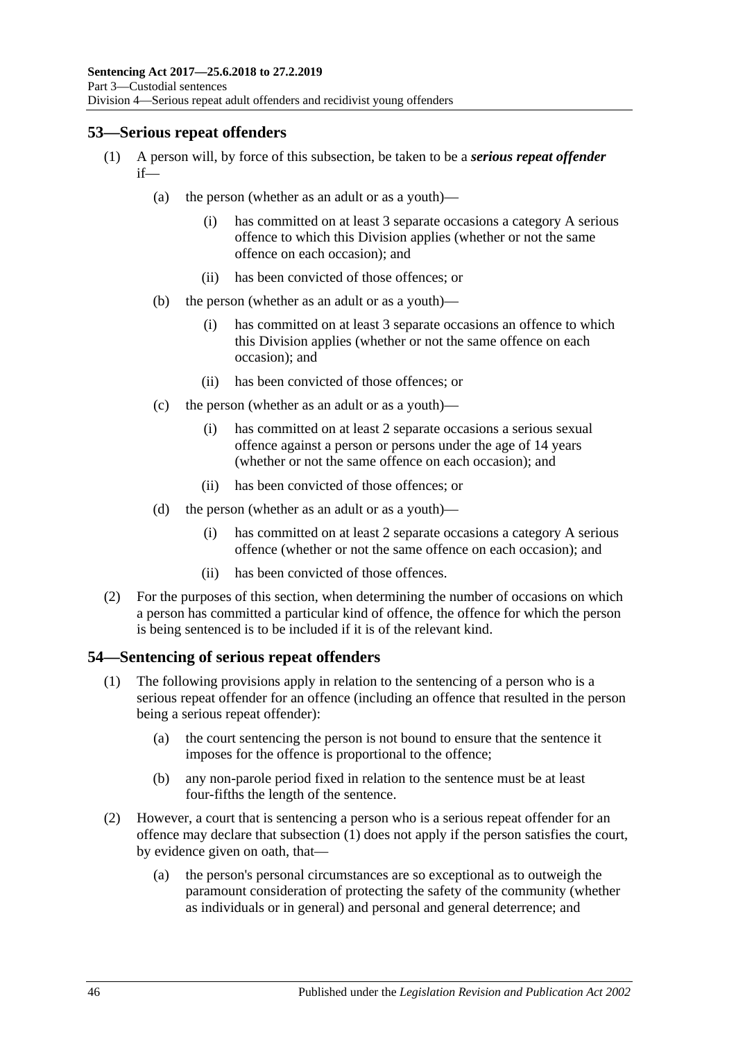## 53—Serious repeat offenders

(1) A person will, by force of this subsection, be taken to be a ***serious repeat offender*** if—

(a) the person (whether as an adult or as a youth)—

(i) has committed on at least 3 separate occasions a category A serious offence to which this Division applies (whether or not the same offence on each occasion); and

(ii) has been convicted of those offences; or

(b) the person (whether as an adult or as a youth)—

(i) has committed on at least 3 separate occasions an offence to which this Division applies (whether or not the same offence on each occasion); and

(ii) has been convicted of those offences; or

(c) the person (whether as an adult or as a youth)—

(i) has committed on at least 2 separate occasions a serious sexual offence against a person or persons under the age of 14 years (whether or not the same offence on each occasion); and

(ii) has been convicted of those offences; or

(d) the person (whether as an adult or as a youth)—

(i) has committed on at least 2 separate occasions a category A serious offence (whether or not the same offence on each occasion); and

(ii) has been convicted of those offences.

(2) For the purposes of this section, when determining the number of occasions on which a person has committed a particular kind of offence, the offence for which the person is being sentenced is to be included if it is of the relevant kind.

## 54—Sentencing of serious repeat offenders

(1) The following provisions apply in relation to the sentencing of a person who is a serious repeat offender for an offence (including an offence that resulted in the person being a serious repeat offender):

(a) the court sentencing the person is not bound to ensure that the sentence it imposes for the offence is proportional to the offence;

(b) any non-parole period fixed in relation to the sentence must be at least four-fifths the length of the sentence.

(2) However, a court that is sentencing a person who is a serious repeat offender for an offence may declare that subsection (1) does not apply if the person satisfies the court, by evidence given on oath, that—

(a) the person's personal circumstances are so exceptional as to outweigh the paramount consideration of protecting the safety of the community (whether as individuals or in general) and personal and general deterrence; and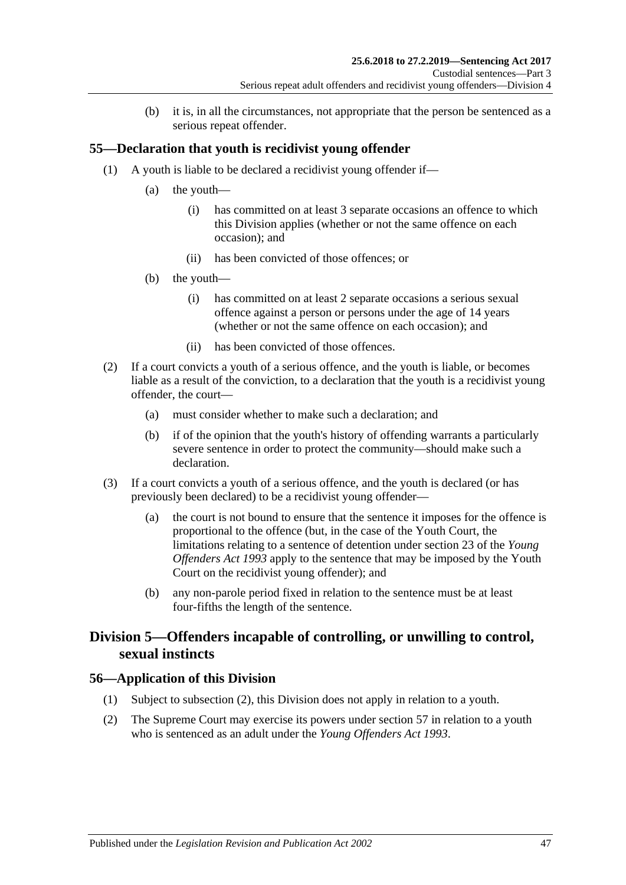(b) it is, in all the circumstances, not appropriate that the person be sentenced as a serious repeat offender.

## 55—Declaration that youth is recidivist young offender

(1) A youth is liable to be declared a recidivist young offender if—

(a) the youth—

(i) has committed on at least 3 separate occasions an offence to which this Division applies (whether or not the same offence on each occasion); and

(ii) has been convicted of those offences; or

(b) the youth—

(i) has committed on at least 2 separate occasions a serious sexual offence against a person or persons under the age of 14 years (whether or not the same offence on each occasion); and

(ii) has been convicted of those offences.

(2) If a court convicts a youth of a serious offence, and the youth is liable, or becomes liable as a result of the conviction, to a declaration that the youth is a recidivist young offender, the court—

(a) must consider whether to make such a declaration; and

(b) if of the opinion that the youth's history of offending warrants a particularly severe sentence in order to protect the community—should make such a declaration.

(3) If a court convicts a youth of a serious offence, and the youth is declared (or has previously been declared) to be a recidivist young offender—

(a) the court is not bound to ensure that the sentence it imposes for the offence is proportional to the offence (but, in the case of the Youth Court, the limitations relating to a sentence of detention under section 23 of the *Young Offenders Act 1993* apply to the sentence that may be imposed by the Youth Court on the recidivist young offender); and

(b) any non-parole period fixed in relation to the sentence must be at least four-fifths the length of the sentence.

# Division 5—Offenders incapable of controlling, or unwilling to control, sexual instincts

## 56—Application of this Division

(1) Subject to subsection (2), this Division does not apply in relation to a youth.

(2) The Supreme Court may exercise its powers under section 57 in relation to a youth who is sentenced as an adult under the *Young Offenders Act 1993*.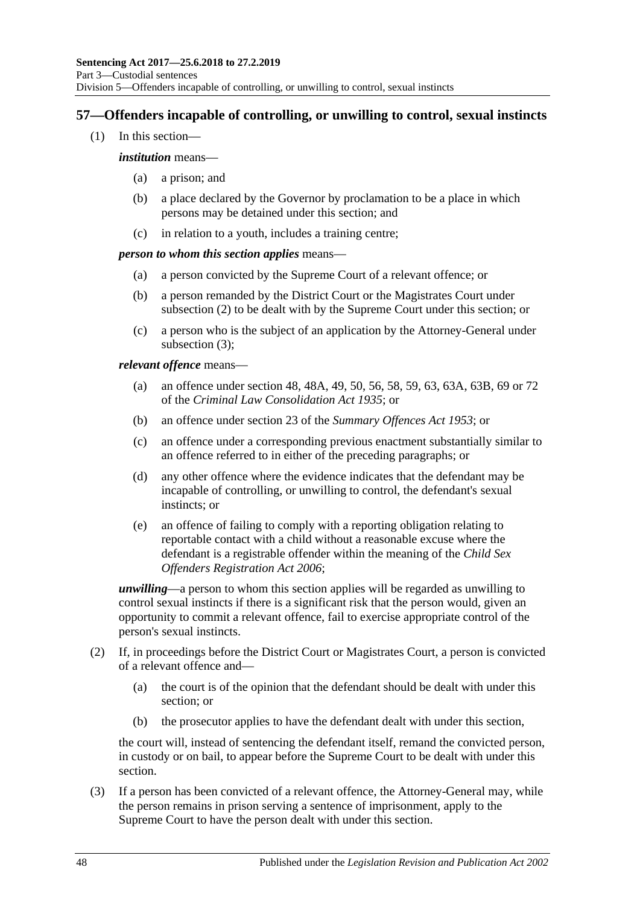## 57—Offenders incapable of controlling, or unwilling to control, sexual instincts

(1) In this section—

***institution*** means—

- (a) a prison; and
- (b) a place declared by the Governor by proclamation to be a place in which persons may be detained under this section; and
- (c) in relation to a youth, includes a training centre;

***person to whom this section applies*** means—

- (a) a person convicted by the Supreme Court of a relevant offence; or
- (b) a person remanded by the District Court or the Magistrates Court under subsection (2) to be dealt with by the Supreme Court under this section; or
- (c) a person who is the subject of an application by the Attorney-General under subsection (3);

***relevant offence*** means—

- (a) an offence under section 48, 48A, 49, 50, 56, 58, 59, 63, 63A, 63B, 69 or 72 of the *Criminal Law Consolidation Act 1935*; or
- (b) an offence under section 23 of the *Summary Offences Act 1953*; or
- (c) an offence under a corresponding previous enactment substantially similar to an offence referred to in either of the preceding paragraphs; or
- (d) any other offence where the evidence indicates that the defendant may be incapable of controlling, or unwilling to control, the defendant's sexual instincts; or
- (e) an offence of failing to comply with a reporting obligation relating to reportable contact with a child without a reasonable excuse where the defendant is a registrable offender within the meaning of the *Child Sex Offenders Registration Act 2006*;

***unwilling***—a person to whom this section applies will be regarded as unwilling to control sexual instincts if there is a significant risk that the person would, given an opportunity to commit a relevant offence, fail to exercise appropriate control of the person's sexual instincts.

(2) If, in proceedings before the District Court or Magistrates Court, a person is convicted of a relevant offence and—

- (a) the court is of the opinion that the defendant should be dealt with under this section; or
- (b) the prosecutor applies to have the defendant dealt with under this section,

the court will, instead of sentencing the defendant itself, remand the convicted person, in custody or on bail, to appear before the Supreme Court to be dealt with under this section.

(3) If a person has been convicted of a relevant offence, the Attorney-General may, while the person remains in prison serving a sentence of imprisonment, apply to the Supreme Court to have the person dealt with under this section.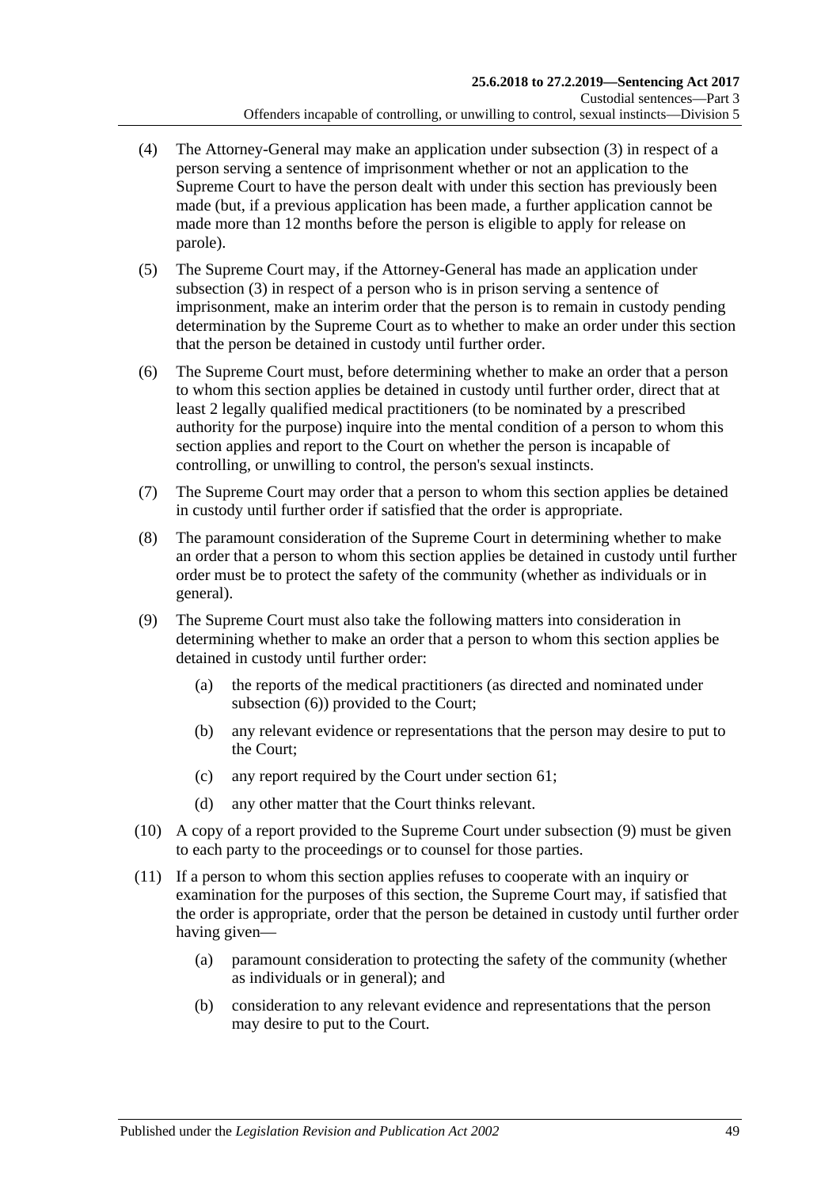(4) The Attorney-General may make an application under subsection (3) in respect of a person serving a sentence of imprisonment whether or not an application to the Supreme Court to have the person dealt with under this section has previously been made (but, if a previous application has been made, a further application cannot be made more than 12 months before the person is eligible to apply for release on parole).

(5) The Supreme Court may, if the Attorney-General has made an application under subsection (3) in respect of a person who is in prison serving a sentence of imprisonment, make an interim order that the person is to remain in custody pending determination by the Supreme Court as to whether to make an order under this section that the person be detained in custody until further order.

(6) The Supreme Court must, before determining whether to make an order that a person to whom this section applies be detained in custody until further order, direct that at least 2 legally qualified medical practitioners (to be nominated by a prescribed authority for the purpose) inquire into the mental condition of a person to whom this section applies and report to the Court on whether the person is incapable of controlling, or unwilling to control, the person's sexual instincts.

(7) The Supreme Court may order that a person to whom this section applies be detained in custody until further order if satisfied that the order is appropriate.

(8) The paramount consideration of the Supreme Court in determining whether to make an order that a person to whom this section applies be detained in custody until further order must be to protect the safety of the community (whether as individuals or in general).

(9) The Supreme Court must also take the following matters into consideration in determining whether to make an order that a person to whom this section applies be detained in custody until further order:

 (a) the reports of the medical practitioners (as directed and nominated under subsection (6)) provided to the Court;

 (b) any relevant evidence or representations that the person may desire to put to the Court;

 (c) any report required by the Court under section 61;

 (d) any other matter that the Court thinks relevant.

(10) A copy of a report provided to the Supreme Court under subsection (9) must be given to each party to the proceedings or to counsel for those parties.

(11) If a person to whom this section applies refuses to cooperate with an inquiry or examination for the purposes of this section, the Supreme Court may, if satisfied that the order is appropriate, order that the person be detained in custody until further order having given—

 (a) paramount consideration to protecting the safety of the community (whether as individuals or in general); and

 (b) consideration to any relevant evidence and representations that the person may desire to put to the Court.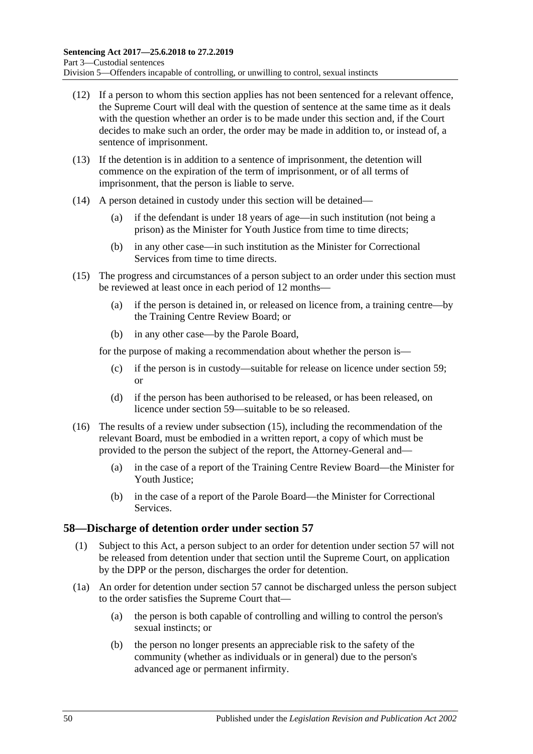(12) If a person to whom this section applies has not been sentenced for a relevant offence, the Supreme Court will deal with the question of sentence at the same time as it deals with the question whether an order is to be made under this section and, if the Court decides to make such an order, the order may be made in addition to, or instead of, a sentence of imprisonment.

(13) If the detention is in addition to a sentence of imprisonment, the detention will commence on the expiration of the term of imprisonment, or of all terms of imprisonment, that the person is liable to serve.

(14) A person detained in custody under this section will be detained—

(a) if the defendant is under 18 years of age—in such institution (not being a prison) as the Minister for Youth Justice from time to time directs;

(b) in any other case—in such institution as the Minister for Correctional Services from time to time directs.

(15) The progress and circumstances of a person subject to an order under this section must be reviewed at least once in each period of 12 months—

(a) if the person is detained in, or released on licence from, a training centre—by the Training Centre Review Board; or

(b) in any other case—by the Parole Board,

for the purpose of making a recommendation about whether the person is—

(c) if the person is in custody—suitable for release on licence under section 59; or

(d) if the person has been authorised to be released, or has been released, on licence under section 59—suitable to be so released.

(16) The results of a review under subsection (15), including the recommendation of the relevant Board, must be embodied in a written report, a copy of which must be provided to the person the subject of the report, the Attorney-General and—

(a) in the case of a report of the Training Centre Review Board—the Minister for Youth Justice;

(b) in the case of a report of the Parole Board—the Minister for Correctional Services.

## 58—Discharge of detention order under section 57

(1) Subject to this Act, a person subject to an order for detention under section 57 will not be released from detention under that section until the Supreme Court, on application by the DPP or the person, discharges the order for detention.

(1a) An order for detention under section 57 cannot be discharged unless the person subject to the order satisfies the Supreme Court that—

(a) the person is both capable of controlling and willing to control the person's sexual instincts; or

(b) the person no longer presents an appreciable risk to the safety of the community (whether as individuals or in general) due to the person's advanced age or permanent infirmity.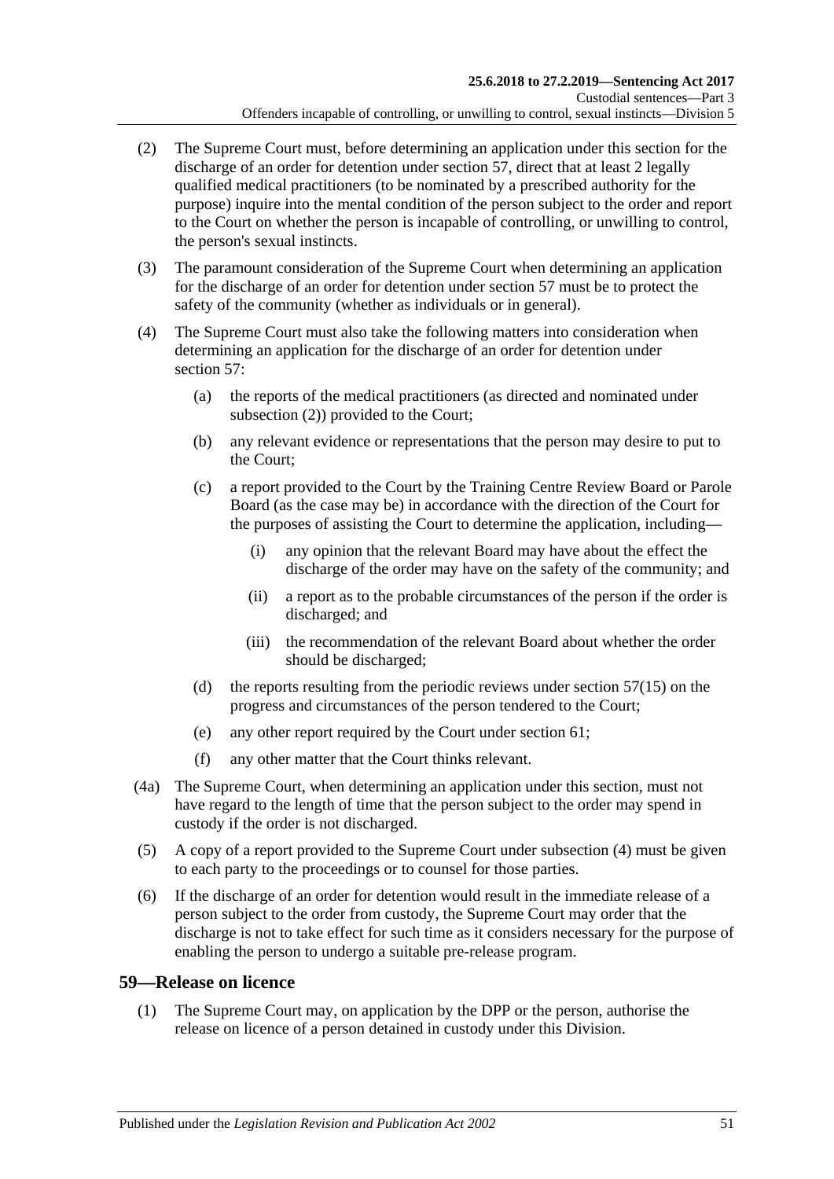(2) The Supreme Court must, before determining an application under this section for the discharge of an order for detention under section 57, direct that at least 2 legally qualified medical practitioners (to be nominated by a prescribed authority for the purpose) inquire into the mental condition of the person subject to the order and report to the Court on whether the person is incapable of controlling, or unwilling to control, the person's sexual instincts.

(3) The paramount consideration of the Supreme Court when determining an application for the discharge of an order for detention under section 57 must be to protect the safety of the community (whether as individuals or in general).

(4) The Supreme Court must also take the following matters into consideration when determining an application for the discharge of an order for detention under section 57:

(a) the reports of the medical practitioners (as directed and nominated under subsection (2)) provided to the Court;

(b) any relevant evidence or representations that the person may desire to put to the Court;

(c) a report provided to the Court by the Training Centre Review Board or Parole Board (as the case may be) in accordance with the direction of the Court for the purposes of assisting the Court to determine the application, including—

(i) any opinion that the relevant Board may have about the effect the discharge of the order may have on the safety of the community; and

(ii) a report as to the probable circumstances of the person if the order is discharged; and

(iii) the recommendation of the relevant Board about whether the order should be discharged;

(d) the reports resulting from the periodic reviews under section 57(15) on the progress and circumstances of the person tendered to the Court;

(e) any other report required by the Court under section 61;

(f) any other matter that the Court thinks relevant.

(4a) The Supreme Court, when determining an application under this section, must not have regard to the length of time that the person subject to the order may spend in custody if the order is not discharged.

(5) A copy of a report provided to the Supreme Court under subsection (4) must be given to each party to the proceedings or to counsel for those parties.

(6) If the discharge of an order for detention would result in the immediate release of a person subject to the order from custody, the Supreme Court may order that the discharge is not to take effect for such time as it considers necessary for the purpose of enabling the person to undergo a suitable pre-release program.

## 59—Release on licence

(1) The Supreme Court may, on application by the DPP or the person, authorise the release on licence of a person detained in custody under this Division.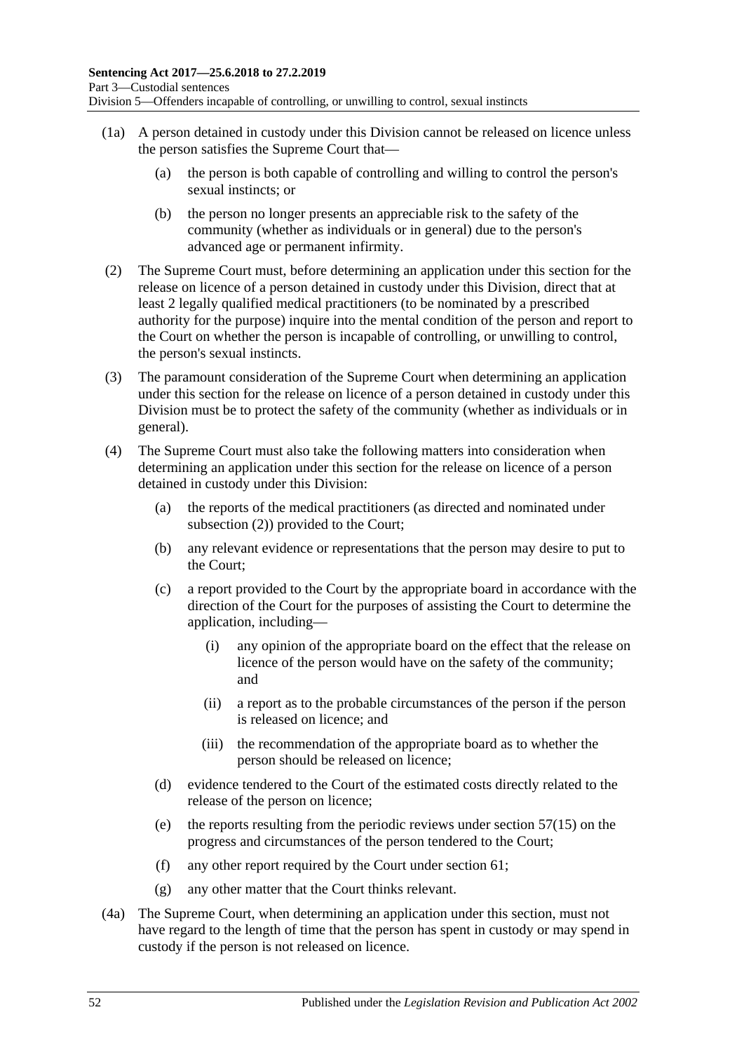(1a) A person detained in custody under this Division cannot be released on licence unless the person satisfies the Supreme Court that—

(a) the person is both capable of controlling and willing to control the person's sexual instincts; or

(b) the person no longer presents an appreciable risk to the safety of the community (whether as individuals or in general) due to the person's advanced age or permanent infirmity.

(2) The Supreme Court must, before determining an application under this section for the release on licence of a person detained in custody under this Division, direct that at least 2 legally qualified medical practitioners (to be nominated by a prescribed authority for the purpose) inquire into the mental condition of the person and report to the Court on whether the person is incapable of controlling, or unwilling to control, the person's sexual instincts.

(3) The paramount consideration of the Supreme Court when determining an application under this section for the release on licence of a person detained in custody under this Division must be to protect the safety of the community (whether as individuals or in general).

(4) The Supreme Court must also take the following matters into consideration when determining an application under this section for the release on licence of a person detained in custody under this Division:

(a) the reports of the medical practitioners (as directed and nominated under subsection (2)) provided to the Court;

(b) any relevant evidence or representations that the person may desire to put to the Court;

(c) a report provided to the Court by the appropriate board in accordance with the direction of the Court for the purposes of assisting the Court to determine the application, including—

(i) any opinion of the appropriate board on the effect that the release on licence of the person would have on the safety of the community; and

(ii) a report as to the probable circumstances of the person if the person is released on licence; and

(iii) the recommendation of the appropriate board as to whether the person should be released on licence;

(d) evidence tendered to the Court of the estimated costs directly related to the release of the person on licence;

(e) the reports resulting from the periodic reviews under section 57(15) on the progress and circumstances of the person tendered to the Court;

(f) any other report required by the Court under section 61;

(g) any other matter that the Court thinks relevant.

(4a) The Supreme Court, when determining an application under this section, must not have regard to the length of time that the person has spent in custody or may spend in custody if the person is not released on licence.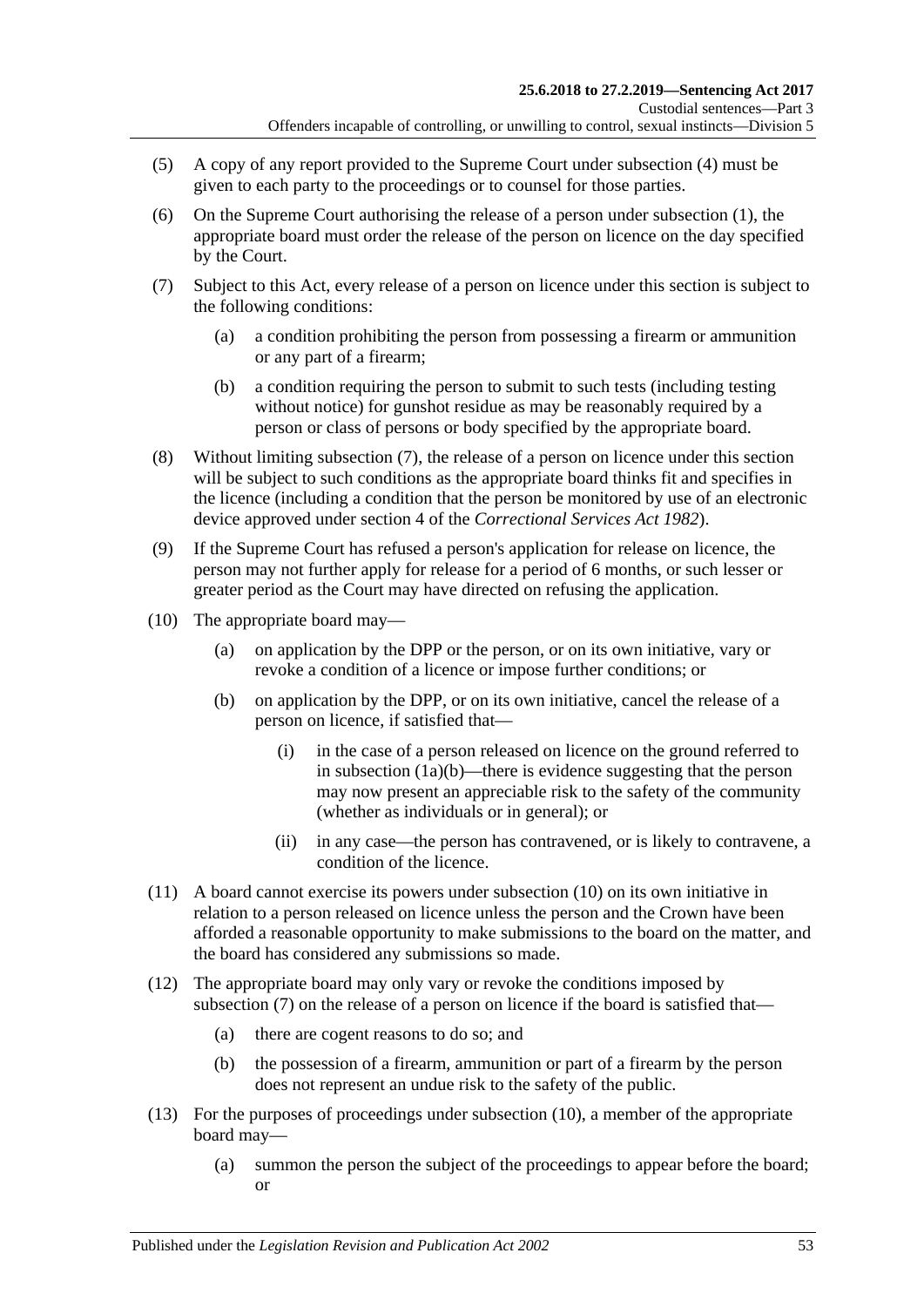(5) A copy of any report provided to the Supreme Court under subsection (4) must be given to each party to the proceedings or to counsel for those parties.

(6) On the Supreme Court authorising the release of a person under subsection (1), the appropriate board must order the release of the person on licence on the day specified by the Court.

(7) Subject to this Act, every release of a person on licence under this section is subject to the following conditions:

(a) a condition prohibiting the person from possessing a firearm or ammunition or any part of a firearm;

(b) a condition requiring the person to submit to such tests (including testing without notice) for gunshot residue as may be reasonably required by a person or class of persons or body specified by the appropriate board.

(8) Without limiting subsection (7), the release of a person on licence under this section will be subject to such conditions as the appropriate board thinks fit and specifies in the licence (including a condition that the person be monitored by use of an electronic device approved under section 4 of the *Correctional Services Act 1982*).

(9) If the Supreme Court has refused a person's application for release on licence, the person may not further apply for release for a period of 6 months, or such lesser or greater period as the Court may have directed on refusing the application.

(10) The appropriate board may—

(a) on application by the DPP or the person, or on its own initiative, vary or revoke a condition of a licence or impose further conditions; or

(b) on application by the DPP, or on its own initiative, cancel the release of a person on licence, if satisfied that—

(i) in the case of a person released on licence on the ground referred to in subsection (1a)(b)—there is evidence suggesting that the person may now present an appreciable risk to the safety of the community (whether as individuals or in general); or

(ii) in any case—the person has contravened, or is likely to contravene, a condition of the licence.

(11) A board cannot exercise its powers under subsection (10) on its own initiative in relation to a person released on licence unless the person and the Crown have been afforded a reasonable opportunity to make submissions to the board on the matter, and the board has considered any submissions so made.

(12) The appropriate board may only vary or revoke the conditions imposed by subsection (7) on the release of a person on licence if the board is satisfied that—

(a) there are cogent reasons to do so; and

(b) the possession of a firearm, ammunition or part of a firearm by the person does not represent an undue risk to the safety of the public.

(13) For the purposes of proceedings under subsection (10), a member of the appropriate board may—

(a) summon the person the subject of the proceedings to appear before the board; or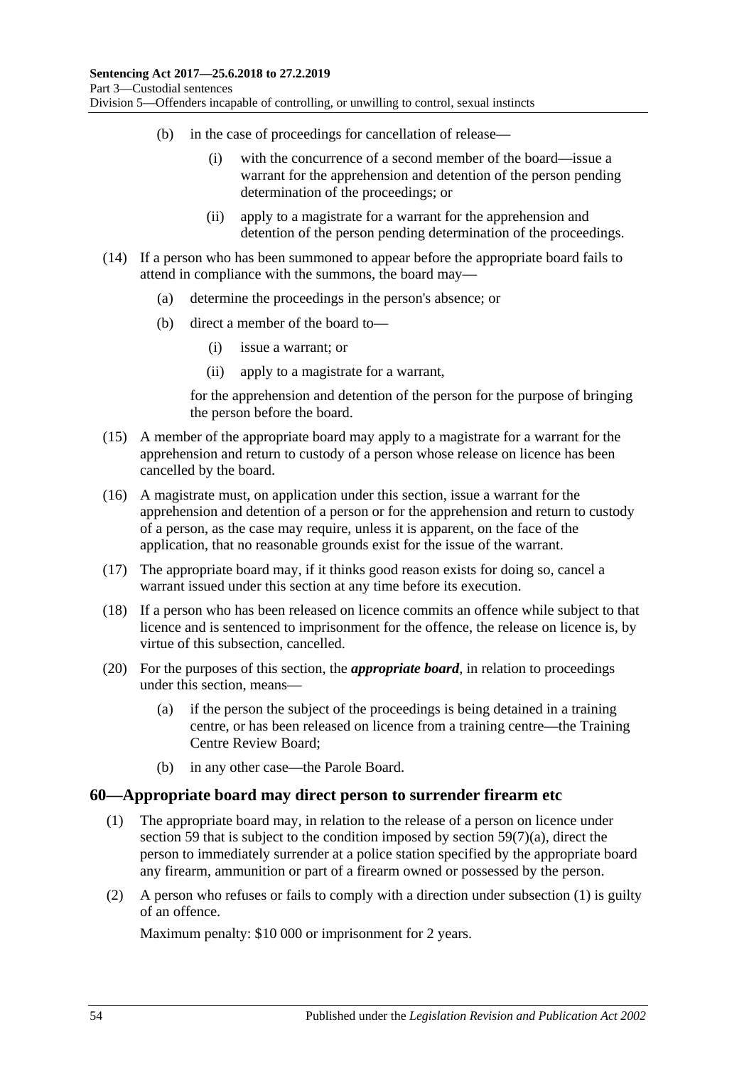(b) in the case of proceedings for cancellation of release—

(i) with the concurrence of a second member of the board—issue a warrant for the apprehension and detention of the person pending determination of the proceedings; or

(ii) apply to a magistrate for a warrant for the apprehension and detention of the person pending determination of the proceedings.

(14) If a person who has been summoned to appear before the appropriate board fails to attend in compliance with the summons, the board may—

(a) determine the proceedings in the person's absence; or

(b) direct a member of the board to—

(i) issue a warrant; or

(ii) apply to a magistrate for a warrant,

for the apprehension and detention of the person for the purpose of bringing the person before the board.

(15) A member of the appropriate board may apply to a magistrate for a warrant for the apprehension and return to custody of a person whose release on licence has been cancelled by the board.

(16) A magistrate must, on application under this section, issue a warrant for the apprehension and detention of a person or for the apprehension and return to custody of a person, as the case may require, unless it is apparent, on the face of the application, that no reasonable grounds exist for the issue of the warrant.

(17) The appropriate board may, if it thinks good reason exists for doing so, cancel a warrant issued under this section at any time before its execution.

(18) If a person who has been released on licence commits an offence while subject to that licence and is sentenced to imprisonment for the offence, the release on licence is, by virtue of this subsection, cancelled.

(20) For the purposes of this section, the ***appropriate board***, in relation to proceedings under this section, means—

(a) if the person the subject of the proceedings is being detained in a training centre, or has been released on licence from a training centre—the Training Centre Review Board;

(b) in any other case—the Parole Board.

## 60—Appropriate board may direct person to surrender firearm etc

(1) The appropriate board may, in relation to the release of a person on licence under section 59 that is subject to the condition imposed by section 59(7)(a), direct the person to immediately surrender at a police station specified by the appropriate board any firearm, ammunition or part of a firearm owned or possessed by the person.

(2) A person who refuses or fails to comply with a direction under subsection (1) is guilty of an offence.

Maximum penalty: $10 000 or imprisonment for 2 years.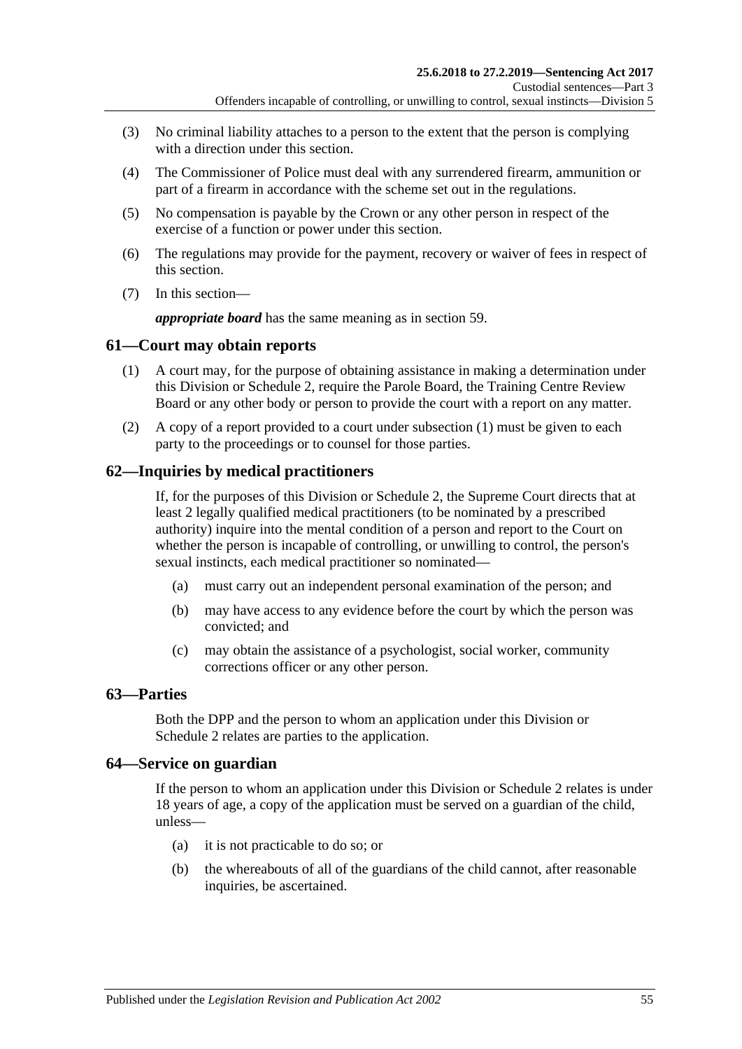(3) No criminal liability attaches to a person to the extent that the person is complying with a direction under this section.

(4) The Commissioner of Police must deal with any surrendered firearm, ammunition or part of a firearm in accordance with the scheme set out in the regulations.

(5) No compensation is payable by the Crown or any other person in respect of the exercise of a function or power under this section.

(6) The regulations may provide for the payment, recovery or waiver of fees in respect of this section.

(7) In this section—

***appropriate board*** has the same meaning as in section 59.

## 61—Court may obtain reports

(1) A court may, for the purpose of obtaining assistance in making a determination under this Division or Schedule 2, require the Parole Board, the Training Centre Review Board or any other body or person to provide the court with a report on any matter.

(2) A copy of a report provided to a court under subsection (1) must be given to each party to the proceedings or to counsel for those parties.

## 62—Inquiries by medical practitioners

If, for the purposes of this Division or Schedule 2, the Supreme Court directs that at least 2 legally qualified medical practitioners (to be nominated by a prescribed authority) inquire into the mental condition of a person and report to the Court on whether the person is incapable of controlling, or unwilling to control, the person's sexual instincts, each medical practitioner so nominated—

(a) must carry out an independent personal examination of the person; and

(b) may have access to any evidence before the court by which the person was convicted; and

(c) may obtain the assistance of a psychologist, social worker, community corrections officer or any other person.

## 63—Parties

Both the DPP and the person to whom an application under this Division or Schedule 2 relates are parties to the application.

## 64—Service on guardian

If the person to whom an application under this Division or Schedule 2 relates is under 18 years of age, a copy of the application must be served on a guardian of the child, unless—

(a) it is not practicable to do so; or

(b) the whereabouts of all of the guardians of the child cannot, after reasonable inquiries, be ascertained.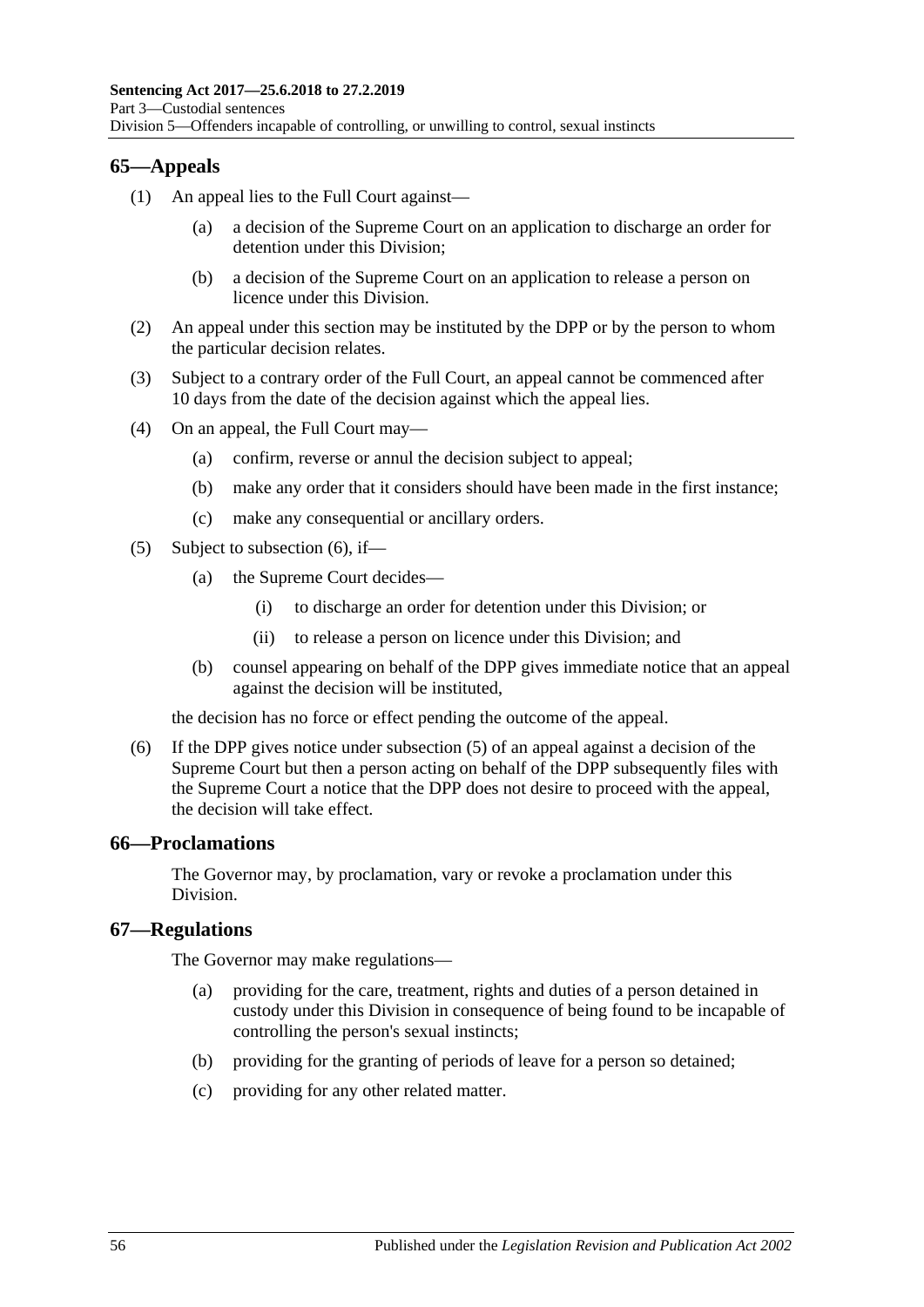## 65—Appeals

(1) An appeal lies to the Full Court against—

(a) a decision of the Supreme Court on an application to discharge an order for detention under this Division;

(b) a decision of the Supreme Court on an application to release a person on licence under this Division.

(2) An appeal under this section may be instituted by the DPP or by the person to whom the particular decision relates.

(3) Subject to a contrary order of the Full Court, an appeal cannot be commenced after 10 days from the date of the decision against which the appeal lies.

(4) On an appeal, the Full Court may—

(a) confirm, reverse or annul the decision subject to appeal;

(b) make any order that it considers should have been made in the first instance;

(c) make any consequential or ancillary orders.

(5) Subject to subsection (6), if—

(a) the Supreme Court decides—

(i) to discharge an order for detention under this Division; or

(ii) to release a person on licence under this Division; and

(b) counsel appearing on behalf of the DPP gives immediate notice that an appeal against the decision will be instituted,

the decision has no force or effect pending the outcome of the appeal.

(6) If the DPP gives notice under subsection (5) of an appeal against a decision of the Supreme Court but then a person acting on behalf of the DPP subsequently files with the Supreme Court a notice that the DPP does not desire to proceed with the appeal, the decision will take effect.

## 66—Proclamations

The Governor may, by proclamation, vary or revoke a proclamation under this Division.

## 67—Regulations

The Governor may make regulations—

(a) providing for the care, treatment, rights and duties of a person detained in custody under this Division in consequence of being found to be incapable of controlling the person's sexual instincts;

(b) providing for the granting of periods of leave for a person so detained;

(c) providing for any other related matter.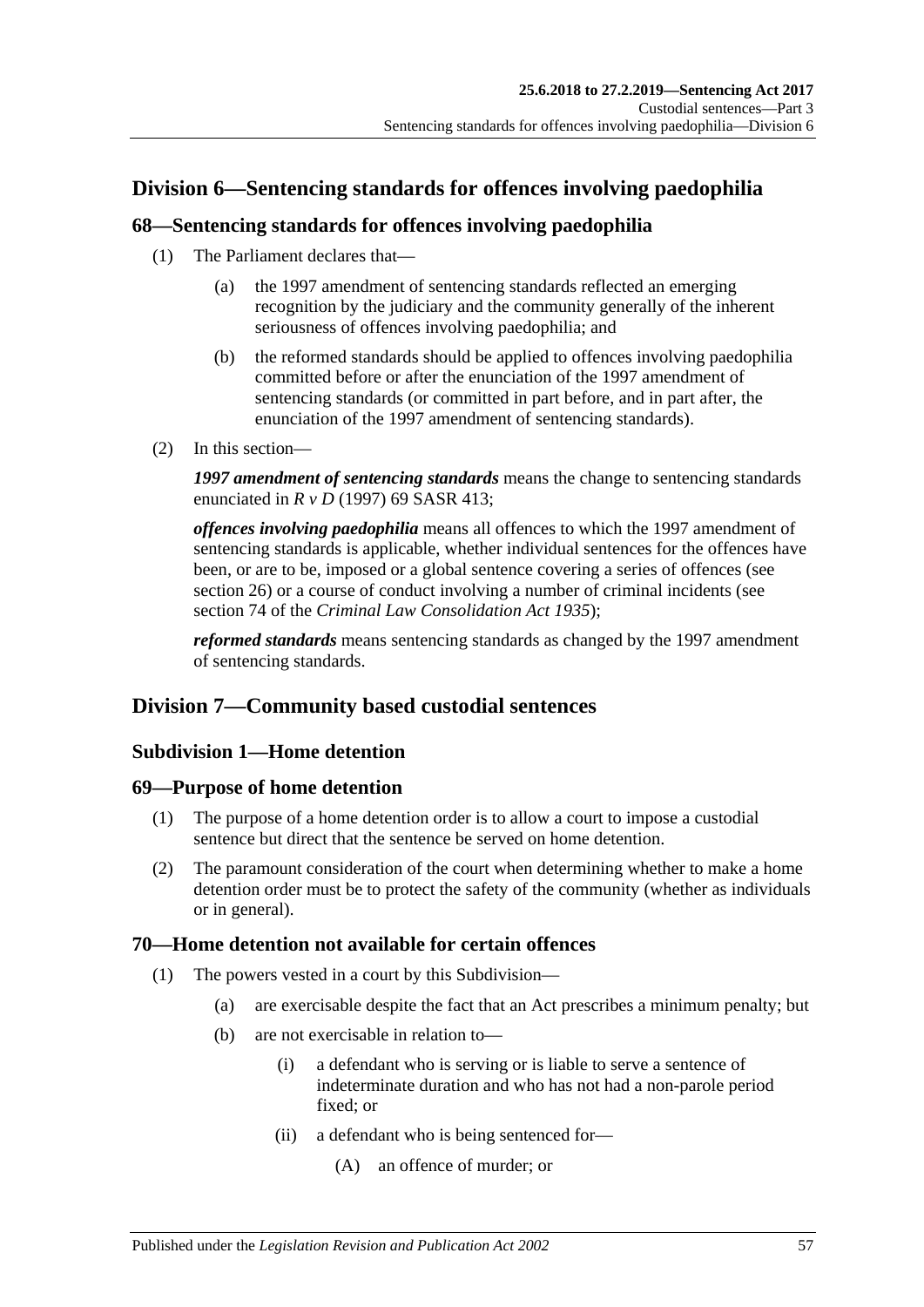## Division 6—Sentencing standards for offences involving paedophilia

### 68—Sentencing standards for offences involving paedophilia

(1) The Parliament declares that—

  (a) the 1997 amendment of sentencing standards reflected an emerging recognition by the judiciary and the community generally of the inherent seriousness of offences involving paedophilia; and

  (b) the reformed standards should be applied to offences involving paedophilia committed before or after the enunciation of the 1997 amendment of sentencing standards (or committed in part before, and in part after, the enunciation of the 1997 amendment of sentencing standards).

(2) In this section—

***1997 amendment of sentencing standards*** means the change to sentencing standards enunciated in *R v D* (1997) 69 SASR 413;

***offences involving paedophilia*** means all offences to which the 1997 amendment of sentencing standards is applicable, whether individual sentences for the offences have been, or are to be, imposed or a global sentence covering a series of offences (see section 26) or a course of conduct involving a number of criminal incidents (see section 74 of the *Criminal Law Consolidation Act 1935*);

***reformed standards*** means sentencing standards as changed by the 1997 amendment of sentencing standards.

## Division 7—Community based custodial sentences

### Subdivision 1—Home detention

### 69—Purpose of home detention

(1) The purpose of a home detention order is to allow a court to impose a custodial sentence but direct that the sentence be served on home detention.

(2) The paramount consideration of the court when determining whether to make a home detention order must be to protect the safety of the community (whether as individuals or in general).

### 70—Home detention not available for certain offences

(1) The powers vested in a court by this Subdivision—

  (a) are exercisable despite the fact that an Act prescribes a minimum penalty; but

  (b) are not exercisable in relation to—

    (i) a defendant who is serving or is liable to serve a sentence of indeterminate duration and who has not had a non-parole period fixed; or

    (ii) a defendant who is being sentenced for—

      (A) an offence of murder; or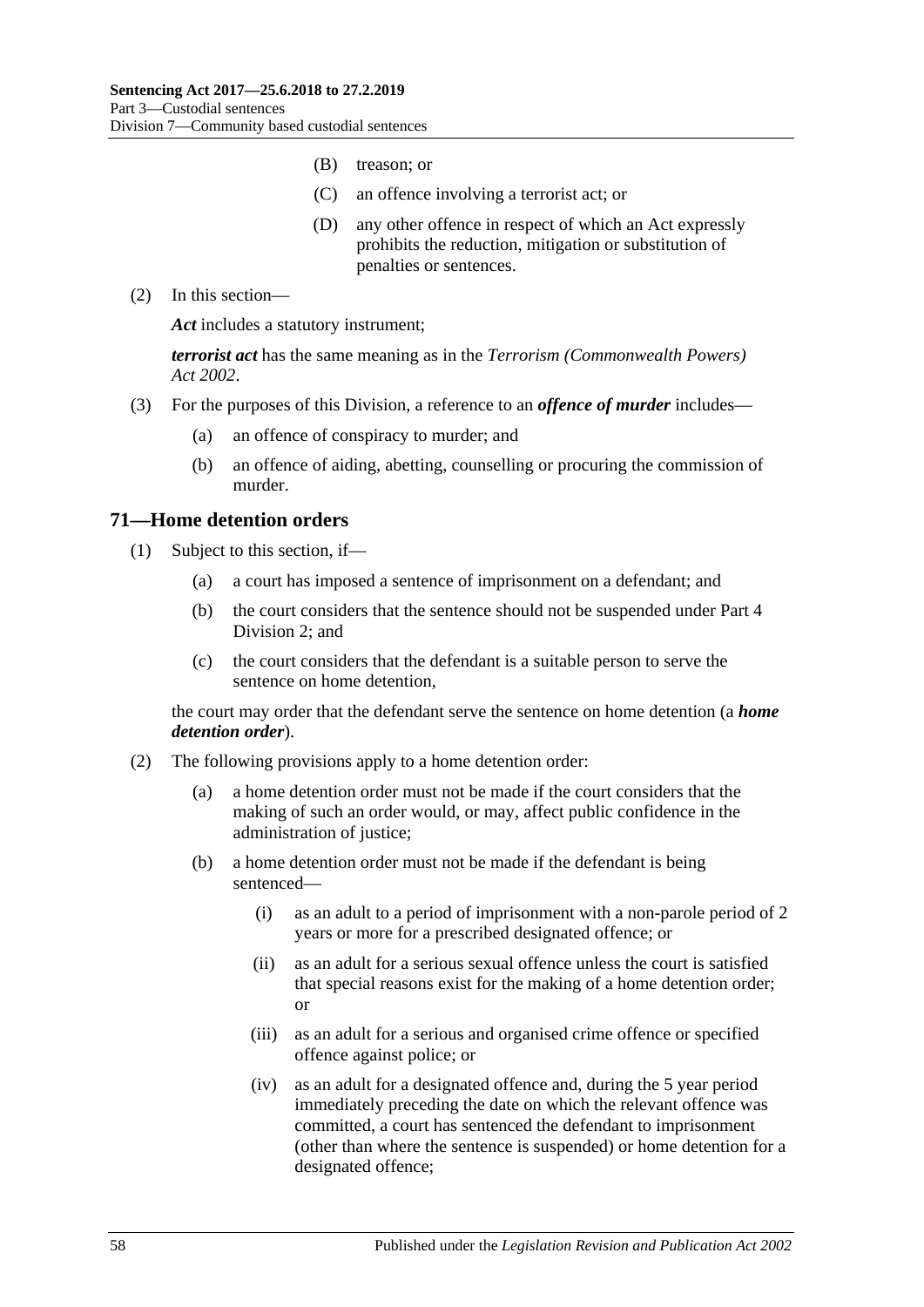(B) treason; or

(C) an offence involving a terrorist act; or

(D) any other offence in respect of which an Act expressly prohibits the reduction, mitigation or substitution of penalties or sentences.

(2) In this section—

***Act*** includes a statutory instrument;

***terrorist act*** has the same meaning as in the *Terrorism (Commonwealth Powers) Act 2002*.

(3) For the purposes of this Division, a reference to an ***offence of murder*** includes—

(a) an offence of conspiracy to murder; and

(b) an offence of aiding, abetting, counselling or procuring the commission of murder.

## 71—Home detention orders

(1) Subject to this section, if—

(a) a court has imposed a sentence of imprisonment on a defendant; and

(b) the court considers that the sentence should not be suspended under Part 4 Division 2; and

(c) the court considers that the defendant is a suitable person to serve the sentence on home detention,

the court may order that the defendant serve the sentence on home detention (a ***home detention order***).

(2) The following provisions apply to a home detention order:

(a) a home detention order must not be made if the court considers that the making of such an order would, or may, affect public confidence in the administration of justice;

(b) a home detention order must not be made if the defendant is being sentenced—

(i) as an adult to a period of imprisonment with a non-parole period of 2 years or more for a prescribed designated offence; or

(ii) as an adult for a serious sexual offence unless the court is satisfied that special reasons exist for the making of a home detention order; or

(iii) as an adult for a serious and organised crime offence or specified offence against police; or

(iv) as an adult for a designated offence and, during the 5 year period immediately preceding the date on which the relevant offence was committed, a court has sentenced the defendant to imprisonment (other than where the sentence is suspended) or home detention for a designated offence;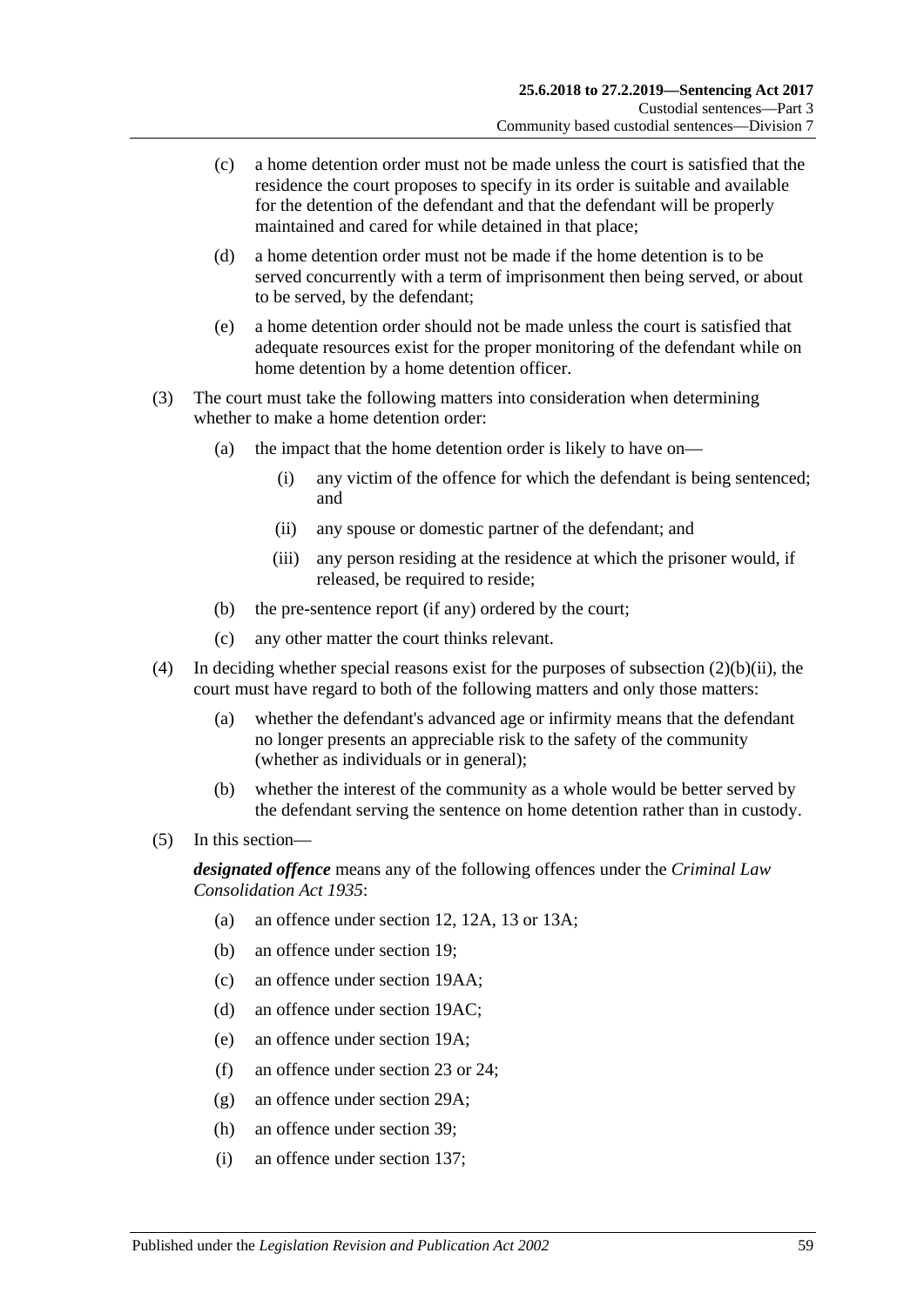(c) a home detention order must not be made unless the court is satisfied that the residence the court proposes to specify in its order is suitable and available for the detention of the defendant and that the defendant will be properly maintained and cared for while detained in that place;

(d) a home detention order must not be made if the home detention is to be served concurrently with a term of imprisonment then being served, or about to be served, by the defendant;

(e) a home detention order should not be made unless the court is satisfied that adequate resources exist for the proper monitoring of the defendant while on home detention by a home detention officer.

(3) The court must take the following matters into consideration when determining whether to make a home detention order:

(a) the impact that the home detention order is likely to have on—

(i) any victim of the offence for which the defendant is being sentenced; and

(ii) any spouse or domestic partner of the defendant; and

(iii) any person residing at the residence at which the prisoner would, if released, be required to reside;

(b) the pre-sentence report (if any) ordered by the court;

(c) any other matter the court thinks relevant.

(4) In deciding whether special reasons exist for the purposes of subsection (2)(b)(ii), the court must have regard to both of the following matters and only those matters:

(a) whether the defendant's advanced age or infirmity means that the defendant no longer presents an appreciable risk to the safety of the community (whether as individuals or in general);

(b) whether the interest of the community as a whole would be better served by the defendant serving the sentence on home detention rather than in custody.

(5) In this section—

***designated offence*** means any of the following offences under the *Criminal Law Consolidation Act 1935*:

(a) an offence under section 12, 12A, 13 or 13A;

(b) an offence under section 19;

(c) an offence under section 19AA;

(d) an offence under section 19AC;

(e) an offence under section 19A;

(f) an offence under section 23 or 24;

(g) an offence under section 29A;

(h) an offence under section 39;

(i) an offence under section 137;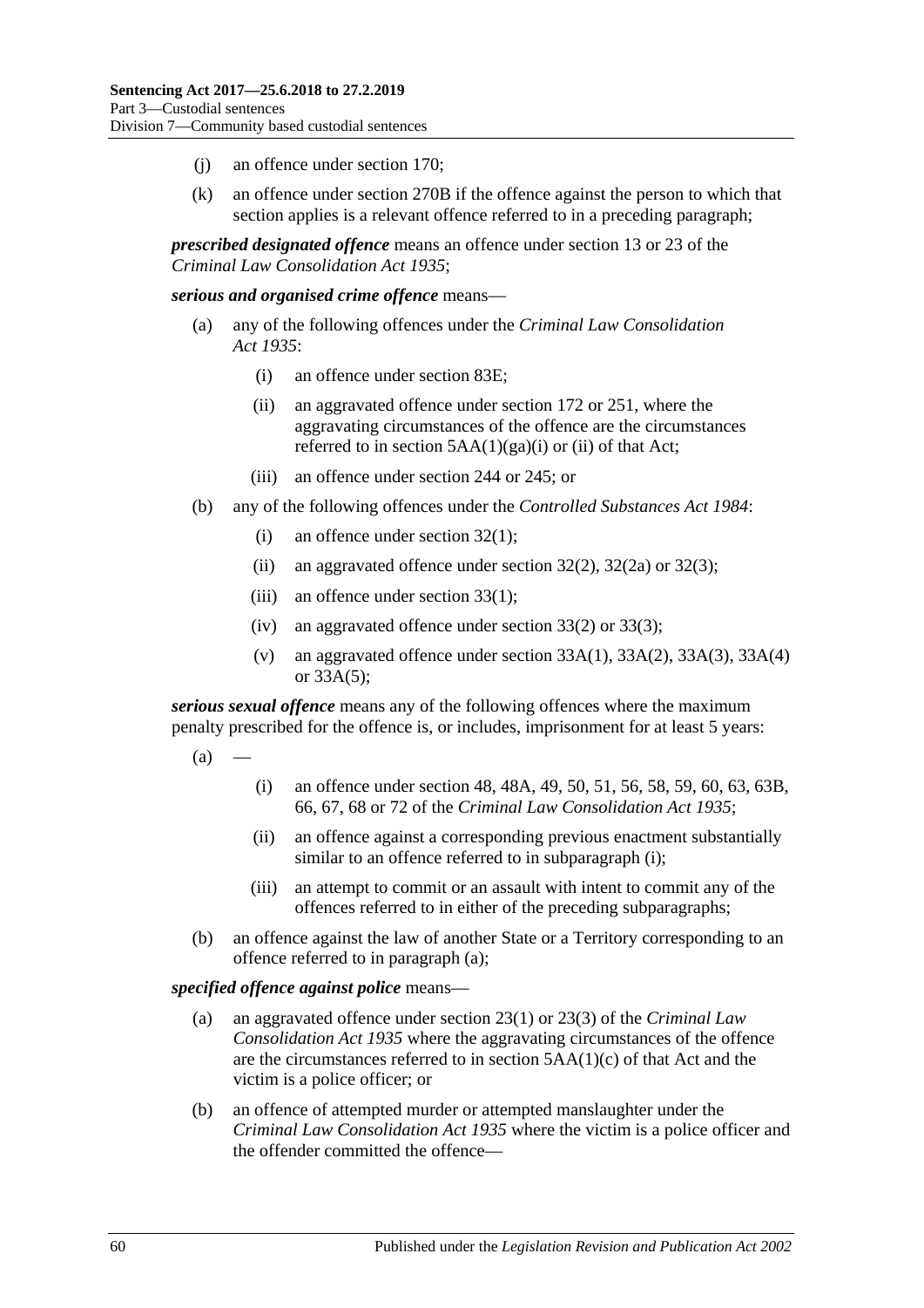- (j) an offence under section 170;
- (k) an offence under section 270B if the offence against the person to which that section applies is a relevant offence referred to in a preceding paragraph;

***prescribed designated offence*** means an offence under section 13 or 23 of the *Criminal Law Consolidation Act 1935*;

***serious and organised crime offence*** means—

- (a) any of the following offences under the *Criminal Law Consolidation Act 1935*:
  - (i) an offence under section 83E;
  - (ii) an aggravated offence under section 172 or 251, where the aggravating circumstances of the offence are the circumstances referred to in section 5AA(1)(ga)(i) or (ii) of that Act;
  - (iii) an offence under section 244 or 245; or
- (b) any of the following offences under the *Controlled Substances Act 1984*:
  - (i) an offence under section 32(1);
  - (ii) an aggravated offence under section 32(2), 32(2a) or 32(3);
  - (iii) an offence under section 33(1);
  - (iv) an aggravated offence under section 33(2) or 33(3);
  - (v) an aggravated offence under section 33A(1), 33A(2), 33A(3), 33A(4) or 33A(5);

***serious sexual offence*** means any of the following offences where the maximum penalty prescribed for the offence is, or includes, imprisonment for at least 5 years:

- (a) —
  - (i) an offence under section 48, 48A, 49, 50, 51, 56, 58, 59, 60, 63, 63B, 66, 67, 68 or 72 of the *Criminal Law Consolidation Act 1935*;
  - (ii) an offence against a corresponding previous enactment substantially similar to an offence referred to in subparagraph (i);
  - (iii) an attempt to commit or an assault with intent to commit any of the offences referred to in either of the preceding subparagraphs;
- (b) an offence against the law of another State or a Territory corresponding to an offence referred to in paragraph (a);

***specified offence against police*** means—

- (a) an aggravated offence under section 23(1) or 23(3) of the *Criminal Law Consolidation Act 1935* where the aggravating circumstances of the offence are the circumstances referred to in section 5AA(1)(c) of that Act and the victim is a police officer; or
- (b) an offence of attempted murder or attempted manslaughter under the *Criminal Law Consolidation Act 1935* where the victim is a police officer and the offender committed the offence—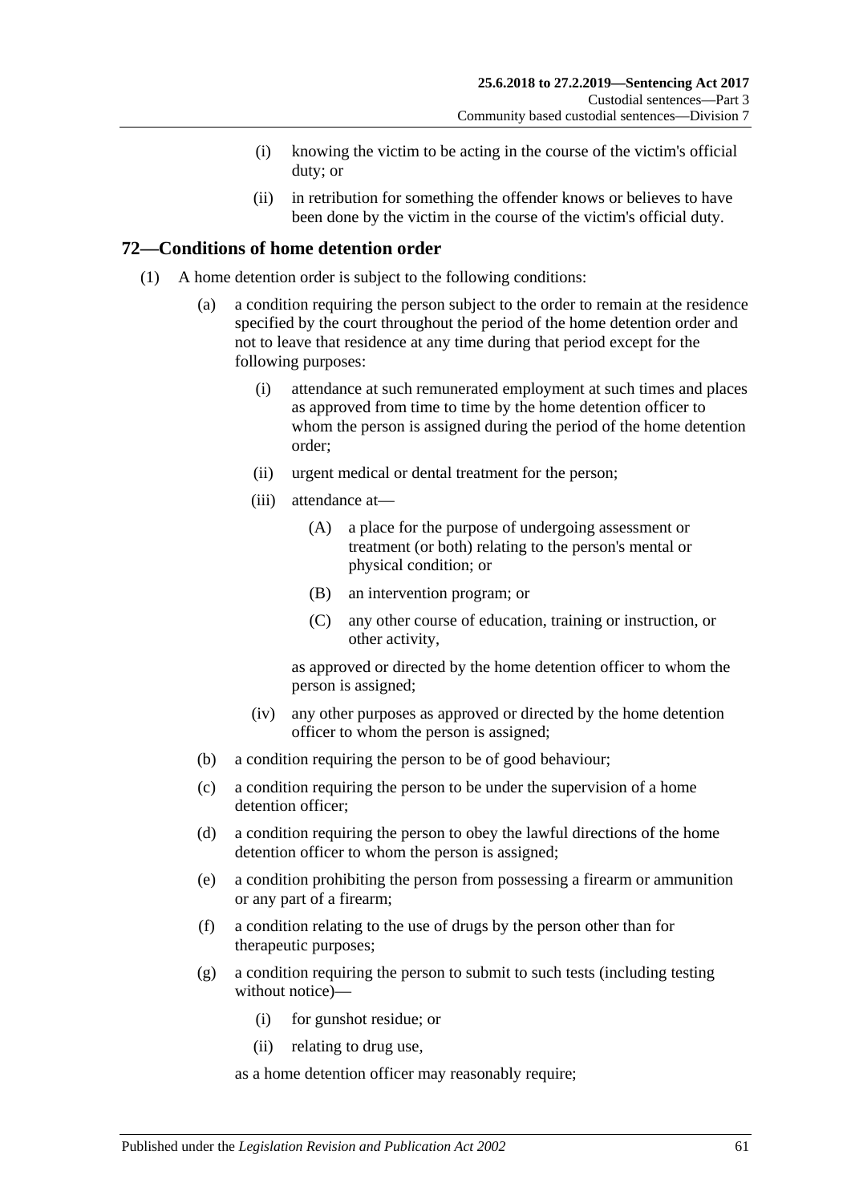(i) knowing the victim to be acting in the course of the victim's official duty; or

(ii) in retribution for something the offender knows or believes to have been done by the victim in the course of the victim's official duty.

## 72—Conditions of home detention order

(1) A home detention order is subject to the following conditions:

(a) a condition requiring the person subject to the order to remain at the residence specified by the court throughout the period of the home detention order and not to leave that residence at any time during that period except for the following purposes:

(i) attendance at such remunerated employment at such times and places as approved from time to time by the home detention officer to whom the person is assigned during the period of the home detention order;

(ii) urgent medical or dental treatment for the person;

(iii) attendance at—

(A) a place for the purpose of undergoing assessment or treatment (or both) relating to the person's mental or physical condition; or

(B) an intervention program; or

(C) any other course of education, training or instruction, or other activity,

as approved or directed by the home detention officer to whom the person is assigned;

(iv) any other purposes as approved or directed by the home detention officer to whom the person is assigned;

(b) a condition requiring the person to be of good behaviour;

(c) a condition requiring the person to be under the supervision of a home detention officer;

(d) a condition requiring the person to obey the lawful directions of the home detention officer to whom the person is assigned;

(e) a condition prohibiting the person from possessing a firearm or ammunition or any part of a firearm;

(f) a condition relating to the use of drugs by the person other than for therapeutic purposes;

(g) a condition requiring the person to submit to such tests (including testing without notice)—

(i) for gunshot residue; or

(ii) relating to drug use,

as a home detention officer may reasonably require;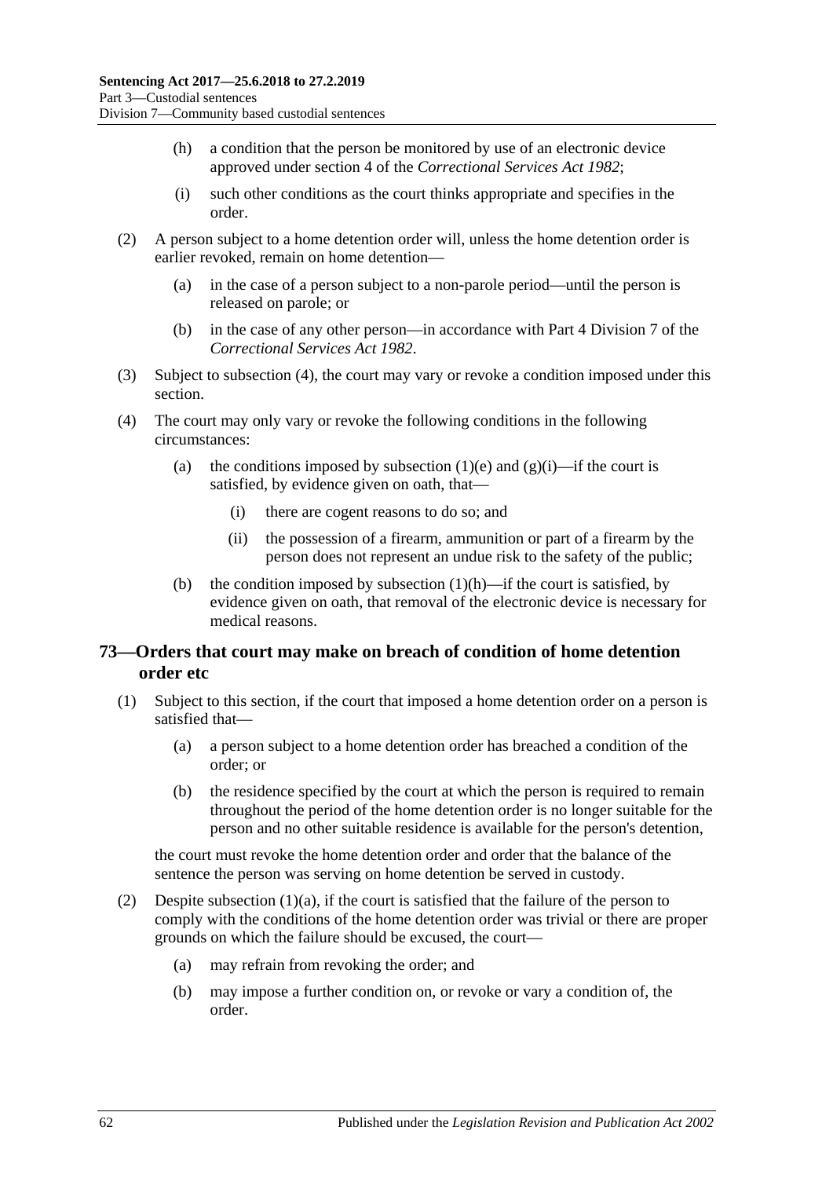(h) a condition that the person be monitored by use of an electronic device approved under section 4 of the *Correctional Services Act 1982*;

(i) such other conditions as the court thinks appropriate and specifies in the order.

(2) A person subject to a home detention order will, unless the home detention order is earlier revoked, remain on home detention—

(a) in the case of a person subject to a non-parole period—until the person is released on parole; or

(b) in the case of any other person—in accordance with Part 4 Division 7 of the *Correctional Services Act 1982*.

(3) Subject to subsection (4), the court may vary or revoke a condition imposed under this section.

(4) The court may only vary or revoke the following conditions in the following circumstances:

(a) the conditions imposed by subsection (1)(e) and (g)(i)—if the court is satisfied, by evidence given on oath, that—

(i) there are cogent reasons to do so; and

(ii) the possession of a firearm, ammunition or part of a firearm by the person does not represent an undue risk to the safety of the public;

(b) the condition imposed by subsection (1)(h)—if the court is satisfied, by evidence given on oath, that removal of the electronic device is necessary for medical reasons.

## 73—Orders that court may make on breach of condition of home detention order etc

(1) Subject to this section, if the court that imposed a home detention order on a person is satisfied that—

(a) a person subject to a home detention order has breached a condition of the order; or

(b) the residence specified by the court at which the person is required to remain throughout the period of the home detention order is no longer suitable for the person and no other suitable residence is available for the person's detention,

the court must revoke the home detention order and order that the balance of the sentence the person was serving on home detention be served in custody.

(2) Despite subsection (1)(a), if the court is satisfied that the failure of the person to comply with the conditions of the home detention order was trivial or there are proper grounds on which the failure should be excused, the court—

(a) may refrain from revoking the order; and

(b) may impose a further condition on, or revoke or vary a condition of, the order.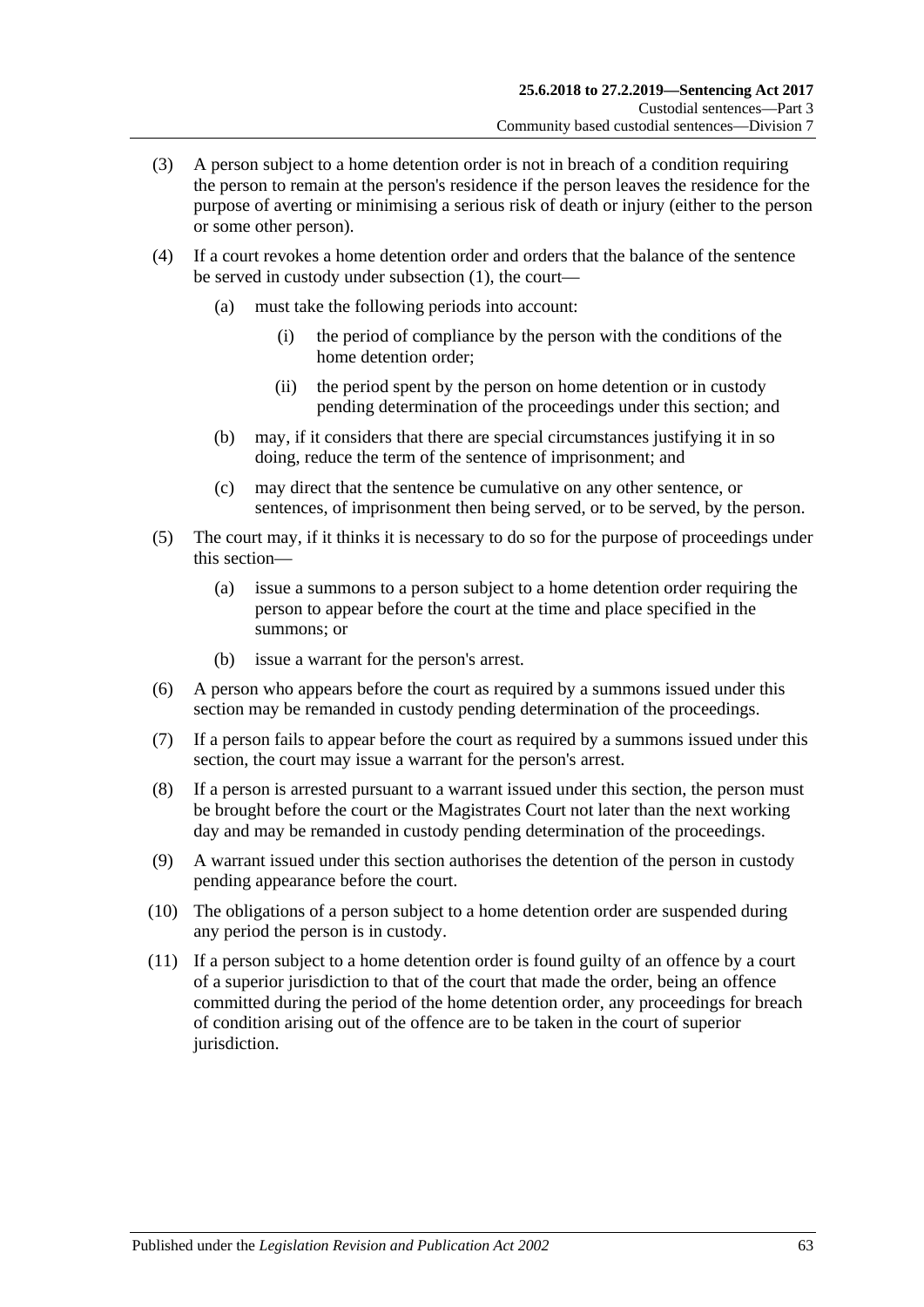(3) A person subject to a home detention order is not in breach of a condition requiring the person to remain at the person's residence if the person leaves the residence for the purpose of averting or minimising a serious risk of death or injury (either to the person or some other person).

(4) If a court revokes a home detention order and orders that the balance of the sentence be served in custody under subsection (1), the court—

(a) must take the following periods into account:

(i) the period of compliance by the person with the conditions of the home detention order;

(ii) the period spent by the person on home detention or in custody pending determination of the proceedings under this section; and

(b) may, if it considers that there are special circumstances justifying it in so doing, reduce the term of the sentence of imprisonment; and

(c) may direct that the sentence be cumulative on any other sentence, or sentences, of imprisonment then being served, or to be served, by the person.

(5) The court may, if it thinks it is necessary to do so for the purpose of proceedings under this section—

(a) issue a summons to a person subject to a home detention order requiring the person to appear before the court at the time and place specified in the summons; or

(b) issue a warrant for the person's arrest.

(6) A person who appears before the court as required by a summons issued under this section may be remanded in custody pending determination of the proceedings.

(7) If a person fails to appear before the court as required by a summons issued under this section, the court may issue a warrant for the person's arrest.

(8) If a person is arrested pursuant to a warrant issued under this section, the person must be brought before the court or the Magistrates Court not later than the next working day and may be remanded in custody pending determination of the proceedings.

(9) A warrant issued under this section authorises the detention of the person in custody pending appearance before the court.

(10) The obligations of a person subject to a home detention order are suspended during any period the person is in custody.

(11) If a person subject to a home detention order is found guilty of an offence by a court of a superior jurisdiction to that of the court that made the order, being an offence committed during the period of the home detention order, any proceedings for breach of condition arising out of the offence are to be taken in the court of superior jurisdiction.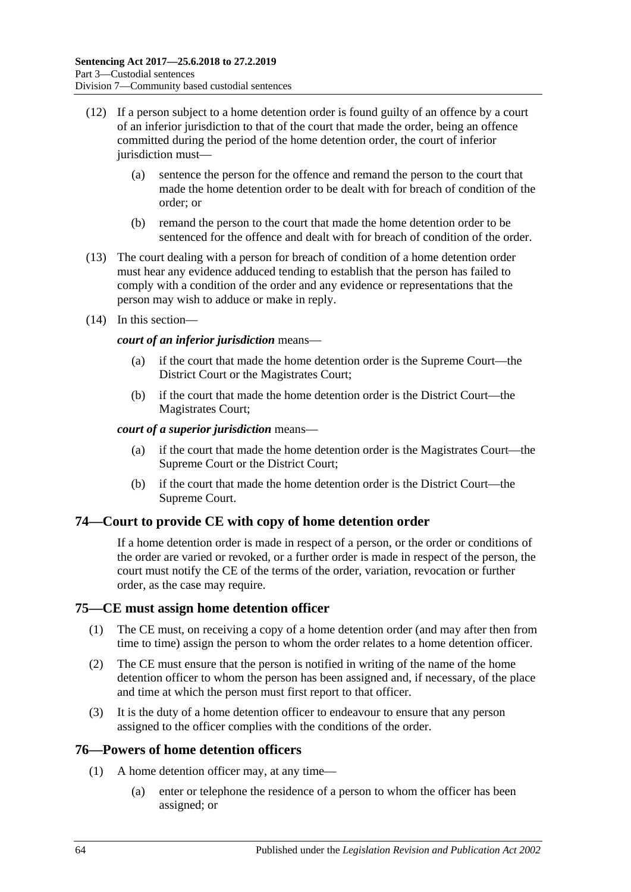(12) If a person subject to a home detention order is found guilty of an offence by a court of an inferior jurisdiction to that of the court that made the order, being an offence committed during the period of the home detention order, the court of inferior jurisdiction must—

   (a) sentence the person for the offence and remand the person to the court that made the home detention order to be dealt with for breach of condition of the order; or

   (b) remand the person to the court that made the home detention order to be sentenced for the offence and dealt with for breach of condition of the order.

(13) The court dealing with a person for breach of condition of a home detention order must hear any evidence adduced tending to establish that the person has failed to comply with a condition of the order and any evidence or representations that the person may wish to adduce or make in reply.

(14) In this section—

***court of an inferior jurisdiction*** means—

   (a) if the court that made the home detention order is the Supreme Court—the District Court or the Magistrates Court;

   (b) if the court that made the home detention order is the District Court—the Magistrates Court;

***court of a superior jurisdiction*** means—

   (a) if the court that made the home detention order is the Magistrates Court—the Supreme Court or the District Court;

   (b) if the court that made the home detention order is the District Court—the Supreme Court.

## 74—Court to provide CE with copy of home detention order

If a home detention order is made in respect of a person, or the order or conditions of the order are varied or revoked, or a further order is made in respect of the person, the court must notify the CE of the terms of the order, variation, revocation or further order, as the case may require.

## 75—CE must assign home detention officer

(1) The CE must, on receiving a copy of a home detention order (and may after then from time to time) assign the person to whom the order relates to a home detention officer.

(2) The CE must ensure that the person is notified in writing of the name of the home detention officer to whom the person has been assigned and, if necessary, of the place and time at which the person must first report to that officer.

(3) It is the duty of a home detention officer to endeavour to ensure that any person assigned to the officer complies with the conditions of the order.

## 76—Powers of home detention officers

(1) A home detention officer may, at any time—

   (a) enter or telephone the residence of a person to whom the officer has been assigned; or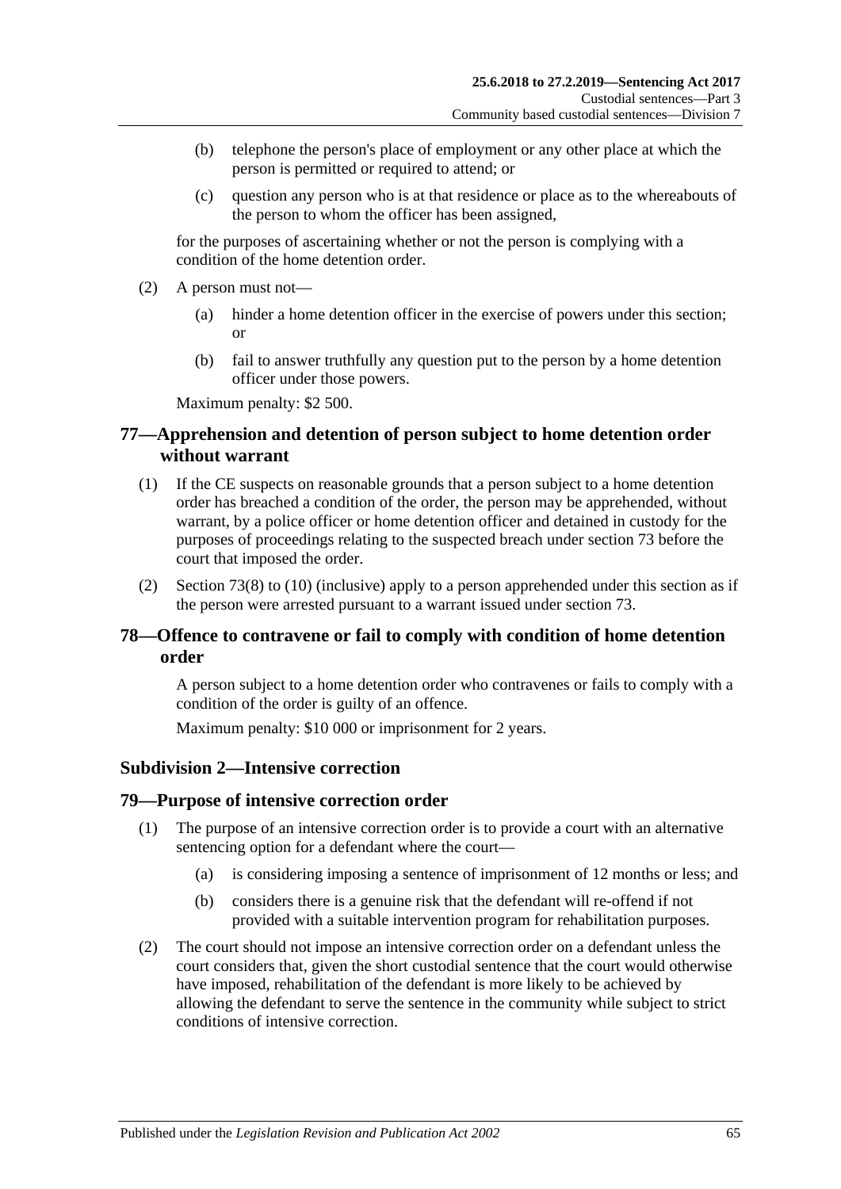(b) telephone the person's place of employment or any other place at which the person is permitted or required to attend; or

(c) question any person who is at that residence or place as to the whereabouts of the person to whom the officer has been assigned,

for the purposes of ascertaining whether or not the person is complying with a condition of the home detention order.

(2) A person must not—

(a) hinder a home detention officer in the exercise of powers under this section; or

(b) fail to answer truthfully any question put to the person by a home detention officer under those powers.

Maximum penalty: $2 500.

## 77—Apprehension and detention of person subject to home detention order without warrant

(1) If the CE suspects on reasonable grounds that a person subject to a home detention order has breached a condition of the order, the person may be apprehended, without warrant, by a police officer or home detention officer and detained in custody for the purposes of proceedings relating to the suspected breach under section 73 before the court that imposed the order.

(2) Section 73(8) to (10) (inclusive) apply to a person apprehended under this section as if the person were arrested pursuant to a warrant issued under section 73.

## 78—Offence to contravene or fail to comply with condition of home detention order

A person subject to a home detention order who contravenes or fails to comply with a condition of the order is guilty of an offence.

Maximum penalty: $10 000 or imprisonment for 2 years.

### Subdivision 2—Intensive correction

## 79—Purpose of intensive correction order

(1) The purpose of an intensive correction order is to provide a court with an alternative sentencing option for a defendant where the court—

(a) is considering imposing a sentence of imprisonment of 12 months or less; and

(b) considers there is a genuine risk that the defendant will re-offend if not provided with a suitable intervention program for rehabilitation purposes.

(2) The court should not impose an intensive correction order on a defendant unless the court considers that, given the short custodial sentence that the court would otherwise have imposed, rehabilitation of the defendant is more likely to be achieved by allowing the defendant to serve the sentence in the community while subject to strict conditions of intensive correction.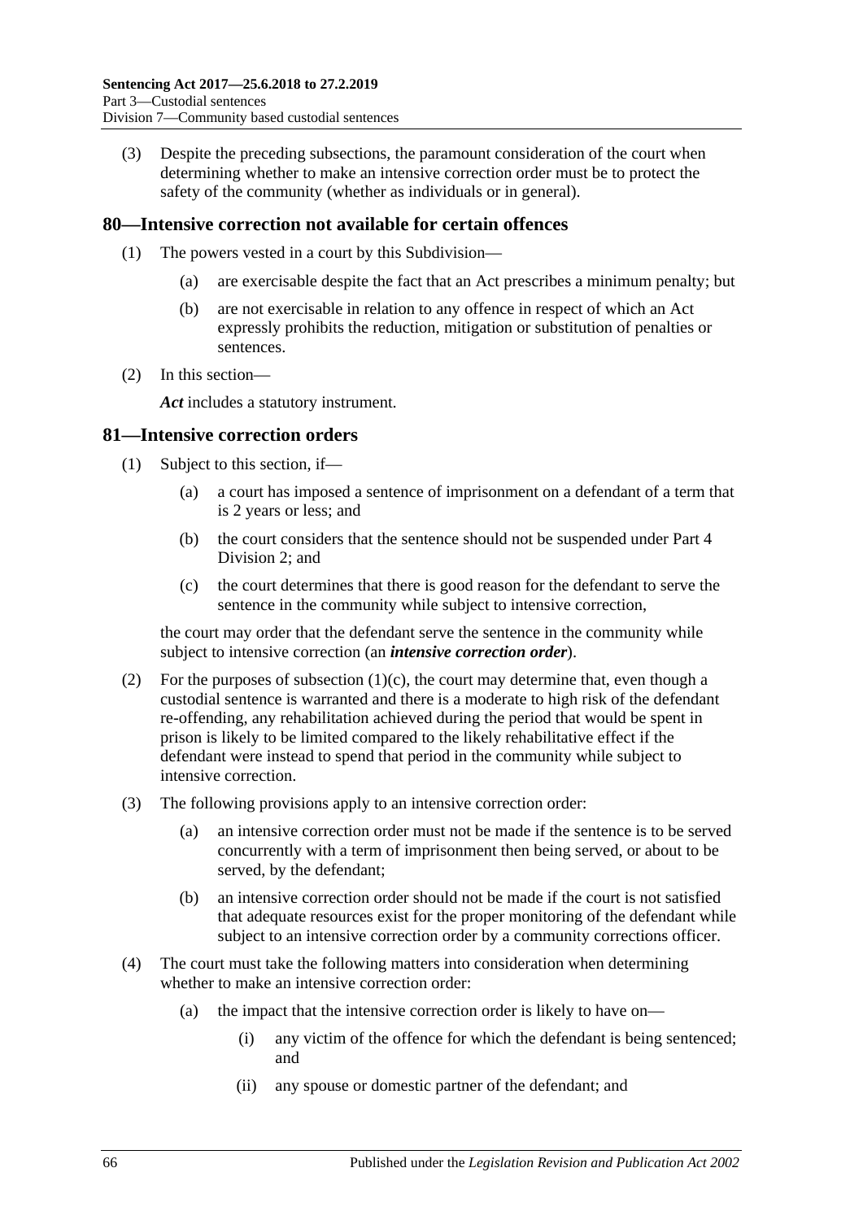(3) Despite the preceding subsections, the paramount consideration of the court when determining whether to make an intensive correction order must be to protect the safety of the community (whether as individuals or in general).

## 80—Intensive correction not available for certain offences

(1) The powers vested in a court by this Subdivision—

(a) are exercisable despite the fact that an Act prescribes a minimum penalty; but

(b) are not exercisable in relation to any offence in respect of which an Act expressly prohibits the reduction, mitigation or substitution of penalties or sentences.

(2) In this section—

***Act*** includes a statutory instrument.

## 81—Intensive correction orders

(1) Subject to this section, if—

(a) a court has imposed a sentence of imprisonment on a defendant of a term that is 2 years or less; and

(b) the court considers that the sentence should not be suspended under Part 4 Division 2; and

(c) the court determines that there is good reason for the defendant to serve the sentence in the community while subject to intensive correction,

the court may order that the defendant serve the sentence in the community while subject to intensive correction (an ***intensive correction order***).

(2) For the purposes of subsection (1)(c), the court may determine that, even though a custodial sentence is warranted and there is a moderate to high risk of the defendant re-offending, any rehabilitation achieved during the period that would be spent in prison is likely to be limited compared to the likely rehabilitative effect if the defendant were instead to spend that period in the community while subject to intensive correction.

(3) The following provisions apply to an intensive correction order:

(a) an intensive correction order must not be made if the sentence is to be served concurrently with a term of imprisonment then being served, or about to be served, by the defendant;

(b) an intensive correction order should not be made if the court is not satisfied that adequate resources exist for the proper monitoring of the defendant while subject to an intensive correction order by a community corrections officer.

(4) The court must take the following matters into consideration when determining whether to make an intensive correction order:

(a) the impact that the intensive correction order is likely to have on—

(i) any victim of the offence for which the defendant is being sentenced; and

(ii) any spouse or domestic partner of the defendant; and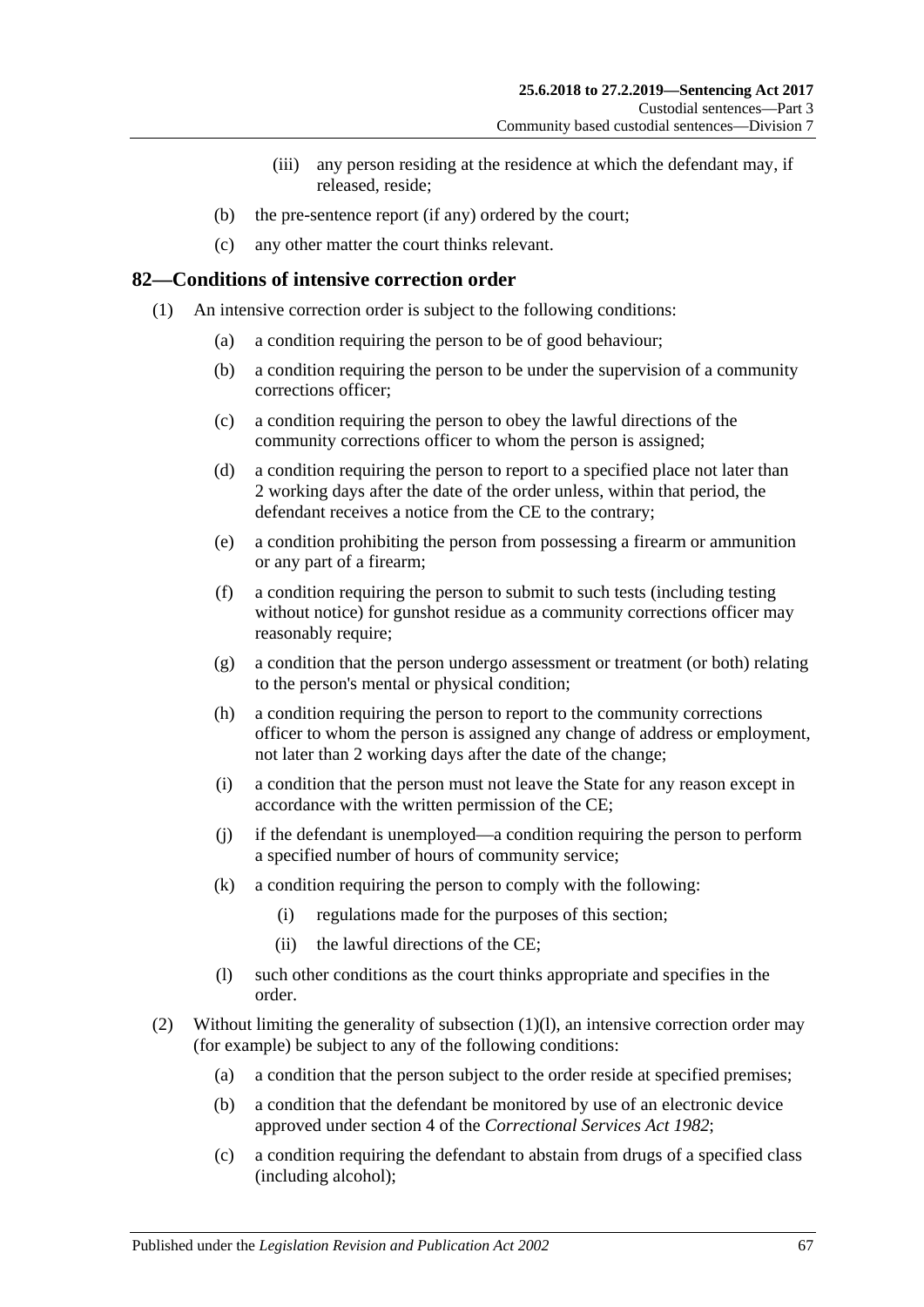(iii) any person residing at the residence at which the defendant may, if released, reside;

(b) the pre-sentence report (if any) ordered by the court;

(c) any other matter the court thinks relevant.

## 82—Conditions of intensive correction order

(1) An intensive correction order is subject to the following conditions:

(a) a condition requiring the person to be of good behaviour;

(b) a condition requiring the person to be under the supervision of a community corrections officer;

(c) a condition requiring the person to obey the lawful directions of the community corrections officer to whom the person is assigned;

(d) a condition requiring the person to report to a specified place not later than 2 working days after the date of the order unless, within that period, the defendant receives a notice from the CE to the contrary;

(e) a condition prohibiting the person from possessing a firearm or ammunition or any part of a firearm;

(f) a condition requiring the person to submit to such tests (including testing without notice) for gunshot residue as a community corrections officer may reasonably require;

(g) a condition that the person undergo assessment or treatment (or both) relating to the person's mental or physical condition;

(h) a condition requiring the person to report to the community corrections officer to whom the person is assigned any change of address or employment, not later than 2 working days after the date of the change;

(i) a condition that the person must not leave the State for any reason except in accordance with the written permission of the CE;

(j) if the defendant is unemployed—a condition requiring the person to perform a specified number of hours of community service;

(k) a condition requiring the person to comply with the following:

(i) regulations made for the purposes of this section;

(ii) the lawful directions of the CE;

(l) such other conditions as the court thinks appropriate and specifies in the order.

(2) Without limiting the generality of subsection (1)(l), an intensive correction order may (for example) be subject to any of the following conditions:

(a) a condition that the person subject to the order reside at specified premises;

(b) a condition that the defendant be monitored by use of an electronic device approved under section 4 of the *Correctional Services Act 1982*;

(c) a condition requiring the defendant to abstain from drugs of a specified class (including alcohol);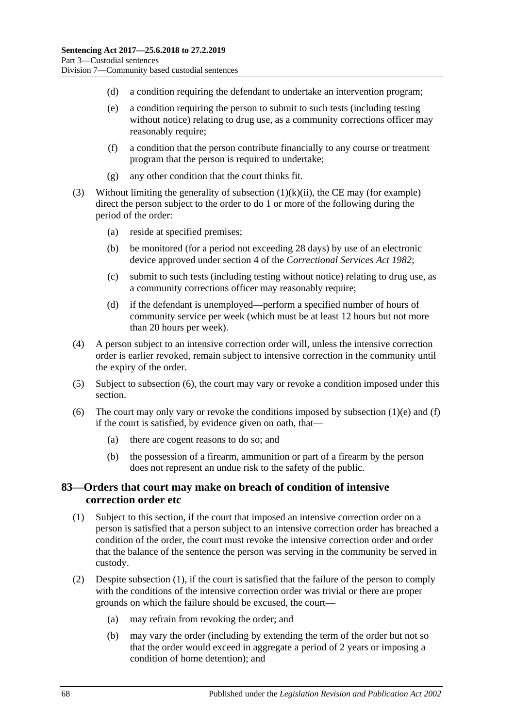(d) a condition requiring the defendant to undertake an intervention program;

(e) a condition requiring the person to submit to such tests (including testing without notice) relating to drug use, as a community corrections officer may reasonably require;

(f) a condition that the person contribute financially to any course or treatment program that the person is required to undertake;

(g) any other condition that the court thinks fit.

(3) Without limiting the generality of subsection (1)(k)(ii), the CE may (for example) direct the person subject to the order to do 1 or more of the following during the period of the order:

(a) reside at specified premises;

(b) be monitored (for a period not exceeding 28 days) by use of an electronic device approved under section 4 of the *Correctional Services Act 1982*;

(c) submit to such tests (including testing without notice) relating to drug use, as a community corrections officer may reasonably require;

(d) if the defendant is unemployed—perform a specified number of hours of community service per week (which must be at least 12 hours but not more than 20 hours per week).

(4) A person subject to an intensive correction order will, unless the intensive correction order is earlier revoked, remain subject to intensive correction in the community until the expiry of the order.

(5) Subject to subsection (6), the court may vary or revoke a condition imposed under this section.

(6) The court may only vary or revoke the conditions imposed by subsection (1)(e) and (f) if the court is satisfied, by evidence given on oath, that—

(a) there are cogent reasons to do so; and

(b) the possession of a firearm, ammunition or part of a firearm by the person does not represent an undue risk to the safety of the public.

## 83—Orders that court may make on breach of condition of intensive correction order etc

(1) Subject to this section, if the court that imposed an intensive correction order on a person is satisfied that a person subject to an intensive correction order has breached a condition of the order, the court must revoke the intensive correction order and order that the balance of the sentence the person was serving in the community be served in custody.

(2) Despite subsection (1), if the court is satisfied that the failure of the person to comply with the conditions of the intensive correction order was trivial or there are proper grounds on which the failure should be excused, the court—

(a) may refrain from revoking the order; and

(b) may vary the order (including by extending the term of the order but not so that the order would exceed in aggregate a period of 2 years or imposing a condition of home detention); and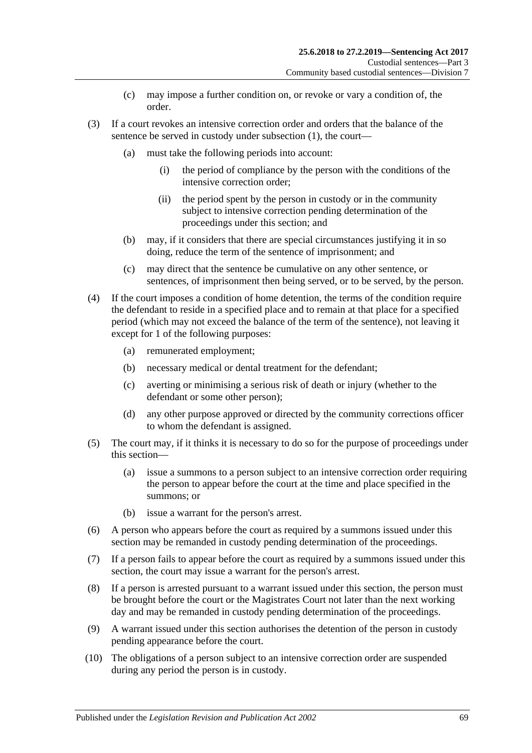(c) may impose a further condition on, or revoke or vary a condition of, the order.

(3) If a court revokes an intensive correction order and orders that the balance of the sentence be served in custody under subsection (1), the court—

(a) must take the following periods into account:

(i) the period of compliance by the person with the conditions of the intensive correction order;

(ii) the period spent by the person in custody or in the community subject to intensive correction pending determination of the proceedings under this section; and

(b) may, if it considers that there are special circumstances justifying it in so doing, reduce the term of the sentence of imprisonment; and

(c) may direct that the sentence be cumulative on any other sentence, or sentences, of imprisonment then being served, or to be served, by the person.

(4) If the court imposes a condition of home detention, the terms of the condition require the defendant to reside in a specified place and to remain at that place for a specified period (which may not exceed the balance of the term of the sentence), not leaving it except for 1 of the following purposes:

(a) remunerated employment;

(b) necessary medical or dental treatment for the defendant;

(c) averting or minimising a serious risk of death or injury (whether to the defendant or some other person);

(d) any other purpose approved or directed by the community corrections officer to whom the defendant is assigned.

(5) The court may, if it thinks it is necessary to do so for the purpose of proceedings under this section—

(a) issue a summons to a person subject to an intensive correction order requiring the person to appear before the court at the time and place specified in the summons; or

(b) issue a warrant for the person's arrest.

(6) A person who appears before the court as required by a summons issued under this section may be remanded in custody pending determination of the proceedings.

(7) If a person fails to appear before the court as required by a summons issued under this section, the court may issue a warrant for the person's arrest.

(8) If a person is arrested pursuant to a warrant issued under this section, the person must be brought before the court or the Magistrates Court not later than the next working day and may be remanded in custody pending determination of the proceedings.

(9) A warrant issued under this section authorises the detention of the person in custody pending appearance before the court.

(10) The obligations of a person subject to an intensive correction order are suspended during any period the person is in custody.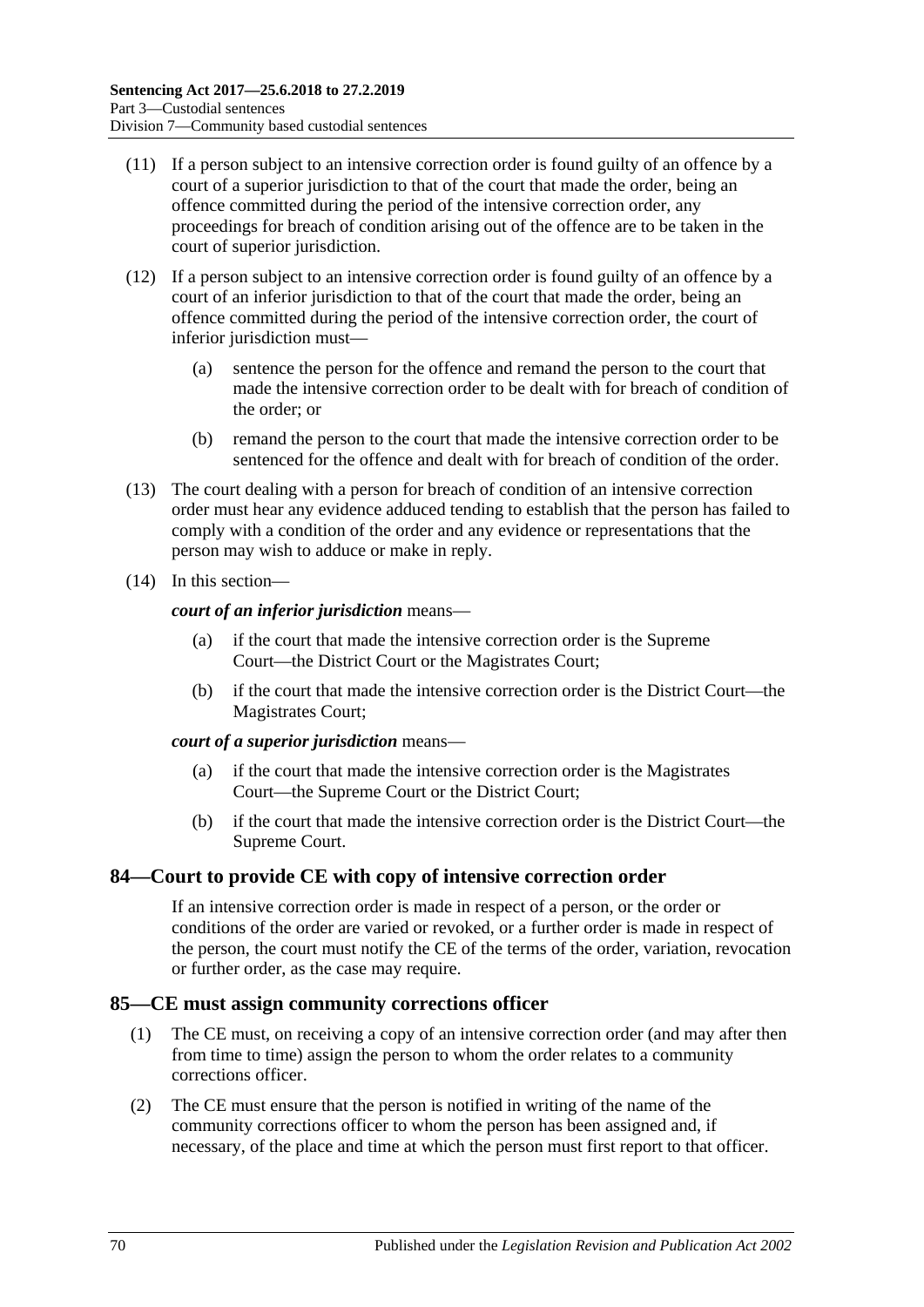(11) If a person subject to an intensive correction order is found guilty of an offence by a court of a superior jurisdiction to that of the court that made the order, being an offence committed during the period of the intensive correction order, any proceedings for breach of condition arising out of the offence are to be taken in the court of superior jurisdiction.

(12) If a person subject to an intensive correction order is found guilty of an offence by a court of an inferior jurisdiction to that of the court that made the order, being an offence committed during the period of the intensive correction order, the court of inferior jurisdiction must—

(a) sentence the person for the offence and remand the person to the court that made the intensive correction order to be dealt with for breach of condition of the order; or

(b) remand the person to the court that made the intensive correction order to be sentenced for the offence and dealt with for breach of condition of the order.

(13) The court dealing with a person for breach of condition of an intensive correction order must hear any evidence adduced tending to establish that the person has failed to comply with a condition of the order and any evidence or representations that the person may wish to adduce or make in reply.

(14) In this section—

***court of an inferior jurisdiction*** means—

(a) if the court that made the intensive correction order is the Supreme Court—the District Court or the Magistrates Court;

(b) if the court that made the intensive correction order is the District Court—the Magistrates Court;

***court of a superior jurisdiction*** means—

(a) if the court that made the intensive correction order is the Magistrates Court—the Supreme Court or the District Court;

(b) if the court that made the intensive correction order is the District Court—the Supreme Court.

## 84—Court to provide CE with copy of intensive correction order

If an intensive correction order is made in respect of a person, or the order or conditions of the order are varied or revoked, or a further order is made in respect of the person, the court must notify the CE of the terms of the order, variation, revocation or further order, as the case may require.

## 85—CE must assign community corrections officer

(1) The CE must, on receiving a copy of an intensive correction order (and may after then from time to time) assign the person to whom the order relates to a community corrections officer.

(2) The CE must ensure that the person is notified in writing of the name of the community corrections officer to whom the person has been assigned and, if necessary, of the place and time at which the person must first report to that officer.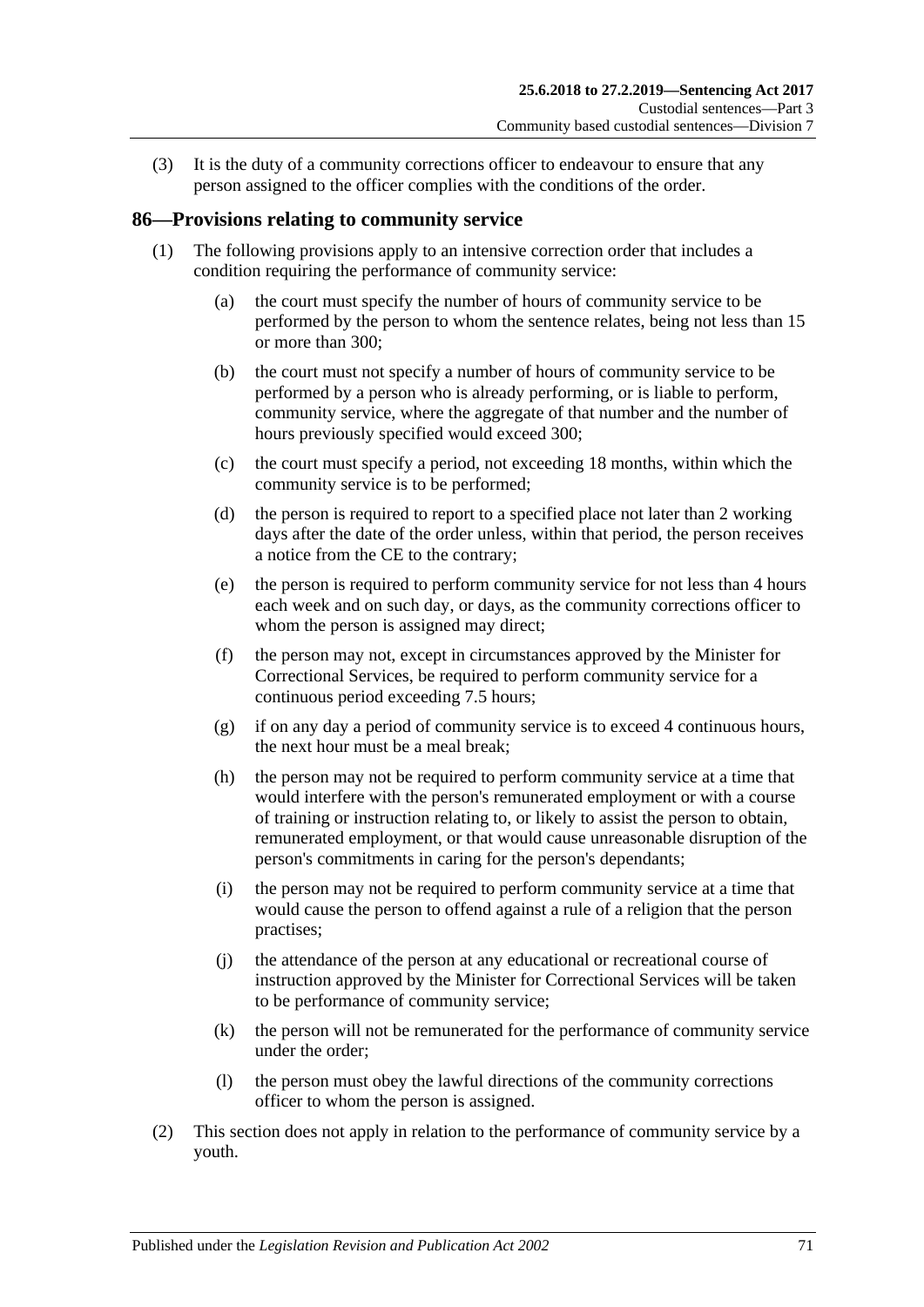(3) It is the duty of a community corrections officer to endeavour to ensure that any person assigned to the officer complies with the conditions of the order.

## 86—Provisions relating to community service

(1) The following provisions apply to an intensive correction order that includes a condition requiring the performance of community service:

(a) the court must specify the number of hours of community service to be performed by the person to whom the sentence relates, being not less than 15 or more than 300;

(b) the court must not specify a number of hours of community service to be performed by a person who is already performing, or is liable to perform, community service, where the aggregate of that number and the number of hours previously specified would exceed 300;

(c) the court must specify a period, not exceeding 18 months, within which the community service is to be performed;

(d) the person is required to report to a specified place not later than 2 working days after the date of the order unless, within that period, the person receives a notice from the CE to the contrary;

(e) the person is required to perform community service for not less than 4 hours each week and on such day, or days, as the community corrections officer to whom the person is assigned may direct;

(f) the person may not, except in circumstances approved by the Minister for Correctional Services, be required to perform community service for a continuous period exceeding 7.5 hours;

(g) if on any day a period of community service is to exceed 4 continuous hours, the next hour must be a meal break;

(h) the person may not be required to perform community service at a time that would interfere with the person's remunerated employment or with a course of training or instruction relating to, or likely to assist the person to obtain, remunerated employment, or that would cause unreasonable disruption of the person's commitments in caring for the person's dependants;

(i) the person may not be required to perform community service at a time that would cause the person to offend against a rule of a religion that the person practises;

(j) the attendance of the person at any educational or recreational course of instruction approved by the Minister for Correctional Services will be taken to be performance of community service;

(k) the person will not be remunerated for the performance of community service under the order;

(l) the person must obey the lawful directions of the community corrections officer to whom the person is assigned.

(2) This section does not apply in relation to the performance of community service by a youth.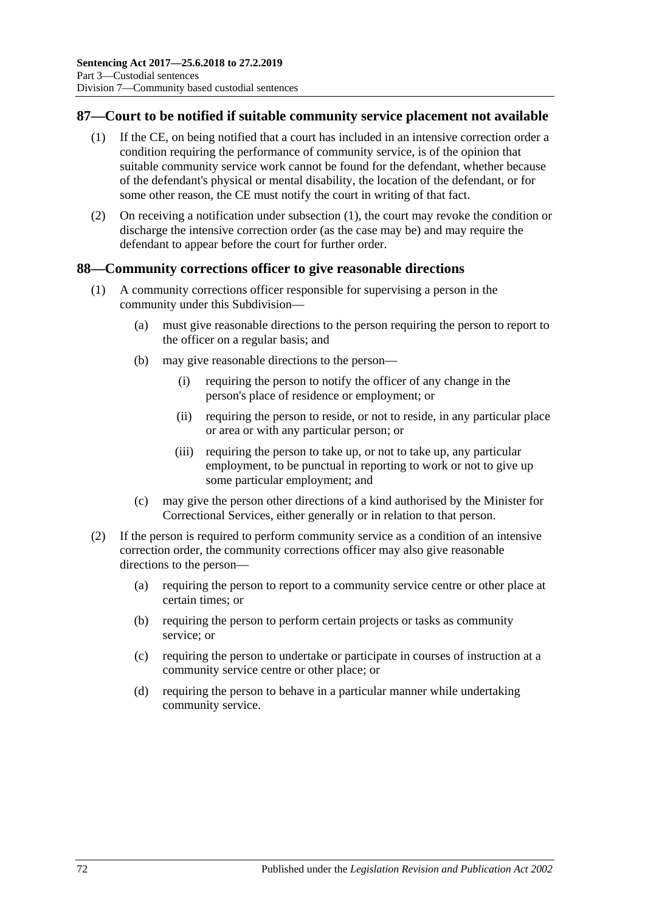## 87—Court to be notified if suitable community service placement not available

(1) If the CE, on being notified that a court has included in an intensive correction order a condition requiring the performance of community service, is of the opinion that suitable community service work cannot be found for the defendant, whether because of the defendant's physical or mental disability, the location of the defendant, or for some other reason, the CE must notify the court in writing of that fact.

(2) On receiving a notification under subsection (1), the court may revoke the condition or discharge the intensive correction order (as the case may be) and may require the defendant to appear before the court for further order.

## 88—Community corrections officer to give reasonable directions

(1) A community corrections officer responsible for supervising a person in the community under this Subdivision—

 (a) must give reasonable directions to the person requiring the person to report to the officer on a regular basis; and

 (b) may give reasonable directions to the person—

  (i) requiring the person to notify the officer of any change in the person's place of residence or employment; or

  (ii) requiring the person to reside, or not to reside, in any particular place or area or with any particular person; or

  (iii) requiring the person to take up, or not to take up, any particular employment, to be punctual in reporting to work or not to give up some particular employment; and

 (c) may give the person other directions of a kind authorised by the Minister for Correctional Services, either generally or in relation to that person.

(2) If the person is required to perform community service as a condition of an intensive correction order, the community corrections officer may also give reasonable directions to the person—

 (a) requiring the person to report to a community service centre or other place at certain times; or

 (b) requiring the person to perform certain projects or tasks as community service; or

 (c) requiring the person to undertake or participate in courses of instruction at a community service centre or other place; or

 (d) requiring the person to behave in a particular manner while undertaking community service.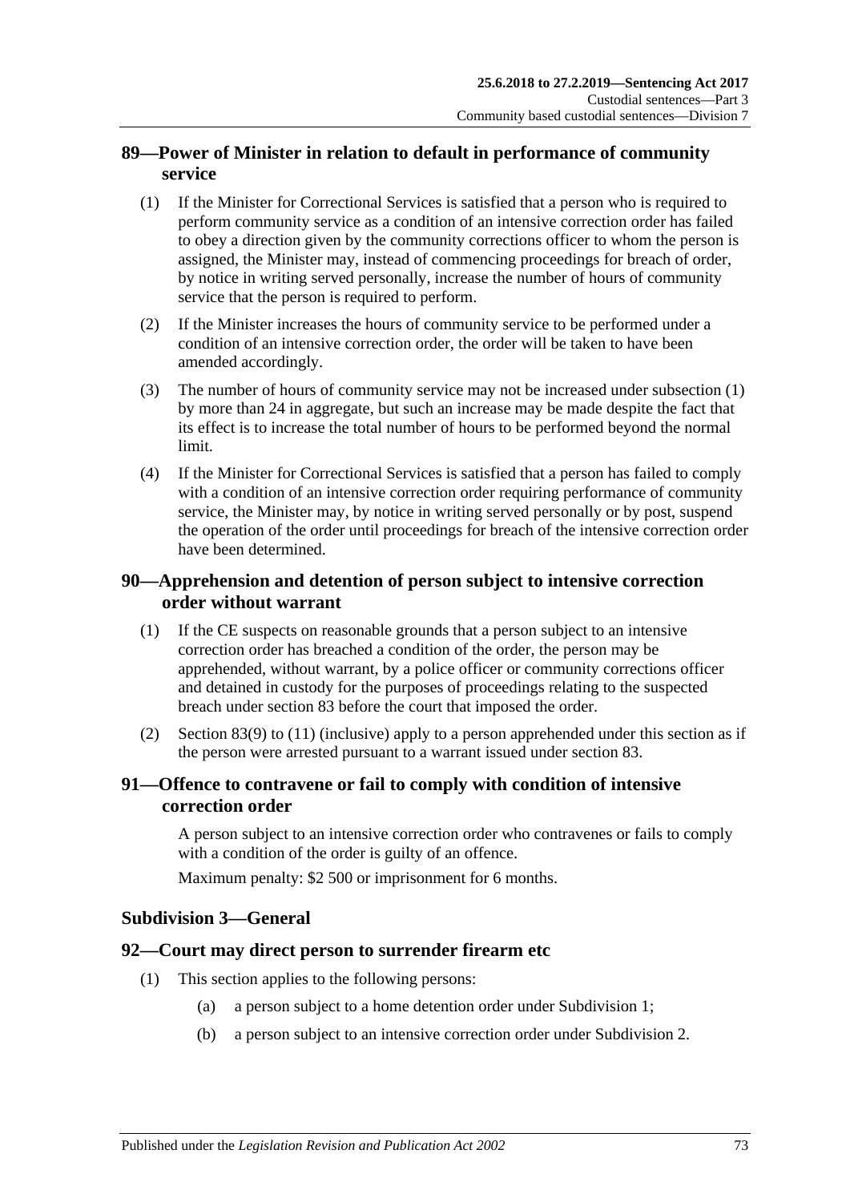## 89—Power of Minister in relation to default in performance of community service

(1) If the Minister for Correctional Services is satisfied that a person who is required to perform community service as a condition of an intensive correction order has failed to obey a direction given by the community corrections officer to whom the person is assigned, the Minister may, instead of commencing proceedings for breach of order, by notice in writing served personally, increase the number of hours of community service that the person is required to perform.

(2) If the Minister increases the hours of community service to be performed under a condition of an intensive correction order, the order will be taken to have been amended accordingly.

(3) The number of hours of community service may not be increased under subsection (1) by more than 24 in aggregate, but such an increase may be made despite the fact that its effect is to increase the total number of hours to be performed beyond the normal limit.

(4) If the Minister for Correctional Services is satisfied that a person has failed to comply with a condition of an intensive correction order requiring performance of community service, the Minister may, by notice in writing served personally or by post, suspend the operation of the order until proceedings for breach of the intensive correction order have been determined.

## 90—Apprehension and detention of person subject to intensive correction order without warrant

(1) If the CE suspects on reasonable grounds that a person subject to an intensive correction order has breached a condition of the order, the person may be apprehended, without warrant, by a police officer or community corrections officer and detained in custody for the purposes of proceedings relating to the suspected breach under section 83 before the court that imposed the order.

(2) Section 83(9) to (11) (inclusive) apply to a person apprehended under this section as if the person were arrested pursuant to a warrant issued under section 83.

## 91—Offence to contravene or fail to comply with condition of intensive correction order

A person subject to an intensive correction order who contravenes or fails to comply with a condition of the order is guilty of an offence.

Maximum penalty: $2 500 or imprisonment for 6 months.

### Subdivision 3—General

## 92—Court may direct person to surrender firearm etc

(1) This section applies to the following persons:

(a) a person subject to a home detention order under Subdivision 1;

(b) a person subject to an intensive correction order under Subdivision 2.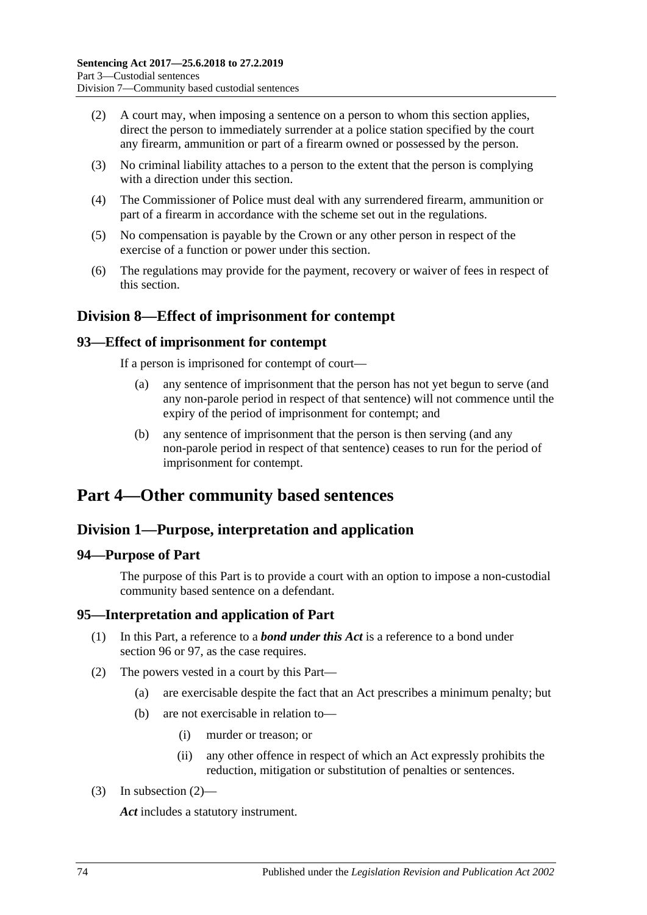(2) A court may, when imposing a sentence on a person to whom this section applies, direct the person to immediately surrender at a police station specified by the court any firearm, ammunition or part of a firearm owned or possessed by the person.

(3) No criminal liability attaches to a person to the extent that the person is complying with a direction under this section.

(4) The Commissioner of Police must deal with any surrendered firearm, ammunition or part of a firearm in accordance with the scheme set out in the regulations.

(5) No compensation is payable by the Crown or any other person in respect of the exercise of a function or power under this section.

(6) The regulations may provide for the payment, recovery or waiver of fees in respect of this section.

## Division 8—Effect of imprisonment for contempt

### 93—Effect of imprisonment for contempt

If a person is imprisoned for contempt of court—

(a) any sentence of imprisonment that the person has not yet begun to serve (and any non-parole period in respect of that sentence) will not commence until the expiry of the period of imprisonment for contempt; and

(b) any sentence of imprisonment that the person is then serving (and any non-parole period in respect of that sentence) ceases to run for the period of imprisonment for contempt.

# Part 4—Other community based sentences

## Division 1—Purpose, interpretation and application

### 94—Purpose of Part

The purpose of this Part is to provide a court with an option to impose a non-custodial community based sentence on a defendant.

### 95—Interpretation and application of Part

(1) In this Part, a reference to a ***bond under this Act*** is a reference to a bond under section 96 or 97, as the case requires.

(2) The powers vested in a court by this Part—

(a) are exercisable despite the fact that an Act prescribes a minimum penalty; but

(b) are not exercisable in relation to—

(i) murder or treason; or

(ii) any other offence in respect of which an Act expressly prohibits the reduction, mitigation or substitution of penalties or sentences.

(3) In subsection (2)—

***Act*** includes a statutory instrument.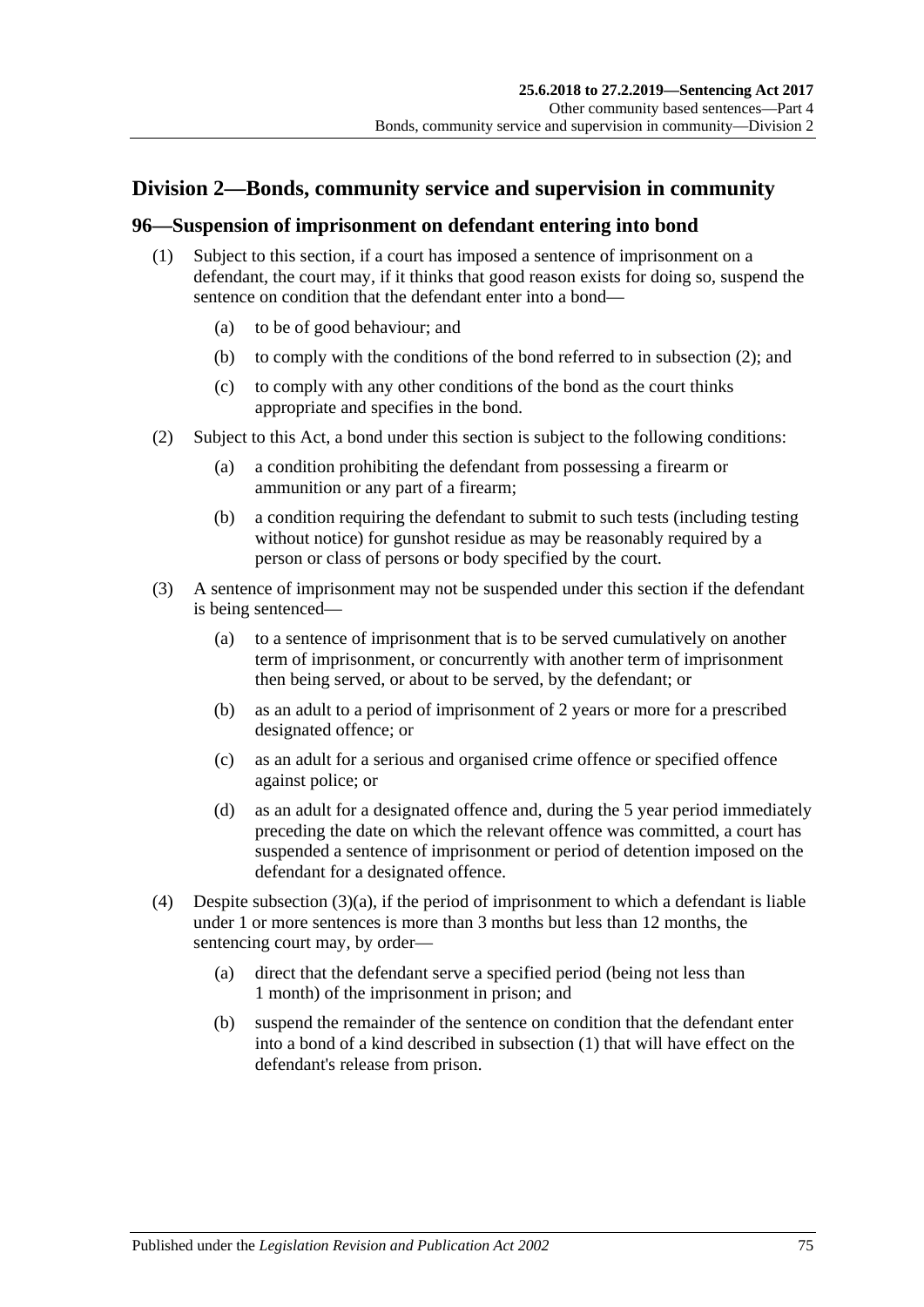## Division 2—Bonds, community service and supervision in community

### 96—Suspension of imprisonment on defendant entering into bond

(1) Subject to this section, if a court has imposed a sentence of imprisonment on a defendant, the court may, if it thinks that good reason exists for doing so, suspend the sentence on condition that the defendant enter into a bond—

(a) to be of good behaviour; and

(b) to comply with the conditions of the bond referred to in subsection (2); and

(c) to comply with any other conditions of the bond as the court thinks appropriate and specifies in the bond.

(2) Subject to this Act, a bond under this section is subject to the following conditions:

(a) a condition prohibiting the defendant from possessing a firearm or ammunition or any part of a firearm;

(b) a condition requiring the defendant to submit to such tests (including testing without notice) for gunshot residue as may be reasonably required by a person or class of persons or body specified by the court.

(3) A sentence of imprisonment may not be suspended under this section if the defendant is being sentenced—

(a) to a sentence of imprisonment that is to be served cumulatively on another term of imprisonment, or concurrently with another term of imprisonment then being served, or about to be served, by the defendant; or

(b) as an adult to a period of imprisonment of 2 years or more for a prescribed designated offence; or

(c) as an adult for a serious and organised crime offence or specified offence against police; or

(d) as an adult for a designated offence and, during the 5 year period immediately preceding the date on which the relevant offence was committed, a court has suspended a sentence of imprisonment or period of detention imposed on the defendant for a designated offence.

(4) Despite subsection (3)(a), if the period of imprisonment to which a defendant is liable under 1 or more sentences is more than 3 months but less than 12 months, the sentencing court may, by order—

(a) direct that the defendant serve a specified period (being not less than 1 month) of the imprisonment in prison; and

(b) suspend the remainder of the sentence on condition that the defendant enter into a bond of a kind described in subsection (1) that will have effect on the defendant's release from prison.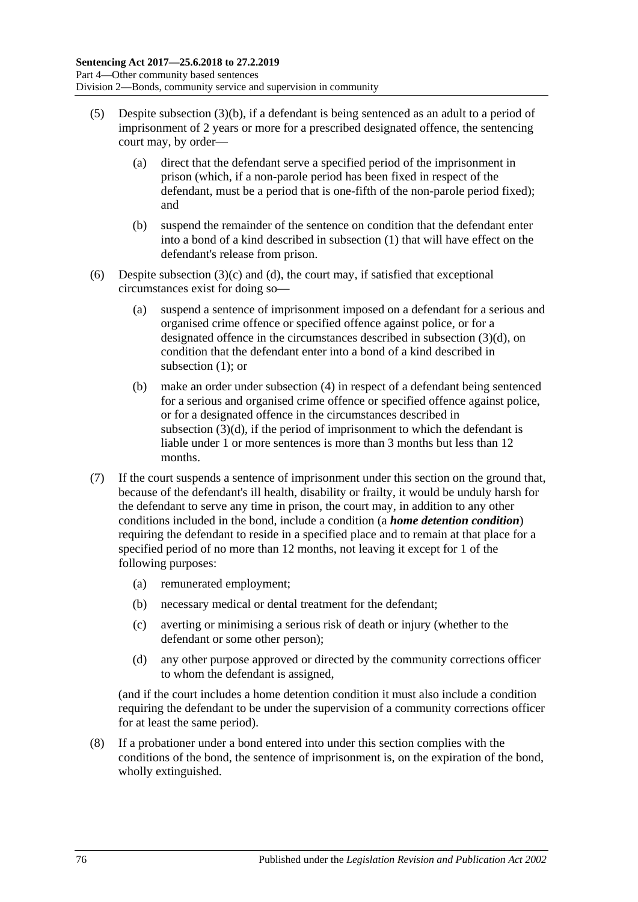(5) Despite subsection (3)(b), if a defendant is being sentenced as an adult to a period of imprisonment of 2 years or more for a prescribed designated offence, the sentencing court may, by order—

(a) direct that the defendant serve a specified period of the imprisonment in prison (which, if a non-parole period has been fixed in respect of the defendant, must be a period that is one-fifth of the non-parole period fixed); and

(b) suspend the remainder of the sentence on condition that the defendant enter into a bond of a kind described in subsection (1) that will have effect on the defendant's release from prison.

(6) Despite subsection (3)(c) and (d), the court may, if satisfied that exceptional circumstances exist for doing so—

(a) suspend a sentence of imprisonment imposed on a defendant for a serious and organised crime offence or specified offence against police, or for a designated offence in the circumstances described in subsection (3)(d), on condition that the defendant enter into a bond of a kind described in subsection (1); or

(b) make an order under subsection (4) in respect of a defendant being sentenced for a serious and organised crime offence or specified offence against police, or for a designated offence in the circumstances described in subsection (3)(d), if the period of imprisonment to which the defendant is liable under 1 or more sentences is more than 3 months but less than 12 months.

(7) If the court suspends a sentence of imprisonment under this section on the ground that, because of the defendant's ill health, disability or frailty, it would be unduly harsh for the defendant to serve any time in prison, the court may, in addition to any other conditions included in the bond, include a condition (a ***home detention condition***) requiring the defendant to reside in a specified place and to remain at that place for a specified period of no more than 12 months, not leaving it except for 1 of the following purposes:

(a) remunerated employment;

(b) necessary medical or dental treatment for the defendant;

(c) averting or minimising a serious risk of death or injury (whether to the defendant or some other person);

(d) any other purpose approved or directed by the community corrections officer to whom the defendant is assigned,

(and if the court includes a home detention condition it must also include a condition requiring the defendant to be under the supervision of a community corrections officer for at least the same period).

(8) If a probationer under a bond entered into under this section complies with the conditions of the bond, the sentence of imprisonment is, on the expiration of the bond, wholly extinguished.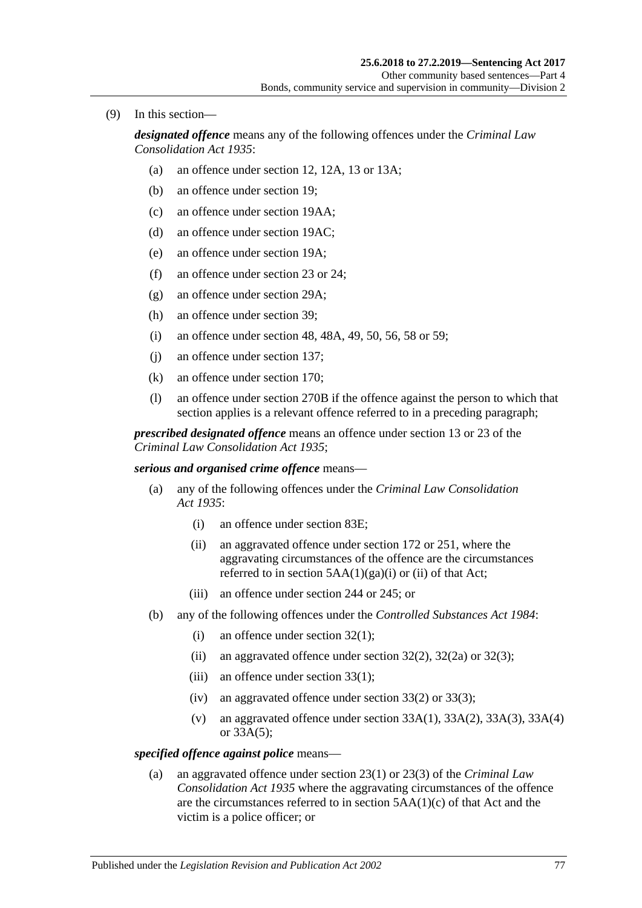(9) In this section—

***designated offence*** means any of the following offences under the *Criminal Law Consolidation Act 1935*:

- (a) an offence under section 12, 12A, 13 or 13A;
- (b) an offence under section 19;
- (c) an offence under section 19AA;
- (d) an offence under section 19AC;
- (e) an offence under section 19A;
- (f) an offence under section 23 or 24;
- (g) an offence under section 29A;
- (h) an offence under section 39;
- (i) an offence under section 48, 48A, 49, 50, 56, 58 or 59;
- (j) an offence under section 137;
- (k) an offence under section 170;
- (l) an offence under section 270B if the offence against the person to which that section applies is a relevant offence referred to in a preceding paragraph;

***prescribed designated offence*** means an offence under section 13 or 23 of the *Criminal Law Consolidation Act 1935*;

***serious and organised crime offence*** means—

- (a) any of the following offences under the *Criminal Law Consolidation Act 1935*:
  - (i) an offence under section 83E;
  - (ii) an aggravated offence under section 172 or 251, where the aggravating circumstances of the offence are the circumstances referred to in section 5AA(1)(ga)(i) or (ii) of that Act;
  - (iii) an offence under section 244 or 245; or
- (b) any of the following offences under the *Controlled Substances Act 1984*:
  - (i) an offence under section 32(1);
  - (ii) an aggravated offence under section 32(2), 32(2a) or 32(3);
  - (iii) an offence under section 33(1);
  - (iv) an aggravated offence under section 33(2) or 33(3);
  - (v) an aggravated offence under section 33A(1), 33A(2), 33A(3), 33A(4) or 33A(5);

***specified offence against police*** means—

- (a) an aggravated offence under section 23(1) or 23(3) of the *Criminal Law Consolidation Act 1935* where the aggravating circumstances of the offence are the circumstances referred to in section 5AA(1)(c) of that Act and the victim is a police officer; or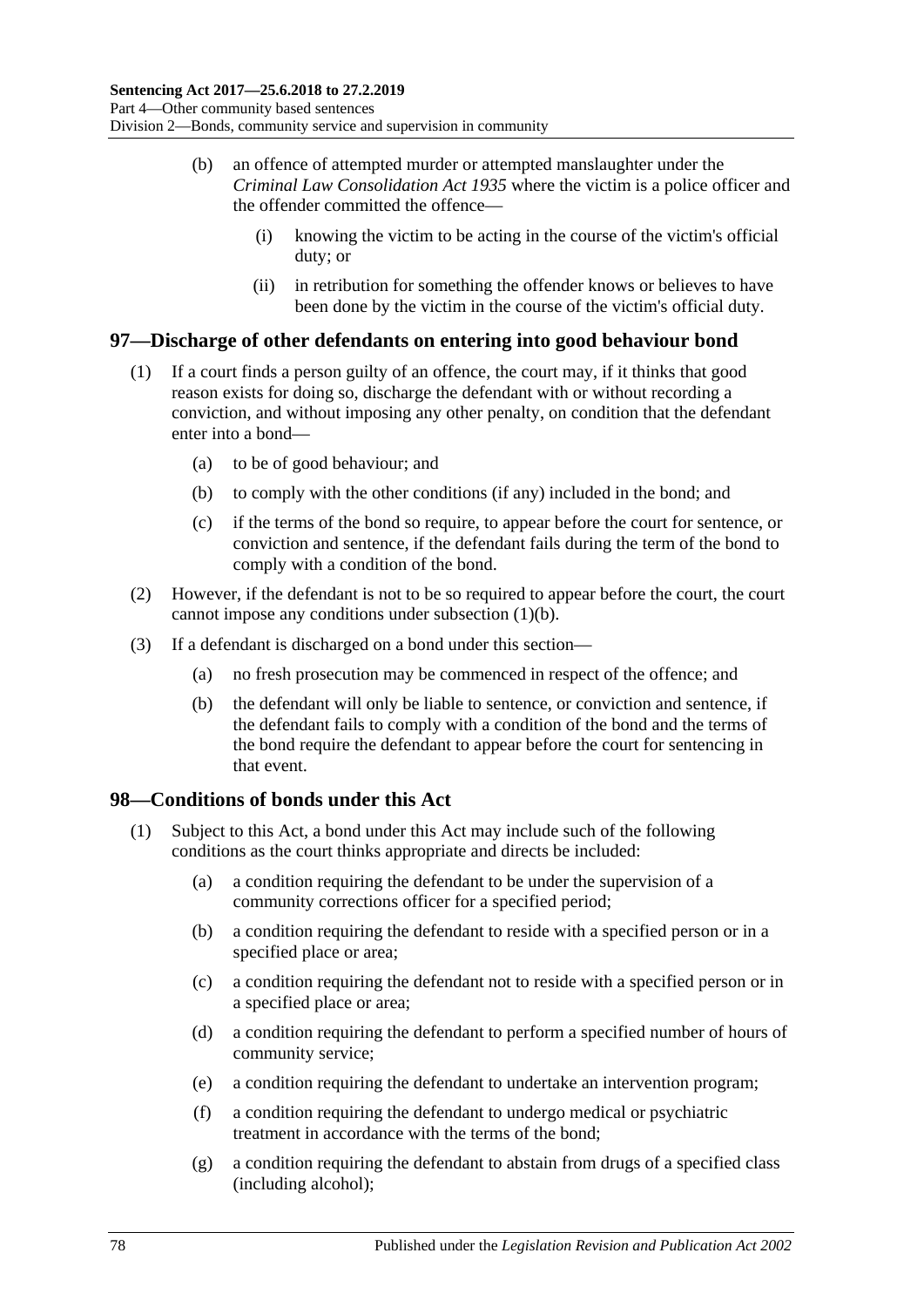(b) an offence of attempted murder or attempted manslaughter under the *Criminal Law Consolidation Act 1935* where the victim is a police officer and the offender committed the offence—

(i) knowing the victim to be acting in the course of the victim's official duty; or

(ii) in retribution for something the offender knows or believes to have been done by the victim in the course of the victim's official duty.

## 97—Discharge of other defendants on entering into good behaviour bond

(1) If a court finds a person guilty of an offence, the court may, if it thinks that good reason exists for doing so, discharge the defendant with or without recording a conviction, and without imposing any other penalty, on condition that the defendant enter into a bond—

(a) to be of good behaviour; and

(b) to comply with the other conditions (if any) included in the bond; and

(c) if the terms of the bond so require, to appear before the court for sentence, or conviction and sentence, if the defendant fails during the term of the bond to comply with a condition of the bond.

(2) However, if the defendant is not to be so required to appear before the court, the court cannot impose any conditions under subsection (1)(b).

(3) If a defendant is discharged on a bond under this section—

(a) no fresh prosecution may be commenced in respect of the offence; and

(b) the defendant will only be liable to sentence, or conviction and sentence, if the defendant fails to comply with a condition of the bond and the terms of the bond require the defendant to appear before the court for sentencing in that event.

## 98—Conditions of bonds under this Act

(1) Subject to this Act, a bond under this Act may include such of the following conditions as the court thinks appropriate and directs be included:

(a) a condition requiring the defendant to be under the supervision of a community corrections officer for a specified period;

(b) a condition requiring the defendant to reside with a specified person or in a specified place or area;

(c) a condition requiring the defendant not to reside with a specified person or in a specified place or area;

(d) a condition requiring the defendant to perform a specified number of hours of community service;

(e) a condition requiring the defendant to undertake an intervention program;

(f) a condition requiring the defendant to undergo medical or psychiatric treatment in accordance with the terms of the bond;

(g) a condition requiring the defendant to abstain from drugs of a specified class (including alcohol);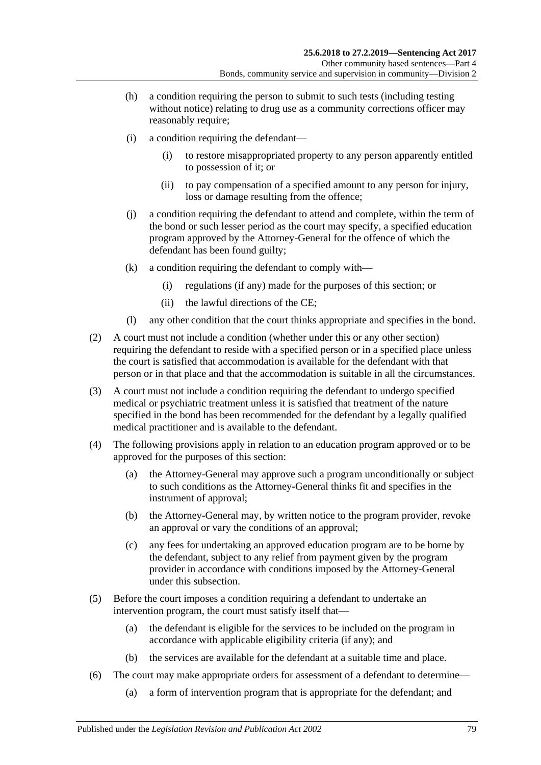(h) a condition requiring the person to submit to such tests (including testing without notice) relating to drug use as a community corrections officer may reasonably require;

(i) a condition requiring the defendant—

(i) to restore misappropriated property to any person apparently entitled to possession of it; or

(ii) to pay compensation of a specified amount to any person for injury, loss or damage resulting from the offence;

(j) a condition requiring the defendant to attend and complete, within the term of the bond or such lesser period as the court may specify, a specified education program approved by the Attorney-General for the offence of which the defendant has been found guilty;

(k) a condition requiring the defendant to comply with—

(i) regulations (if any) made for the purposes of this section; or

(ii) the lawful directions of the CE;

(l) any other condition that the court thinks appropriate and specifies in the bond.

(2) A court must not include a condition (whether under this or any other section) requiring the defendant to reside with a specified person or in a specified place unless the court is satisfied that accommodation is available for the defendant with that person or in that place and that the accommodation is suitable in all the circumstances.

(3) A court must not include a condition requiring the defendant to undergo specified medical or psychiatric treatment unless it is satisfied that treatment of the nature specified in the bond has been recommended for the defendant by a legally qualified medical practitioner and is available to the defendant.

(4) The following provisions apply in relation to an education program approved or to be approved for the purposes of this section:

(a) the Attorney-General may approve such a program unconditionally or subject to such conditions as the Attorney-General thinks fit and specifies in the instrument of approval;

(b) the Attorney-General may, by written notice to the program provider, revoke an approval or vary the conditions of an approval;

(c) any fees for undertaking an approved education program are to be borne by the defendant, subject to any relief from payment given by the program provider in accordance with conditions imposed by the Attorney-General under this subsection.

(5) Before the court imposes a condition requiring a defendant to undertake an intervention program, the court must satisfy itself that—

(a) the defendant is eligible for the services to be included on the program in accordance with applicable eligibility criteria (if any); and

(b) the services are available for the defendant at a suitable time and place.

(6) The court may make appropriate orders for assessment of a defendant to determine—

(a) a form of intervention program that is appropriate for the defendant; and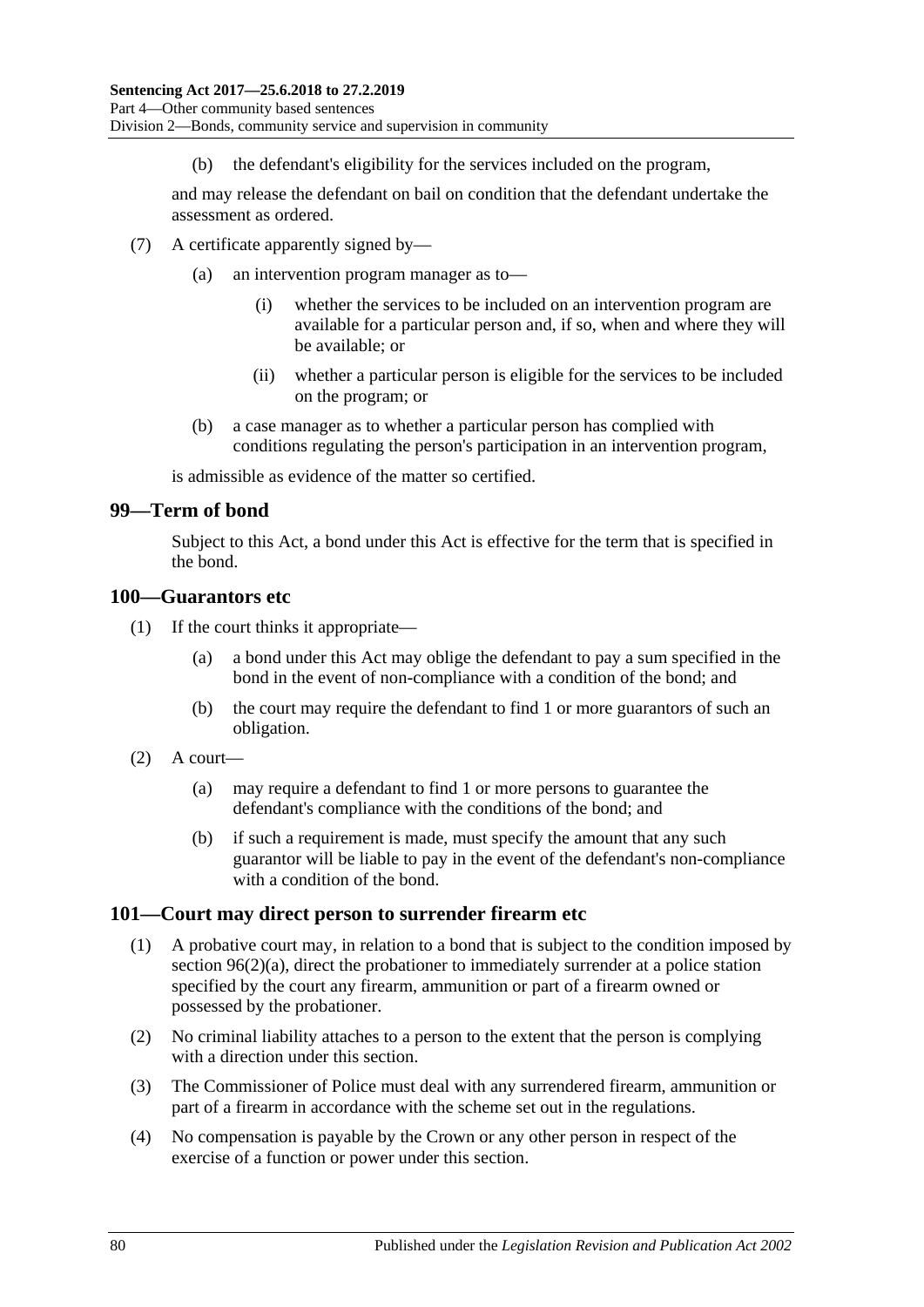(b) the defendant's eligibility for the services included on the program,

and may release the defendant on bail on condition that the defendant undertake the assessment as ordered.

(7) A certificate apparently signed by—

(a) an intervention program manager as to—

(i) whether the services to be included on an intervention program are available for a particular person and, if so, when and where they will be available; or

(ii) whether a particular person is eligible for the services to be included on the program; or

(b) a case manager as to whether a particular person has complied with conditions regulating the person's participation in an intervention program,

is admissible as evidence of the matter so certified.

## 99—Term of bond

Subject to this Act, a bond under this Act is effective for the term that is specified in the bond.

## 100—Guarantors etc

(1) If the court thinks it appropriate—

(a) a bond under this Act may oblige the defendant to pay a sum specified in the bond in the event of non-compliance with a condition of the bond; and

(b) the court may require the defendant to find 1 or more guarantors of such an obligation.

(2) A court—

(a) may require a defendant to find 1 or more persons to guarantee the defendant's compliance with the conditions of the bond; and

(b) if such a requirement is made, must specify the amount that any such guarantor will be liable to pay in the event of the defendant's non-compliance with a condition of the bond.

## 101—Court may direct person to surrender firearm etc

(1) A probative court may, in relation to a bond that is subject to the condition imposed by section 96(2)(a), direct the probationer to immediately surrender at a police station specified by the court any firearm, ammunition or part of a firearm owned or possessed by the probationer.

(2) No criminal liability attaches to a person to the extent that the person is complying with a direction under this section.

(3) The Commissioner of Police must deal with any surrendered firearm, ammunition or part of a firearm in accordance with the scheme set out in the regulations.

(4) No compensation is payable by the Crown or any other person in respect of the exercise of a function or power under this section.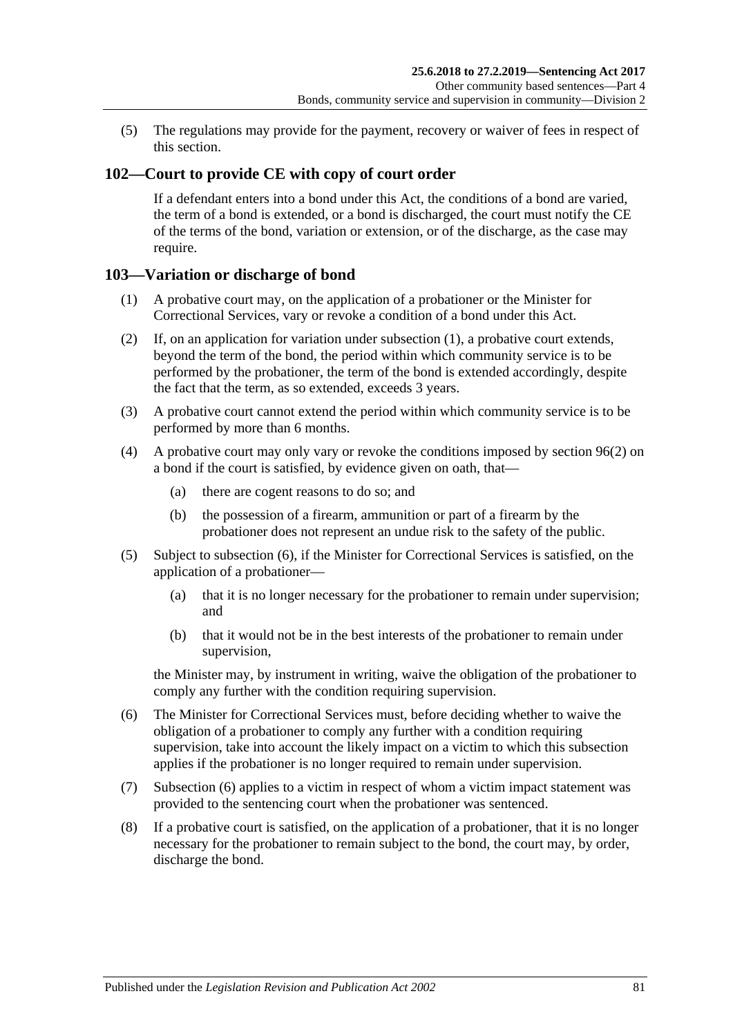(5) The regulations may provide for the payment, recovery or waiver of fees in respect of this section.

## 102—Court to provide CE with copy of court order

If a defendant enters into a bond under this Act, the conditions of a bond are varied, the term of a bond is extended, or a bond is discharged, the court must notify the CE of the terms of the bond, variation or extension, or of the discharge, as the case may require.

## 103—Variation or discharge of bond

(1) A probative court may, on the application of a probationer or the Minister for Correctional Services, vary or revoke a condition of a bond under this Act.

(2) If, on an application for variation under subsection (1), a probative court extends, beyond the term of the bond, the period within which community service is to be performed by the probationer, the term of the bond is extended accordingly, despite the fact that the term, as so extended, exceeds 3 years.

(3) A probative court cannot extend the period within which community service is to be performed by more than 6 months.

(4) A probative court may only vary or revoke the conditions imposed by section 96(2) on a bond if the court is satisfied, by evidence given on oath, that—

  (a) there are cogent reasons to do so; and

  (b) the possession of a firearm, ammunition or part of a firearm by the probationer does not represent an undue risk to the safety of the public.

(5) Subject to subsection (6), if the Minister for Correctional Services is satisfied, on the application of a probationer—

  (a) that it is no longer necessary for the probationer to remain under supervision; and

  (b) that it would not be in the best interests of the probationer to remain under supervision,

the Minister may, by instrument in writing, waive the obligation of the probationer to comply any further with the condition requiring supervision.

(6) The Minister for Correctional Services must, before deciding whether to waive the obligation of a probationer to comply any further with a condition requiring supervision, take into account the likely impact on a victim to which this subsection applies if the probationer is no longer required to remain under supervision.

(7) Subsection (6) applies to a victim in respect of whom a victim impact statement was provided to the sentencing court when the probationer was sentenced.

(8) If a probative court is satisfied, on the application of a probationer, that it is no longer necessary for the probationer to remain subject to the bond, the court may, by order, discharge the bond.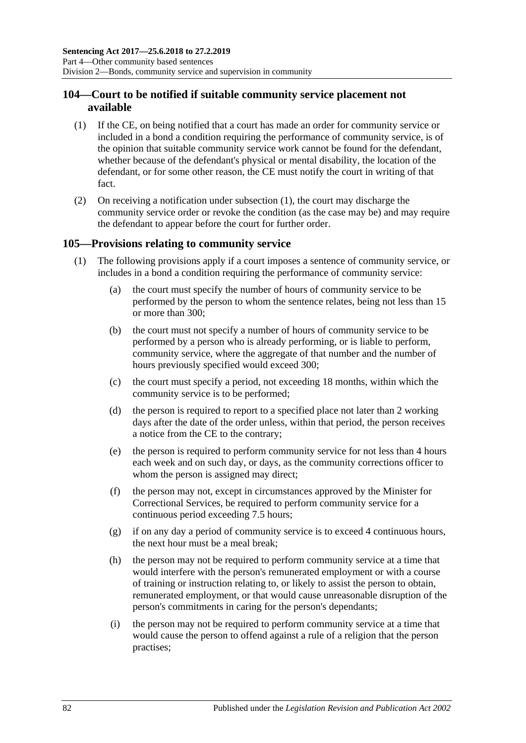## 104—Court to be notified if suitable community service placement not available

(1) If the CE, on being notified that a court has made an order for community service or included in a bond a condition requiring the performance of community service, is of the opinion that suitable community service work cannot be found for the defendant, whether because of the defendant's physical or mental disability, the location of the defendant, or for some other reason, the CE must notify the court in writing of that fact.

(2) On receiving a notification under subsection (1), the court may discharge the community service order or revoke the condition (as the case may be) and may require the defendant to appear before the court for further order.

## 105—Provisions relating to community service

(1) The following provisions apply if a court imposes a sentence of community service, or includes in a bond a condition requiring the performance of community service:

   (a) the court must specify the number of hours of community service to be performed by the person to whom the sentence relates, being not less than 15 or more than 300;

   (b) the court must not specify a number of hours of community service to be performed by a person who is already performing, or is liable to perform, community service, where the aggregate of that number and the number of hours previously specified would exceed 300;

   (c) the court must specify a period, not exceeding 18 months, within which the community service is to be performed;

   (d) the person is required to report to a specified place not later than 2 working days after the date of the order unless, within that period, the person receives a notice from the CE to the contrary;

   (e) the person is required to perform community service for not less than 4 hours each week and on such day, or days, as the community corrections officer to whom the person is assigned may direct;

   (f) the person may not, except in circumstances approved by the Minister for Correctional Services, be required to perform community service for a continuous period exceeding 7.5 hours;

   (g) if on any day a period of community service is to exceed 4 continuous hours, the next hour must be a meal break;

   (h) the person may not be required to perform community service at a time that would interfere with the person's remunerated employment or with a course of training or instruction relating to, or likely to assist the person to obtain, remunerated employment, or that would cause unreasonable disruption of the person's commitments in caring for the person's dependants;

   (i) the person may not be required to perform community service at a time that would cause the person to offend against a rule of a religion that the person practises;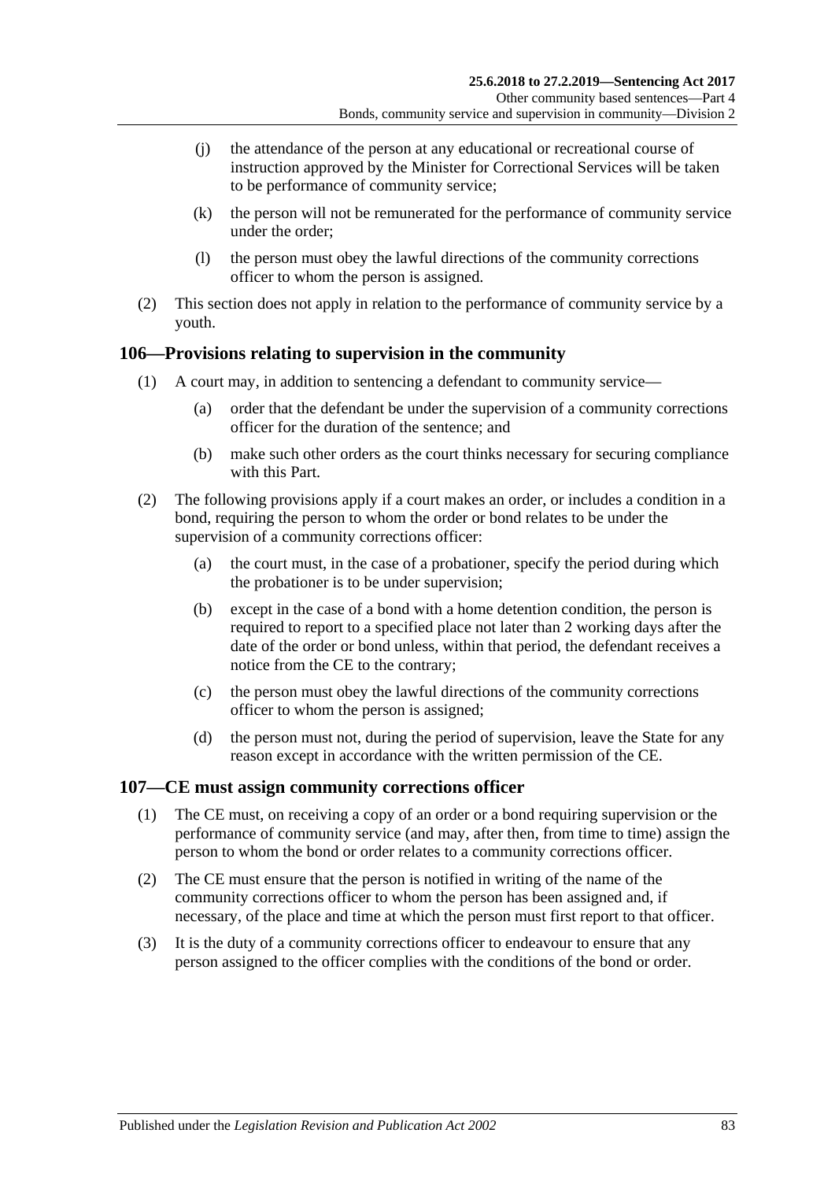(j) the attendance of the person at any educational or recreational course of instruction approved by the Minister for Correctional Services will be taken to be performance of community service;

(k) the person will not be remunerated for the performance of community service under the order;

(l) the person must obey the lawful directions of the community corrections officer to whom the person is assigned.

(2) This section does not apply in relation to the performance of community service by a youth.

## 106—Provisions relating to supervision in the community

(1) A court may, in addition to sentencing a defendant to community service—

(a) order that the defendant be under the supervision of a community corrections officer for the duration of the sentence; and

(b) make such other orders as the court thinks necessary for securing compliance with this Part.

(2) The following provisions apply if a court makes an order, or includes a condition in a bond, requiring the person to whom the order or bond relates to be under the supervision of a community corrections officer:

(a) the court must, in the case of a probationer, specify the period during which the probationer is to be under supervision;

(b) except in the case of a bond with a home detention condition, the person is required to report to a specified place not later than 2 working days after the date of the order or bond unless, within that period, the defendant receives a notice from the CE to the contrary;

(c) the person must obey the lawful directions of the community corrections officer to whom the person is assigned;

(d) the person must not, during the period of supervision, leave the State for any reason except in accordance with the written permission of the CE.

## 107—CE must assign community corrections officer

(1) The CE must, on receiving a copy of an order or a bond requiring supervision or the performance of community service (and may, after then, from time to time) assign the person to whom the bond or order relates to a community corrections officer.

(2) The CE must ensure that the person is notified in writing of the name of the community corrections officer to whom the person has been assigned and, if necessary, of the place and time at which the person must first report to that officer.

(3) It is the duty of a community corrections officer to endeavour to ensure that any person assigned to the officer complies with the conditions of the bond or order.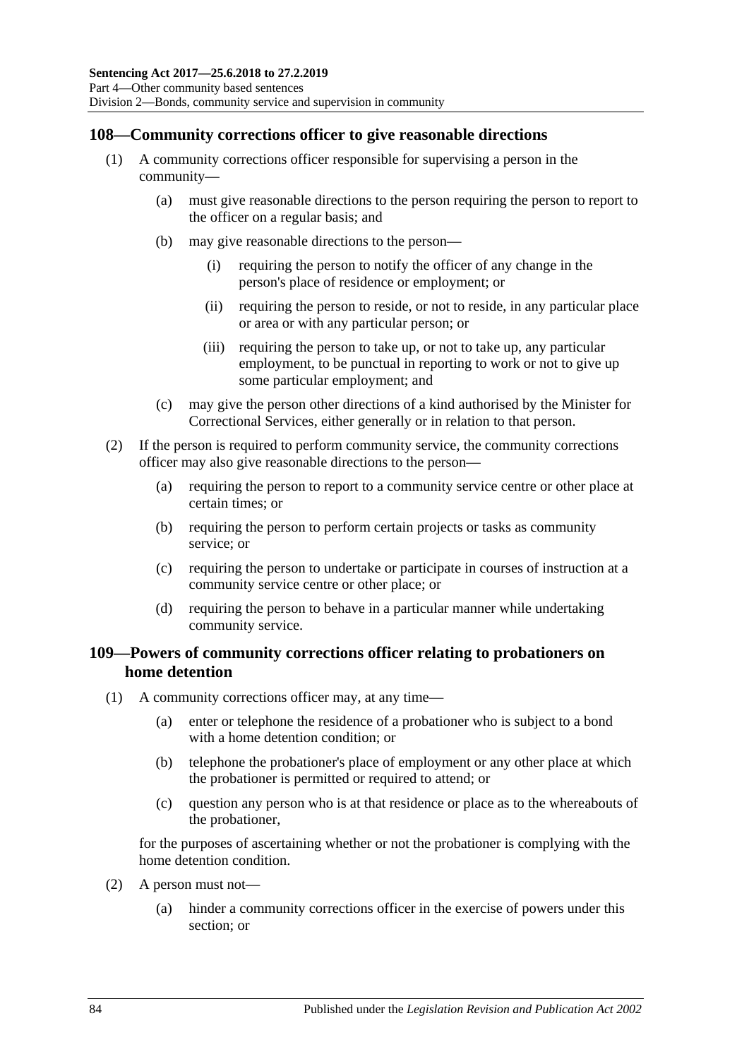## 108—Community corrections officer to give reasonable directions

(1) A community corrections officer responsible for supervising a person in the community—

(a) must give reasonable directions to the person requiring the person to report to the officer on a regular basis; and

(b) may give reasonable directions to the person—

(i) requiring the person to notify the officer of any change in the person's place of residence or employment; or

(ii) requiring the person to reside, or not to reside, in any particular place or area or with any particular person; or

(iii) requiring the person to take up, or not to take up, any particular employment, to be punctual in reporting to work or not to give up some particular employment; and

(c) may give the person other directions of a kind authorised by the Minister for Correctional Services, either generally or in relation to that person.

(2) If the person is required to perform community service, the community corrections officer may also give reasonable directions to the person—

(a) requiring the person to report to a community service centre or other place at certain times; or

(b) requiring the person to perform certain projects or tasks as community service; or

(c) requiring the person to undertake or participate in courses of instruction at a community service centre or other place; or

(d) requiring the person to behave in a particular manner while undertaking community service.

## 109—Powers of community corrections officer relating to probationers on home detention

(1) A community corrections officer may, at any time—

(a) enter or telephone the residence of a probationer who is subject to a bond with a home detention condition; or

(b) telephone the probationer's place of employment or any other place at which the probationer is permitted or required to attend; or

(c) question any person who is at that residence or place as to the whereabouts of the probationer,

for the purposes of ascertaining whether or not the probationer is complying with the home detention condition.

(2) A person must not—

(a) hinder a community corrections officer in the exercise of powers under this section; or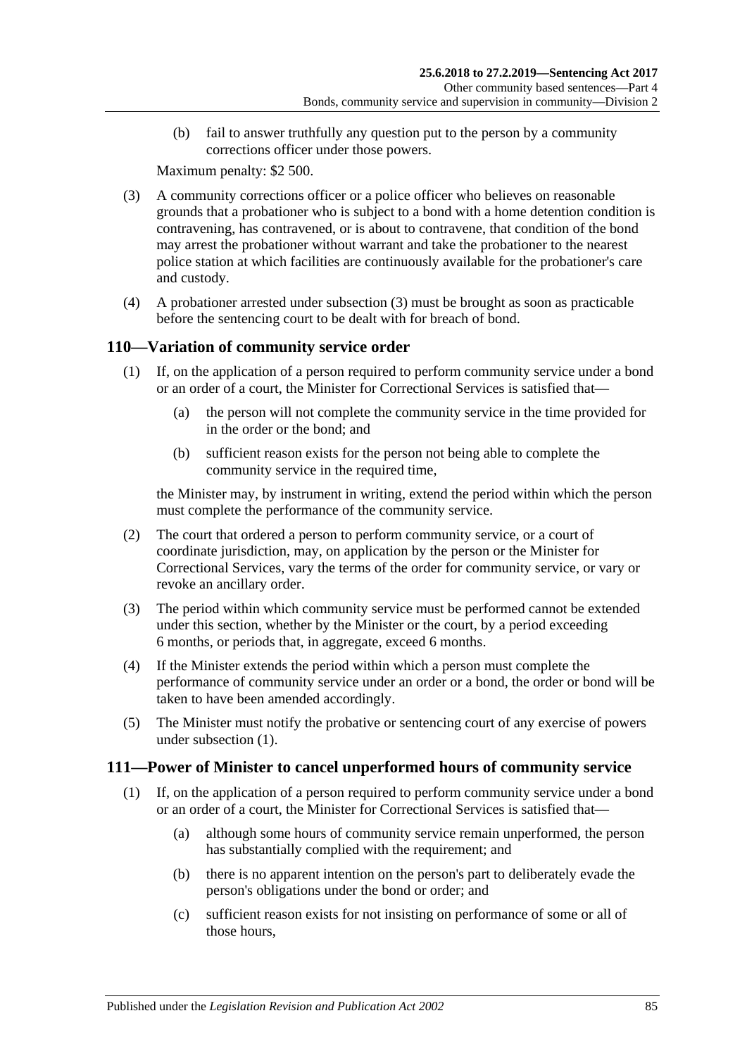(b) fail to answer truthfully any question put to the person by a community corrections officer under those powers.

Maximum penalty: $2 500.

(3) A community corrections officer or a police officer who believes on reasonable grounds that a probationer who is subject to a bond with a home detention condition is contravening, has contravened, or is about to contravene, that condition of the bond may arrest the probationer without warrant and take the probationer to the nearest police station at which facilities are continuously available for the probationer's care and custody.

(4) A probationer arrested under subsection (3) must be brought as soon as practicable before the sentencing court to be dealt with for breach of bond.

## 110—Variation of community service order

(1) If, on the application of a person required to perform community service under a bond or an order of a court, the Minister for Correctional Services is satisfied that—

(a) the person will not complete the community service in the time provided for in the order or the bond; and

(b) sufficient reason exists for the person not being able to complete the community service in the required time,

the Minister may, by instrument in writing, extend the period within which the person must complete the performance of the community service.

(2) The court that ordered a person to perform community service, or a court of coordinate jurisdiction, may, on application by the person or the Minister for Correctional Services, vary the terms of the order for community service, or vary or revoke an ancillary order.

(3) The period within which community service must be performed cannot be extended under this section, whether by the Minister or the court, by a period exceeding 6 months, or periods that, in aggregate, exceed 6 months.

(4) If the Minister extends the period within which a person must complete the performance of community service under an order or a bond, the order or bond will be taken to have been amended accordingly.

(5) The Minister must notify the probative or sentencing court of any exercise of powers under subsection (1).

## 111—Power of Minister to cancel unperformed hours of community service

(1) If, on the application of a person required to perform community service under a bond or an order of a court, the Minister for Correctional Services is satisfied that—

(a) although some hours of community service remain unperformed, the person has substantially complied with the requirement; and

(b) there is no apparent intention on the person's part to deliberately evade the person's obligations under the bond or order; and

(c) sufficient reason exists for not insisting on performance of some or all of those hours,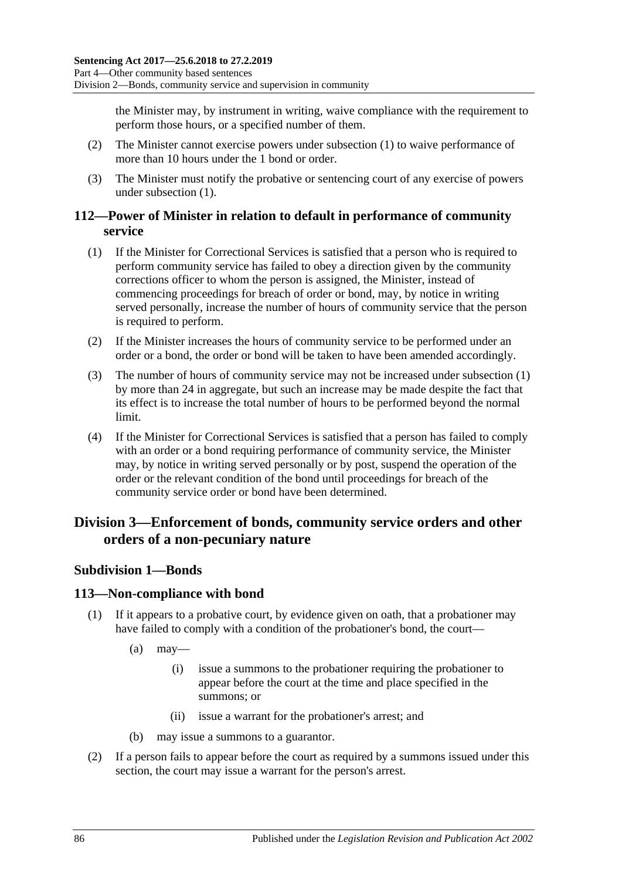the Minister may, by instrument in writing, waive compliance with the requirement to perform those hours, or a specified number of them.

(2) The Minister cannot exercise powers under subsection (1) to waive performance of more than 10 hours under the 1 bond or order.

(3) The Minister must notify the probative or sentencing court of any exercise of powers under subsection (1).

## 112—Power of Minister in relation to default in performance of community service

(1) If the Minister for Correctional Services is satisfied that a person who is required to perform community service has failed to obey a direction given by the community corrections officer to whom the person is assigned, the Minister, instead of commencing proceedings for breach of order or bond, may, by notice in writing served personally, increase the number of hours of community service that the person is required to perform.

(2) If the Minister increases the hours of community service to be performed under an order or a bond, the order or bond will be taken to have been amended accordingly.

(3) The number of hours of community service may not be increased under subsection (1) by more than 24 in aggregate, but such an increase may be made despite the fact that its effect is to increase the total number of hours to be performed beyond the normal limit.

(4) If the Minister for Correctional Services is satisfied that a person has failed to comply with an order or a bond requiring performance of community service, the Minister may, by notice in writing served personally or by post, suspend the operation of the order or the relevant condition of the bond until proceedings for breach of the community service order or bond have been determined.

# Division 3—Enforcement of bonds, community service orders and other orders of a non-pecuniary nature

### Subdivision 1—Bonds

## 113—Non-compliance with bond

(1) If it appears to a probative court, by evidence given on oath, that a probationer may have failed to comply with a condition of the probationer's bond, the court—

(a) may—

(i) issue a summons to the probationer requiring the probationer to appear before the court at the time and place specified in the summons; or

(ii) issue a warrant for the probationer's arrest; and

(b) may issue a summons to a guarantor.

(2) If a person fails to appear before the court as required by a summons issued under this section, the court may issue a warrant for the person's arrest.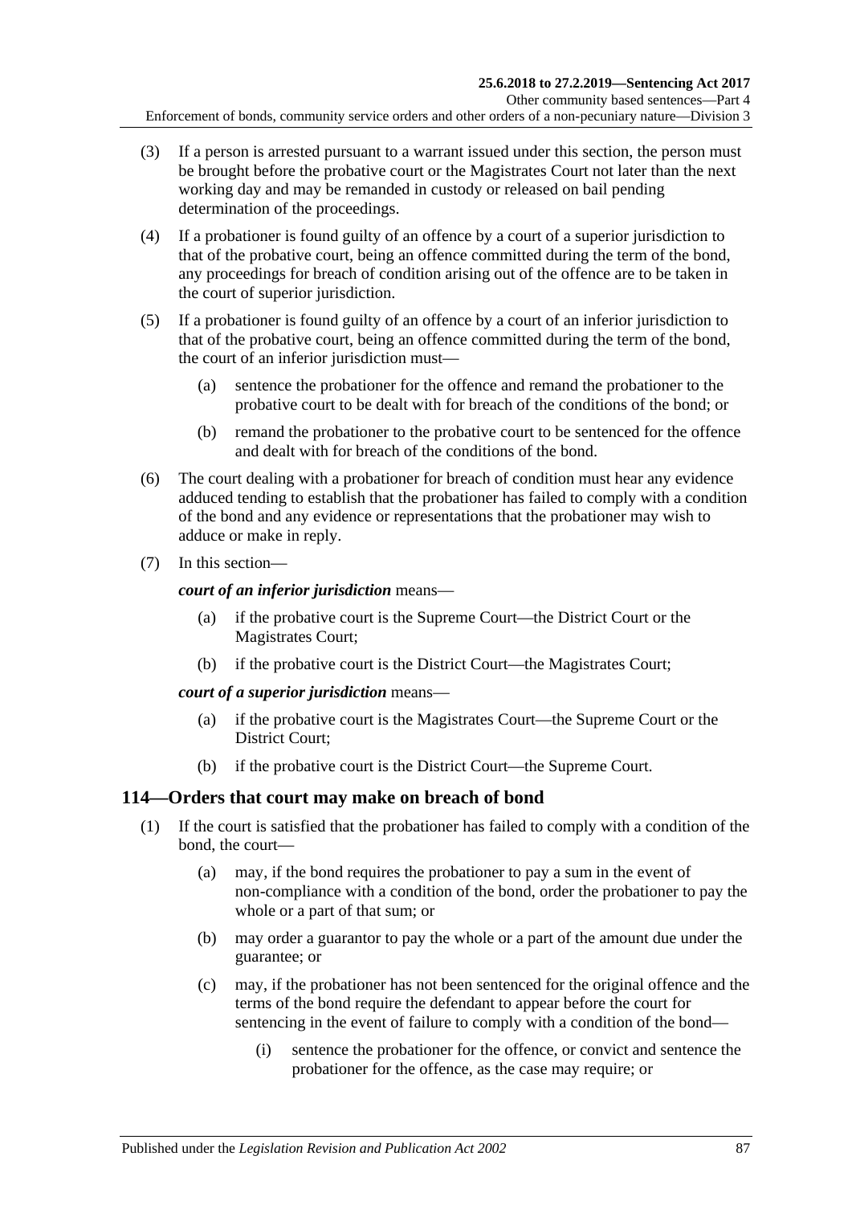(3) If a person is arrested pursuant to a warrant issued under this section, the person must be brought before the probative court or the Magistrates Court not later than the next working day and may be remanded in custody or released on bail pending determination of the proceedings.

(4) If a probationer is found guilty of an offence by a court of a superior jurisdiction to that of the probative court, being an offence committed during the term of the bond, any proceedings for breach of condition arising out of the offence are to be taken in the court of superior jurisdiction.

(5) If a probationer is found guilty of an offence by a court of an inferior jurisdiction to that of the probative court, being an offence committed during the term of the bond, the court of an inferior jurisdiction must—

- (a) sentence the probationer for the offence and remand the probationer to the probative court to be dealt with for breach of the conditions of the bond; or
- (b) remand the probationer to the probative court to be sentenced for the offence and dealt with for breach of the conditions of the bond.

(6) The court dealing with a probationer for breach of condition must hear any evidence adduced tending to establish that the probationer has failed to comply with a condition of the bond and any evidence or representations that the probationer may wish to adduce or make in reply.

(7) In this section—

***court of an inferior jurisdiction*** means—

- (a) if the probative court is the Supreme Court—the District Court or the Magistrates Court;
- (b) if the probative court is the District Court—the Magistrates Court;

***court of a superior jurisdiction*** means—

- (a) if the probative court is the Magistrates Court—the Supreme Court or the District Court;
- (b) if the probative court is the District Court—the Supreme Court.

## 114—Orders that court may make on breach of bond

(1) If the court is satisfied that the probationer has failed to comply with a condition of the bond, the court—

- (a) may, if the bond requires the probationer to pay a sum in the event of non-compliance with a condition of the bond, order the probationer to pay the whole or a part of that sum; or
- (b) may order a guarantor to pay the whole or a part of the amount due under the guarantee; or
- (c) may, if the probationer has not been sentenced for the original offence and the terms of the bond require the defendant to appear before the court for sentencing in the event of failure to comply with a condition of the bond—
  - (i) sentence the probationer for the offence, or convict and sentence the probationer for the offence, as the case may require; or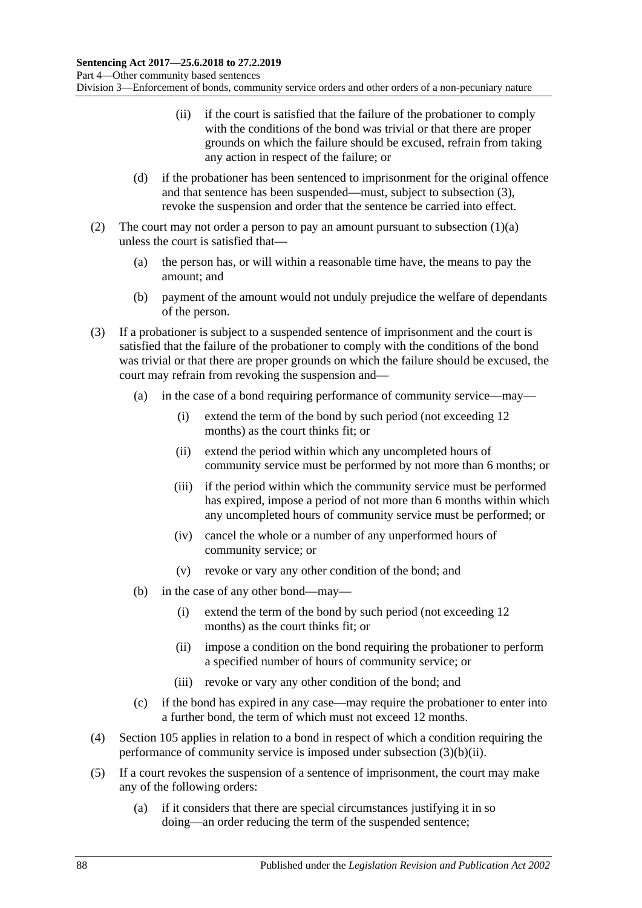(ii) if the court is satisfied that the failure of the probationer to comply with the conditions of the bond was trivial or that there are proper grounds on which the failure should be excused, refrain from taking any action in respect of the failure; or

(d) if the probationer has been sentenced to imprisonment for the original offence and that sentence has been suspended—must, subject to subsection (3), revoke the suspension and order that the sentence be carried into effect.

(2) The court may not order a person to pay an amount pursuant to subsection (1)(a) unless the court is satisfied that—

(a) the person has, or will within a reasonable time have, the means to pay the amount; and

(b) payment of the amount would not unduly prejudice the welfare of dependants of the person.

(3) If a probationer is subject to a suspended sentence of imprisonment and the court is satisfied that the failure of the probationer to comply with the conditions of the bond was trivial or that there are proper grounds on which the failure should be excused, the court may refrain from revoking the suspension and—

(a) in the case of a bond requiring performance of community service—may—

(i) extend the term of the bond by such period (not exceeding 12 months) as the court thinks fit; or

(ii) extend the period within which any uncompleted hours of community service must be performed by not more than 6 months; or

(iii) if the period within which the community service must be performed has expired, impose a period of not more than 6 months within which any uncompleted hours of community service must be performed; or

(iv) cancel the whole or a number of any unperformed hours of community service; or

(v) revoke or vary any other condition of the bond; and

(b) in the case of any other bond—may—

(i) extend the term of the bond by such period (not exceeding 12 months) as the court thinks fit; or

(ii) impose a condition on the bond requiring the probationer to perform a specified number of hours of community service; or

(iii) revoke or vary any other condition of the bond; and

(c) if the bond has expired in any case—may require the probationer to enter into a further bond, the term of which must not exceed 12 months.

(4) Section 105 applies in relation to a bond in respect of which a condition requiring the performance of community service is imposed under subsection (3)(b)(ii).

(5) If a court revokes the suspension of a sentence of imprisonment, the court may make any of the following orders:

(a) if it considers that there are special circumstances justifying it in so doing—an order reducing the term of the suspended sentence;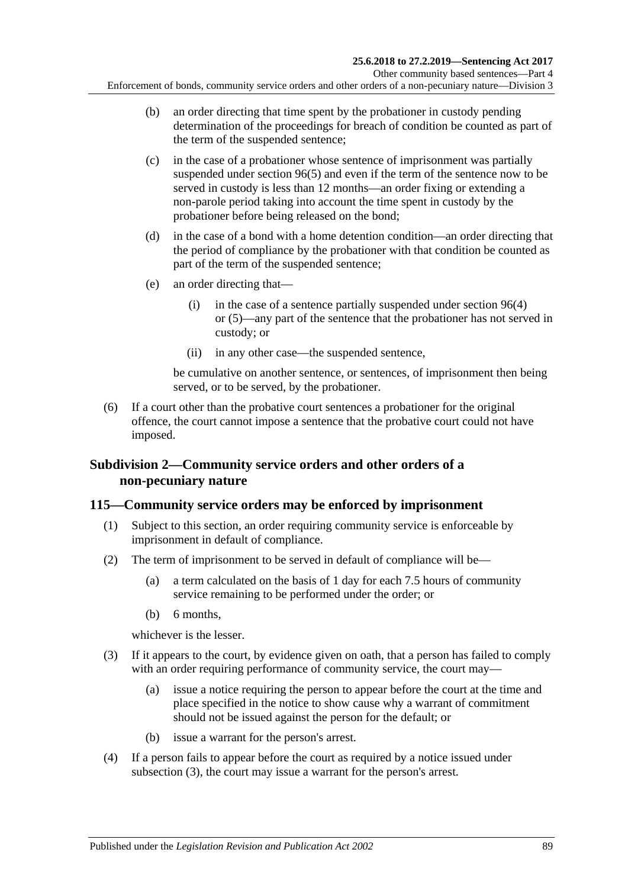(b) an order directing that time spent by the probationer in custody pending determination of the proceedings for breach of condition be counted as part of the term of the suspended sentence;

(c) in the case of a probationer whose sentence of imprisonment was partially suspended under section 96(5) and even if the term of the sentence now to be served in custody is less than 12 months—an order fixing or extending a non-parole period taking into account the time spent in custody by the probationer before being released on the bond;

(d) in the case of a bond with a home detention condition—an order directing that the period of compliance by the probationer with that condition be counted as part of the term of the suspended sentence;

(e) an order directing that—

(i) in the case of a sentence partially suspended under section 96(4) or (5)—any part of the sentence that the probationer has not served in custody; or

(ii) in any other case—the suspended sentence,

be cumulative on another sentence, or sentences, of imprisonment then being served, or to be served, by the probationer.

(6) If a court other than the probative court sentences a probationer for the original offence, the court cannot impose a sentence that the probative court could not have imposed.

## Subdivision 2—Community service orders and other orders of a non-pecuniary nature

### 115—Community service orders may be enforced by imprisonment

(1) Subject to this section, an order requiring community service is enforceable by imprisonment in default of compliance.

(2) The term of imprisonment to be served in default of compliance will be—

(a) a term calculated on the basis of 1 day for each 7.5 hours of community service remaining to be performed under the order; or

(b) 6 months,

whichever is the lesser.

(3) If it appears to the court, by evidence given on oath, that a person has failed to comply with an order requiring performance of community service, the court may—

(a) issue a notice requiring the person to appear before the court at the time and place specified in the notice to show cause why a warrant of commitment should not be issued against the person for the default; or

(b) issue a warrant for the person's arrest.

(4) If a person fails to appear before the court as required by a notice issued under subsection (3), the court may issue a warrant for the person's arrest.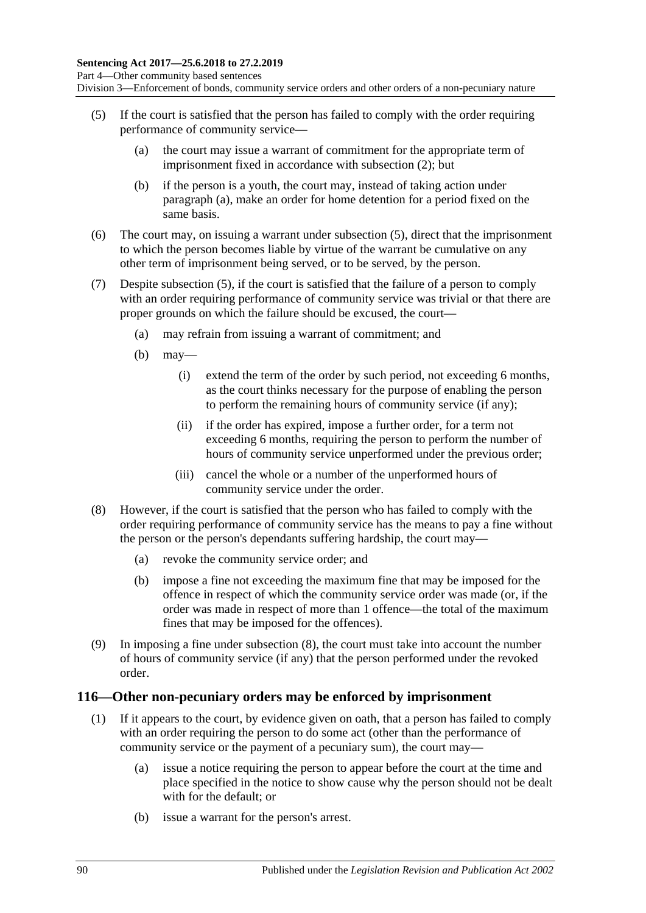(5) If the court is satisfied that the person has failed to comply with the order requiring performance of community service—

(a) the court may issue a warrant of commitment for the appropriate term of imprisonment fixed in accordance with subsection (2); but

(b) if the person is a youth, the court may, instead of taking action under paragraph (a), make an order for home detention for a period fixed on the same basis.

(6) The court may, on issuing a warrant under subsection (5), direct that the imprisonment to which the person becomes liable by virtue of the warrant be cumulative on any other term of imprisonment being served, or to be served, by the person.

(7) Despite subsection (5), if the court is satisfied that the failure of a person to comply with an order requiring performance of community service was trivial or that there are proper grounds on which the failure should be excused, the court—

(a) may refrain from issuing a warrant of commitment; and

(b) may—

(i) extend the term of the order by such period, not exceeding 6 months, as the court thinks necessary for the purpose of enabling the person to perform the remaining hours of community service (if any);

(ii) if the order has expired, impose a further order, for a term not exceeding 6 months, requiring the person to perform the number of hours of community service unperformed under the previous order;

(iii) cancel the whole or a number of the unperformed hours of community service under the order.

(8) However, if the court is satisfied that the person who has failed to comply with the order requiring performance of community service has the means to pay a fine without the person or the person's dependants suffering hardship, the court may—

(a) revoke the community service order; and

(b) impose a fine not exceeding the maximum fine that may be imposed for the offence in respect of which the community service order was made (or, if the order was made in respect of more than 1 offence—the total of the maximum fines that may be imposed for the offences).

(9) In imposing a fine under subsection (8), the court must take into account the number of hours of community service (if any) that the person performed under the revoked order.

## 116—Other non-pecuniary orders may be enforced by imprisonment

(1) If it appears to the court, by evidence given on oath, that a person has failed to comply with an order requiring the person to do some act (other than the performance of community service or the payment of a pecuniary sum), the court may—

(a) issue a notice requiring the person to appear before the court at the time and place specified in the notice to show cause why the person should not be dealt with for the default; or

(b) issue a warrant for the person's arrest.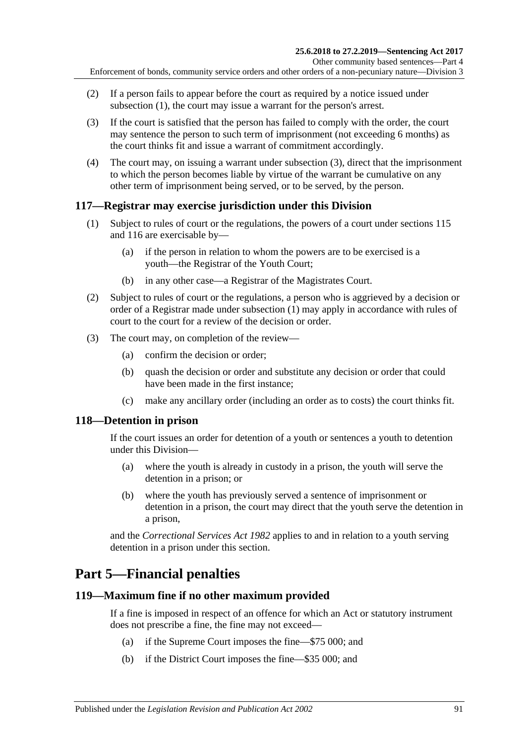(2) If a person fails to appear before the court as required by a notice issued under subsection (1), the court may issue a warrant for the person's arrest.

(3) If the court is satisfied that the person has failed to comply with the order, the court may sentence the person to such term of imprisonment (not exceeding 6 months) as the court thinks fit and issue a warrant of commitment accordingly.

(4) The court may, on issuing a warrant under subsection (3), direct that the imprisonment to which the person becomes liable by virtue of the warrant be cumulative on any other term of imprisonment being served, or to be served, by the person.

### 117—Registrar may exercise jurisdiction under this Division

(1) Subject to rules of court or the regulations, the powers of a court under sections 115 and 116 are exercisable by—

- (a) if the person in relation to whom the powers are to be exercised is a youth—the Registrar of the Youth Court;
- (b) in any other case—a Registrar of the Magistrates Court.

(2) Subject to rules of court or the regulations, a person who is aggrieved by a decision or order of a Registrar made under subsection (1) may apply in accordance with rules of court to the court for a review of the decision or order.

(3) The court may, on completion of the review—

- (a) confirm the decision or order;
- (b) quash the decision or order and substitute any decision or order that could have been made in the first instance;
- (c) make any ancillary order (including an order as to costs) the court thinks fit.

### 118—Detention in prison

If the court issues an order for detention of a youth or sentences a youth to detention under this Division—

- (a) where the youth is already in custody in a prison, the youth will serve the detention in a prison; or
- (b) where the youth has previously served a sentence of imprisonment or detention in a prison, the court may direct that the youth serve the detention in a prison,

and the *Correctional Services Act 1982* applies to and in relation to a youth serving detention in a prison under this section.

## Part 5—Financial penalties

### 119—Maximum fine if no other maximum provided

If a fine is imposed in respect of an offence for which an Act or statutory instrument does not prescribe a fine, the fine may not exceed—

- (a) if the Supreme Court imposes the fine—$75 000; and
- (b) if the District Court imposes the fine—$35 000; and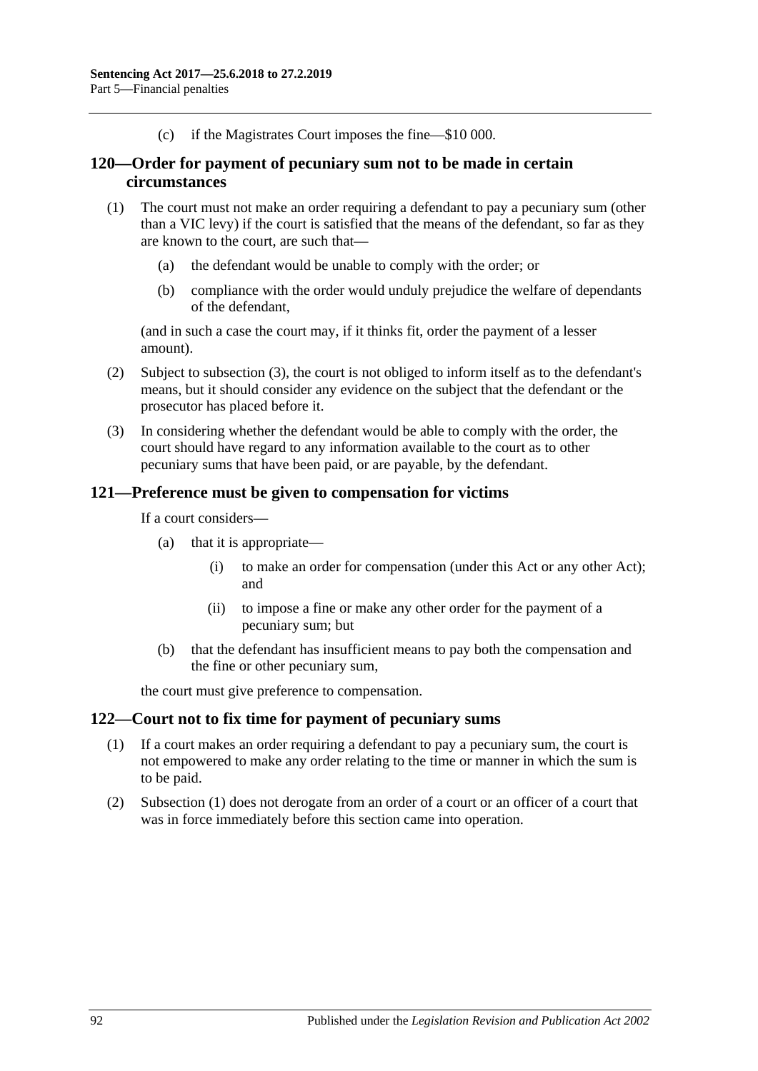(c) if the Magistrates Court imposes the fine—$10 000.

## 120—Order for payment of pecuniary sum not to be made in certain circumstances

(1) The court must not make an order requiring a defendant to pay a pecuniary sum (other than a VIC levy) if the court is satisfied that the means of the defendant, so far as they are known to the court, are such that—

(a) the defendant would be unable to comply with the order; or

(b) compliance with the order would unduly prejudice the welfare of dependants of the defendant,

(and in such a case the court may, if it thinks fit, order the payment of a lesser amount).

(2) Subject to subsection (3), the court is not obliged to inform itself as to the defendant's means, but it should consider any evidence on the subject that the defendant or the prosecutor has placed before it.

(3) In considering whether the defendant would be able to comply with the order, the court should have regard to any information available to the court as to other pecuniary sums that have been paid, or are payable, by the defendant.

## 121—Preference must be given to compensation for victims

If a court considers—

(a) that it is appropriate—

(i) to make an order for compensation (under this Act or any other Act); and

(ii) to impose a fine or make any other order for the payment of a pecuniary sum; but

(b) that the defendant has insufficient means to pay both the compensation and the fine or other pecuniary sum,

the court must give preference to compensation.

## 122—Court not to fix time for payment of pecuniary sums

(1) If a court makes an order requiring a defendant to pay a pecuniary sum, the court is not empowered to make any order relating to the time or manner in which the sum is to be paid.

(2) Subsection (1) does not derogate from an order of a court or an officer of a court that was in force immediately before this section came into operation.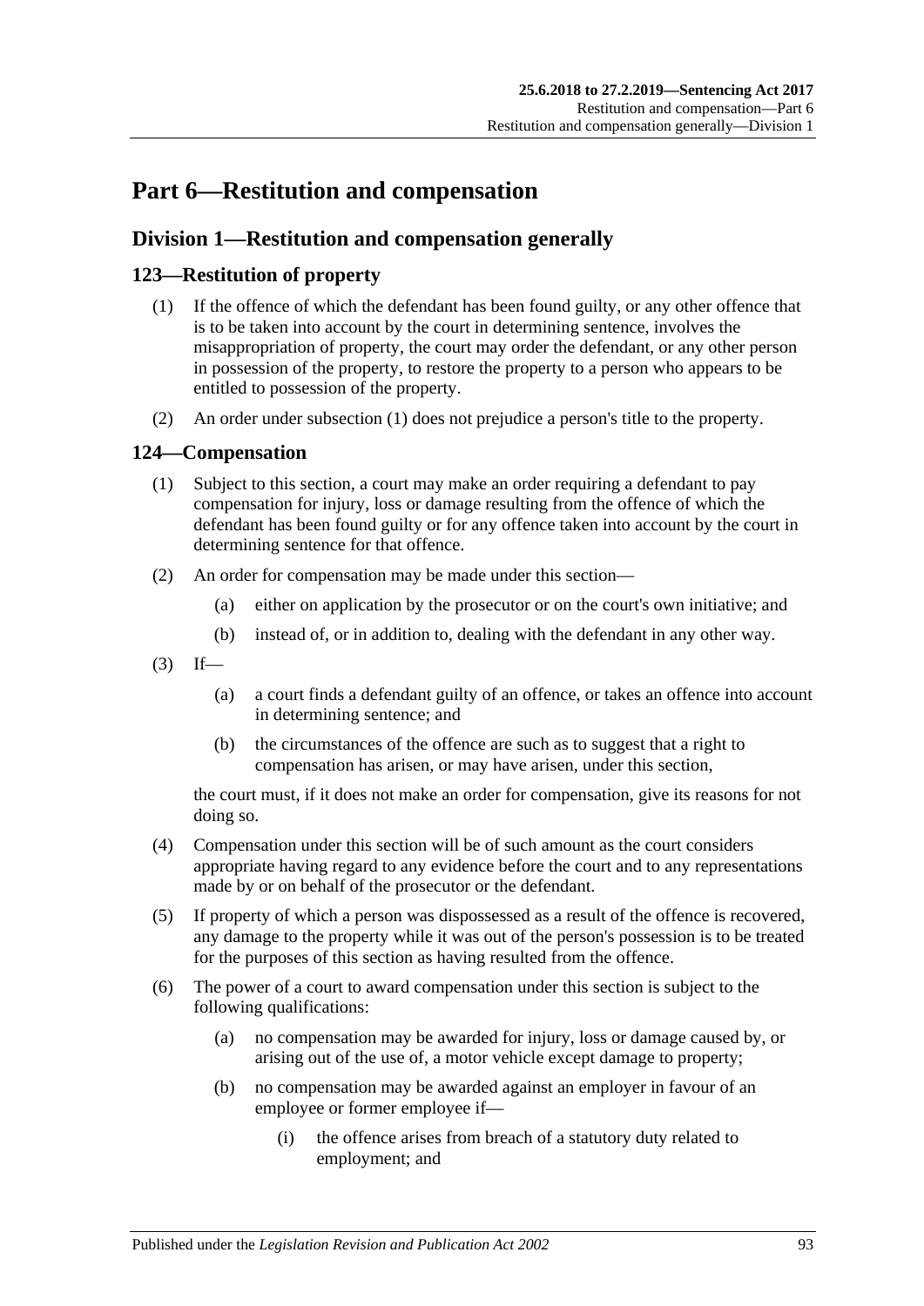# Part 6—Restitution and compensation

## Division 1—Restitution and compensation generally

### 123—Restitution of property

(1) If the offence of which the defendant has been found guilty, or any other offence that is to be taken into account by the court in determining sentence, involves the misappropriation of property, the court may order the defendant, or any other person in possession of the property, to restore the property to a person who appears to be entitled to possession of the property.

(2) An order under subsection (1) does not prejudice a person's title to the property.

### 124—Compensation

(1) Subject to this section, a court may make an order requiring a defendant to pay compensation for injury, loss or damage resulting from the offence of which the defendant has been found guilty or for any offence taken into account by the court in determining sentence for that offence.

(2) An order for compensation may be made under this section—

- (a) either on application by the prosecutor or on the court's own initiative; and
- (b) instead of, or in addition to, dealing with the defendant in any other way.

(3) If—

- (a) a court finds a defendant guilty of an offence, or takes an offence into account in determining sentence; and
- (b) the circumstances of the offence are such as to suggest that a right to compensation has arisen, or may have arisen, under this section,

the court must, if it does not make an order for compensation, give its reasons for not doing so.

(4) Compensation under this section will be of such amount as the court considers appropriate having regard to any evidence before the court and to any representations made by or on behalf of the prosecutor or the defendant.

(5) If property of which a person was dispossessed as a result of the offence is recovered, any damage to the property while it was out of the person's possession is to be treated for the purposes of this section as having resulted from the offence.

(6) The power of a court to award compensation under this section is subject to the following qualifications:

- (a) no compensation may be awarded for injury, loss or damage caused by, or arising out of the use of, a motor vehicle except damage to property;
- (b) no compensation may be awarded against an employer in favour of an employee or former employee if—
  - (i) the offence arises from breach of a statutory duty related to employment; and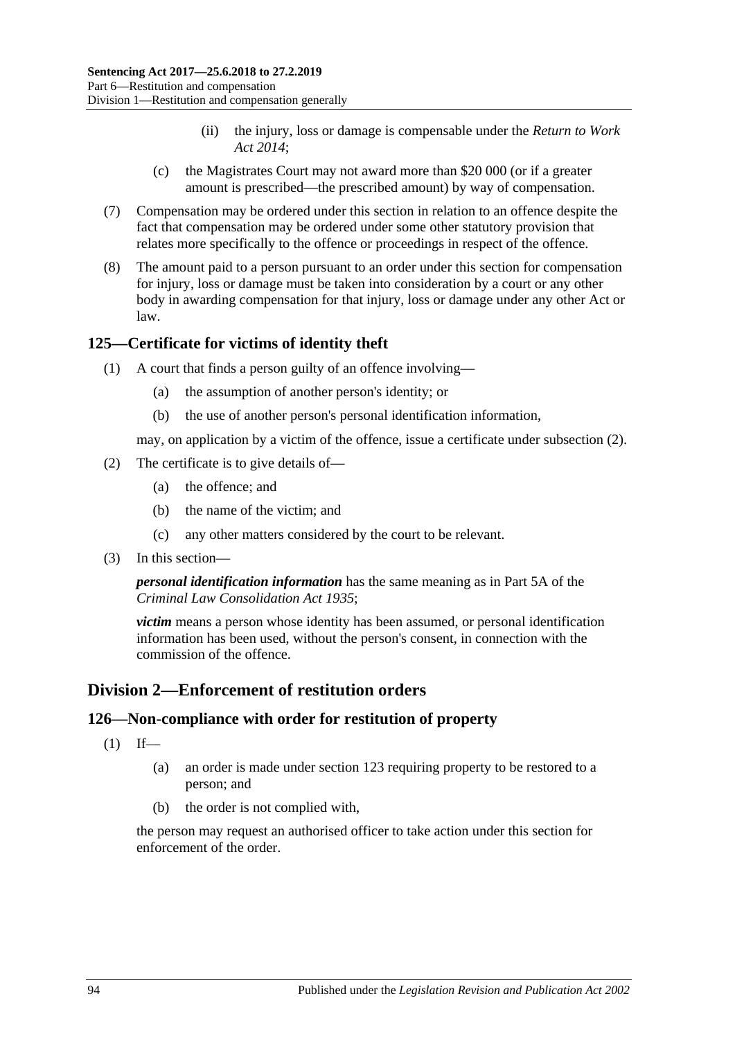(ii) the injury, loss or damage is compensable under the *Return to Work Act 2014*;

(c) the Magistrates Court may not award more than $20 000 (or if a greater amount is prescribed—the prescribed amount) by way of compensation.

(7) Compensation may be ordered under this section in relation to an offence despite the fact that compensation may be ordered under some other statutory provision that relates more specifically to the offence or proceedings in respect of the offence.

(8) The amount paid to a person pursuant to an order under this section for compensation for injury, loss or damage must be taken into consideration by a court or any other body in awarding compensation for that injury, loss or damage under any other Act or law.

## 125—Certificate for victims of identity theft

(1) A court that finds a person guilty of an offence involving—

(a) the assumption of another person's identity; or

(b) the use of another person's personal identification information,

may, on application by a victim of the offence, issue a certificate under subsection (2).

(2) The certificate is to give details of—

(a) the offence; and

(b) the name of the victim; and

(c) any other matters considered by the court to be relevant.

(3) In this section—

***personal identification information*** has the same meaning as in Part 5A of the *Criminal Law Consolidation Act 1935*;

***victim*** means a person whose identity has been assumed, or personal identification information has been used, without the person's consent, in connection with the commission of the offence.

# Division 2—Enforcement of restitution orders

## 126—Non-compliance with order for restitution of property

(1) If—

(a) an order is made under section 123 requiring property to be restored to a person; and

(b) the order is not complied with,

the person may request an authorised officer to take action under this section for enforcement of the order.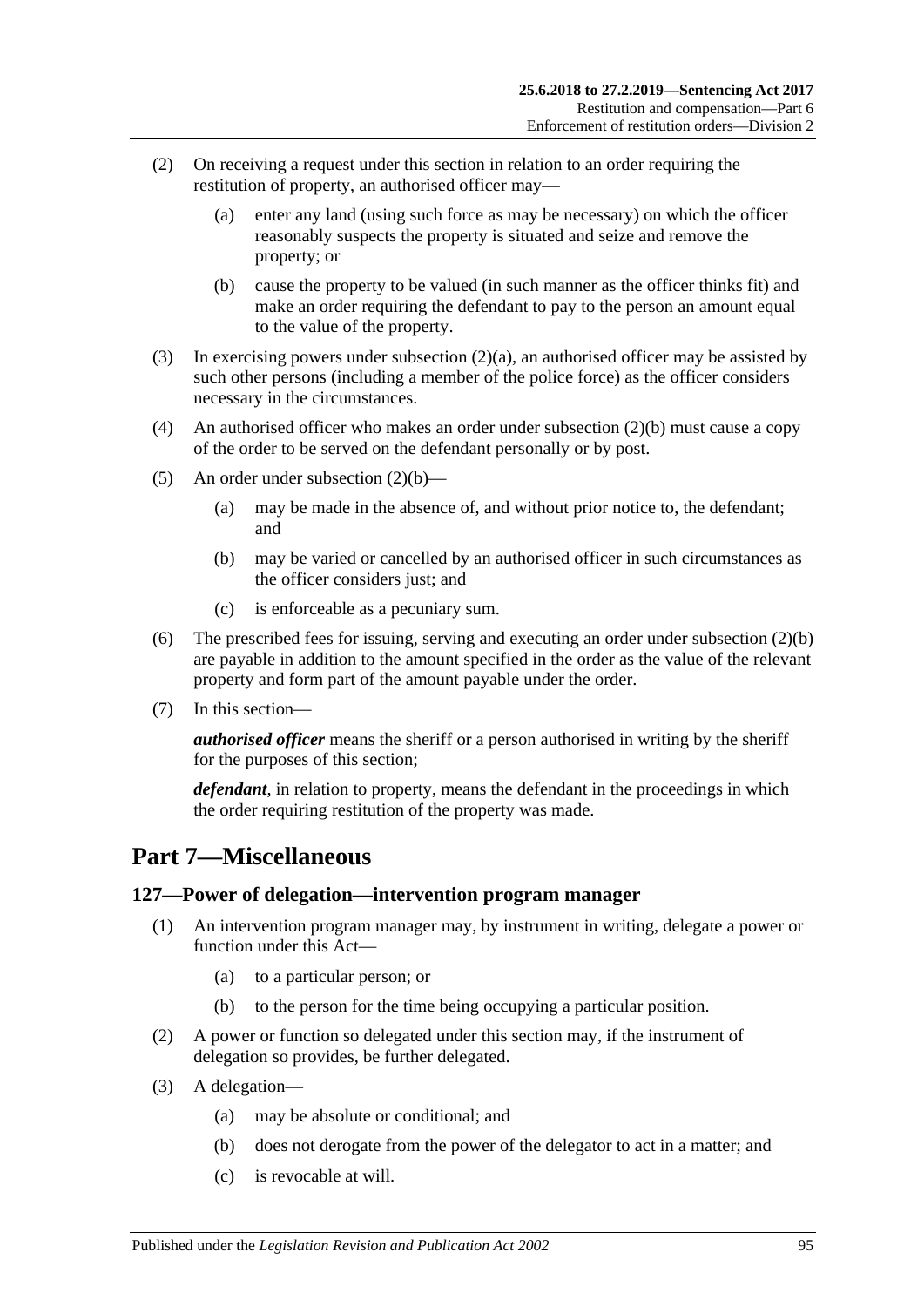(2) On receiving a request under this section in relation to an order requiring the restitution of property, an authorised officer may—

(a) enter any land (using such force as may be necessary) on which the officer reasonably suspects the property is situated and seize and remove the property; or

(b) cause the property to be valued (in such manner as the officer thinks fit) and make an order requiring the defendant to pay to the person an amount equal to the value of the property.

(3) In exercising powers under subsection (2)(a), an authorised officer may be assisted by such other persons (including a member of the police force) as the officer considers necessary in the circumstances.

(4) An authorised officer who makes an order under subsection (2)(b) must cause a copy of the order to be served on the defendant personally or by post.

(5) An order under subsection (2)(b)—

(a) may be made in the absence of, and without prior notice to, the defendant; and

(b) may be varied or cancelled by an authorised officer in such circumstances as the officer considers just; and

(c) is enforceable as a pecuniary sum.

(6) The prescribed fees for issuing, serving and executing an order under subsection (2)(b) are payable in addition to the amount specified in the order as the value of the relevant property and form part of the amount payable under the order.

(7) In this section—

***authorised officer*** means the sheriff or a person authorised in writing by the sheriff for the purposes of this section;

***defendant***, in relation to property, means the defendant in the proceedings in which the order requiring restitution of the property was made.

# Part 7—Miscellaneous

## 127—Power of delegation—intervention program manager

(1) An intervention program manager may, by instrument in writing, delegate a power or function under this Act—

(a) to a particular person; or

(b) to the person for the time being occupying a particular position.

(2) A power or function so delegated under this section may, if the instrument of delegation so provides, be further delegated.

(3) A delegation—

(a) may be absolute or conditional; and

(b) does not derogate from the power of the delegator to act in a matter; and

(c) is revocable at will.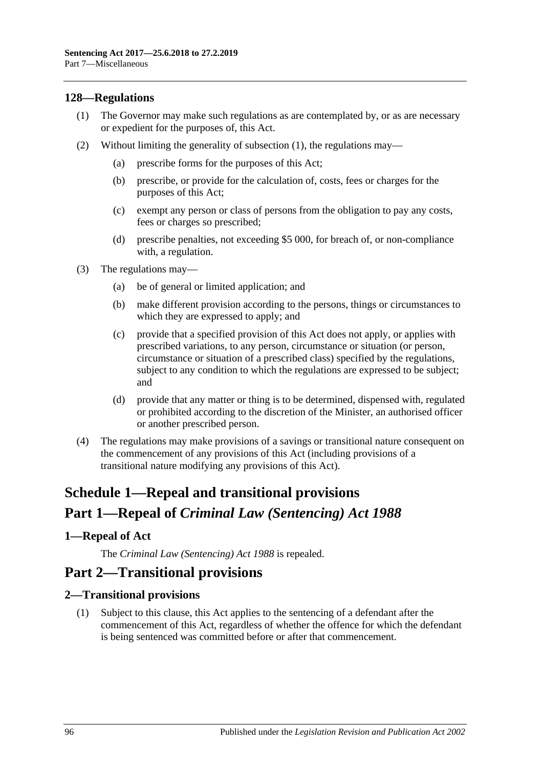### 128—Regulations

(1) The Governor may make such regulations as are contemplated by, or as are necessary or expedient for the purposes of, this Act.

(2) Without limiting the generality of subsection (1), the regulations may—

(a) prescribe forms for the purposes of this Act;

(b) prescribe, or provide for the calculation of, costs, fees or charges for the purposes of this Act;

(c) exempt any person or class of persons from the obligation to pay any costs, fees or charges so prescribed;

(d) prescribe penalties, not exceeding $5 000, for breach of, or non-compliance with, a regulation.

(3) The regulations may—

(a) be of general or limited application; and

(b) make different provision according to the persons, things or circumstances to which they are expressed to apply; and

(c) provide that a specified provision of this Act does not apply, or applies with prescribed variations, to any person, circumstance or situation (or person, circumstance or situation of a prescribed class) specified by the regulations, subject to any condition to which the regulations are expressed to be subject; and

(d) provide that any matter or thing is to be determined, dispensed with, regulated or prohibited according to the discretion of the Minister, an authorised officer or another prescribed person.

(4) The regulations may make provisions of a savings or transitional nature consequent on the commencement of any provisions of this Act (including provisions of a transitional nature modifying any provisions of this Act).

# Schedule 1—Repeal and transitional provisions

# Part 1—Repeal of *Criminal Law (Sentencing) Act 1988*

### 1—Repeal of Act

The *Criminal Law (Sentencing) Act 1988* is repealed.

# Part 2—Transitional provisions

### 2—Transitional provisions

(1) Subject to this clause, this Act applies to the sentencing of a defendant after the commencement of this Act, regardless of whether the offence for which the defendant is being sentenced was committed before or after that commencement.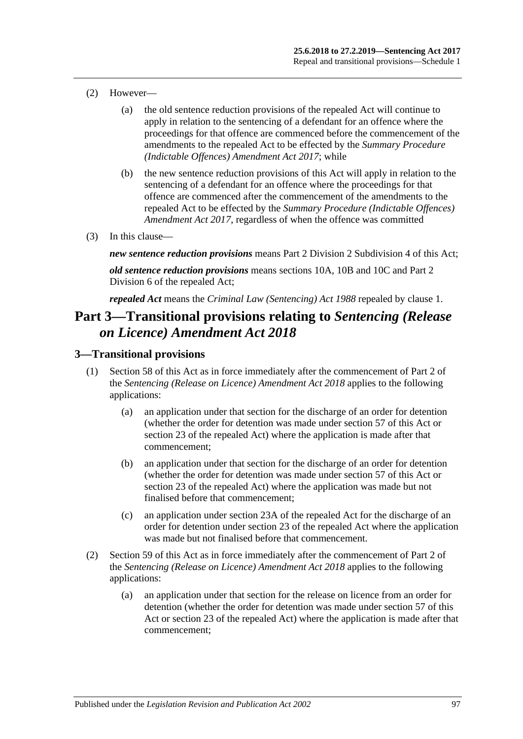(2) However—

(a) the old sentence reduction provisions of the repealed Act will continue to apply in relation to the sentencing of a defendant for an offence where the proceedings for that offence are commenced before the commencement of the amendments to the repealed Act to be effected by the *Summary Procedure (Indictable Offences) Amendment Act 2017*; while

(b) the new sentence reduction provisions of this Act will apply in relation to the sentencing of a defendant for an offence where the proceedings for that offence are commenced after the commencement of the amendments to the repealed Act to be effected by the *Summary Procedure (Indictable Offences) Amendment Act 2017*, regardless of when the offence was committed

(3) In this clause—

***new sentence reduction provisions*** means Part 2 Division 2 Subdivision 4 of this Act;

***old sentence reduction provisions*** means sections 10A, 10B and 10C and Part 2 Division 6 of the repealed Act;

***repealed Act*** means the *Criminal Law (Sentencing) Act 1988* repealed by clause 1.

# Part 3—Transitional provisions relating to *Sentencing (Release on Licence) Amendment Act 2018*

## 3—Transitional provisions

(1) Section 58 of this Act as in force immediately after the commencement of Part 2 of the *Sentencing (Release on Licence) Amendment Act 2018* applies to the following applications:

(a) an application under that section for the discharge of an order for detention (whether the order for detention was made under section 57 of this Act or section 23 of the repealed Act) where the application is made after that commencement;

(b) an application under that section for the discharge of an order for detention (whether the order for detention was made under section 57 of this Act or section 23 of the repealed Act) where the application was made but not finalised before that commencement;

(c) an application under section 23A of the repealed Act for the discharge of an order for detention under section 23 of the repealed Act where the application was made but not finalised before that commencement.

(2) Section 59 of this Act as in force immediately after the commencement of Part 2 of the *Sentencing (Release on Licence) Amendment Act 2018* applies to the following applications:

(a) an application under that section for the release on licence from an order for detention (whether the order for detention was made under section 57 of this Act or section 23 of the repealed Act) where the application is made after that commencement;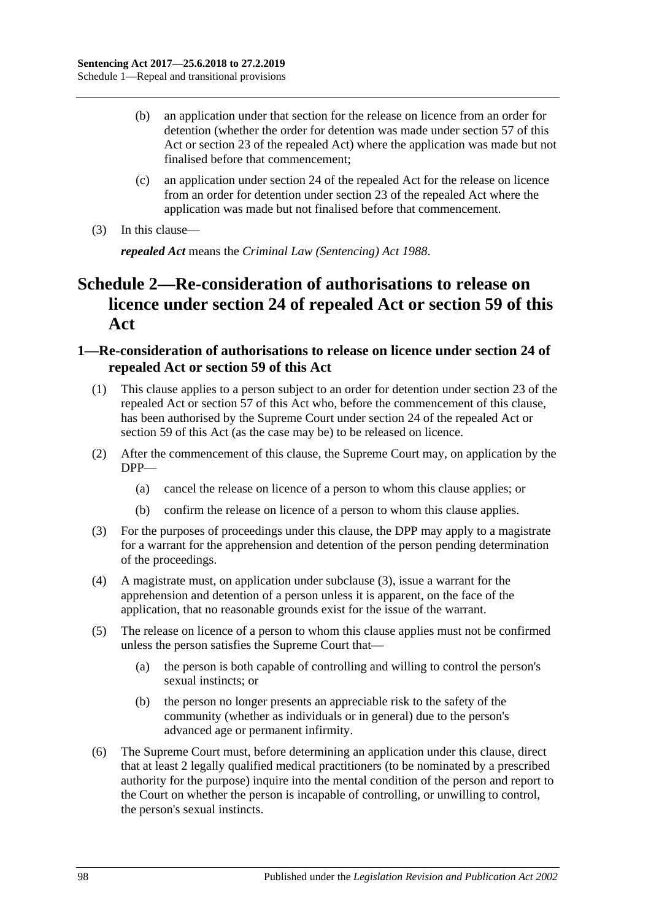(b) an application under that section for the release on licence from an order for detention (whether the order for detention was made under section 57 of this Act or section 23 of the repealed Act) where the application was made but not finalised before that commencement;

(c) an application under section 24 of the repealed Act for the release on licence from an order for detention under section 23 of the repealed Act where the application was made but not finalised before that commencement.

(3) In this clause—

***repealed Act*** means the *Criminal Law (Sentencing) Act 1988*.

# Schedule 2—Re-consideration of authorisations to release on licence under section 24 of repealed Act or section 59 of this Act

## 1—Re-consideration of authorisations to release on licence under section 24 of repealed Act or section 59 of this Act

(1) This clause applies to a person subject to an order for detention under section 23 of the repealed Act or section 57 of this Act who, before the commencement of this clause, has been authorised by the Supreme Court under section 24 of the repealed Act or section 59 of this Act (as the case may be) to be released on licence.

(2) After the commencement of this clause, the Supreme Court may, on application by the DPP—

(a) cancel the release on licence of a person to whom this clause applies; or

(b) confirm the release on licence of a person to whom this clause applies.

(3) For the purposes of proceedings under this clause, the DPP may apply to a magistrate for a warrant for the apprehension and detention of the person pending determination of the proceedings.

(4) A magistrate must, on application under subclause (3), issue a warrant for the apprehension and detention of a person unless it is apparent, on the face of the application, that no reasonable grounds exist for the issue of the warrant.

(5) The release on licence of a person to whom this clause applies must not be confirmed unless the person satisfies the Supreme Court that—

(a) the person is both capable of controlling and willing to control the person's sexual instincts; or

(b) the person no longer presents an appreciable risk to the safety of the community (whether as individuals or in general) due to the person's advanced age or permanent infirmity.

(6) The Supreme Court must, before determining an application under this clause, direct that at least 2 legally qualified medical practitioners (to be nominated by a prescribed authority for the purpose) inquire into the mental condition of the person and report to the Court on whether the person is incapable of controlling, or unwilling to control, the person's sexual instincts.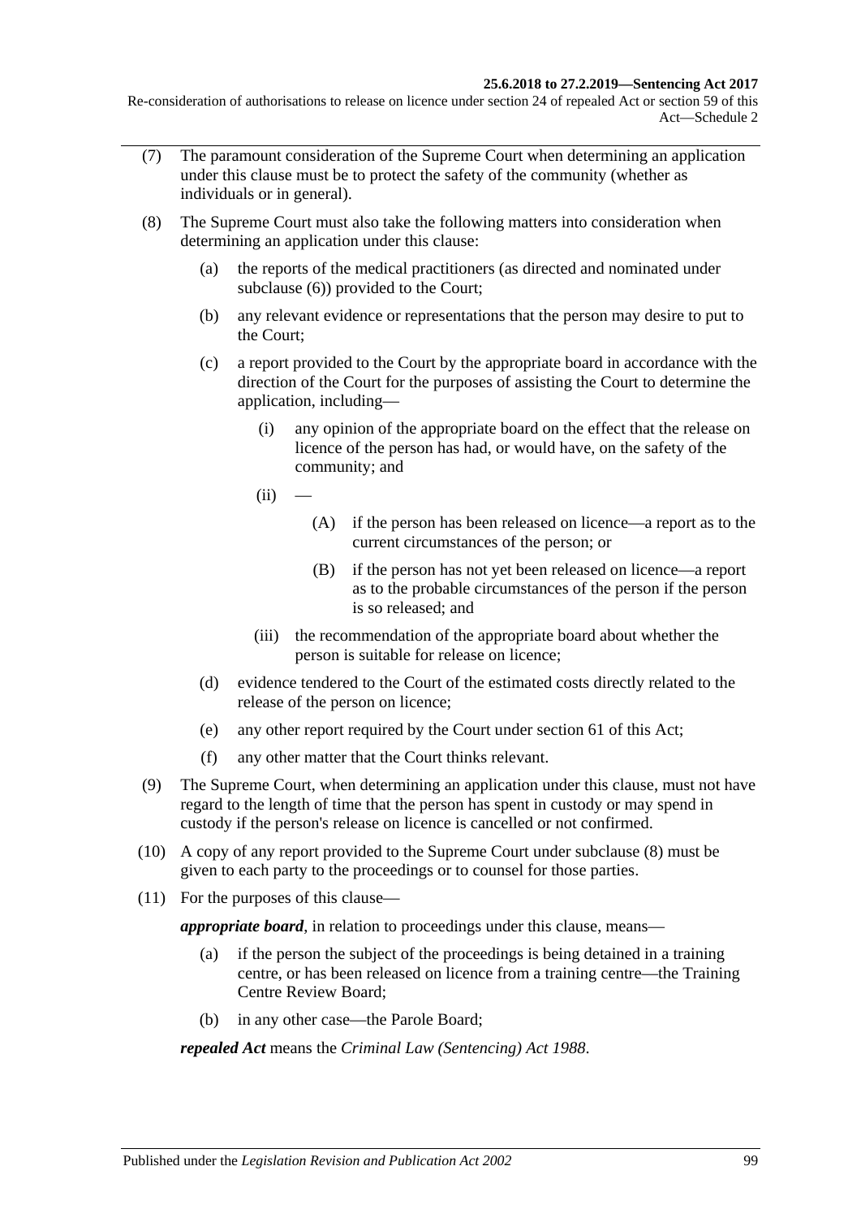(7) The paramount consideration of the Supreme Court when determining an application under this clause must be to protect the safety of the community (whether as individuals or in general).

(8) The Supreme Court must also take the following matters into consideration when determining an application under this clause:

(a) the reports of the medical practitioners (as directed and nominated under subclause (6)) provided to the Court;

(b) any relevant evidence or representations that the person may desire to put to the Court;

(c) a report provided to the Court by the appropriate board in accordance with the direction of the Court for the purposes of assisting the Court to determine the application, including—

(i) any opinion of the appropriate board on the effect that the release on licence of the person has had, or would have, on the safety of the community; and

(ii) —

(A) if the person has been released on licence—a report as to the current circumstances of the person; or

(B) if the person has not yet been released on licence—a report as to the probable circumstances of the person if the person is so released; and

(iii) the recommendation of the appropriate board about whether the person is suitable for release on licence;

(d) evidence tendered to the Court of the estimated costs directly related to the release of the person on licence;

(e) any other report required by the Court under section 61 of this Act;

(f) any other matter that the Court thinks relevant.

(9) The Supreme Court, when determining an application under this clause, must not have regard to the length of time that the person has spent in custody or may spend in custody if the person's release on licence is cancelled or not confirmed.

(10) A copy of any report provided to the Supreme Court under subclause (8) must be given to each party to the proceedings or to counsel for those parties.

(11) For the purposes of this clause—

***appropriate board***, in relation to proceedings under this clause, means—

(a) if the person the subject of the proceedings is being detained in a training centre, or has been released on licence from a training centre—the Training Centre Review Board;

(b) in any other case—the Parole Board;

***repealed Act*** means the *Criminal Law (Sentencing) Act 1988*.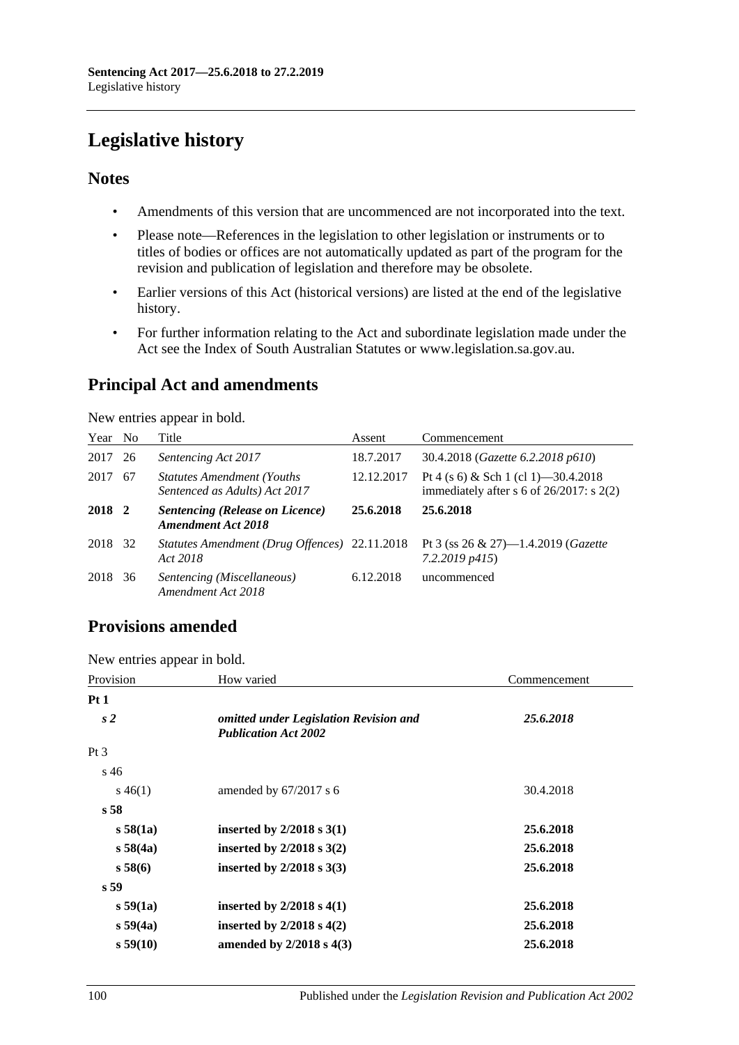# Legislative history

## Notes

- Amendments of this version that are uncommenced are not incorporated into the text.
- Please note—References in the legislation to other legislation or instruments or to titles of bodies or offices are not automatically updated as part of the program for the revision and publication of legislation and therefore may be obsolete.
- Earlier versions of this Act (historical versions) are listed at the end of the legislative history.
- For further information relating to the Act and subordinate legislation made under the Act see the Index of South Australian Statutes or www.legislation.sa.gov.au.

## Principal Act and amendments

New entries appear in bold.

| Year | No | Title | Assent | Commencement |
|---|---|---|---|---|
| 2017 | 26 | *Sentencing Act 2017* | 18.7.2017 | 30.4.2018 (*Gazette 6.2.2018 p610*) |
| 2017 | 67 | *Statutes Amendment (Youths Sentenced as Adults) Act 2017* | 12.12.2017 | Pt 4 (s 6) & Sch 1 (cl 1)—30.4.2018 immediately after s 6 of 26/2017: s 2(2) |
| **2018** | **2** | ***Sentencing (Release on Licence) Amendment Act 2018*** | **25.6.2018** | **25.6.2018** |
| 2018 | 32 | *Statutes Amendment (Drug Offences) Act 2018* | 22.11.2018 | Pt 3 (ss 26 & 27)—1.4.2019 (*Gazette 7.2.2019 p415*) |
| 2018 | 36 | *Sentencing (Miscellaneous) Amendment Act 2018* | 6.12.2018 | uncommenced |

## Provisions amended

New entries appear in bold.

| Provision | How varied | Commencement |
|---|---|---|
| **Pt 1** | | |
| ***s 2*** | ***omitted under Legislation Revision and Publication Act 2002*** | ***25.6.2018*** |
| Pt 3 | | |
| s 46 | | |
| s 46(1) | amended by 67/2017 s 6 | 30.4.2018 |
| **s 58** | | |
| **s 58(1a)** | **inserted by 2/2018 s 3(1)** | **25.6.2018** |
| **s 58(4a)** | **inserted by 2/2018 s 3(2)** | **25.6.2018** |
| **s 58(6)** | **inserted by 2/2018 s 3(3)** | **25.6.2018** |
| **s 59** | | |
| **s 59(1a)** | **inserted by 2/2018 s 4(1)** | **25.6.2018** |
| **s 59(4a)** | **inserted by 2/2018 s 4(2)** | **25.6.2018** |
| **s 59(10)** | **amended by 2/2018 s 4(3)** | **25.6.2018** |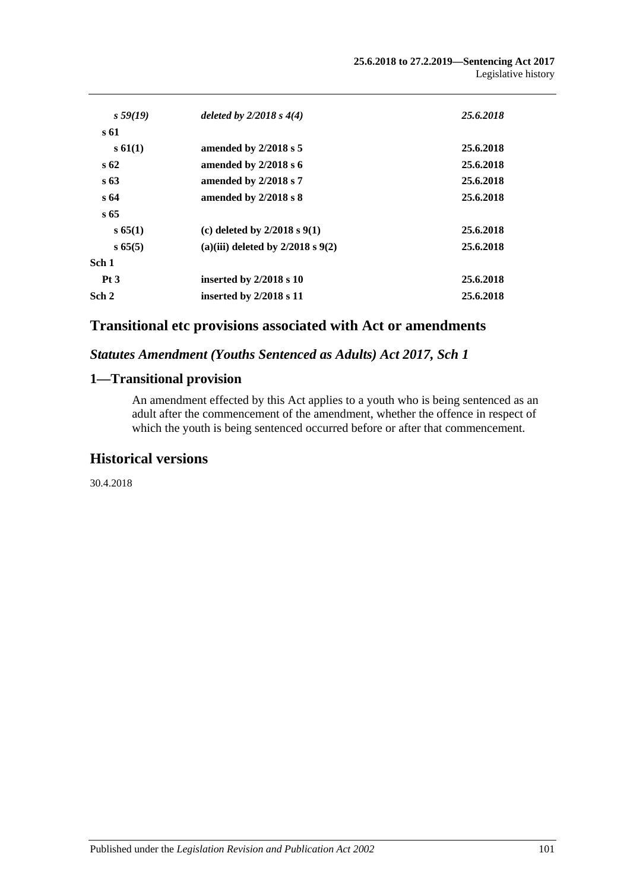| | | |
|---|---|---|
| *s 59(19)* | *deleted by 2/2018 s 4(4)* | *25.6.2018* |
| **s 61** | | |
| **s 61(1)** | **amended by 2/2018 s 5** | **25.6.2018** |
| **s 62** | **amended by 2/2018 s 6** | **25.6.2018** |
| **s 63** | **amended by 2/2018 s 7** | **25.6.2018** |
| **s 64** | **amended by 2/2018 s 8** | **25.6.2018** |
| **s 65** | | |
| **s 65(1)** | **(c) deleted by 2/2018 s 9(1)** | **25.6.2018** |
| **s 65(5)** | **(a)(iii) deleted by 2/2018 s 9(2)** | **25.6.2018** |
| **Sch 1** | | |
| **Pt 3** | **inserted by 2/2018 s 10** | **25.6.2018** |
| **Sch 2** | **inserted by 2/2018 s 11** | **25.6.2018** |

## Transitional etc provisions associated with Act or amendments

### *Statutes Amendment (Youths Sentenced as Adults) Act 2017, Sch 1*

## 1—Transitional provision

An amendment effected by this Act applies to a youth who is being sentenced as an adult after the commencement of the amendment, whether the offence in respect of which the youth is being sentenced occurred before or after that commencement.

## Historical versions

30.4.2018